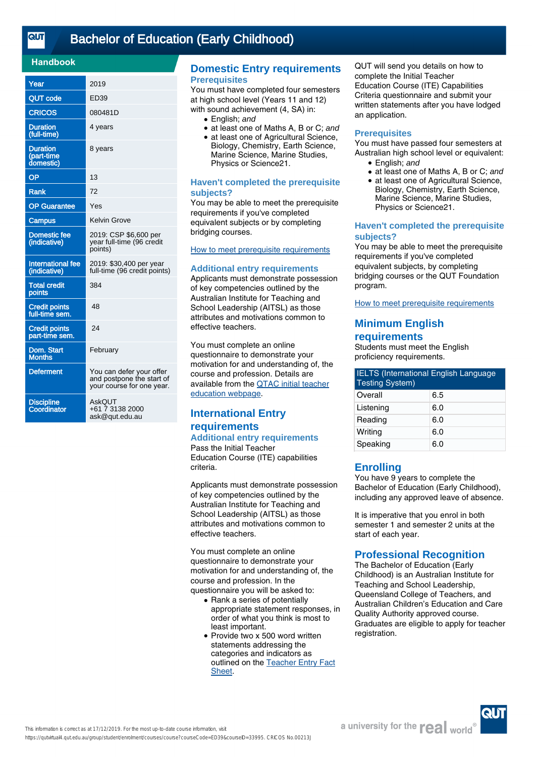# Bachelor of Education (Early Childhood)

## Handbook

| | |
|---|---|
| Year | 2019 |
| QUT code | ED39 |
| CRICOS | 080481D |
| Duration (full-time) | 4 years |
| Duration (part-time domestic) | 8 years |
| OP | 13 |
| Rank | 72 |
| OP Guarantee | Yes |
| Campus | Kelvin Grove |
| Domestic fee (indicative) | 2019: CSP $6,600 per year full-time (96 credit points) |
| International fee (indicative) | 2019: $30,400 per year full-time (96 credit points) |
| Total credit points | 384 |
| Credit points full-time sem. | 48 |
| Credit points part-time sem. | 24 |
| Dom. Start Months | February |
| Deferment | You can defer your offer and postpone the start of your course for one year. |
| Discipline Coordinator | AskQUT<br>+61 7 3138 2000<br>ask@qut.edu.au |

## Domestic Entry requirements

### Prerequisites

You must have completed four semesters at high school level (Years 11 and 12) with sound achievement (4, SA) in:

- English; *and*
- at least one of Maths A, B or C; *and*
- at least one of Agricultural Science, Biology, Chemistry, Earth Science, Marine Science, Marine Studies, Physics or Science21.

### Haven't completed the prerequisite subjects?

You may be able to meet the prerequisite requirements if you've completed equivalent subjects or by completing bridging courses.

How to meet prerequisite requirements

### Additional entry requirements

Applicants must demonstrate possession of key competencies outlined by the Australian Institute for Teaching and School Leadership (AITSL) as those attributes and motivations common to effective teachers.

You must complete an online questionnaire to demonstrate your motivation for and understanding of, the course and profession. Details are available from the QTAC initial teacher education webpage.

## International Entry requirements

### Additional entry requirements

Pass the Initial Teacher Education Course (ITE) capabilities criteria.

Applicants must demonstrate possession of key competencies outlined by the Australian Institute for Teaching and School Leadership (AITSL) as those attributes and motivations common to effective teachers.

You must complete an online questionnaire to demonstrate your motivation for and understanding of, the course and profession. In the questionnaire you will be asked to:

- Rank a series of potentially appropriate statement responses, in order of what you think is most to least important.
- Provide two x 500 word written statements addressing the categories and indicators as outlined on the Teacher Entry Fact Sheet.

QUT will send you details on how to complete the Initial Teacher Education Course (ITE) Capabilities Criteria questionnaire and submit your written statements after you have lodged an application.

### Prerequisites

You must have passed four semesters at Australian high school level or equivalent:

- English; *and*
- at least one of Maths A, B or C; *and*
- at least one of Agricultural Science, Biology, Chemistry, Earth Science, Marine Science, Marine Studies, Physics or Science21.

### Haven't completed the prerequisite subjects?

You may be able to meet the prerequisite requirements if you've completed equivalent subjects, by completing bridging courses or the QUT Foundation program.

How to meet prerequisite requirements

## Minimum English requirements

Students must meet the English proficiency requirements.

| IELTS (International English Language Testing System) | |
|---|---|
| Overall | 6.5 |
| Listening | 6.0 |
| Reading | 6.0 |
| Writing | 6.0 |
| Speaking | 6.0 |

## Enrolling

You have 9 years to complete the Bachelor of Education (Early Childhood), including any approved leave of absence.

It is imperative that you enrol in both semester 1 and semester 2 units at the start of each year.

## Professional Recognition

The Bachelor of Education (Early Childhood) is an Australian Institute for Teaching and School Leadership, Queensland College of Teachers, and Australian Children's Education and Care Quality Authority approved course. Graduates are eligible to apply for teacher registration.

This information is correct as at 17/12/2019. For the most up-to-date course information, visit https://qutvirtual4.qut.edu.au/group/student/enrolment/courses/course?courseCode=ED39&courseID=33995. CRICOS No.00213J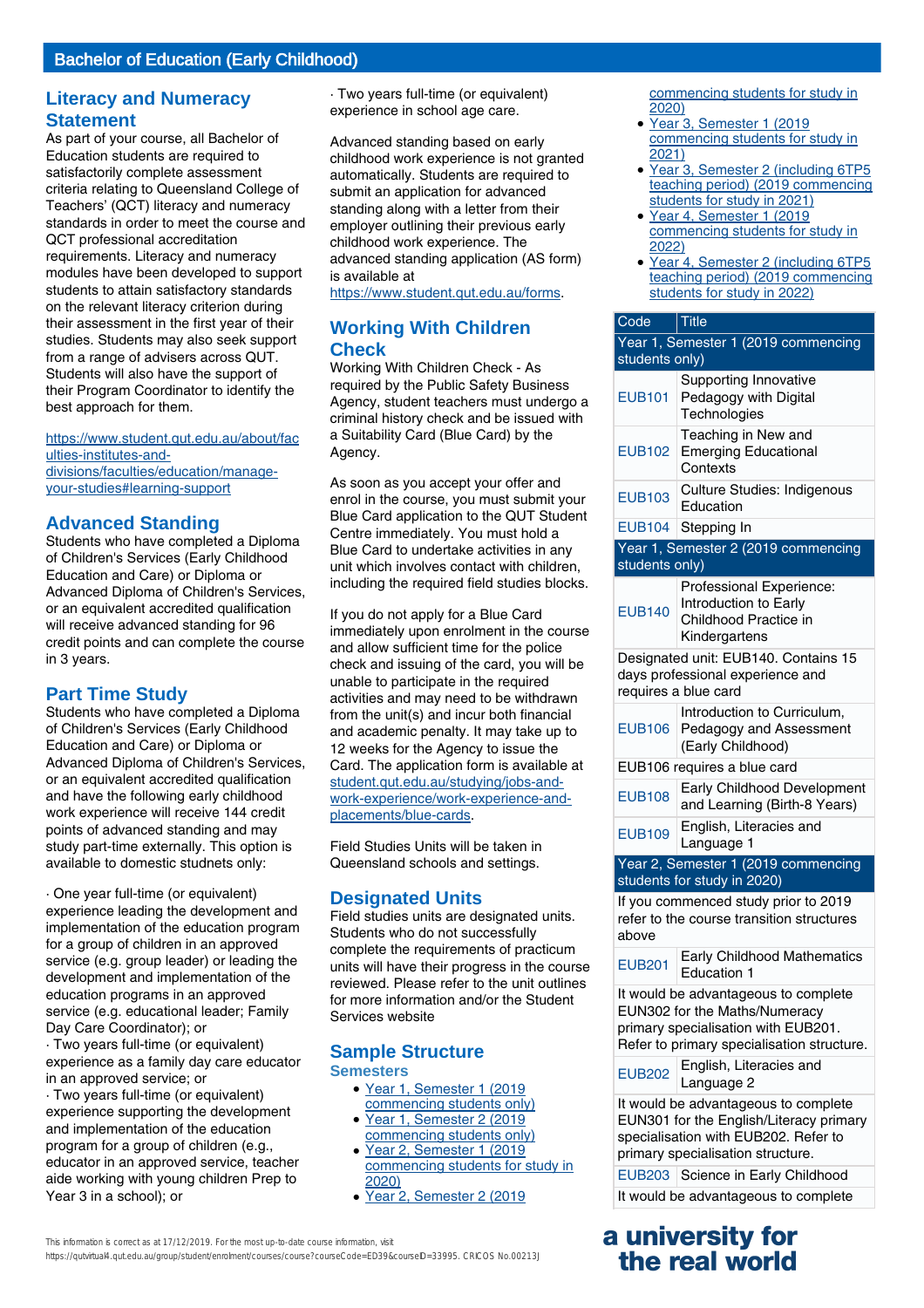## Literacy and Numeracy Statement

As part of your course, all Bachelor of Education students are required to satisfactorily complete assessment criteria relating to Queensland College of Teachers' (QCT) literacy and numeracy standards in order to meet the course and QCT professional accreditation requirements. Literacy and numeracy modules have been developed to support students to attain satisfactory standards on the relevant literacy criterion during their assessment in the first year of their studies. Students may also seek support from a range of advisers across QUT. Students will also have the support of their Program Coordinator to identify the best approach for them.

https://www.student.qut.edu.au/about/faculties-institutes-and-divisions/faculties/education/manage-your-studies#learning-support

## Advanced Standing

Students who have completed a Diploma of Children's Services (Early Childhood Education and Care) or Diploma or Advanced Diploma of Children's Services, or an equivalent accredited qualification will receive advanced standing for 96 credit points and can complete the course in 3 years.

## Part Time Study

Students who have completed a Diploma of Children's Services (Early Childhood Education and Care) or Diploma or Advanced Diploma of Children's Services, or an equivalent accredited qualification and have the following early childhood work experience will receive 144 credit points of advanced standing and may study part-time externally. This option is available to domestic studnets only:

· One year full-time (or equivalent) experience leading the development and implementation of the education program for a group of children in an approved service (e.g. group leader) or leading the development and implementation of the education programs in an approved service (e.g. educational leader; Family Day Care Coordinator); or
· Two years full-time (or equivalent) experience as a family day care educator in an approved service; or
· Two years full-time (or equivalent) experience supporting the development and implementation of the education program for a group of children (e.g., educator in an approved service, teacher aide working with young children Prep to Year 3 in a school); or
· Two years full-time (or equivalent) experience in school age care.

Advanced standing based on early childhood work experience is not granted automatically. Students are required to submit an application for advanced standing along with a letter from their employer outlining their previous early childhood work experience. The advanced standing application (AS form) is available at https://www.student.qut.edu.au/forms.

## Working With Children Check

Working With Children Check - As required by the Public Safety Business Agency, student teachers must undergo a criminal history check and be issued with a Suitability Card (Blue Card) by the Agency.

As soon as you accept your offer and enrol in the course, you must submit your Blue Card application to the QUT Student Centre immediately. You must hold a Blue Card to undertake activities in any unit which involves contact with children, including the required field studies blocks.

If you do not apply for a Blue Card immediately upon enrolment in the course and allow sufficient time for the police check and issuing of the card, you will be unable to participate in the required activities and may need to be withdrawn from the unit(s) and incur both financial and academic penalty. It may take up to 12 weeks for the Agency to issue the Card. The application form is available at student.qut.edu.au/studying/jobs-and-work-experience/work-experience-and-placements/blue-cards.

Field Studies Units will be taken in Queensland schools and settings.

## Designated Units

Field studies units are designated units. Students who do not successfully complete the requirements of practicum units will have their progress in the course reviewed. Please refer to the unit outlines for more information and/or the Student Services website

## Sample Structure

### Semesters

- Year 1, Semester 1 (2019 commencing students only)
- Year 1, Semester 2 (2019 commencing students only)
- Year 2, Semester 1 (2019 commencing students for study in 2020)
- Year 2, Semester 2 (2019 commencing students for study in 2020)
- Year 3, Semester 1 (2019 commencing students for study in 2021)
- Year 3, Semester 2 (including 6TP5 teaching period) (2019 commencing students for study in 2021)
- Year 4, Semester 1 (2019 commencing students for study in 2022)
- Year 4, Semester 2 (including 6TP5 teaching period) (2019 commencing students for study in 2022)

| Code | Title |
|---|---|
| **Year 1, Semester 1 (2019 commencing students only)** | |
| EUB101 | Supporting Innovative Pedagogy with Digital Technologies |
| EUB102 | Teaching in New and Emerging Educational Contexts |
| EUB103 | Culture Studies: Indigenous Education |
| EUB104 | Stepping In |
| **Year 1, Semester 2 (2019 commencing students only)** | |
| EUB140 | Professional Experience: Introduction to Early Childhood Practice in Kindergartens |
| Designated unit: EUB140. Contains 15 days professional experience and requires a blue card | |
| EUB106 | Introduction to Curriculum, Pedagogy and Assessment (Early Childhood) |
| EUB106 requires a blue card | |
| EUB108 | Early Childhood Development and Learning (Birth-8 Years) |
| EUB109 | English, Literacies and Language 1 |
| **Year 2, Semester 1 (2019 commencing students for study in 2020)** | |
| If you commenced study prior to 2019 refer to the course transition structures above | |
| EUB201 | Early Childhood Mathematics Education 1 |
| It would be advantageous to complete EUN302 for the Maths/Numeracy primary specialisation with EUB201. Refer to primary specialisation structure. | |
| EUB202 | English, Literacies and Language 2 |
| It would be advantageous to complete EUN301 for the English/Literacy primary specialisation with EUB202. Refer to primary specialisation structure. | |
| EUB203 | Science in Early Childhood |
| It would be advantageous to complete | |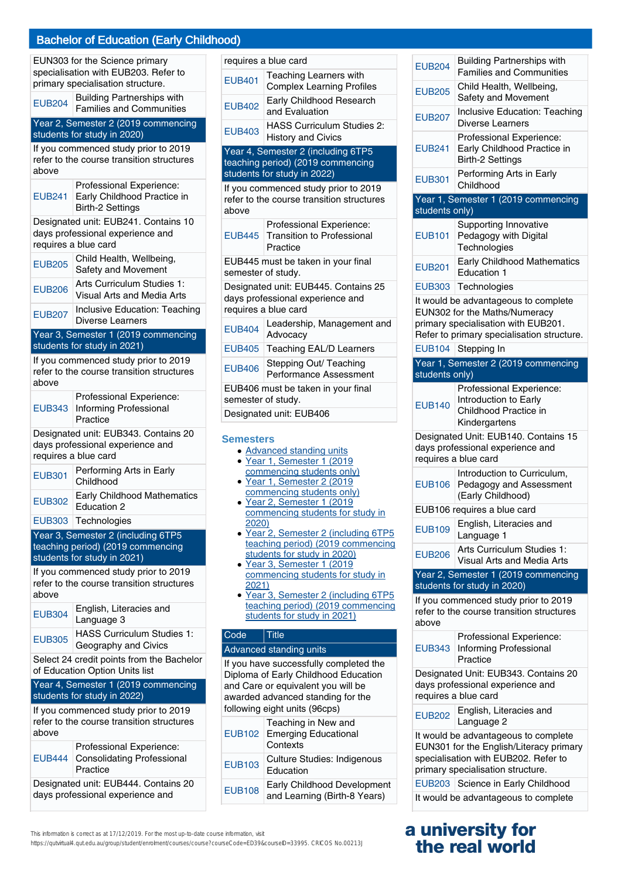## Bachelor of Education (Early Childhood)

| | |
|---|---|
| EUN303 for the Science primary specialisation with EUB203. Refer to primary specialisation structure. | |
| EUB204 | Building Partnerships with Families and Communities |
| **Year 2, Semester 2 (2019 commencing students for study in 2020)** | |
| If you commenced study prior to 2019 refer to the course transition structures above | |
| EUB241 | Professional Experience: Early Childhood Practice in Birth-2 Settings |
| Designated unit: EUB241. Contains 10 days professional experience and requires a blue card | |
| EUB205 | Child Health, Wellbeing, Safety and Movement |
| EUB206 | Arts Curriculum Studies 1: Visual Arts and Media Arts |
| EUB207 | Inclusive Education: Teaching Diverse Learners |
| **Year 3, Semester 1 (2019 commencing students for study in 2021)** | |
| If you commenced study prior to 2019 refer to the course transition structures above | |
| EUB343 | Professional Experience: Informing Professional Practice |
| Designated unit: EUB343. Contains 20 days professional experience and requires a blue card | |
| EUB301 | Performing Arts in Early Childhood |
| EUB302 | Early Childhood Mathematics Education 2 |
| EUB303 | Technologies |
| **Year 3, Semester 2 (including 6TP5 teaching period) (2019 commencing students for study in 2021)** | |
| If you commenced study prior to 2019 refer to the course transition structures above | |
| EUB304 | English, Literacies and Language 3 |
| EUB305 | HASS Curriculum Studies 1: Geography and Civics |
| Select 24 credit points from the Bachelor of Education Option Units list | |
| **Year 4, Semester 1 (2019 commencing students for study in 2022)** | |
| If you commenced study prior to 2019 refer to the course transition structures above | |
| EUB444 | Professional Experience: Consolidating Professional Practice |
| Designated unit: EUB444. Contains 20 days professional experience and requires a blue card | |
| EUB401 | Teaching Learners with Complex Learning Profiles |
| EUB402 | Early Childhood Research and Evaluation |
| EUB403 | HASS Curriculum Studies 2: History and Civics |
| **Year 4, Semester 2 (including 6TP5 teaching period) (2019 commencing students for study in 2022)** | |
| If you commenced study prior to 2019 refer to the course transition structures above | |
| EUB445 | Professional Experience: Transition to Professional Practice |
| EUB445 must be taken in your final semester of study. | |
| Designated unit: EUB445. Contains 25 days professional experience and requires a blue card | |
| EUB404 | Leadership, Management and Advocacy |
| EUB405 | Teaching EAL/D Learners |
| EUB406 | Stepping Out/ Teaching Performance Assessment |
| EUB406 must be taken in your final semester of study. | |
| Designated unit: EUB406 | |

### Semesters

- Advanced standing units
- Year 1, Semester 1 (2019 commencing students only)
- Year 1, Semester 2 (2019 commencing students only)
- Year 2, Semester 1 (2019 commencing students for study in 2020)
- Year 2, Semester 2 (including 6TP5 teaching period) (2019 commencing students for study in 2020)
- Year 3, Semester 1 (2019 commencing students for study in 2021)
- Year 3, Semester 2 (including 6TP5 teaching period) (2019 commencing students for study in 2021)

| Code | Title |
|---|---|
| **Advanced standing units** | |
| If you have successfully completed the Diploma of Early Childhood Education and Care or equivalent you will be awarded advanced standing for the following eight units (96cps) | |
| EUB102 | Teaching in New and Emerging Educational Contexts |
| EUB103 | Culture Studies: Indigenous Education |
| EUB108 | Early Childhood Development and Learning (Birth-8 Years) |
| EUB204 | Building Partnerships with Families and Communities |
| EUB205 | Child Health, Wellbeing, Safety and Movement |
| EUB207 | Inclusive Education: Teaching Diverse Learners |
| EUB241 | Professional Experience: Early Childhood Practice in Birth-2 Settings |
| EUB301 | Performing Arts in Early Childhood |
| **Year 1, Semester 1 (2019 commencing students only)** | |
| EUB101 | Supporting Innovative Pedagogy with Digital Technologies |
| EUB201 | Early Childhood Mathematics Education 1 |
| EUB303 | Technologies |
| It would be advantageous to complete EUN302 for the Maths/Numeracy primary specialisation with EUB201. Refer to primary specialisation structure. | |
| EUB104 | Stepping In |
| **Year 1, Semester 2 (2019 commencing students only)** | |
| EUB140 | Professional Experience: Introduction to Early Childhood Practice in Kindergartens |
| Designated Unit: EUB140. Contains 15 days professional experience and requires a blue card | |
| EUB106 | Introduction to Curriculum, Pedagogy and Assessment (Early Childhood) |
| EUB106 requires a blue card | |
| EUB109 | English, Literacies and Language 1 |
| EUB206 | Arts Curriculum Studies 1: Visual Arts and Media Arts |
| **Year 2, Semester 1 (2019 commencing students for study in 2020)** | |
| If you commenced study prior to 2019 refer to the course transition structures above | |
| EUB343 | Professional Experience: Informing Professional Practice |
| Designated Unit: EUB343. Contains 20 days professional experience and requires a blue card | |
| EUB202 | English, Literacies and Language 2 |
| It would be advantageous to complete EUN301 for the English/Literacy primary specialisation with EUB202. Refer to primary specialisation structure. | |
| EUB203 | Science in Early Childhood |
| It would be advantageous to complete | |

This information is correct as at 17/12/2019. For the most up-to-date course information, visit https://qutvirtual4.qut.edu.au/group/student/enrolment/courses/course?courseCode=ED39&courseID=33995. CRICOS No.00213J

a university for the real world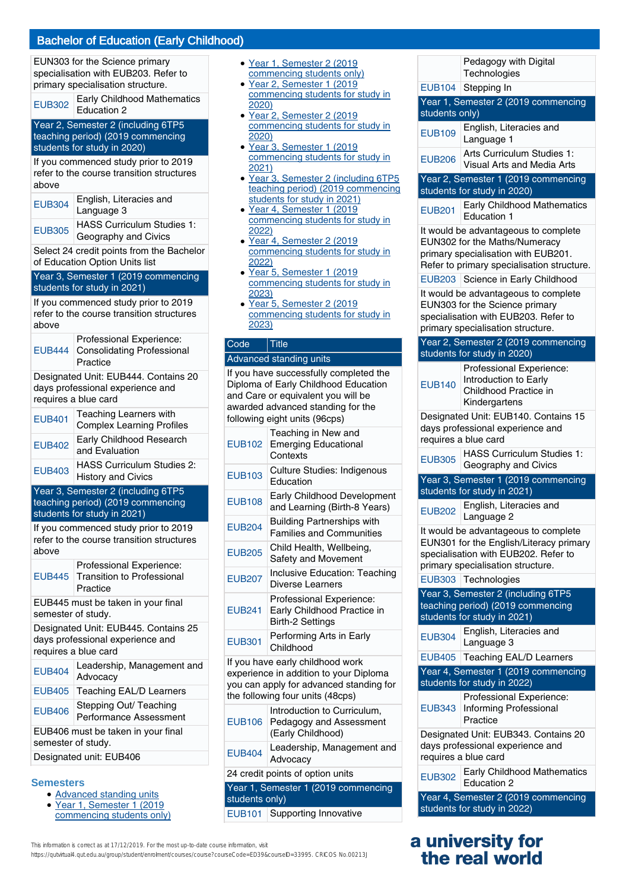## Bachelor of Education (Early Childhood)

| | |
|---|---|
| EUN303 for the Science primary specialisation with EUB203. Refer to primary specialisation structure. | |
| EUB302 | Early Childhood Mathematics Education 2 |
| Year 2, Semester 2 (including 6TP5 teaching period) (2019 commencing students for study in 2020) | |
| If you commenced study prior to 2019 refer to the course transition structures above | |
| EUB304 | English, Literacies and Language 3 |
| EUB305 | HASS Curriculum Studies 1: Geography and Civics |
| Select 24 credit points from the Bachelor of Education Option Units list | |
| Year 3, Semester 1 (2019 commencing students for study in 2021) | |
| If you commenced study prior to 2019 refer to the course transition structures above | |
| EUB444 | Professional Experience: Consolidating Professional Practice |
| Designated Unit: EUB444. Contains 20 days professional experience and requires a blue card | |
| EUB401 | Teaching Learners with Complex Learning Profiles |
| EUB402 | Early Childhood Research and Evaluation |
| EUB403 | HASS Curriculum Studies 2: History and Civics |
| Year 3, Semester 2 (including 6TP5 teaching period) (2019 commencing students for study in 2021) | |
| If you commenced study prior to 2019 refer to the course transition structures above | |
| EUB445 | Professional Experience: Transition to Professional Practice |
| EUB445 must be taken in your final semester of study. | |
| Designated Unit: EUB445. Contains 25 days professional experience and requires a blue card | |
| EUB404 | Leadership, Management and Advocacy |
| EUB405 | Teaching EAL/D Learners |
| EUB406 | Stepping Out/ Teaching Performance Assessment |
| EUB406 must be taken in your final semester of study. | |
| Designated unit: EUB406 | |

### Semesters

- Advanced standing units
- Year 1, Semester 1 (2019 commencing students only)
- Year 1, Semester 2 (2019 commencing students only)
- Year 2, Semester 1 (2019 commencing students for study in 2020)
- Year 2, Semester 2 (2019 commencing students for study in 2020)
- Year 3, Semester 1 (2019 commencing students for study in 2021)
- Year 3, Semester 2 (including 6TP5 teaching period) (2019 commencing students for study in 2021)
- Year 4, Semester 1 (2019 commencing students for study in 2022)
- Year 4, Semester 2 (2019 commencing students for study in 2022)
- Year 5, Semester 1 (2019 commencing students for study in 2023)
- Year 5, Semester 2 (2019 commencing students for study in 2023)

| Code | Title |
|---|---|
| Advanced standing units | |
| If you have successfully completed the Diploma of Early Childhood Education and Care or equivalent you will be awarded advanced standing for the following eight units (96cps) | |
| EUB102 | Teaching in New and Emerging Educational Contexts |
| EUB103 | Culture Studies: Indigenous Education |
| EUB108 | Early Childhood Development and Learning (Birth-8 Years) |
| EUB204 | Building Partnerships with Families and Communities |
| EUB205 | Child Health, Wellbeing, Safety and Movement |
| EUB207 | Inclusive Education: Teaching Diverse Learners |
| EUB241 | Professional Experience: Early Childhood Practice in Birth-2 Settings |
| EUB301 | Performing Arts in Early Childhood |
| If you have early childhood work experience in addition to your Diploma you can apply for advanced standing for the following four units (48cps) | |
| EUB106 | Introduction to Curriculum, Pedagogy and Assessment (Early Childhood) |
| EUB404 | Leadership, Management and Advocacy |
| 24 credit points of option units | |
| Year 1, Semester 1 (2019 commencing students only) | |
| EUB101 | Supporting Innovative Pedagogy with Digital Technologies |
| EUB104 | Stepping In |
| Year 1, Semester 2 (2019 commencing students only) | |
| EUB109 | English, Literacies and Language 1 |
| EUB206 | Arts Curriculum Studies 1: Visual Arts and Media Arts |
| Year 2, Semester 1 (2019 commencing students for study in 2020) | |
| EUB201 | Early Childhood Mathematics Education 1 |
| It would be advantageous to complete EUN302 for the Maths/Numeracy primary specialisation with EUB201. Refer to primary specialisation structure. | |
| EUB203 | Science in Early Childhood |
| It would be advantageous to complete EUN303 for the Science primary specialisation with EUB203. Refer to primary specialisation structure. | |
| Year 2, Semester 2 (2019 commencing students for study in 2020) | |
| EUB140 | Professional Experience: Introduction to Early Childhood Practice in Kindergartens |
| Designated Unit: EUB140. Contains 15 days professional experience and requires a blue card | |
| EUB305 | HASS Curriculum Studies 1: Geography and Civics |
| Year 3, Semester 1 (2019 commencing students for study in 2021) | |
| EUB202 | English, Literacies and Language 2 |
| It would be advantageous to complete EUN301 for the English/Literacy primary specialisation with EUB202. Refer to primary specialisation structure. | |
| EUB303 | Technologies |
| Year 3, Semester 2 (including 6TP5 teaching period) (2019 commencing students for study in 2021) | |
| EUB304 | English, Literacies and Language 3 |
| EUB405 | Teaching EAL/D Learners |
| Year 4, Semester 1 (2019 commencing students for study in 2022) | |
| EUB343 | Professional Experience: Informing Professional Practice |
| Designated Unit: EUB343. Contains 20 days professional experience and requires a blue card | |
| EUB302 | Early Childhood Mathematics Education 2 |
| Year 4, Semester 2 (2019 commencing students for study in 2022) | |

This information is correct as at 17/12/2019. For the most up-to-date course information, visit https://qutvirtual4.qut.edu.au/group/student/enrolment/courses/course?courseCode=ED39&courseID=33995. CRICOS No.00213J

a university for the real world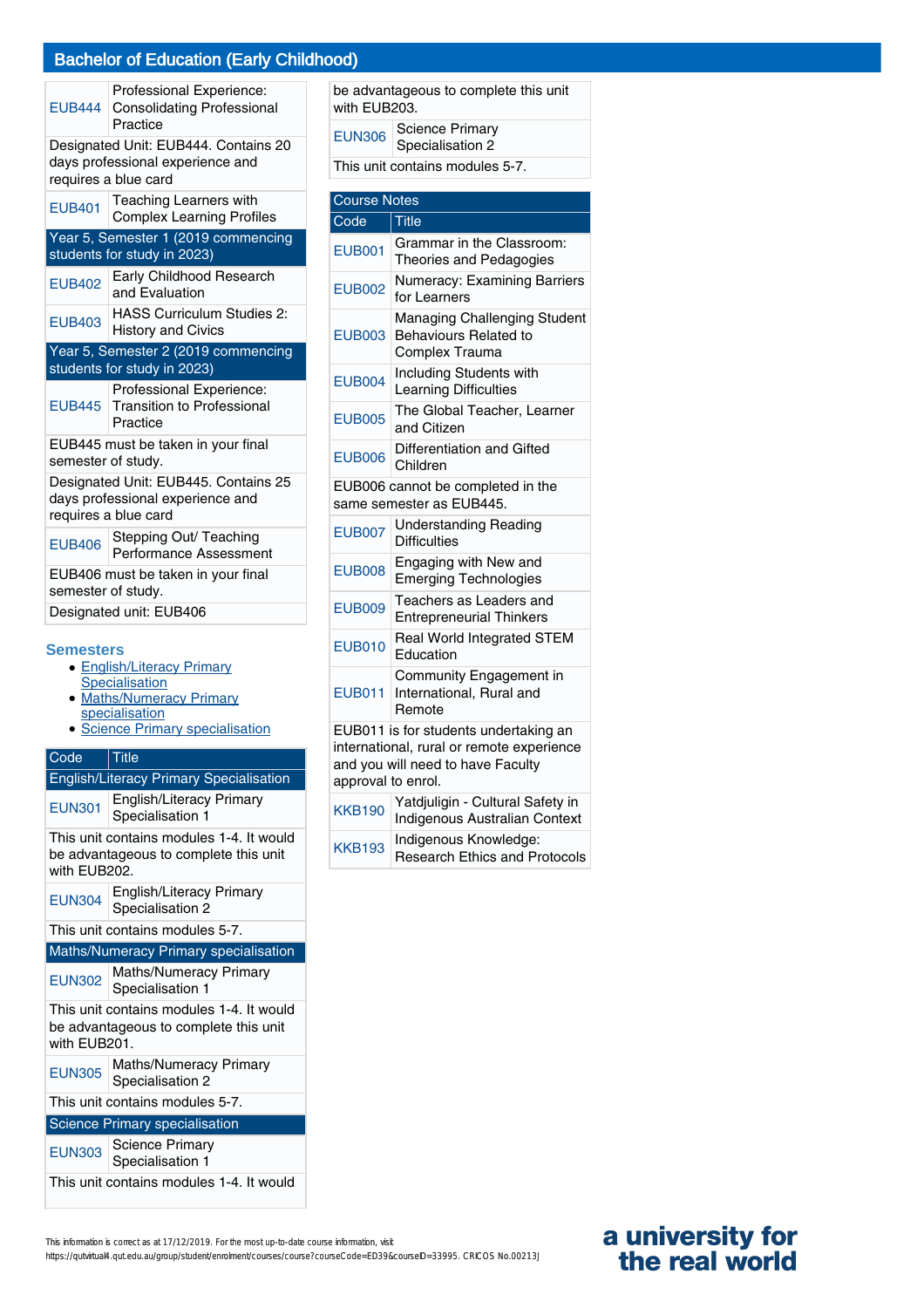## Bachelor of Education (Early Childhood)

| Code | Title |
|---|---|
| EUB444 | Professional Experience: Consolidating Professional Practice |
| Designated Unit: EUB444. Contains 20 days professional experience and requires a blue card | |
| EUB401 | Teaching Learners with Complex Learning Profiles |
| **Year 5, Semester 1 (2019 commencing students for study in 2023)** | |
| EUB402 | Early Childhood Research and Evaluation |
| EUB403 | HASS Curriculum Studies 2: History and Civics |
| **Year 5, Semester 2 (2019 commencing students for study in 2023)** | |
| EUB445 | Professional Experience: Transition to Professional Practice |
| EUB445 must be taken in your final semester of study. | |
| Designated Unit: EUB445. Contains 25 days professional experience and requires a blue card | |
| EUB406 | Stepping Out/ Teaching Performance Assessment |
| EUB406 must be taken in your final semester of study. | |
| Designated unit: EUB406 | |

### Semesters

- English/Literacy Primary Specialisation
- Maths/Numeracy Primary specialisation
- Science Primary specialisation

| Code | Title |
|---|---|
| **English/Literacy Primary Specialisation** | |
| EUN301 | English/Literacy Primary Specialisation 1 |
| This unit contains modules 1-4. It would be advantageous to complete this unit with EUB202. | |
| EUN304 | English/Literacy Primary Specialisation 2 |
| This unit contains modules 5-7. | |
| **Maths/Numeracy Primary specialisation** | |
| EUN302 | Maths/Numeracy Primary Specialisation 1 |
| This unit contains modules 1-4. It would be advantageous to complete this unit with EUB201. | |
| EUN305 | Maths/Numeracy Primary Specialisation 2 |
| This unit contains modules 5-7. | |
| **Science Primary specialisation** | |
| EUN303 | Science Primary Specialisation 1 |
| This unit contains modules 1-4. It would be advantageous to complete this unit with EUB203. | |
| EUN306 | Science Primary Specialisation 2 |
| This unit contains modules 5-7. | |

### Course Notes

| Code | Title |
|---|---|
| EUB001 | Grammar in the Classroom: Theories and Pedagogies |
| EUB002 | Numeracy: Examining Barriers for Learners |
| EUB003 | Managing Challenging Student Behaviours Related to Complex Trauma |
| EUB004 | Including Students with Learning Difficulties |
| EUB005 | The Global Teacher, Learner and Citizen |
| EUB006 | Differentiation and Gifted Children |
| EUB006 cannot be completed in the same semester as EUB445. | |
| EUB007 | Understanding Reading Difficulties |
| EUB008 | Engaging with New and Emerging Technologies |
| EUB009 | Teachers as Leaders and Entrepreneurial Thinkers |
| EUB010 | Real World Integrated STEM Education |
| EUB011 | Community Engagement in International, Rural and Remote |
| EUB011 is for students undertaking an international, rural or remote experience and you will need to have Faculty approval to enrol. | |
| KKB190 | Yatdjuligin - Cultural Safety in Indigenous Australian Context |
| KKB193 | Indigenous Knowledge: Research Ethics and Protocols |

This information is correct as at 17/12/2019. For the most up-to-date course information, visit https://qutvirtual4.qut.edu.au/group/student/enrolment/courses/course?courseCode=ED39&courseID=33995. CRICOS No.00213J

a university for the real world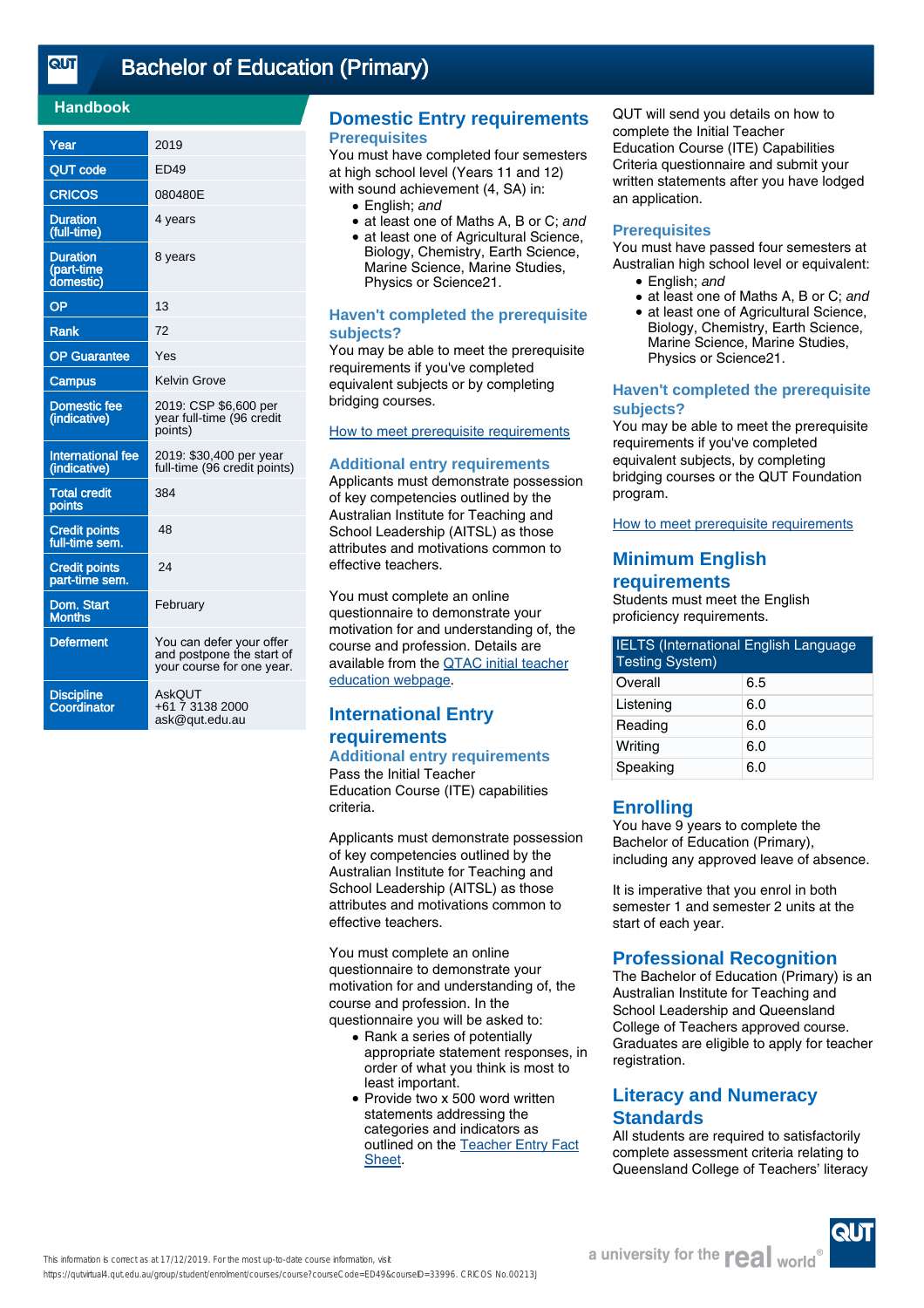# Bachelor of Education (Primary)

## Handbook

| | |
|---|---|
| Year | 2019 |
| QUT code | ED49 |
| CRICOS | 080480E |
| Duration (full-time) | 4 years |
| Duration (part-time domestic) | 8 years |
| OP | 13 |
| Rank | 72 |
| OP Guarantee | Yes |
| Campus | Kelvin Grove |
| Domestic fee (indicative) | 2019: CSP $6,600 per year full-time (96 credit points) |
| International fee (indicative) | 2019: $30,400 per year full-time (96 credit points) |
| Total credit points | 384 |
| Credit points full-time sem. | 48 |
| Credit points part-time sem. | 24 |
| Dom. Start Months | February |
| Deferment | You can defer your offer and postpone the start of your course for one year. |
| Discipline Coordinator | AskQUT<br>+61 7 3138 2000<br>ask@qut.edu.au |

## Domestic Entry requirements

### Prerequisites

You must have completed four semesters at high school level (Years 11 and 12) with sound achievement (4, SA) in:

- English; *and*
- at least one of Maths A, B or C; *and*
- at least one of Agricultural Science, Biology, Chemistry, Earth Science, Marine Science, Marine Studies, Physics or Science21.

### Haven't completed the prerequisite subjects?

You may be able to meet the prerequisite requirements if you've completed equivalent subjects or by completing bridging courses.

How to meet prerequisite requirements

### Additional entry requirements

Applicants must demonstrate possession of key competencies outlined by the Australian Institute for Teaching and School Leadership (AITSL) as those attributes and motivations common to effective teachers.

You must complete an online questionnaire to demonstrate your motivation for and understanding of, the course and profession. Details are available from the QTAC initial teacher education webpage.

## International Entry requirements

### Additional entry requirements

Pass the Initial Teacher Education Course (ITE) capabilities criteria.

Applicants must demonstrate possession of key competencies outlined by the Australian Institute for Teaching and School Leadership (AITSL) as those attributes and motivations common to effective teachers.

You must complete an online questionnaire to demonstrate your motivation for and understanding of, the course and profession. In the questionnaire you will be asked to:

- Rank a series of potentially appropriate statement responses, in order of what you think is most to least important.
- Provide two x 500 word written statements addressing the categories and indicators as outlined on the Teacher Entry Fact Sheet.

QUT will send you details on how to complete the Initial Teacher Education Course (ITE) Capabilities Criteria questionnaire and submit your written statements after you have lodged an application.

### Prerequisites

You must have passed four semesters at Australian high school level or equivalent:

- English; *and*
- at least one of Maths A, B or C; *and*
- at least one of Agricultural Science, Biology, Chemistry, Earth Science, Marine Science, Marine Studies, Physics or Science21.

### Haven't completed the prerequisite subjects?

You may be able to meet the prerequisite requirements if you've completed equivalent subjects, by completing bridging courses or the QUT Foundation program.

How to meet prerequisite requirements

## Minimum English requirements

Students must meet the English proficiency requirements.

| IELTS (International English Language Testing System) | |
|---|---|
| Overall | 6.5 |
| Listening | 6.0 |
| Reading | 6.0 |
| Writing | 6.0 |
| Speaking | 6.0 |

## Enrolling

You have 9 years to complete the Bachelor of Education (Primary), including any approved leave of absence.

It is imperative that you enrol in both semester 1 and semester 2 units at the start of each year.

## Professional Recognition

The Bachelor of Education (Primary) is an Australian Institute for Teaching and School Leadership and Queensland College of Teachers approved course. Graduates are eligible to apply for teacher registration.

## Literacy and Numeracy Standards

All students are required to satisfactorily complete assessment criteria relating to Queensland College of Teachers' literacy

This information is correct as at 17/12/2019. For the most up-to-date course information, visit https://qutvirtual4.qut.edu.au/group/student/enrolment/courses/course?courseCode=ED49&courseID=33996. CRICOS No.00213J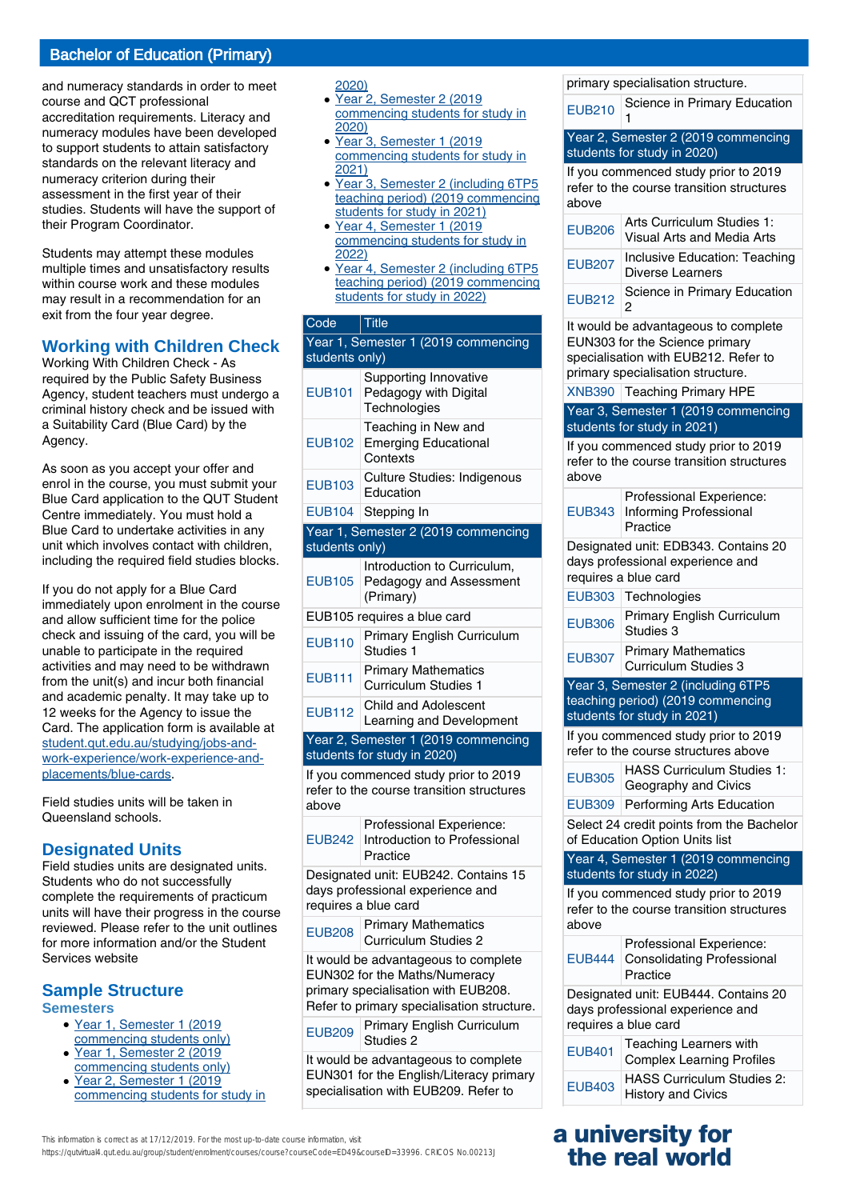and numeracy standards in order to meet course and QCT professional accreditation requirements. Literacy and numeracy modules have been developed to support students to attain satisfactory standards on the relevant literacy and numeracy criterion during their assessment in the first year of their studies. Students will have the support of their Program Coordinator.

Students may attempt these modules multiple times and unsatisfactory results within course work and these modules may result in a recommendation for an exit from the four year degree.

## Working with Children Check

Working With Children Check - As required by the Public Safety Business Agency, student teachers must undergo a criminal history check and be issued with a Suitability Card (Blue Card) by the Agency.

As soon as you accept your offer and enrol in the course, you must submit your Blue Card application to the QUT Student Centre immediately. You must hold a Blue Card to undertake activities in any unit which involves contact with children, including the required field studies blocks.

If you do not apply for a Blue Card immediately upon enrolment in the course and allow sufficient time for the police check and issuing of the card, you will be unable to participate in the required activities and may need to be withdrawn from the unit(s) and incur both financial and academic penalty. It may take up to 12 weeks for the Agency to issue the Card. The application form is available at student.qut.edu.au/studying/jobs-and-work-experience/work-experience-and-placements/blue-cards.

Field studies units will be taken in Queensland schools.

## Designated Units

Field studies units are designated units. Students who do not successfully complete the requirements of practicum units will have their progress in the course reviewed. Please refer to the unit outlines for more information and/or the Student Services website

## Sample Structure

### Semesters

- Year 1, Semester 1 (2019 commencing students only)
- Year 1, Semester 2 (2019 commencing students only)
- Year 2, Semester 1 (2019 commencing students for study in 2020)
- Year 2, Semester 2 (2019 commencing students for study in 2020)
- Year 3, Semester 1 (2019 commencing students for study in 2021)
- Year 3, Semester 2 (including 6TP5 teaching period) (2019 commencing students for study in 2021)
- Year 4, Semester 1 (2019 commencing students for study in 2022)
- Year 4, Semester 2 (including 6TP5 teaching period) (2019 commencing students for study in 2022)

| Code | Title |
|---|---|
| **Year 1, Semester 1 (2019 commencing students only)** | |
| EUB101 | Supporting Innovative Pedagogy with Digital Technologies |
| EUB102 | Teaching in New and Emerging Educational Contexts |
| EUB103 | Culture Studies: Indigenous Education |
| EUB104 | Stepping In |
| **Year 1, Semester 2 (2019 commencing students only)** | |
| EUB105 | Introduction to Curriculum, Pedagogy and Assessment (Primary) |
| EUB105 requires a blue card | |
| EUB110 | Primary English Curriculum Studies 1 |
| EUB111 | Primary Mathematics Curriculum Studies 1 |
| EUB112 | Child and Adolescent Learning and Development |
| **Year 2, Semester 1 (2019 commencing students for study in 2020)** | |
| If you commenced study prior to 2019 refer to the course transition structures above | |
| EUB242 | Professional Experience: Introduction to Professional Practice |
| Designated unit: EUB242. Contains 15 days professional experience and requires a blue card | |
| EUB208 | Primary Mathematics Curriculum Studies 2 |
| It would be advantageous to complete EUN302 for the Maths/Numeracy primary specialisation with EUB208. Refer to primary specialisation structure. | |
| EUB209 | Primary English Curriculum Studies 2 |
| It would be advantageous to complete EUN301 for the English/Literacy primary specialisation with EUB209. Refer to primary specialisation structure. | |
| EUB210 | Science in Primary Education 1 |
| **Year 2, Semester 2 (2019 commencing students for study in 2020)** | |
| If you commenced study prior to 2019 refer to the course transition structures above | |
| EUB206 | Arts Curriculum Studies 1: Visual Arts and Media Arts |
| EUB207 | Inclusive Education: Teaching Diverse Learners |
| EUB212 | Science in Primary Education 2 |
| It would be advantageous to complete EUN303 for the Science primary specialisation with EUB212. Refer to primary specialisation structure. | |
| XNB390 | Teaching Primary HPE |
| **Year 3, Semester 1 (2019 commencing students for study in 2021)** | |
| If you commenced study prior to 2019 refer to the course transition structures above | |
| EUB343 | Professional Experience: Informing Professional Practice |
| Designated unit: EDB343. Contains 20 days professional experience and requires a blue card | |
| EUB303 | Technologies |
| EUB306 | Primary English Curriculum Studies 3 |
| EUB307 | Primary Mathematics Curriculum Studies 3 |
| **Year 3, Semester 2 (including 6TP5 teaching period) (2019 commencing students for study in 2021)** | |
| If you commenced study prior to 2019 refer to the course structures above | |
| EUB305 | HASS Curriculum Studies 1: Geography and Civics |
| EUB309 | Performing Arts Education |
| Select 24 credit points from the Bachelor of Education Option Units list | |
| **Year 4, Semester 1 (2019 commencing students for study in 2022)** | |
| If you commenced study prior to 2019 refer to the course transition structures above | |
| EUB444 | Professional Experience: Consolidating Professional Practice |
| Designated unit: EUB444. Contains 20 days professional experience and requires a blue card | |
| EUB401 | Teaching Learners with Complex Learning Profiles |
| EUB403 | HASS Curriculum Studies 2: History and Civics |

This information is correct as at 17/12/2019. For the most up-to-date course information, visit https://qutvirtual4.qut.edu.au/group/student/enrolment/courses/course?courseCode=ED49&courseID=33996. CRICOS No.00213J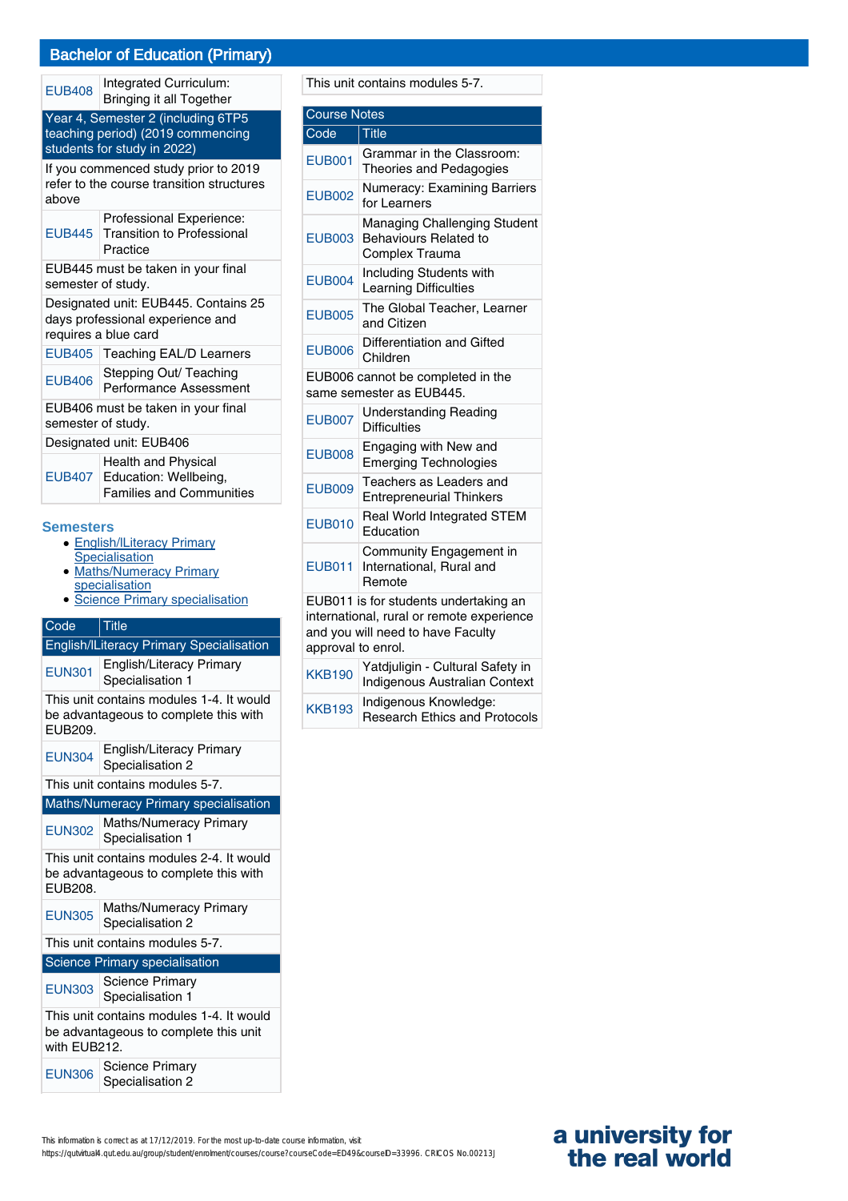## Bachelor of Education (Primary)

| | |
|---|---|
| EUB408 | Integrated Curriculum: Bringing it all Together |
| **Year 4, Semester 2 (including 6TP5 teaching period) (2019 commencing students for study in 2022)** | |
| If you commenced study prior to 2019 refer to the course transition structures above | |
| EUB445 | Professional Experience: Transition to Professional Practice |
| EUB445 must be taken in your final semester of study. | |
| Designated unit: EUB445. Contains 25 days professional experience and requires a blue card | |
| EUB405 | Teaching EAL/D Learners |
| EUB406 | Stepping Out/ Teaching Performance Assessment |
| EUB406 must be taken in your final semester of study. | |
| Designated unit: EUB406 | |
| EUB407 | Health and Physical Education: Wellbeing, Families and Communities |

### Semesters

- English/ILiteracy Primary Specialisation
- Maths/Numeracy Primary specialisation
- Science Primary specialisation

| Code | Title |
|---|---|
| **English/ILiteracy Primary Specialisation** | |
| EUN301 | English/Literacy Primary Specialisation 1 |
| This unit contains modules 1-4. It would be advantageous to complete this with EUB209. | |
| EUN304 | English/Literacy Primary Specialisation 2 |
| This unit contains modules 5-7. | |
| **Maths/Numeracy Primary specialisation** | |
| EUN302 | Maths/Numeracy Primary Specialisation 1 |
| This unit contains modules 2-4. It would be advantageous to complete this with EUB208. | |
| EUN305 | Maths/Numeracy Primary Specialisation 2 |
| This unit contains modules 5-7. | |
| **Science Primary specialisation** | |
| EUN303 | Science Primary Specialisation 1 |
| This unit contains modules 1-4. It would be advantageous to complete this unit with EUB212. | |
| EUN306 | Science Primary Specialisation 2 |
| This unit contains modules 5-7. | |

| Course Notes | |
|---|---|
| **Code** | **Title** |
| EUB001 | Grammar in the Classroom: Theories and Pedagogies |
| EUB002 | Numeracy: Examining Barriers for Learners |
| EUB003 | Managing Challenging Student Behaviours Related to Complex Trauma |
| EUB004 | Including Students with Learning Difficulties |
| EUB005 | The Global Teacher, Learner and Citizen |
| EUB006 | Differentiation and Gifted Children |
| EUB006 cannot be completed in the same semester as EUB445. | |
| EUB007 | Understanding Reading Difficulties |
| EUB008 | Engaging with New and Emerging Technologies |
| EUB009 | Teachers as Leaders and Entrepreneurial Thinkers |
| EUB010 | Real World Integrated STEM Education |
| EUB011 | Community Engagement in International, Rural and Remote |
| EUB011 is for students undertaking an international, rural or remote experience and you will need to have Faculty approval to enrol. | |
| KKB190 | Yatdjuligin - Cultural Safety in Indigenous Australian Context |
| KKB193 | Indigenous Knowledge: Research Ethics and Protocols |

This information is correct as at 17/12/2019. For the most up-to-date course information, visit https://qutvirtual4.qut.edu.au/group/student/enrolment/courses/course?courseCode=ED49&courseID=33996. CRICOS No.00213J

a university for the real world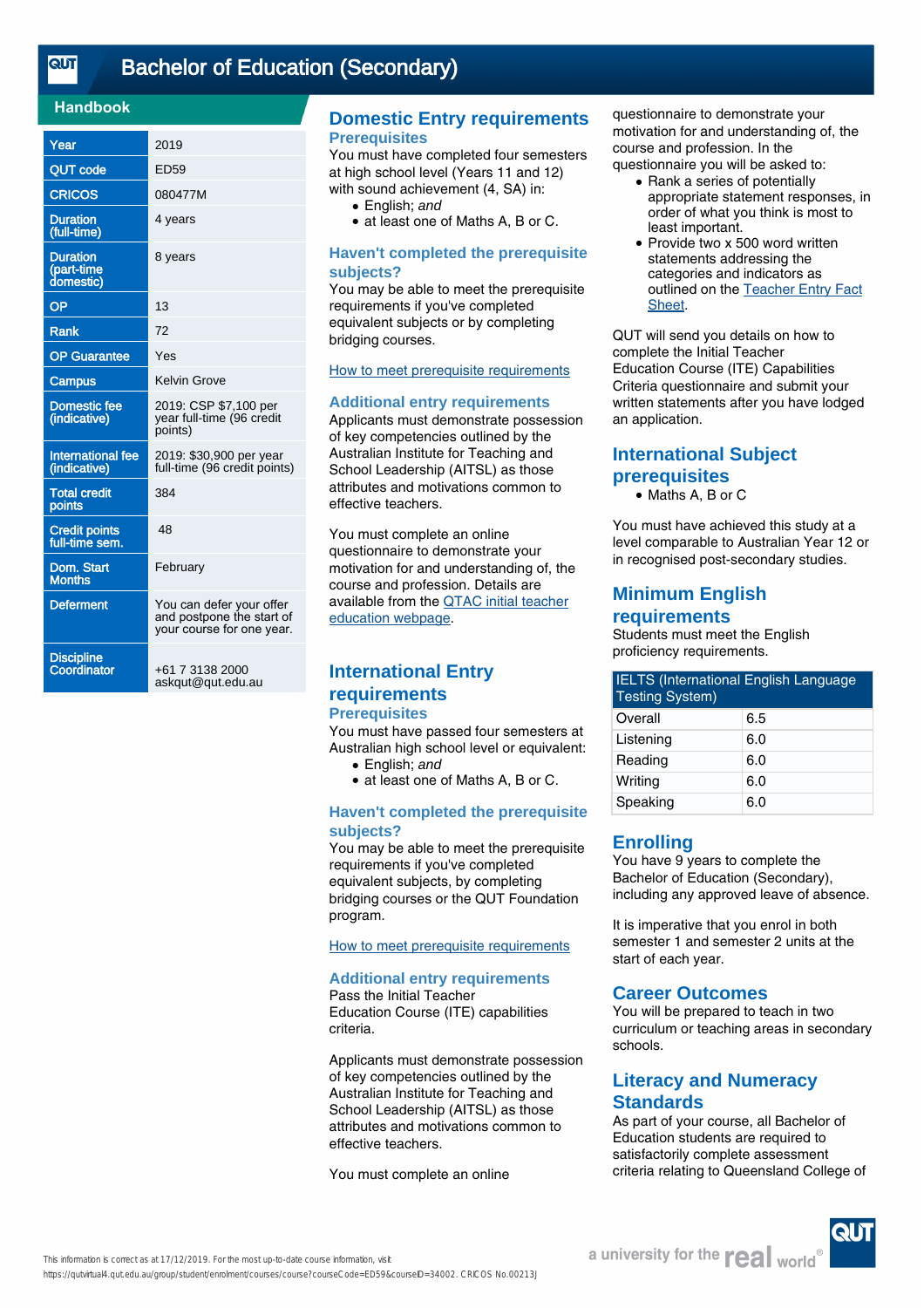# Bachelor of Education (Secondary)

## Handbook

| Year | 2019 |
|---|---|
| QUT code | ED59 |
| CRICOS | 080477M |
| Duration (full-time) | 4 years |
| Duration (part-time domestic) | 8 years |
| OP | 13 |
| Rank | 72 |
| OP Guarantee | Yes |
| Campus | Kelvin Grove |
| Domestic fee (indicative) | 2019: CSP $7,100 per year full-time (96 credit points) |
| International fee (indicative) | 2019: $30,900 per year full-time (96 credit points) |
| Total credit points | 384 |
| Credit points full-time sem. | 48 |
| Dom. Start Months | February |
| Deferment | You can defer your offer and postpone the start of your course for one year. |
| Discipline Coordinator | +61 7 3138 2000 askqut@qut.edu.au |

## Domestic Entry requirements

### Prerequisites

You must have completed four semesters at high school level (Years 11 and 12) with sound achievement (4, SA) in:

- English; *and*
- at least one of Maths A, B or C.

### Haven't completed the prerequisite subjects?

You may be able to meet the prerequisite requirements if you've completed equivalent subjects or by completing bridging courses.

[How to meet prerequisite requirements]

### Additional entry requirements

Applicants must demonstrate possession of key competencies outlined by the Australian Institute for Teaching and School Leadership (AITSL) as those attributes and motivations common to effective teachers.

You must complete an online questionnaire to demonstrate your motivation for and understanding of, the course and profession. Details are available from the [QTAC initial teacher education webpage].

## International Entry requirements

### Prerequisites

You must have passed four semesters at Australian high school level or equivalent:

- English; *and*
- at least one of Maths A, B or C.

### Haven't completed the prerequisite subjects?

You may be able to meet the prerequisite requirements if you've completed equivalent subjects, by completing bridging courses or the QUT Foundation program.

[How to meet prerequisite requirements]

### Additional entry requirements

Pass the Initial Teacher Education Course (ITE) capabilities criteria.

Applicants must demonstrate possession of key competencies outlined by the Australian Institute for Teaching and School Leadership (AITSL) as those attributes and motivations common to effective teachers.

You must complete an online questionnaire to demonstrate your motivation for and understanding of, the course and profession. In the questionnaire you will be asked to:

- Rank a series of potentially appropriate statement responses, in order of what you think is most to least important.
- Provide two x 500 word written statements addressing the categories and indicators as outlined on the [Teacher Entry Fact Sheet].

QUT will send you details on how to complete the Initial Teacher Education Course (ITE) Capabilities Criteria questionnaire and submit your written statements after you have lodged an application.

## International Subject prerequisites

- Maths A, B or C

You must have achieved this study at a level comparable to Australian Year 12 or in recognised post-secondary studies.

## Minimum English requirements

Students must meet the English proficiency requirements.

| IELTS (International English Language Testing System) | |
|---|---|
| Overall | 6.5 |
| Listening | 6.0 |
| Reading | 6.0 |
| Writing | 6.0 |
| Speaking | 6.0 |

## Enrolling

You have 9 years to complete the Bachelor of Education (Secondary), including any approved leave of absence.

It is imperative that you enrol in both semester 1 and semester 2 units at the start of each year.

## Career Outcomes

You will be prepared to teach in two curriculum or teaching areas in secondary schools.

## Literacy and Numeracy Standards

As part of your course, all Bachelor of Education students are required to satisfactorily complete assessment criteria relating to Queensland College of

This information is correct as at 17/12/2019. For the most up-to-date course information, visit https://qutvirtual4.qut.edu.au/group/student/enrolment/courses/course?courseCode=ED59&courseID=34002. CRICOS No.00213J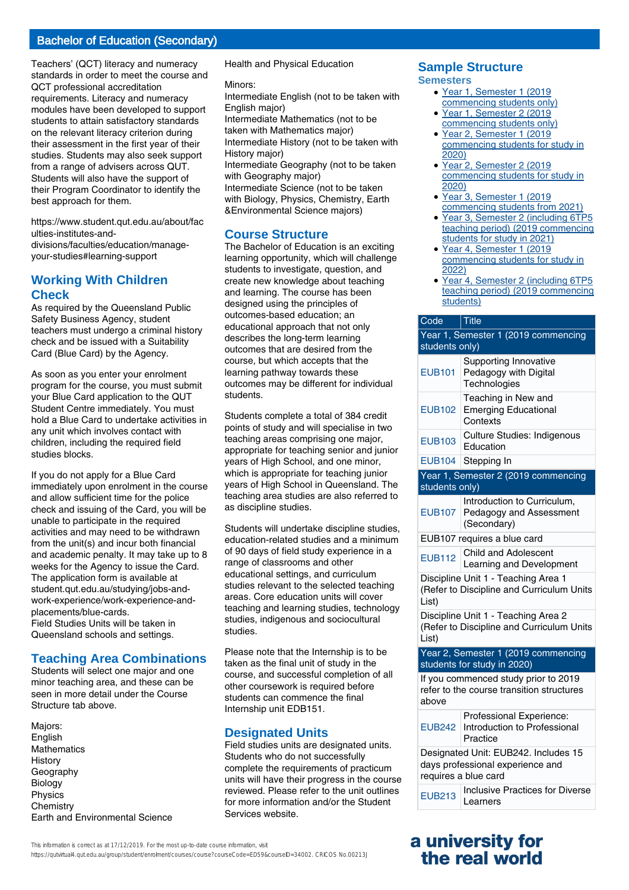## Bachelor of Education (Secondary)

Teachers' (QCT) literacy and numeracy standards in order to meet the course and QCT professional accreditation requirements. Literacy and numeracy modules have been developed to support students to attain satisfactory standards on the relevant literacy criterion during their assessment in the first year of their studies. Students may also seek support from a range of advisers across QUT. Students will also have the support of their Program Coordinator to identify the best approach for them.

https://www.student.qut.edu.au/about/faculties-institutes-and-divisions/faculties/education/manage-your-studies#learning-support

### Working With Children Check

As required by the Queensland Public Safety Business Agency, student teachers must undergo a criminal history check and be issued with a Suitability Card (Blue Card) by the Agency.

As soon as you enter your enrolment program for the course, you must submit your Blue Card application to the QUT Student Centre immediately. You must hold a Blue Card to undertake activities in any unit which involves contact with children, including the required field studies blocks.

If you do not apply for a Blue Card immediately upon enrolment in the course and allow sufficient time for the police check and issuing of the Card, you will be unable to participate in the required activities and may need to be withdrawn from the unit(s) and incur both financial and academic penalty. It may take up to 8 weeks for the Agency to issue the Card. The application form is available at student.qut.edu.au/studying/jobs-and-work-experience/work-experience-and-placements/blue-cards.
Field Studies Units will be taken in Queensland schools and settings.

### Teaching Area Combinations

Students will select one major and one minor teaching area, and these can be seen in more detail under the Course Structure tab above.

Majors:
English
Mathematics
History
Geography
Biology
Physics
Chemistry
Earth and Environmental Science
Health and Physical Education

Minors:
Intermediate English (not to be taken with English major)
Intermediate Mathematics (not to be taken with Mathematics major)
Intermediate History (not to be taken with History major)
Intermediate Geography (not to be taken with Geography major)
Intermediate Science (not to be taken with Biology, Physics, Chemistry, Earth &Environmental Science majors)

### Course Structure

The Bachelor of Education is an exciting learning opportunity, which will challenge students to investigate, question, and create new knowledge about teaching and learning. The course has been designed using the principles of outcomes-based education; an educational approach that not only describes the long-term learning outcomes that are desired from the course, but which accepts that the learning pathway towards these outcomes may be different for individual students.

Students complete a total of 384 credit points of study and will specialise in two teaching areas comprising one major, appropriate for teaching senior and junior years of High School, and one minor, which is appropriate for teaching junior years of High School in Queensland. The teaching area studies are also referred to as discipline studies.

Students will undertake discipline studies, education-related studies and a minimum of 90 days of field study experience in a range of classrooms and other educational settings, and curriculum studies relevant to the selected teaching areas. Core education units will cover teaching and learning studies, technology studies, indigenous and sociocultural studies.

Please note that the Internship is to be taken as the final unit of study in the course, and successful completion of all other coursework is required before students can commence the final Internship unit EDB151.

### Designated Units

Field studies units are designated units. Students who do not successfully complete the requirements of practicum units will have their progress in the course reviewed. Please refer to the unit outlines for more information and/or the Student Services website.

## Sample Structure

### Semesters

- Year 1, Semester 1 (2019 commencing students only)
- Year 1, Semester 2 (2019 commencing students only)
- Year 2, Semester 1 (2019 commencing students for study in 2020)
- Year 2, Semester 2 (2019 commencing students for study in 2020)
- Year 3, Semester 1 (2019 commencing students from 2021)
- Year 3, Semester 2 (including 6TP5 teaching period) (2019 commencing students for study in 2021)
- Year 4, Semester 1 (2019 commencing students for study in 2022)
- Year 4, Semester 2 (including 6TP5 teaching period) (2019 commencing students)

| Code | Title |
| --- | --- |
| **Year 1, Semester 1 (2019 commencing students only)** | |
| EUB101 | Supporting Innovative Pedagogy with Digital Technologies |
| EUB102 | Teaching in New and Emerging Educational Contexts |
| EUB103 | Culture Studies: Indigenous Education |
| EUB104 | Stepping In |
| **Year 1, Semester 2 (2019 commencing students only)** | |
| EUB107 | Introduction to Curriculum, Pedagogy and Assessment (Secondary) |
| EUB107 requires a blue card | |
| EUB112 | Child and Adolescent Learning and Development |
| Discipline Unit 1 - Teaching Area 1 (Refer to Discipline and Curriculum Units List) | |
| Discipline Unit 1 - Teaching Area 2 (Refer to Discipline and Curriculum Units List) | |
| **Year 2, Semester 1 (2019 commencing students for study in 2020)** | |
| If you commenced study prior to 2019 refer to the course transition structures above | |
| EUB242 | Professional Experience: Introduction to Professional Practice |
| Designated Unit: EUB242. Includes 15 days professional experience and requires a blue card | |
| EUB213 | Inclusive Practices for Diverse Learners |

This information is correct as at 17/12/2019. For the most up-to-date course information, visit https://qutvirtual4.qut.edu.au/group/student/enrolment/courses/course?courseCode=ED59&courseID=34002. CRICOS No.00213J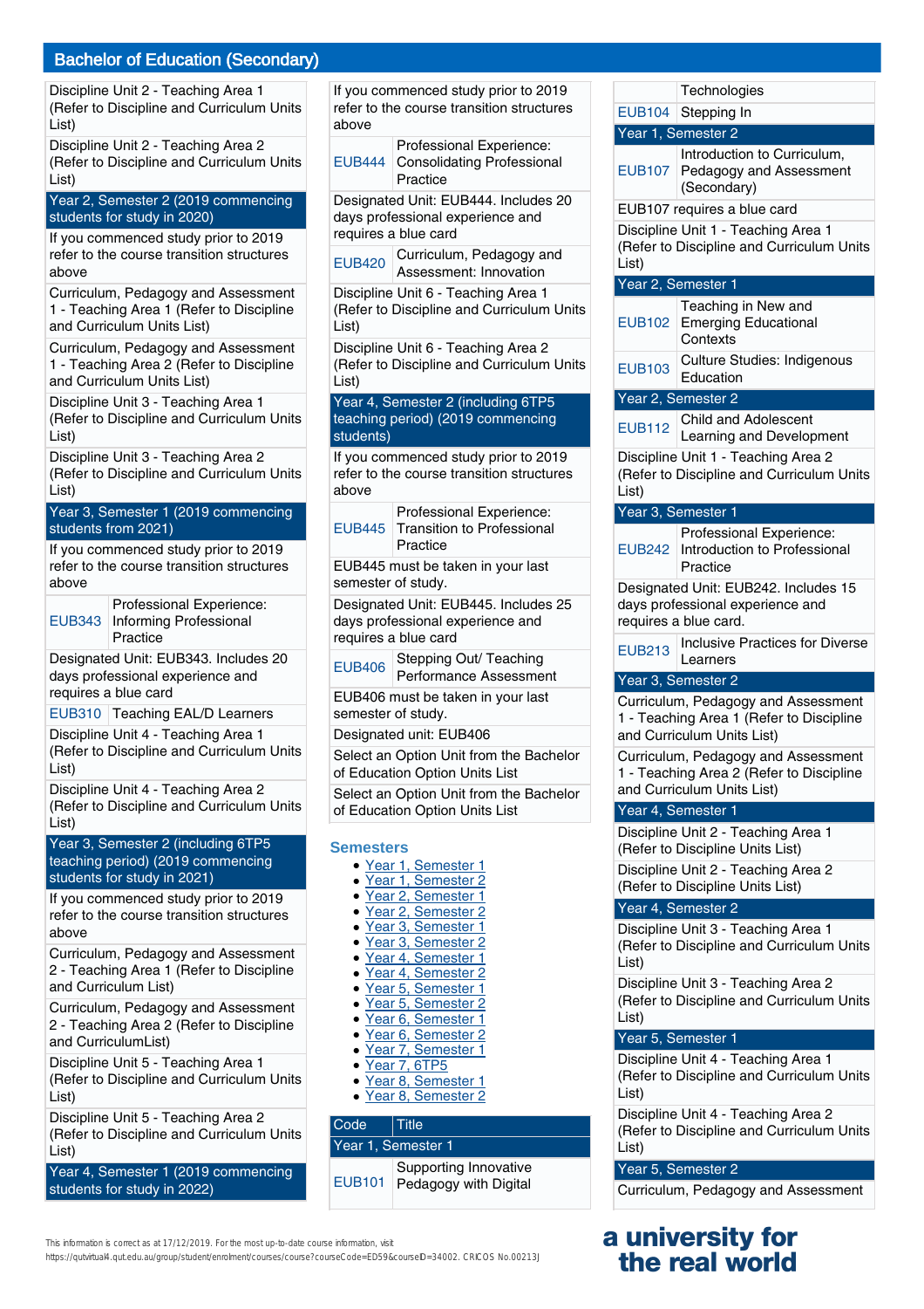## Bachelor of Education (Secondary)

| | |
|---|---|
| Discipline Unit 2 - Teaching Area 1 (Refer to Discipline and Curriculum Units List) | |
| Discipline Unit 2 - Teaching Area 2 (Refer to Discipline and Curriculum Units List) | |
| **Year 2, Semester 2 (2019 commencing students for study in 2020)** | |
| If you commenced study prior to 2019 refer to the course transition structures above | |
| Curriculum, Pedagogy and Assessment 1 - Teaching Area 1 (Refer to Discipline and Curriculum Units List) | |
| Curriculum, Pedagogy and Assessment 1 - Teaching Area 2 (Refer to Discipline and Curriculum Units List) | |
| Discipline Unit 3 - Teaching Area 1 (Refer to Discipline and Curriculum Units List) | |
| Discipline Unit 3 - Teaching Area 2 (Refer to Discipline and Curriculum Units List) | |
| **Year 3, Semester 1 (2019 commencing students from 2021)** | |
| If you commenced study prior to 2019 refer to the course transition structures above | |
| EUB343 | Professional Experience: Informing Professional Practice |
| Designated Unit: EUB343. Includes 20 days professional experience and requires a blue card | |
| EUB310 | Teaching EAL/D Learners |
| Discipline Unit 4 - Teaching Area 1 (Refer to Discipline and Curriculum Units List) | |
| Discipline Unit 4 - Teaching Area 2 (Refer to Discipline and Curriculum Units List) | |
| **Year 3, Semester 2 (including 6TP5 teaching period) (2019 commencing students for study in 2021)** | |
| If you commenced study prior to 2019 refer to the course transition structures above | |
| Curriculum, Pedagogy and Assessment 2 - Teaching Area 1 (Refer to Discipline and Curriculum List) | |
| Curriculum, Pedagogy and Assessment 2 - Teaching Area 2 (Refer to Discipline and CurriculumList) | |
| Discipline Unit 5 - Teaching Area 1 (Refer to Discipline and Curriculum Units List) | |
| Discipline Unit 5 - Teaching Area 2 (Refer to Discipline and Curriculum Units List) | |
| **Year 4, Semester 1 (2019 commencing students for study in 2022)** | |
| If you commenced study prior to 2019 refer to the course transition structures above | |
| EUB444 | Professional Experience: Consolidating Professional Practice |
| Designated Unit: EUB444. Includes 20 days professional experience and requires a blue card | |
| EUB420 | Curriculum, Pedagogy and Assessment: Innovation |
| Discipline Unit 6 - Teaching Area 1 (Refer to Discipline and Curriculum Units List) | |
| Discipline Unit 6 - Teaching Area 2 (Refer to Discipline and Curriculum Units List) | |
| **Year 4, Semester 2 (including 6TP5 teaching period) (2019 commencing students)** | |
| If you commenced study prior to 2019 refer to the course transition structures above | |
| EUB445 | Professional Experience: Transition to Professional Practice |
| EUB445 must be taken in your last semester of study. | |
| Designated Unit: EUB445. Includes 25 days professional experience and requires a blue card | |
| EUB406 | Stepping Out/ Teaching Performance Assessment |
| EUB406 must be taken in your last semester of study. | |
| Designated unit: EUB406 | |
| Select an Option Unit from the Bachelor of Education Option Units List | |
| Select an Option Unit from the Bachelor of Education Option Units List | |

### Semesters

- Year 1, Semester 1
- Year 1, Semester 2
- Year 2, Semester 1
- Year 2, Semester 2
- Year 3, Semester 1
- Year 3, Semester 2
- Year 4, Semester 1
- Year 4, Semester 2
- Year 5, Semester 1
- Year 5, Semester 2
- Year 6, Semester 1
- Year 6, Semester 2
- Year 7, Semester 1
- Year 7, 6TP5
- Year 8, Semester 1
- Year 8, Semester 2

| Code | Title |
|---|---|
| **Year 1, Semester 1** | |
| EUB101 | Supporting Innovative Pedagogy with Digital Technologies |
| EUB104 | Stepping In |
| **Year 1, Semester 2** | |
| EUB107 | Introduction to Curriculum, Pedagogy and Assessment (Secondary) |
| EUB107 requires a blue card | |
| Discipline Unit 1 - Teaching Area 1 (Refer to Discipline and Curriculum Units List) | |
| **Year 2, Semester 1** | |
| EUB102 | Teaching in New and Emerging Educational Contexts |
| EUB103 | Culture Studies: Indigenous Education |
| **Year 2, Semester 2** | |
| EUB112 | Child and Adolescent Learning and Development |
| Discipline Unit 1 - Teaching Area 2 (Refer to Discipline and Curriculum Units List) | |
| **Year 3, Semester 1** | |
| EUB242 | Professional Experience: Introduction to Professional Practice |
| Designated Unit: EUB242. Includes 15 days professional experience and requires a blue card. | |
| EUB213 | Inclusive Practices for Diverse Learners |
| **Year 3, Semester 2** | |
| Curriculum, Pedagogy and Assessment 1 - Teaching Area 1 (Refer to Discipline and Curriculum Units List) | |
| Curriculum, Pedagogy and Assessment 1 - Teaching Area 2 (Refer to Discipline and Curriculum Units List) | |
| **Year 4, Semester 1** | |
| Discipline Unit 2 - Teaching Area 1 (Refer to Discipline Units List) | |
| Discipline Unit 2 - Teaching Area 2 (Refer to Discipline Units List) | |
| **Year 4, Semester 2** | |
| Discipline Unit 3 - Teaching Area 1 (Refer to Discipline and Curriculum Units List) | |
| Discipline Unit 3 - Teaching Area 2 (Refer to Discipline and Curriculum Units List) | |
| **Year 5, Semester 1** | |
| Discipline Unit 4 - Teaching Area 1 (Refer to Discipline and Curriculum Units List) | |
| Discipline Unit 4 - Teaching Area 2 (Refer to Discipline and Curriculum Units List) | |
| **Year 5, Semester 2** | |
| Curriculum, Pedagogy and Assessment | |

This information is correct as at 17/12/2019. For the most up-to-date course information, visit https://qutvirtual4.qut.edu.au/group/student/enrolment/courses/course?courseCode=ED59&courseID=34002. CRICOS No.00213J

a university for the real world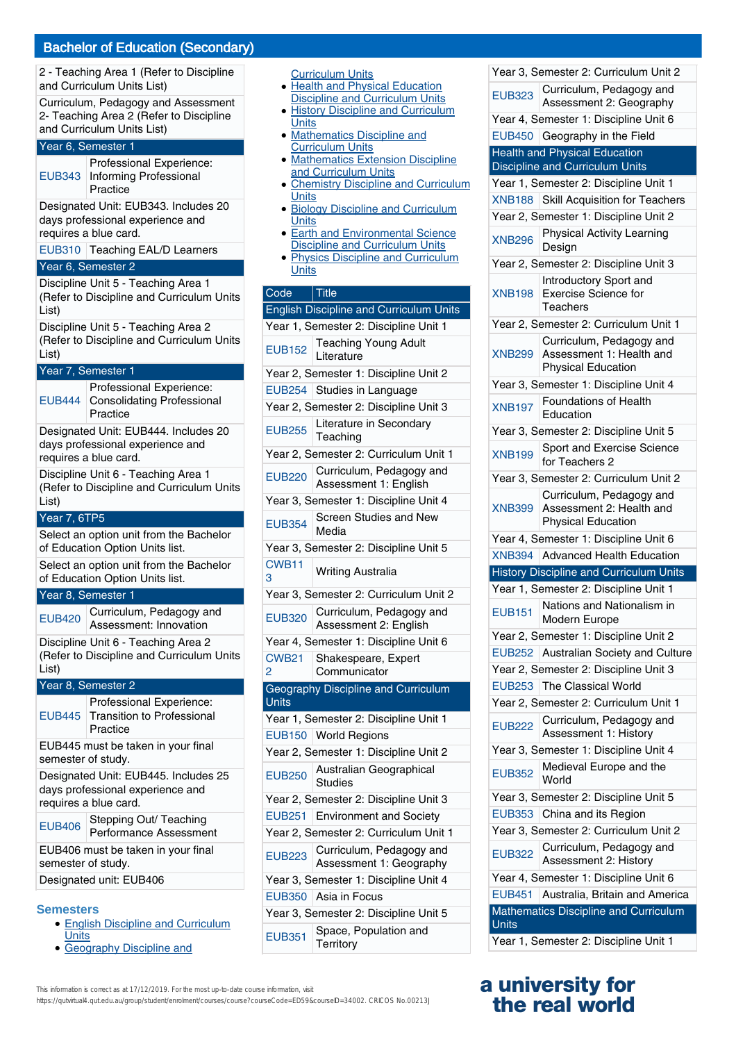## Bachelor of Education (Secondary)

| | |
|---|---|
| 2 - Teaching Area 1 (Refer to Discipline and Curriculum Units List) | |
| Curriculum, Pedagogy and Assessment 2- Teaching Area 2 (Refer to Discipline and Curriculum Units List) | |
| **Year 6, Semester 1** | |
| EUB343 | Professional Experience: Informing Professional Practice |
| Designated Unit: EUB343. Includes 20 days professional experience and requires a blue card. | |
| EUB310 | Teaching EAL/D Learners |
| **Year 6, Semester 2** | |
| Discipline Unit 5 - Teaching Area 1 (Refer to Discipline and Curriculum Units List) | |
| Discipline Unit 5 - Teaching Area 2 (Refer to Discipline and Curriculum Units List) | |
| **Year 7, Semester 1** | |
| EUB444 | Professional Experience: Consolidating Professional Practice |
| Designated Unit: EUB444. Includes 20 days professional experience and requires a blue card. | |
| Discipline Unit 6 - Teaching Area 1 (Refer to Discipline and Curriculum Units List) | |
| **Year 7, 6TP5** | |
| Select an option unit from the Bachelor of Education Option Units list. | |
| Select an option unit from the Bachelor of Education Option Units list. | |
| **Year 8, Semester 1** | |
| EUB420 | Curriculum, Pedagogy and Assessment: Innovation |
| Discipline Unit 6 - Teaching Area 2 (Refer to Discipline and Curriculum Units List) | |
| **Year 8, Semester 2** | |
| EUB445 | Professional Experience: Transition to Professional Practice |
| EUB445 must be taken in your final semester of study. | |
| Designated Unit: EUB445. Includes 25 days professional experience and requires a blue card. | |
| EUB406 | Stepping Out/ Teaching Performance Assessment |
| EUB406 must be taken in your final semester of study. | |
| Designated unit: EUB406 | |

### Semesters

- English Discipline and Curriculum Units
- Geography Discipline and Curriculum Units
- Health and Physical Education Discipline and Curriculum Units
- History Discipline and Curriculum Units
- Mathematics Discipline and Curriculum Units
- Mathematics Extension Discipline and Curriculum Units
- Chemistry Discipline and Curriculum Units
- Biology Discipline and Curriculum Units
- Earth and Environmental Science Discipline and Curriculum Units
- Physics Discipline and Curriculum Units

| Code | Title |
|---|---|
| **English Discipline and Curriculum Units** | |
| Year 1, Semester 2: Discipline Unit 1 | |
| EUB152 | Teaching Young Adult Literature |
| Year 2, Semester 1: Discipline Unit 2 | |
| EUB254 | Studies in Language |
| Year 2, Semester 2: Discipline Unit 3 | |
| EUB255 | Literature in Secondary Teaching |
| Year 2, Semester 2: Curriculum Unit 1 | |
| EUB220 | Curriculum, Pedagogy and Assessment 1: English |
| Year 3, Semester 1: Discipline Unit 4 | |
| EUB354 | Screen Studies and New Media |
| Year 3, Semester 2: Discipline Unit 5 | |
| CWB113 | Writing Australia |
| Year 3, Semester 2: Curriculum Unit 2 | |
| EUB320 | Curriculum, Pedagogy and Assessment 2: English |
| Year 4, Semester 1: Discipline Unit 6 | |
| CWB212 | Shakespeare, Expert Communicator |
| **Geography Discipline and Curriculum Units** | |
| Year 1, Semester 2: Discipline Unit 1 | |
| EUB150 | World Regions |
| Year 2, Semester 1: Discipline Unit 2 | |
| EUB250 | Australian Geographical Studies |
| Year 2, Semester 2: Discipline Unit 3 | |
| EUB251 | Environment and Society |
| Year 2, Semester 2: Curriculum Unit 1 | |
| EUB223 | Curriculum, Pedagogy and Assessment 1: Geography |
| Year 3, Semester 1: Discipline Unit 4 | |
| EUB350 | Asia in Focus |
| Year 3, Semester 2: Discipline Unit 5 | |
| EUB351 | Space, Population and Territory |
| Year 3, Semester 2: Curriculum Unit 2 | |
| EUB323 | Curriculum, Pedagogy and Assessment 2: Geography |
| Year 4, Semester 1: Discipline Unit 6 | |
| EUB450 | Geography in the Field |
| **Health and Physical Education Discipline and Curriculum Units** | |
| Year 1, Semester 2: Discipline Unit 1 | |
| XNB188 | Skill Acquisition for Teachers |
| Year 2, Semester 1: Discipline Unit 2 | |
| XNB296 | Physical Activity Learning Design |
| Year 2, Semester 2: Discipline Unit 3 | |
| XNB198 | Introductory Sport and Exercise Science for Teachers |
| Year 2, Semester 2: Curriculum Unit 1 | |
| XNB299 | Curriculum, Pedagogy and Assessment 1: Health and Physical Education |
| Year 3, Semester 1: Discipline Unit 4 | |
| XNB197 | Foundations of Health Education |
| Year 3, Semester 2: Discipline Unit 5 | |
| XNB199 | Sport and Exercise Science for Teachers 2 |
| Year 3, Semester 2: Curriculum Unit 2 | |
| XNB399 | Curriculum, Pedagogy and Assessment 2: Health and Physical Education |
| Year 4, Semester 1: Discipline Unit 6 | |
| XNB394 | Advanced Health Education |
| **History Discipline and Curriculum Units** | |
| Year 1, Semester 2: Discipline Unit 1 | |
| EUB151 | Nations and Nationalism in Modern Europe |
| Year 2, Semester 1: Discipline Unit 2 | |
| EUB252 | Australian Society and Culture |
| Year 2, Semester 2: Discipline Unit 3 | |
| EUB253 | The Classical World |
| Year 2, Semester 2: Curriculum Unit 1 | |
| EUB222 | Curriculum, Pedagogy and Assessment 1: History |
| Year 3, Semester 1: Discipline Unit 4 | |
| EUB352 | Medieval Europe and the World |
| Year 3, Semester 2: Discipline Unit 5 | |
| EUB353 | China and its Region |
| Year 3, Semester 2: Curriculum Unit 2 | |
| EUB322 | Curriculum, Pedagogy and Assessment 2: History |
| Year 4, Semester 1: Discipline Unit 6 | |
| EUB451 | Australia, Britain and America |
| **Mathematics Discipline and Curriculum Units** | |
| Year 1, Semester 2: Discipline Unit 1 | |

This information is correct as at 17/12/2019. For the most up-to-date course information, visit https://qutvirtual4.qut.edu.au/group/student/enrolment/courses/course?courseCode=ED59&courseID=34002. CRICOS No.00213J

a university for the real world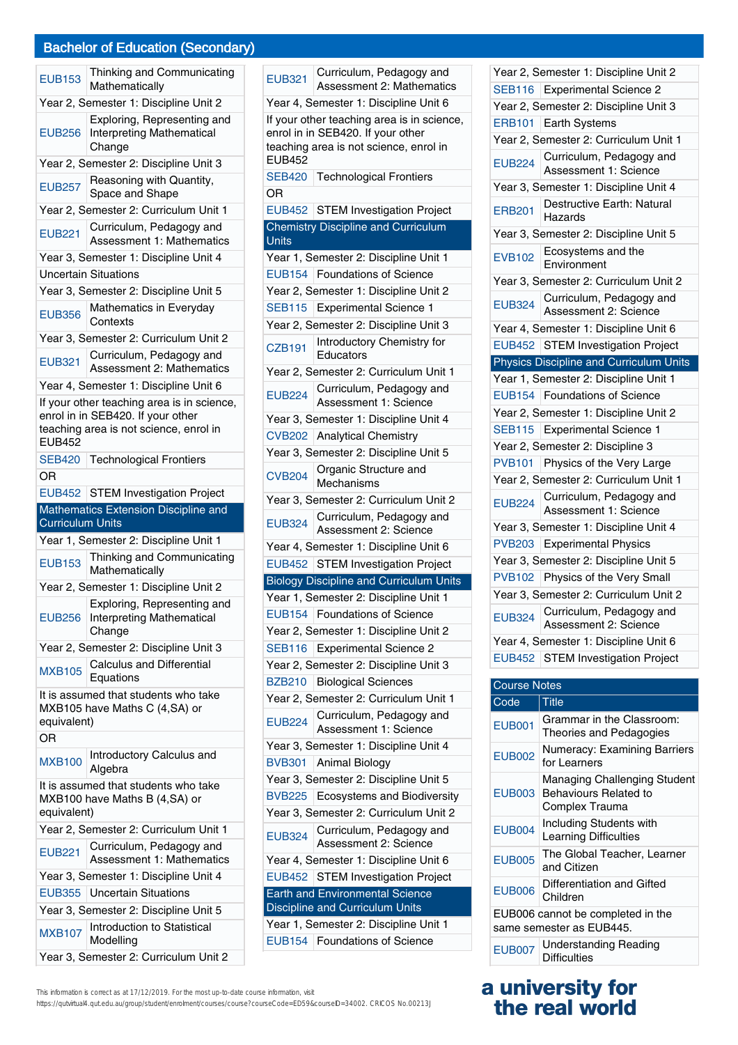## Bachelor of Education (Secondary)

| | |
|---|---|
| EUB153 | Thinking and Communicating Mathematically |
| Year 2, Semester 1: Discipline Unit 2 | |
| EUB256 | Exploring, Representing and Interpreting Mathematical Change |
| Year 2, Semester 2: Discipline Unit 3 | |
| EUB257 | Reasoning with Quantity, Space and Shape |
| Year 2, Semester 2: Curriculum Unit 1 | |
| EUB221 | Curriculum, Pedagogy and Assessment 1: Mathematics |
| Year 3, Semester 1: Discipline Unit 4 | |
| Uncertain Situations | |
| Year 3, Semester 2: Discipline Unit 5 | |
| EUB356 | Mathematics in Everyday Contexts |
| Year 3, Semester 2: Curriculum Unit 2 | |
| EUB321 | Curriculum, Pedagogy and Assessment 2: Mathematics |
| Year 4, Semester 1: Discipline Unit 6 | |
| If your other teaching area is in science, enrol in in SEB420. If your other teaching area is not science, enrol in EUB452 | |
| SEB420 | Technological Frontiers |
| OR | |
| EUB452 | STEM Investigation Project |

| Mathematics Extension Discipline and Curriculum Units | |
|---|---|
| Year 1, Semester 2: Discipline Unit 1 | |
| EUB153 | Thinking and Communicating Mathematically |
| Year 2, Semester 1: Discipline Unit 2 | |
| EUB256 | Exploring, Representing and Interpreting Mathematical Change |
| Year 2, Semester 2: Discipline Unit 3 | |
| MXB105 | Calculus and Differential Equations |
| It is assumed that students who take MXB105 have Maths C (4,SA) or equivalent) | |
| OR | |
| MXB100 | Introductory Calculus and Algebra |
| It is assumed that students who take MXB100 have Maths B (4,SA) or equivalent) | |
| Year 2, Semester 2: Curriculum Unit 1 | |
| EUB221 | Curriculum, Pedagogy and Assessment 1: Mathematics |
| Year 3, Semester 1: Discipline Unit 4 | |
| EUB355 | Uncertain Situations |
| Year 3, Semester 2: Discipline Unit 5 | |
| MXB107 | Introduction to Statistical Modelling |
| Year 3, Semester 2: Curriculum Unit 2 | |
| EUB321 | Curriculum, Pedagogy and Assessment 2: Mathematics |
| Year 4, Semester 1: Discipline Unit 6 | |
| If your other teaching area is in science, enrol in in SEB420. If your other teaching area is not science, enrol in EUB452 | |
| SEB420 | Technological Frontiers |
| OR | |
| EUB452 | STEM Investigation Project |

| Chemistry Discipline and Curriculum Units | |
|---|---|
| Year 1, Semester 2: Discipline Unit 1 | |
| EUB154 | Foundations of Science |
| Year 2, Semester 1: Discipline Unit 2 | |
| SEB115 | Experimental Science 1 |
| Year 2, Semester 2: Discipline Unit 3 | |
| CZB191 | Introductory Chemistry for Educators |
| Year 2, Semester 2: Curriculum Unit 1 | |
| EUB224 | Curriculum, Pedagogy and Assessment 1: Science |
| Year 3, Semester 1: Discipline Unit 4 | |
| CVB202 | Analytical Chemistry |
| Year 3, Semester 2: Discipline Unit 5 | |
| CVB204 | Organic Structure and Mechanisms |
| Year 3, Semester 2: Curriculum Unit 2 | |
| EUB324 | Curriculum, Pedagogy and Assessment 2: Science |
| Year 4, Semester 1: Discipline Unit 6 | |
| EUB452 | STEM Investigation Project |

| Biology Discipline and Curriculum Units | |
|---|---|
| Year 1, Semester 2: Discipline Unit 1 | |
| EUB154 | Foundations of Science |
| Year 2, Semester 1: Discipline Unit 2 | |
| SEB116 | Experimental Science 2 |
| Year 2, Semester 2: Discipline Unit 3 | |
| BZB210 | Biological Sciences |
| Year 2, Semester 2: Curriculum Unit 1 | |
| EUB224 | Curriculum, Pedagogy and Assessment 1: Science |
| Year 3, Semester 1: Discipline Unit 4 | |
| BVB301 | Animal Biology |
| Year 3, Semester 2: Discipline Unit 5 | |
| BVB225 | Ecosystems and Biodiversity |
| Year 3, Semester 2: Curriculum Unit 2 | |
| EUB324 | Curriculum, Pedagogy and Assessment 2: Science |
| Year 4, Semester 1: Discipline Unit 6 | |
| EUB452 | STEM Investigation Project |

| Earth and Environmental Science Discipline and Curriculum Units | |
|---|---|
| Year 1, Semester 2: Discipline Unit 1 | |
| EUB154 | Foundations of Science |
| Year 2, Semester 1: Discipline Unit 2 | |
| SEB116 | Experimental Science 2 |
| Year 2, Semester 2: Discipline Unit 3 | |
| ERB101 | Earth Systems |
| Year 2, Semester 2: Curriculum Unit 1 | |
| EUB224 | Curriculum, Pedagogy and Assessment 1: Science |
| Year 3, Semester 1: Discipline Unit 4 | |
| ERB201 | Destructive Earth: Natural Hazards |
| Year 3, Semester 2: Discipline Unit 5 | |
| EVB102 | Ecosystems and the Environment |
| Year 3, Semester 2: Curriculum Unit 2 | |
| EUB324 | Curriculum, Pedagogy and Assessment 2: Science |
| Year 4, Semester 1: Discipline Unit 6 | |
| EUB452 | STEM Investigation Project |

| Physics Discipline and Curriculum Units | |
|---|---|
| Year 1, Semester 2: Discipline Unit 1 | |
| EUB154 | Foundations of Science |
| Year 2, Semester 1: Discipline Unit 2 | |
| SEB115 | Experimental Science 1 |
| Year 2, Semester 2: Discipline 3 | |
| PVB101 | Physics of the Very Large |
| Year 2, Semester 2: Curriculum Unit 1 | |
| EUB224 | Curriculum, Pedagogy and Assessment 1: Science |
| Year 3, Semester 1: Discipline Unit 4 | |
| PVB203 | Experimental Physics |
| Year 3, Semester 2: Discipline Unit 5 | |
| PVB102 | Physics of the Very Small |
| Year 3, Semester 2: Curriculum Unit 2 | |
| EUB324 | Curriculum, Pedagogy and Assessment 2: Science |
| Year 4, Semester 1: Discipline Unit 6 | |
| EUB452 | STEM Investigation Project |

**Course Notes**

| Code | Title |
|---|---|
| EUB001 | Grammar in the Classroom: Theories and Pedagogies |
| EUB002 | Numeracy: Examining Barriers for Learners |
| EUB003 | Managing Challenging Student Behaviours Related to Complex Trauma |
| EUB004 | Including Students with Learning Difficulties |
| EUB005 | The Global Teacher, Learner and Citizen |
| EUB006 | Differentiation and Gifted Children |
| EUB006 cannot be completed in the same semester as EUB445. | |
| EUB007 | Understanding Reading Difficulties |

This information is correct as at 17/12/2019. For the most up-to-date course information, visit https://qutvirtual4.qut.edu.au/group/student/enrolment/courses/course?courseCode=ED59&courseID=34002. CRICOS No.00213J

a university for the real world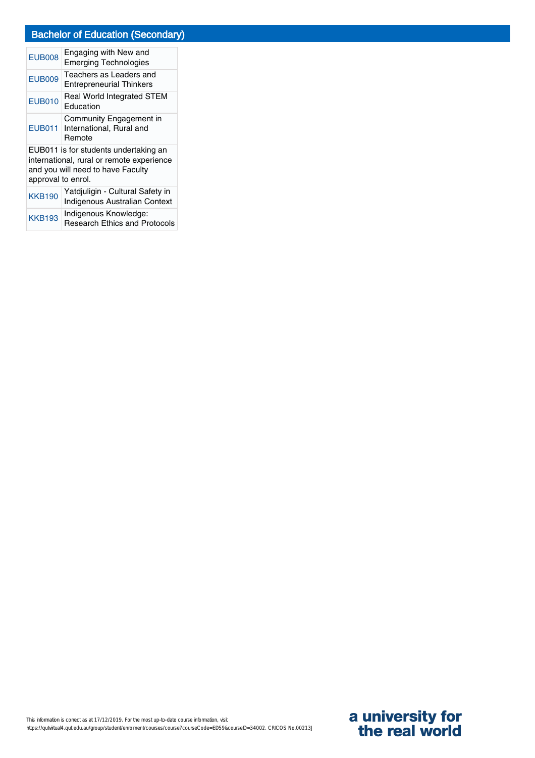## Bachelor of Education (Secondary)

| | |
|---|---|
| EUB008 | Engaging with New and Emerging Technologies |
| EUB009 | Teachers as Leaders and Entrepreneurial Thinkers |
| EUB010 | Real World Integrated STEM Education |
| EUB011 | Community Engagement in International, Rural and Remote |
| EUB011 is for students undertaking an international, rural or remote experience and you will need to have Faculty approval to enrol. | |
| KKB190 | Yatdjuligin - Cultural Safety in Indigenous Australian Context |
| KKB193 | Indigenous Knowledge: Research Ethics and Protocols |

This information is correct as at 17/12/2019. For the most up-to-date course information, visit https://qutvirtual4.qut.edu.au/group/student/enrolment/courses/course?courseCode=ED59&courseID=34002. CRICOS No.00213J

a university for the real world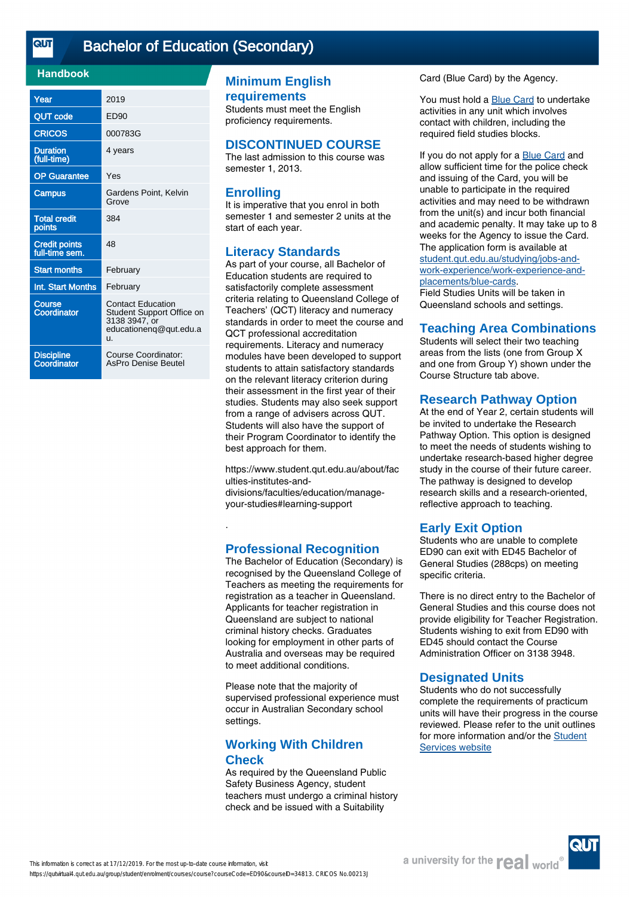# Bachelor of Education (Secondary)

## Handbook

| | |
|---|---|
| Year | 2019 |
| QUT code | ED90 |
| CRICOS | 000783G |
| Duration (full-time) | 4 years |
| OP Guarantee | Yes |
| Campus | Gardens Point, Kelvin Grove |
| Total credit points | 384 |
| Credit points full-time sem. | 48 |
| Start months | February |
| Int. Start Months | February |
| Course Coordinator | Contact Education Student Support Office on 3138 3947, or educationenq@qut.edu.au. |
| Discipline Coordinator | Course Coordinator: AsPro Denise Beutel |

## Minimum English requirements

Students must meet the English proficiency requirements.

## DISCONTINUED COURSE

The last admission to this course was semester 1, 2013.

## Enrolling

It is imperative that you enrol in both semester 1 and semester 2 units at the start of each year.

## Literacy Standards

As part of your course, all Bachelor of Education students are required to satisfactorily complete assessment criteria relating to Queensland College of Teachers' (QCT) literacy and numeracy standards in order to meet the course and QCT professional accreditation requirements. Literacy and numeracy modules have been developed to support students to attain satisfactory standards on the relevant literacy criterion during their assessment in the first year of their studies. Students may also seek support from a range of advisers across QUT. Students will also have the support of their Program Coordinator to identify the best approach for them.

https://www.student.qut.edu.au/about/faculties-institutes-and-divisions/faculties/education/manage-your-studies#learning-support

.

## Professional Recognition

The Bachelor of Education (Secondary) is recognised by the Queensland College of Teachers as meeting the requirements for registration as a teacher in Queensland. Applicants for teacher registration in Queensland are subject to national criminal history checks. Graduates looking for employment in other parts of Australia and overseas may be required to meet additional conditions.

Please note that the majority of supervised professional experience must occur in Australian Secondary school settings.

## Working With Children Check

As required by the Queensland Public Safety Business Agency, student teachers must undergo a criminal history check and be issued with a Suitability Card (Blue Card) by the Agency.

You must hold a Blue Card to undertake activities in any unit which involves contact with children, including the required field studies blocks.

If you do not apply for a Blue Card and allow sufficient time for the police check and issuing of the Card, you will be unable to participate in the required activities and may need to be withdrawn from the unit(s) and incur both financial and academic penalty. It may take up to 8 weeks for the Agency to issue the Card. The application form is available at student.qut.edu.au/studying/jobs-and-work-experience/work-experience-and-placements/blue-cards.
Field Studies Units will be taken in Queensland schools and settings.

## Teaching Area Combinations

Students will select their two teaching areas from the lists (one from Group X and one from Group Y) shown under the Course Structure tab above.

## Research Pathway Option

At the end of Year 2, certain students will be invited to undertake the Research Pathway Option. This option is designed to meet the needs of students wishing to undertake research-based higher degree study in the course of their future career. The pathway is designed to develop research skills and a research-oriented, reflective approach to teaching.

## Early Exit Option

Students who are unable to complete ED90 can exit with ED45 Bachelor of General Studies (288cps) on meeting specific criteria.

There is no direct entry to the Bachelor of General Studies and this course does not provide eligibility for Teacher Registration. Students wishing to exit from ED90 with ED45 should contact the Course Administration Officer on 3138 3948.

## Designated Units

Students who do not successfully complete the requirements of practicum units will have their progress in the course reviewed. Please refer to the unit outlines for more information and/or the Student Services website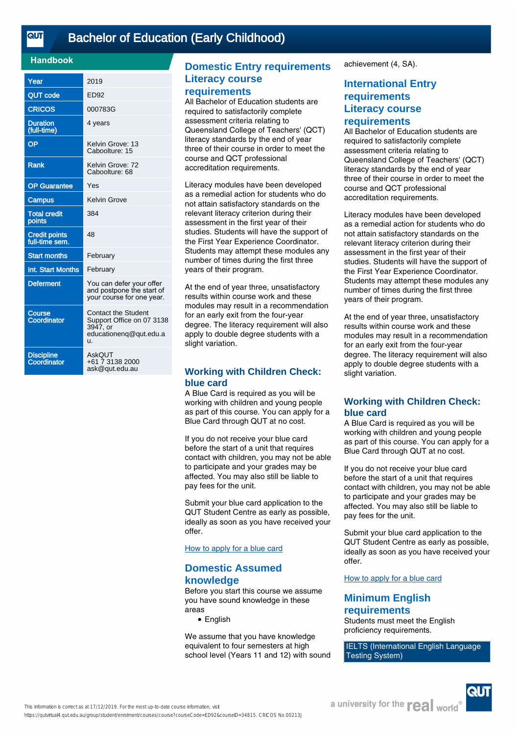# Bachelor of Education (Early Childhood)

## Handbook

| | |
|---|---|
| Year | 2019 |
| QUT code | ED92 |
| CRICOS | 000783G |
| Duration (full-time) | 4 years |
| OP | Kelvin Grove: 13<br>Caboolture: 15 |
| Rank | Kelvin Grove: 72<br>Caboolture: 68 |
| OP Guarantee | Yes |
| Campus | Kelvin Grove |
| Total credit points | 384 |
| Credit points full-time sem. | 48 |
| Start months | February |
| Int. Start Months | February |
| Deferment | You can defer your offer and postpone the start of your course for one year. |
| Course Coordinator | Contact the Student Support Office on 07 3138 3947, or educationenq@qut.edu.au. |
| Discipline Coordinator | AskQUT<br>+61 7 3138 2000<br>ask@qut.edu.au |

## Domestic Entry requirements

### Literacy course requirements

All Bachelor of Education students are required to satisfactorily complete assessment criteria relating to Queensland College of Teachers' (QCT) literacy standards by the end of year three of their course in order to meet the course and QCT professional accreditation requirements.

Literacy modules have been developed as a remedial action for students who do not attain satisfactory standards on the relevant literacy criterion during their assessment in the first year of their studies. Students will have the support of the First Year Experience Coordinator. Students may attempt these modules any number of times during the first three years of their program.

At the end of year three, unsatisfactory results within course work and these modules may result in a recommendation for an early exit from the four-year degree. The literacy requirement will also apply to double degree students with a slight variation.

### Working with Children Check: blue card

A Blue Card is required as you will be working with children and young people as part of this course. You can apply for a Blue Card through QUT at no cost.

If you do not receive your blue card before the start of a unit that requires contact with children, you may not be able to participate and your grades may be affected. You may also still be liable to pay fees for the unit.

Submit your blue card application to the QUT Student Centre as early as possible, ideally as soon as you have received your offer.

How to apply for a blue card

### Domestic Assumed knowledge

Before you start this course we assume you have sound knowledge in these areas

- English

We assume that you have knowledge equivalent to four semesters at high school level (Years 11 and 12) with sound achievement (4, SA).

## International Entry requirements

### Literacy course requirements

All Bachelor of Education students are required to satisfactorily complete assessment criteria relating to Queensland College of Teachers' (QCT) literacy standards by the end of year three of their course in order to meet the course and QCT professional accreditation requirements.

Literacy modules have been developed as a remedial action for students who do not attain satisfactory standards on the relevant literacy criterion during their assessment in the first year of their studies. Students will have the support of the First Year Experience Coordinator. Students may attempt these modules any number of times during the first three years of their program.

At the end of year three, unsatisfactory results within course work and these modules may result in a recommendation for an early exit from the four-year degree. The literacy requirement will also apply to double degree students with a slight variation.

### Working with Children Check: blue card

A Blue Card is required as you will be working with children and young people as part of this course. You can apply for a Blue Card through QUT at no cost.

If you do not receive your blue card before the start of a unit that requires contact with children, you may not be able to participate and your grades may be affected. You may also still be liable to pay fees for the unit.

Submit your blue card application to the QUT Student Centre as early as possible, ideally as soon as you have received your offer.

How to apply for a blue card

### Minimum English requirements

Students must meet the English proficiency requirements.

| IELTS (International English Language Testing System) |
|---|

This information is correct as at 17/12/2019. For the most up-to-date course information, visit https://qutvirtual4.qut.edu.au/group/student/enrolment/courses/course?courseCode=ED92&courseID=34815. CRICOS No.00213J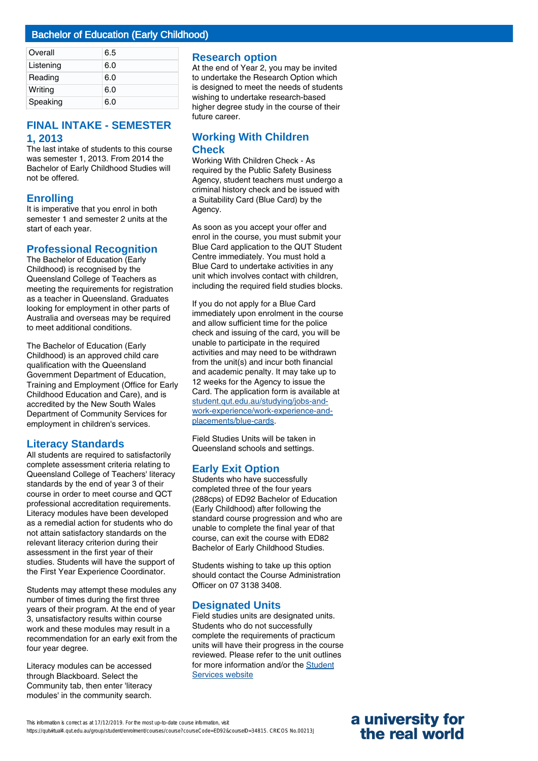| Overall | 6.5 |
|---|---|
| Listening | 6.0 |
| Reading | 6.0 |
| Writing | 6.0 |
| Speaking | 6.0 |

## FINAL INTAKE - SEMESTER 1, 2013

The last intake of students to this course was semester 1, 2013. From 2014 the Bachelor of Early Childhood Studies will not be offered.

## Enrolling

It is imperative that you enrol in both semester 1 and semester 2 units at the start of each year.

## Professional Recognition

The Bachelor of Education (Early Childhood) is recognised by the Queensland College of Teachers as meeting the requirements for registration as a teacher in Queensland. Graduates looking for employment in other parts of Australia and overseas may be required to meet additional conditions.

The Bachelor of Education (Early Childhood) is an approved child care qualification with the Queensland Government Department of Education, Training and Employment (Office for Early Childhood Education and Care), and is accredited by the New South Wales Department of Community Services for employment in children's services.

## Literacy Standards

All students are required to satisfactorily complete assessment criteria relating to Queensland College of Teachers' literacy standards by the end of year 3 of their course in order to meet course and QCT professional accreditation requirements. Literacy modules have been developed as a remedial action for students who do not attain satisfactory standards on the relevant literacy criterion during their assessment in the first year of their studies. Students will have the support of the First Year Experience Coordinator.

Students may attempt these modules any number of times during the first three years of their program. At the end of year 3, unsatisfactory results within course work and these modules may result in a recommendation for an early exit from the four year degree.

Literacy modules can be accessed through Blackboard. Select the Community tab, then enter 'literacy modules' in the community search.

## Research option

At the end of Year 2, you may be invited to undertake the Research Option which is designed to meet the needs of students wishing to undertake research-based higher degree study in the course of their future career.

## Working With Children Check

Working With Children Check - As required by the Public Safety Business Agency, student teachers must undergo a criminal history check and be issued with a Suitability Card (Blue Card) by the Agency.

As soon as you accept your offer and enrol in the course, you must submit your Blue Card application to the QUT Student Centre immediately. You must hold a Blue Card to undertake activities in any unit which involves contact with children, including the required field studies blocks.

If you do not apply for a Blue Card immediately upon enrolment in the course and allow sufficient time for the police check and issuing of the card, you will be unable to participate in the required activities and may need to be withdrawn from the unit(s) and incur both financial and academic penalty. It may take up to 12 weeks for the Agency to issue the Card. The application form is available at [student.qut.edu.au/studying/jobs-and-work-experience/work-experience-and-placements/blue-cards](student.qut.edu.au/studying/jobs-and-work-experience/work-experience-and-placements/blue-cards).

Field Studies Units will be taken in Queensland schools and settings.

## Early Exit Option

Students who have successfully completed three of the four years (288cps) of ED92 Bachelor of Education (Early Childhood) after following the standard course progression and who are unable to complete the final year of that course, can exit the course with ED82 Bachelor of Early Childhood Studies.

Students wishing to take up this option should contact the Course Administration Officer on 07 3138 3408.

## Designated Units

Field studies units are designated units. Students who do not successfully complete the requirements of practicum units will have their progress in the course reviewed. Please refer to the unit outlines for more information and/or the Student Services website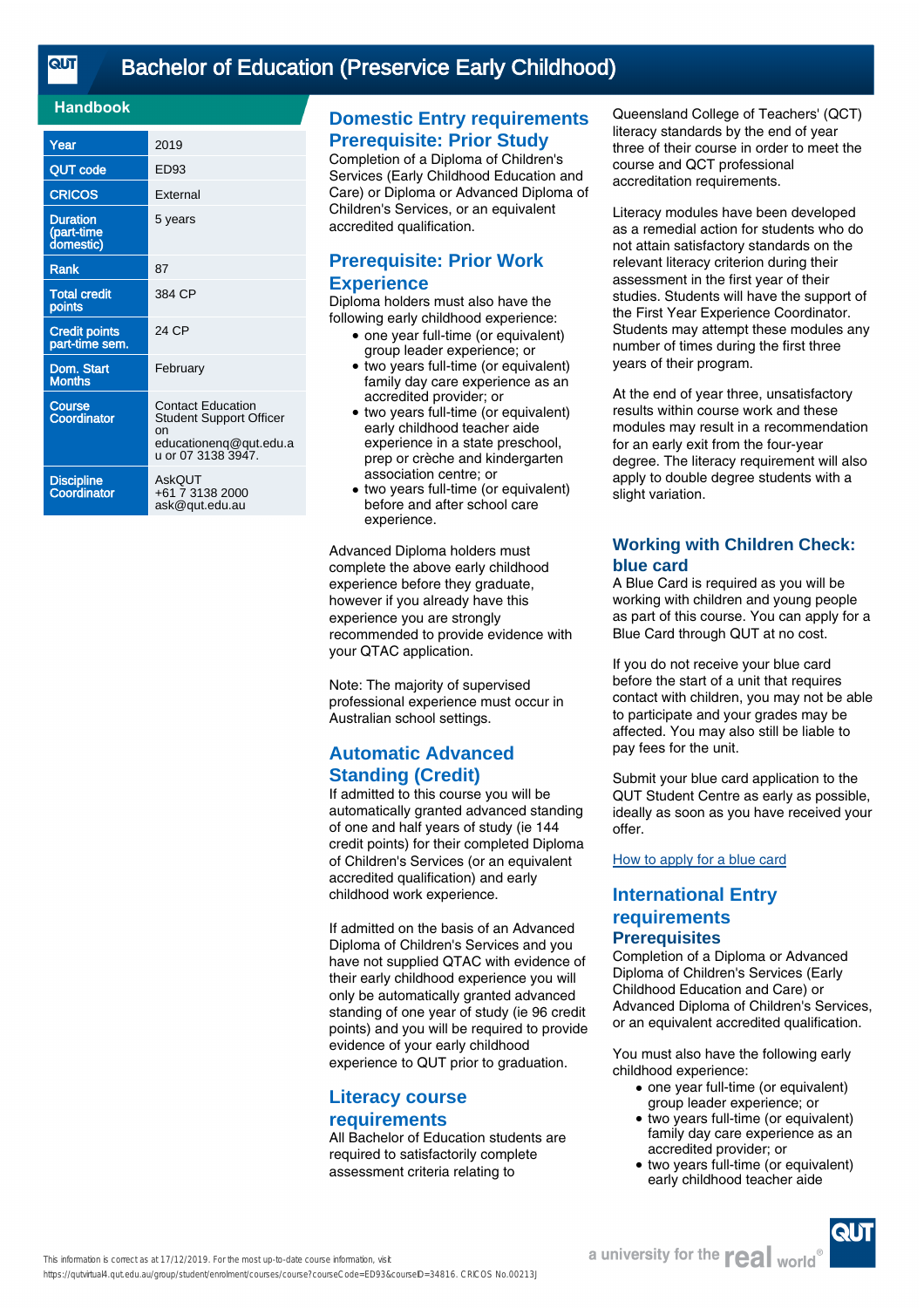# Bachelor of Education (Preservice Early Childhood)

## Handbook

| Year | 2019 |
|---|---|
| QUT code | ED93 |
| CRICOS | External |
| Duration (part-time domestic) | 5 years |
| Rank | 87 |
| Total credit points | 384 CP |
| Credit points part-time sem. | 24 CP |
| Dom. Start Months | February |
| Course Coordinator | Contact Education Student Support Officer on educationenq@qut.edu.au or 07 3138 3947. |
| Discipline Coordinator | AskQUT +61 7 3138 2000 ask@qut.edu.au |

## Domestic Entry requirements

### Prerequisite: Prior Study

Completion of a Diploma of Children's Services (Early Childhood Education and Care) or Diploma or Advanced Diploma of Children's Services, or an equivalent accredited qualification.

### Prerequisite: Prior Work Experience

Diploma holders must also have the following early childhood experience:

- one year full-time (or equivalent) group leader experience; or
- two years full-time (or equivalent) family day care experience as an accredited provider; or
- two years full-time (or equivalent) early childhood teacher aide experience in a state preschool, prep or crèche and kindergarten association centre; or
- two years full-time (or equivalent) before and after school care experience.

Advanced Diploma holders must complete the above early childhood experience before they graduate, however if you already have this experience you are strongly recommended to provide evidence with your QTAC application.

Note: The majority of supervised professional experience must occur in Australian school settings.

## Automatic Advanced Standing (Credit)

If admitted to this course you will be automatically granted advanced standing of one and half years of study (ie 144 credit points) for their completed Diploma of Children's Services (or an equivalent accredited qualification) and early childhood work experience.

If admitted on the basis of an Advanced Diploma of Children's Services and you have not supplied QTAC with evidence of their early childhood experience you will only be automatically granted advanced standing of one year of study (ie 96 credit points) and you will be required to provide evidence of your early childhood experience to QUT prior to graduation.

## Literacy course requirements

All Bachelor of Education students are required to satisfactorily complete assessment criteria relating to Queensland College of Teachers' (QCT) literacy standards by the end of year three of their course in order to meet the course and QCT professional accreditation requirements.

Literacy modules have been developed as a remedial action for students who do not attain satisfactory standards on the relevant literacy criterion during their assessment in the first year of their studies. Students will have the support of the First Year Experience Coordinator. Students may attempt these modules any number of times during the first three years of their program.

At the end of year three, unsatisfactory results within course work and these modules may result in a recommendation for an early exit from the four-year degree. The literacy requirement will also apply to double degree students with a slight variation.

## Working with Children Check: blue card

A Blue Card is required as you will be working with children and young people as part of this course. You can apply for a Blue Card through QUT at no cost.

If you do not receive your blue card before the start of a unit that requires contact with children, you may not be able to participate and your grades may be affected. You may also still be liable to pay fees for the unit.

Submit your blue card application to the QUT Student Centre as early as possible, ideally as soon as you have received your offer.

How to apply for a blue card

## International Entry requirements

### Prerequisites

Completion of a Diploma or Advanced Diploma of Children's Services (Early Childhood Education and Care) or Advanced Diploma of Children's Services, or an equivalent accredited qualification.

You must also have the following early childhood experience:

- one year full-time (or equivalent) group leader experience; or
- two years full-time (or equivalent) family day care experience as an accredited provider; or
- two years full-time (or equivalent) early childhood teacher aide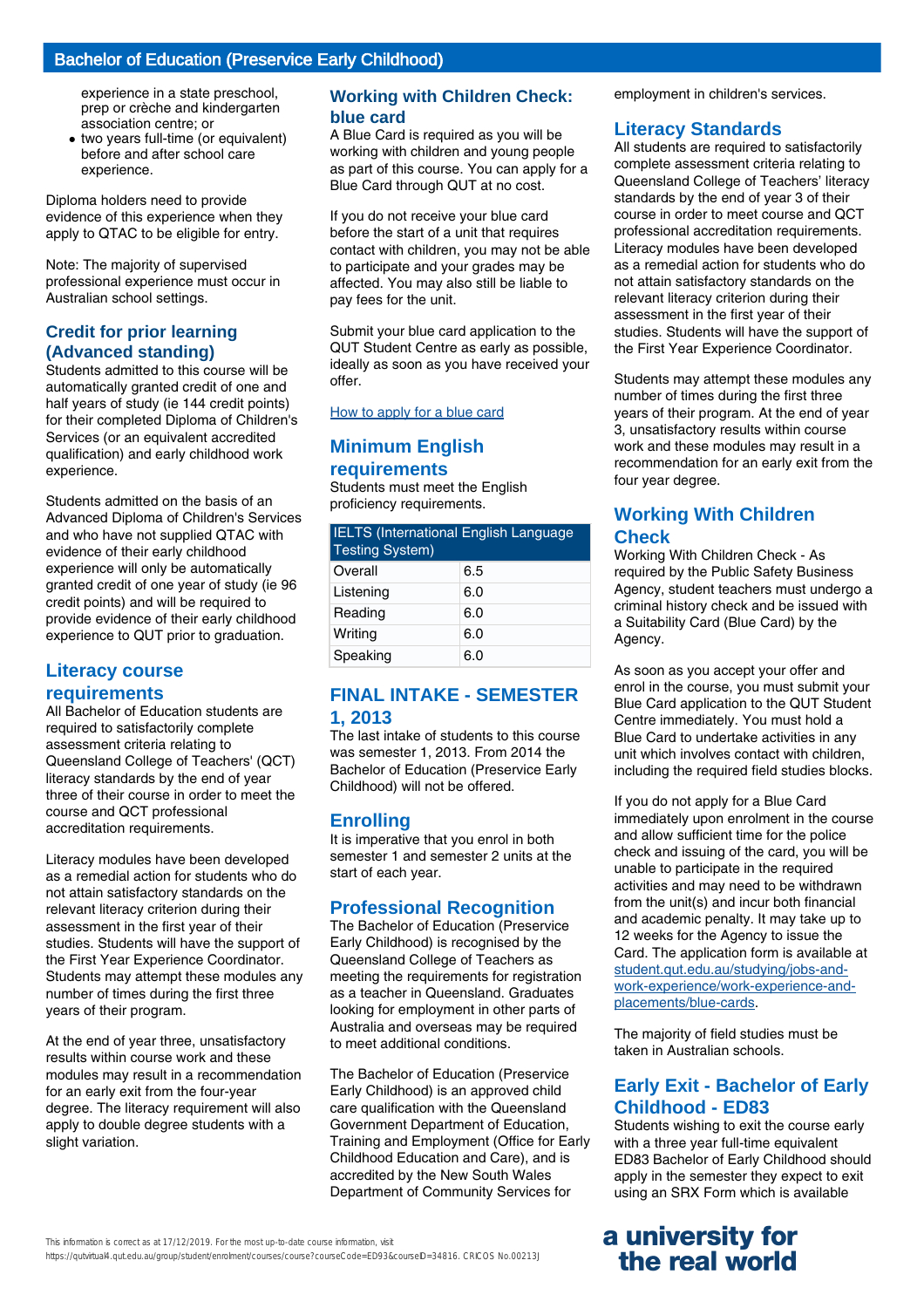experience in a state preschool, prep or crèche and kindergarten association centre; or
- two years full-time (or equivalent) before and after school care experience.

Diploma holders need to provide evidence of this experience when they apply to QTAC to be eligible for entry.

Note: The majority of supervised professional experience must occur in Australian school settings.

## Credit for prior learning (Advanced standing)

Students admitted to this course will be automatically granted credit of one and half years of study (ie 144 credit points) for their completed Diploma of Children's Services (or an equivalent accredited qualification) and early childhood work experience.

Students admitted on the basis of an Advanced Diploma of Children's Services and who have not supplied QTAC with evidence of their early childhood experience will only be automatically granted credit of one year of study (ie 96 credit points) and will be required to provide evidence of their early childhood experience to QUT prior to graduation.

## Literacy course requirements

All Bachelor of Education students are required to satisfactorily complete assessment criteria relating to Queensland College of Teachers' (QCT) literacy standards by the end of year three of their course in order to meet the course and QCT professional accreditation requirements.

Literacy modules have been developed as a remedial action for students who do not attain satisfactory standards on the relevant literacy criterion during their assessment in the first year of their studies. Students will have the support of the First Year Experience Coordinator. Students may attempt these modules any number of times during the first three years of their program.

At the end of year three, unsatisfactory results within course work and these modules may result in a recommendation for an early exit from the four-year degree. The literacy requirement will also apply to double degree students with a slight variation.

## Working with Children Check: blue card

A Blue Card is required as you will be working with children and young people as part of this course. You can apply for a Blue Card through QUT at no cost.

If you do not receive your blue card before the start of a unit that requires contact with children, you may not be able to participate and your grades may be affected. You may also still be liable to pay fees for the unit.

Submit your blue card application to the QUT Student Centre as early as possible, ideally as soon as you have received your offer.

How to apply for a blue card

## Minimum English requirements

Students must meet the English proficiency requirements.

| IELTS (International English Language Testing System) | |
|---|---|
| Overall | 6.5 |
| Listening | 6.0 |
| Reading | 6.0 |
| Writing | 6.0 |
| Speaking | 6.0 |

## FINAL INTAKE - SEMESTER 1, 2013

The last intake of students to this course was semester 1, 2013. From 2014 the Bachelor of Education (Preservice Early Childhood) will not be offered.

## Enrolling

It is imperative that you enrol in both semester 1 and semester 2 units at the start of each year.

## Professional Recognition

The Bachelor of Education (Preservice Early Childhood) is recognised by the Queensland College of Teachers as meeting the requirements for registration as a teacher in Queensland. Graduates looking for employment in other parts of Australia and overseas may be required to meet additional conditions.

The Bachelor of Education (Preservice Early Childhood) is an approved child care qualification with the Queensland Government Department of Education, Training and Employment (Office for Early Childhood Education and Care), and is accredited by the New South Wales Department of Community Services for employment in children's services.

## Literacy Standards

All students are required to satisfactorily complete assessment criteria relating to Queensland College of Teachers' literacy standards by the end of year 3 of their course in order to meet course and QCT professional accreditation requirements. Literacy modules have been developed as a remedial action for students who do not attain satisfactory standards on the relevant literacy criterion during their assessment in the first year of their studies. Students will have the support of the First Year Experience Coordinator.

Students may attempt these modules any number of times during the first three years of their program. At the end of year 3, unsatisfactory results within course work and these modules may result in a recommendation for an early exit from the four year degree.

## Working With Children Check

Working With Children Check - As required by the Public Safety Business Agency, student teachers must undergo a criminal history check and be issued with a Suitability Card (Blue Card) by the Agency.

As soon as you accept your offer and enrol in the course, you must submit your Blue Card application to the QUT Student Centre immediately. You must hold a Blue Card to undertake activities in any unit which involves contact with children, including the required field studies blocks.

If you do not apply for a Blue Card immediately upon enrolment in the course and allow sufficient time for the police check and issuing of the card, you will be unable to participate in the required activities and may need to be withdrawn from the unit(s) and incur both financial and academic penalty. It may take up to 12 weeks for the Agency to issue the Card. The application form is available at student.qut.edu.au/studying/jobs-and-work-experience/work-experience-and-placements/blue-cards.

The majority of field studies must be taken in Australian schools.

## Early Exit - Bachelor of Early Childhood - ED83

Students wishing to exit the course early with a three year full-time equivalent ED83 Bachelor of Early Childhood should apply in the semester they expect to exit using an SRX Form which is available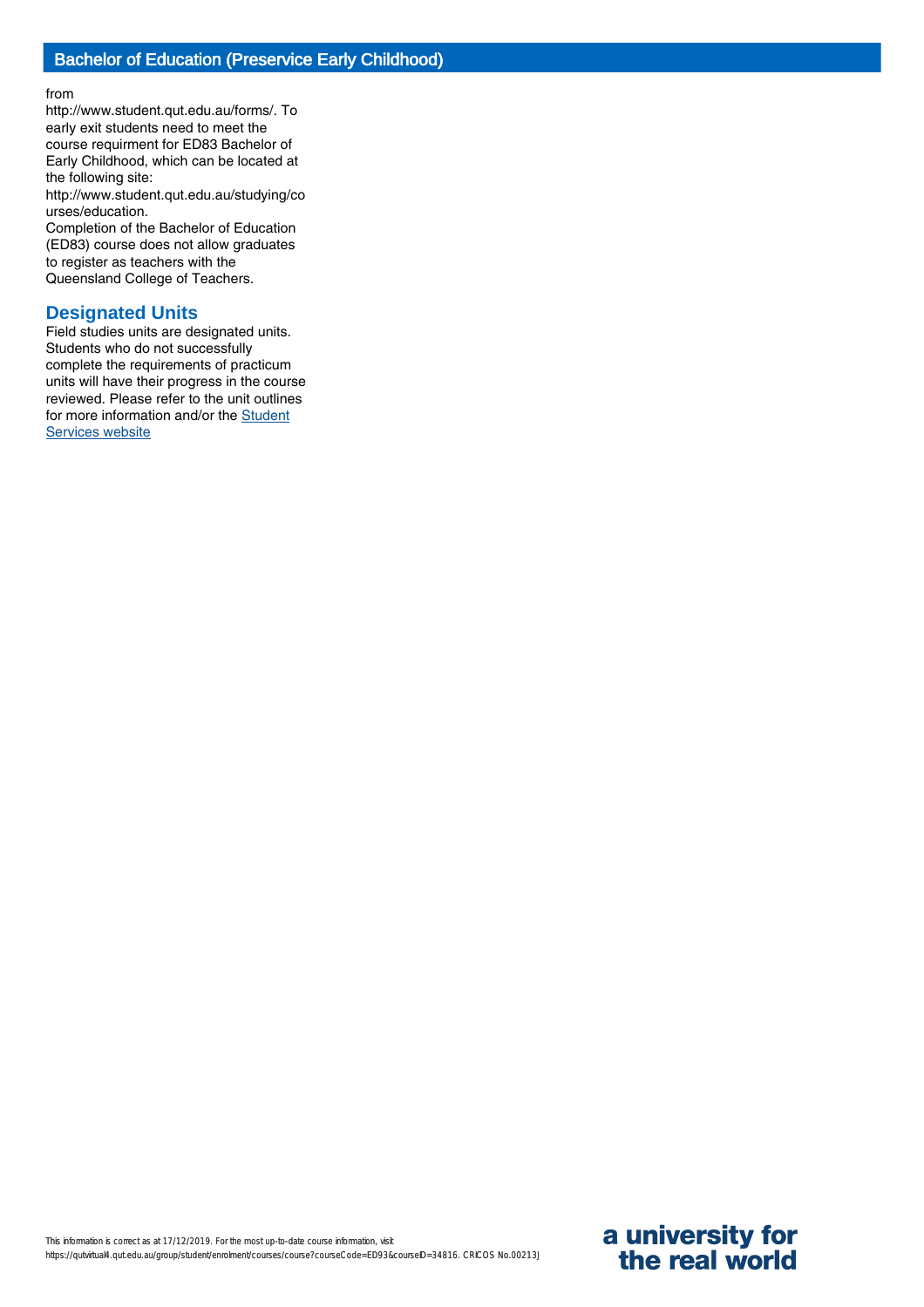from http://www.student.qut.edu.au/forms/. To early exit students need to meet the course requirment for ED83 Bachelor of Early Childhood, which can be located at the following site: http://www.student.qut.edu.au/studying/courses/education.
Completion of the Bachelor of Education (ED83) course does not allow graduates to register as teachers with the Queensland College of Teachers.

## Designated Units

Field studies units are designated units. Students who do not successfully complete the requirements of practicum units will have their progress in the course reviewed. Please refer to the unit outlines for more information and/or the Student Services website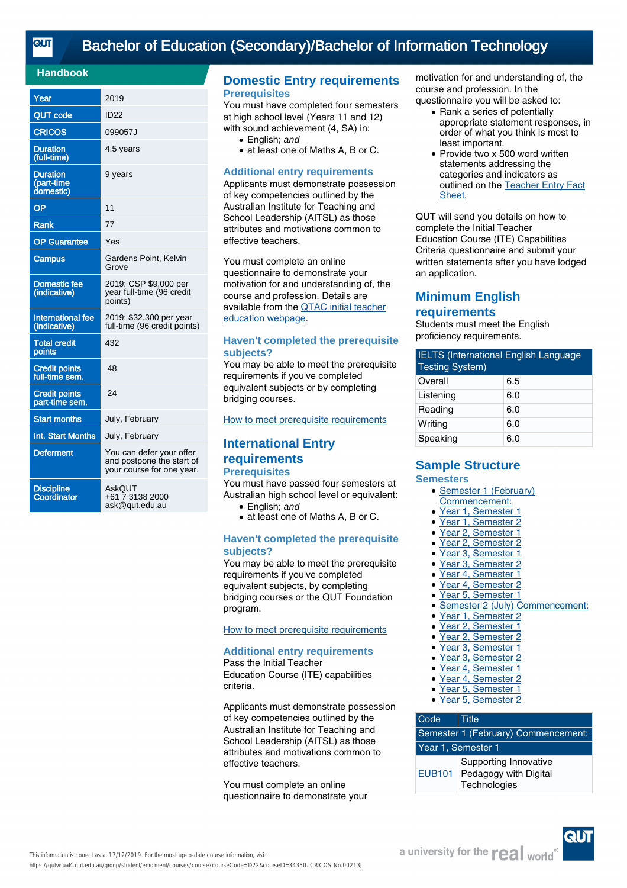# Bachelor of Education (Secondary)/Bachelor of Information Technology

## Handbook

| | |
|---|---|
| Year | 2019 |
| QUT code | ID22 |
| CRICOS | 099057J |
| Duration (full-time) | 4.5 years |
| Duration (part-time domestic) | 9 years |
| OP | 11 |
| Rank | 77 |
| OP Guarantee | Yes |
| Campus | Gardens Point, Kelvin Grove |
| Domestic fee (indicative) | 2019: CSP $9,000 per year full-time (96 credit points) |
| International fee (indicative) | 2019: $32,300 per year full-time (96 credit points) |
| Total credit points | 432 |
| Credit points full-time sem. | 48 |
| Credit points part-time sem. | 24 |
| Start months | July, February |
| Int. Start Months | July, February |
| Deferment | You can defer your offer and postpone the start of your course for one year. |
| Discipline Coordinator | AskQUT<br>+61 7 3138 2000<br>ask@qut.edu.au |

## Domestic Entry requirements

### Prerequisites

You must have completed four semesters at high school level (Years 11 and 12) with sound achievement (4, SA) in:

- English; *and*
- at least one of Maths A, B or C.

### Additional entry requirements

Applicants must demonstrate possession of key competencies outlined by the Australian Institute for Teaching and School Leadership (AITSL) as those attributes and motivations common to effective teachers.

You must complete an online questionnaire to demonstrate your motivation for and understanding of, the course and profession. Details are available from the QTAC initial teacher education webpage.

### Haven't completed the prerequisite subjects?

You may be able to meet the prerequisite requirements if you've completed equivalent subjects or by completing bridging courses.

How to meet prerequisite requirements

## International Entry requirements

### Prerequisites

You must have passed four semesters at Australian high school level or equivalent:

- English; *and*
- at least one of Maths A, B or C.

### Haven't completed the prerequisite subjects?

You may be able to meet the prerequisite requirements if you've completed equivalent subjects, by completing bridging courses or the QUT Foundation program.

How to meet prerequisite requirements

### Additional entry requirements

Pass the Initial Teacher Education Course (ITE) capabilities criteria.

Applicants must demonstrate possession of key competencies outlined by the Australian Institute for Teaching and School Leadership (AITSL) as those attributes and motivations common to effective teachers.

You must complete an online questionnaire to demonstrate your motivation for and understanding of, the course and profession. In the questionnaire you will be asked to:

- Rank a series of potentially appropriate statement responses, in order of what you think is most to least important.
- Provide two x 500 word written statements addressing the categories and indicators as outlined on the Teacher Entry Fact Sheet.

QUT will send you details on how to complete the Initial Teacher Education Course (ITE) Capabilities Criteria questionnaire and submit your written statements after you have lodged an application.

## Minimum English requirements

Students must meet the English proficiency requirements.

| IELTS (International English Language Testing System) | |
|---|---|
| Overall | 6.5 |
| Listening | 6.0 |
| Reading | 6.0 |
| Writing | 6.0 |
| Speaking | 6.0 |

## Sample Structure

### Semesters

- Semester 1 (February) Commencement:
- Year 1, Semester 1
- Year 1, Semester 2
- Year 2, Semester 1
- Year 2, Semester 2
- Year 3, Semester 1
- Year 3, Semester 2
- Year 4, Semester 1
- Year 4, Semester 2
- Year 5, Semester 1
- Semester 2 (July) Commencement:
- Year 1, Semester 2
- Year 2, Semester 1
- Year 2, Semester 2
- Year 3, Semester 1
- Year 3, Semester 2
- Year 4, Semester 1
- Year 4, Semester 2
- Year 5, Semester 1
- Year 5, Semester 2

| Code | Title |
|---|---|
| Semester 1 (February) Commencement: | |
| Year 1, Semester 1 | |
| EUB101 | Supporting Innovative Pedagogy with Digital Technologies |

This information is correct as at 17/12/2019. For the most up-to-date course information, visit https://qutvirtual4.qut.edu.au/group/student/enrolment/courses/course?courseCode=ID22&courseID=34350. CRICOS No.00213J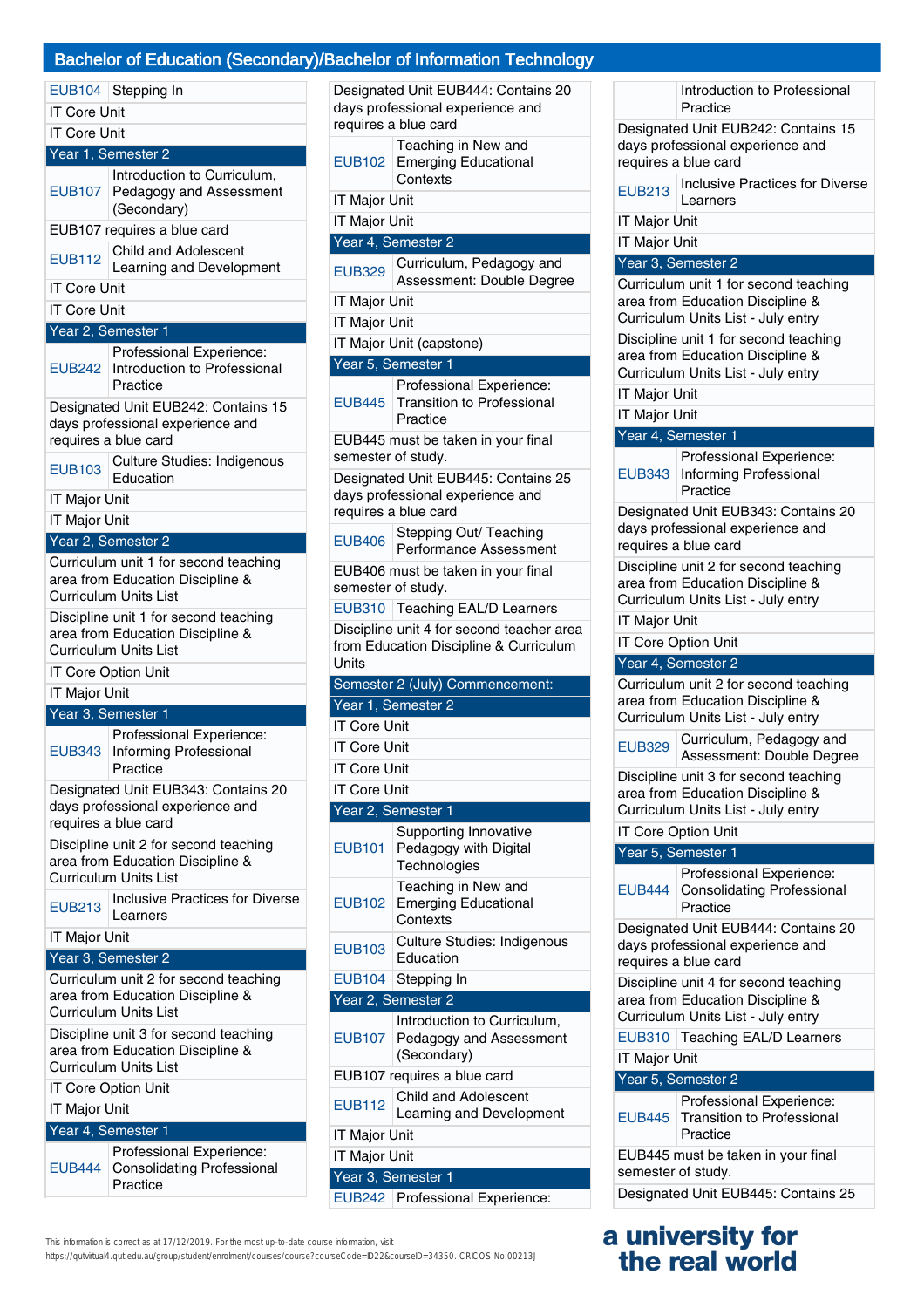## Bachelor of Education (Secondary)/Bachelor of Information Technology

| | |
|---|---|
| EUB104 | Stepping In |
| IT Core Unit | |
| IT Core Unit | |
| **Year 1, Semester 2** | |
| EUB107 | Introduction to Curriculum, Pedagogy and Assessment (Secondary) |
| EUB107 requires a blue card | |
| EUB112 | Child and Adolescent Learning and Development |
| IT Core Unit | |
| IT Core Unit | |
| **Year 2, Semester 1** | |
| EUB242 | Professional Experience: Introduction to Professional Practice |
| Designated Unit EUB242: Contains 15 days professional experience and requires a blue card | |
| EUB103 | Culture Studies: Indigenous Education |
| IT Major Unit | |
| IT Major Unit | |
| **Year 2, Semester 2** | |
| Curriculum unit 1 for second teaching area from Education Discipline & Curriculum Units List | |
| Discipline unit 1 for second teaching area from Education Discipline & Curriculum Units List | |
| IT Core Option Unit | |
| IT Major Unit | |
| **Year 3, Semester 1** | |
| EUB343 | Professional Experience: Informing Professional Practice |
| Designated Unit EUB343: Contains 20 days professional experience and requires a blue card | |
| Discipline unit 2 for second teaching area from Education Discipline & Curriculum Units List | |
| EUB213 | Inclusive Practices for Diverse Learners |
| IT Major Unit | |
| **Year 3, Semester 2** | |
| Curriculum unit 2 for second teaching area from Education Discipline & Curriculum Units List | |
| Discipline unit 3 for second teaching area from Education Discipline & Curriculum Units List | |
| IT Core Option Unit | |
| IT Major Unit | |
| **Year 4, Semester 1** | |
| EUB444 | Professional Experience: Consolidating Professional Practice |
| Designated Unit EUB444: Contains 20 days professional experience and requires a blue card | |
| EUB102 | Teaching in New and Emerging Educational Contexts |
| IT Major Unit | |
| IT Major Unit | |
| **Year 4, Semester 2** | |
| EUB329 | Curriculum, Pedagogy and Assessment: Double Degree |
| IT Major Unit | |
| IT Major Unit | |
| IT Major Unit (capstone) | |
| **Year 5, Semester 1** | |
| EUB445 | Professional Experience: Transition to Professional Practice |
| EUB445 must be taken in your final semester of study. | |
| Designated Unit EUB445: Contains 25 days professional experience and requires a blue card | |
| EUB406 | Stepping Out/ Teaching Performance Assessment |
| EUB406 must be taken in your final semester of study. | |
| EUB310 | Teaching EAL/D Learners |
| Discipline unit 4 for second teacher area from Education Discipline & Curriculum Units | |
| **Semester 2 (July) Commencement:** | |
| **Year 1, Semester 2** | |
| IT Core Unit | |
| IT Core Unit | |
| IT Core Unit | |
| IT Core Unit | |
| **Year 2, Semester 1** | |
| EUB101 | Supporting Innovative Pedagogy with Digital Technologies |
| EUB102 | Teaching in New and Emerging Educational Contexts |
| EUB103 | Culture Studies: Indigenous Education |
| EUB104 | Stepping In |
| **Year 2, Semester 2** | |
| EUB107 | Introduction to Curriculum, Pedagogy and Assessment (Secondary) |
| EUB107 requires a blue card | |
| EUB112 | Child and Adolescent Learning and Development |
| IT Major Unit | |
| IT Major Unit | |
| **Year 3, Semester 1** | |
| EUB242 | Professional Experience: Introduction to Professional Practice |
| Designated Unit EUB242: Contains 15 days professional experience and requires a blue card | |
| EUB213 | Inclusive Practices for Diverse Learners |
| IT Major Unit | |
| IT Major Unit | |
| **Year 3, Semester 2** | |
| Curriculum unit 1 for second teaching area from Education Discipline & Curriculum Units List - July entry | |
| Discipline unit 1 for second teaching area from Education Discipline & Curriculum Units List - July entry | |
| IT Major Unit | |
| IT Major Unit | |
| **Year 4, Semester 1** | |
| EUB343 | Professional Experience: Informing Professional Practice |
| Designated Unit EUB343: Contains 20 days professional experience and requires a blue card | |
| Discipline unit 2 for second teaching area from Education Discipline & Curriculum Units List - July entry | |
| IT Major Unit | |
| IT Core Option Unit | |
| **Year 4, Semester 2** | |
| Curriculum unit 2 for second teaching area from Education Discipline & Curriculum Units List - July entry | |
| EUB329 | Curriculum, Pedagogy and Assessment: Double Degree |
| Discipline unit 3 for second teaching area from Education Discipline & Curriculum Units List - July entry | |
| IT Core Option Unit | |
| **Year 5, Semester 1** | |
| EUB444 | Professional Experience: Consolidating Professional Practice |
| Designated Unit EUB444: Contains 20 days professional experience and requires a blue card | |
| Discipline unit 4 for second teaching area from Education Discipline & Curriculum Units List - July entry | |
| EUB310 | Teaching EAL/D Learners |
| IT Major Unit | |
| **Year 5, Semester 2** | |
| EUB445 | Professional Experience: Transition to Professional Practice |
| EUB445 must be taken in your final semester of study. | |
| Designated Unit EUB445: Contains 25 | |

This information is correct as at 17/12/2019. For the most up-to-date course information, visit https://qutvirtual4.qut.edu.au/group/student/enrolment/courses/course?courseCode=ID22&courseID=34350. CRICOS No.00213J

a university for the real world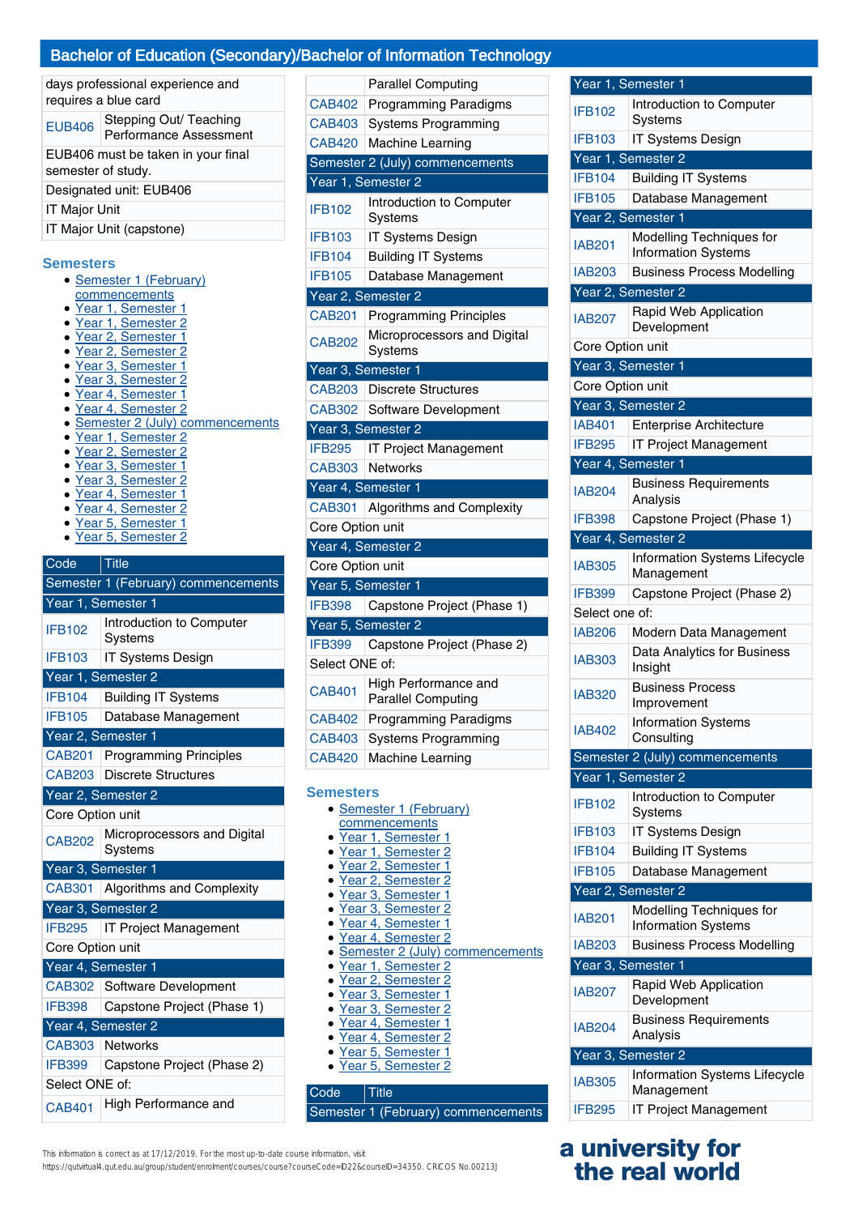# Bachelor of Education (Secondary)/Bachelor of Information Technology

| | |
|---|---|
| days professional experience and requires a blue card | |
| EUB406 | Stepping Out/ Teaching Performance Assessment |
| EUB406 must be taken in your final semester of study. | |
| Designated unit: EUB406 | |
| IT Major Unit | |
| IT Major Unit (capstone) | |

## Semesters

- Semester 1 (February) commencements
- Year 1, Semester 1
- Year 1, Semester 2
- Year 2, Semester 1
- Year 2, Semester 2
- Year 3, Semester 1
- Year 3, Semester 2
- Year 4, Semester 1
- Year 4, Semester 2
- Semester 2 (July) commencements
- Year 1, Semester 2
- Year 2, Semester 2
- Year 3, Semester 1
- Year 3, Semester 2
- Year 4, Semester 1
- Year 4, Semester 2
- Year 5, Semester 1
- Year 5, Semester 2

| Code | Title |
|---|---|
| Semester 1 (February) commencements | |
| Year 1, Semester 1 | |
| IFB102 | Introduction to Computer Systems |
| IFB103 | IT Systems Design |
| Year 1, Semester 2 | |
| IFB104 | Building IT Systems |
| IFB105 | Database Management |
| Year 2, Semester 1 | |
| CAB201 | Programming Principles |
| CAB203 | Discrete Structures |
| Year 2, Semester 2 | |
| Core Option unit | |
| CAB202 | Microprocessors and Digital Systems |
| Year 3, Semester 1 | |
| CAB301 | Algorithms and Complexity |
| Year 3, Semester 2 | |
| IFB295 | IT Project Management |
| Core Option unit | |
| Year 4, Semester 1 | |
| CAB302 | Software Development |
| IFB398 | Capstone Project (Phase 1) |
| Year 4, Semester 2 | |
| CAB303 | Networks |
| IFB399 | Capstone Project (Phase 2) |
| Select ONE of: | |
| CAB401 | High Performance and Parallel Computing |
| CAB402 | Programming Paradigms |
| CAB403 | Systems Programming |
| CAB420 | Machine Learning |
| Semester 2 (July) commencements | |
| Year 1, Semester 2 | |
| IFB102 | Introduction to Computer Systems |
| IFB103 | IT Systems Design |
| IFB104 | Building IT Systems |
| IFB105 | Database Management |
| Year 2, Semester 2 | |
| CAB201 | Programming Principles |
| CAB202 | Microprocessors and Digital Systems |
| Year 3, Semester 1 | |
| CAB203 | Discrete Structures |
| CAB302 | Software Development |
| Year 3, Semester 2 | |
| IFB295 | IT Project Management |
| CAB303 | Networks |
| Year 4, Semester 1 | |
| CAB301 | Algorithms and Complexity |
| Core Option unit | |
| Year 4, Semester 2 | |
| Core Option unit | |
| Year 5, Semester 1 | |
| IFB398 | Capstone Project (Phase 1) |
| Year 5, Semester 2 | |
| IFB399 | Capstone Project (Phase 2) |
| Select ONE of: | |
| CAB401 | High Performance and Parallel Computing |
| CAB402 | Programming Paradigms |
| CAB403 | Systems Programming |
| CAB420 | Machine Learning |

## Semesters

- Semester 1 (February) commencements
- Year 1, Semester 1
- Year 1, Semester 2
- Year 2, Semester 1
- Year 2, Semester 2
- Year 3, Semester 1
- Year 3, Semester 2
- Year 4, Semester 1
- Year 4, Semester 2
- Semester 2 (July) commencements
- Year 1, Semester 2
- Year 2, Semester 2
- Year 3, Semester 1
- Year 3, Semester 2
- Year 4, Semester 1
- Year 4, Semester 2
- Year 5, Semester 1
- Year 5, Semester 2

| Code | Title |
|---|---|
| Semester 1 (February) commencements | |
| Year 1, Semester 1 | |
| IFB102 | Introduction to Computer Systems |
| IFB103 | IT Systems Design |
| Year 1, Semester 2 | |
| IFB104 | Building IT Systems |
| IFB105 | Database Management |
| Year 2, Semester 1 | |
| IAB201 | Modelling Techniques for Information Systems |
| IAB203 | Business Process Modelling |
| Year 2, Semester 2 | |
| IAB207 | Rapid Web Application Development |
| Core Option unit | |
| Year 3, Semester 1 | |
| Core Option unit | |
| Year 3, Semester 2 | |
| IAB401 | Enterprise Architecture |
| IFB295 | IT Project Management |
| Year 4, Semester 1 | |
| IAB204 | Business Requirements Analysis |
| IFB398 | Capstone Project (Phase 1) |
| Year 4, Semester 2 | |
| IAB305 | Information Systems Lifecycle Management |
| IFB399 | Capstone Project (Phase 2) |
| Select one of: | |
| IAB206 | Modern Data Management |
| IAB303 | Data Analytics for Business Insight |
| IAB320 | Business Process Improvement |
| IAB402 | Information Systems Consulting |
| Semester 2 (July) commencements | |
| Year 1, Semester 2 | |
| IFB102 | Introduction to Computer Systems |
| IFB103 | IT Systems Design |
| IFB104 | Building IT Systems |
| IFB105 | Database Management |
| Year 2, Semester 2 | |
| IAB201 | Modelling Techniques for Information Systems |
| IAB203 | Business Process Modelling |
| Year 3, Semester 1 | |
| IAB207 | Rapid Web Application Development |
| IAB204 | Business Requirements Analysis |
| Year 3, Semester 2 | |
| IAB305 | Information Systems Lifecycle Management |
| IFB295 | IT Project Management |

This information is correct as at 17/12/2019. For the most up-to-date course information, visit https://qutvirtual4.qut.edu.au/group/student/enrolment/courses/course?courseCode=ID22&courseID=34350. CRICOS No.00213J

a university for the real world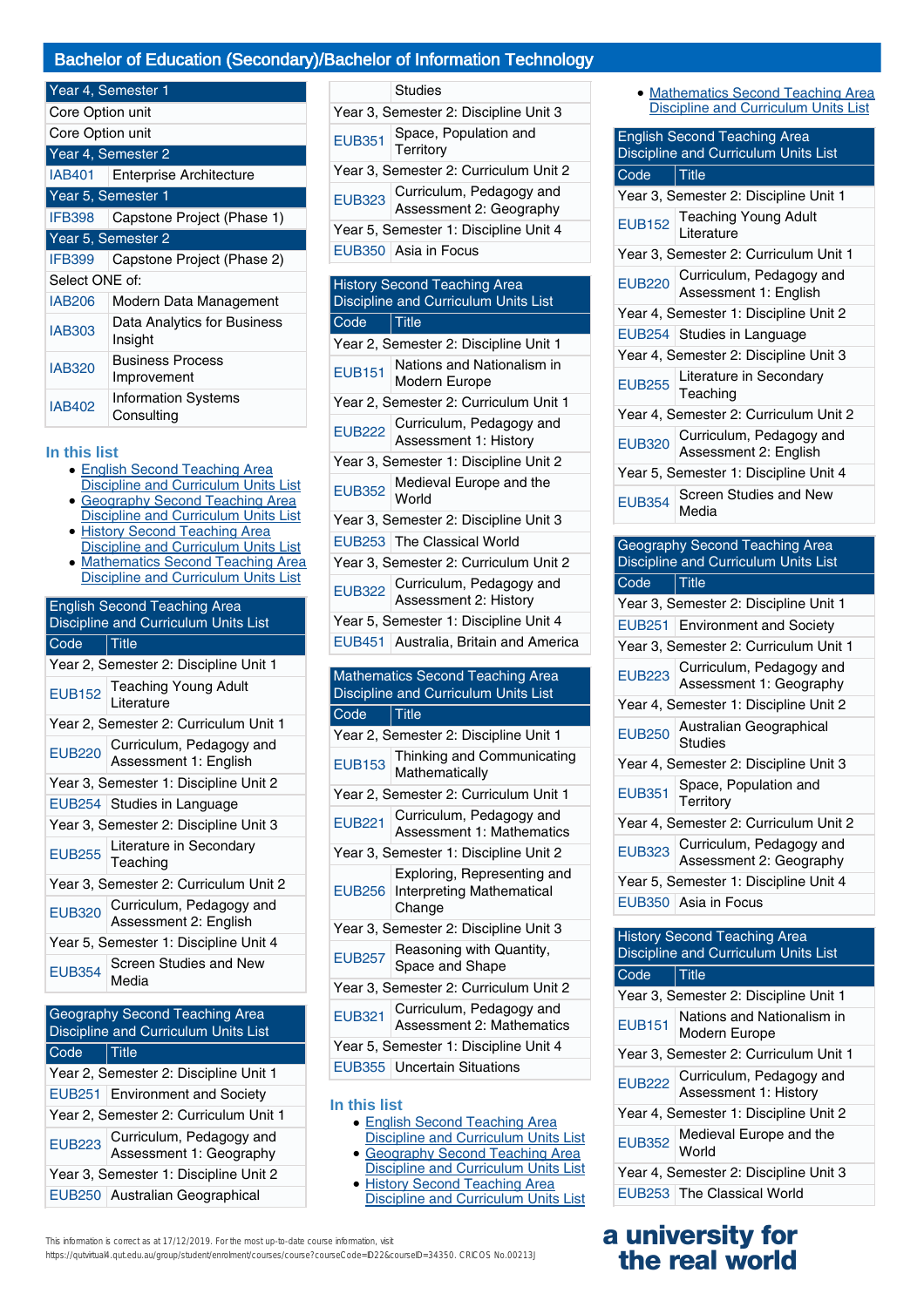## Bachelor of Education (Secondary)/Bachelor of Information Technology

| | |
|---|---|
| Year 4, Semester 1 | |
| Core Option unit | |
| Core Option unit | |
| Year 4, Semester 2 | |
| IAB401 | Enterprise Architecture |
| Year 5, Semester 1 | |
| IFB398 | Capstone Project (Phase 1) |
| Year 5, Semester 2 | |
| IFB399 | Capstone Project (Phase 2) |
| Select ONE of: | |
| IAB206 | Modern Data Management |
| IAB303 | Data Analytics for Business Insight |
| IAB320 | Business Process Improvement |
| IAB402 | Information Systems Consulting |

### In this list

- English Second Teaching Area Discipline and Curriculum Units List
- Geography Second Teaching Area Discipline and Curriculum Units List
- History Second Teaching Area Discipline and Curriculum Units List
- Mathematics Second Teaching Area Discipline and Curriculum Units List

| English Second Teaching Area Discipline and Curriculum Units List | |
|---|---|
| Code | Title |
| Year 2, Semester 2: Discipline Unit 1 | |
| EUB152 | Teaching Young Adult Literature |
| Year 2, Semester 2: Curriculum Unit 1 | |
| EUB220 | Curriculum, Pedagogy and Assessment 1: English |
| Year 3, Semester 1: Discipline Unit 2 | |
| EUB254 | Studies in Language |
| Year 3, Semester 2: Discipline Unit 3 | |
| EUB255 | Literature in Secondary Teaching |
| Year 3, Semester 2: Curriculum Unit 2 | |
| EUB320 | Curriculum, Pedagogy and Assessment 2: English |
| Year 5, Semester 1: Discipline Unit 4 | |
| EUB354 | Screen Studies and New Media |

| Geography Second Teaching Area Discipline and Curriculum Units List | |
|---|---|
| Code | Title |
| Year 2, Semester 2: Discipline Unit 1 | |
| EUB251 | Environment and Society |
| Year 2, Semester 2: Curriculum Unit 1 | |
| EUB223 | Curriculum, Pedagogy and Assessment 1: Geography |
| Year 3, Semester 1: Discipline Unit 2 | |
| EUB250 | Australian Geographical Studies |
| Year 3, Semester 2: Discipline Unit 3 | |
| EUB351 | Space, Population and Territory |
| Year 3, Semester 2: Curriculum Unit 2 | |
| EUB323 | Curriculum, Pedagogy and Assessment 2: Geography |
| Year 5, Semester 1: Discipline Unit 4 | |
| EUB350 | Asia in Focus |

| History Second Teaching Area Discipline and Curriculum Units List | |
|---|---|
| Code | Title |
| Year 2, Semester 2: Discipline Unit 1 | |
| EUB151 | Nations and Nationalism in Modern Europe |
| Year 2, Semester 2: Curriculum Unit 1 | |
| EUB222 | Curriculum, Pedagogy and Assessment 1: History |
| Year 3, Semester 1: Discipline Unit 2 | |
| EUB352 | Medieval Europe and the World |
| Year 3, Semester 2: Discipline Unit 3 | |
| EUB253 | The Classical World |
| Year 3, Semester 2: Curriculum Unit 2 | |
| EUB322 | Curriculum, Pedagogy and Assessment 2: History |
| Year 5, Semester 1: Discipline Unit 4 | |
| EUB451 | Australia, Britain and America |

| Mathematics Second Teaching Area Discipline and Curriculum Units List | |
|---|---|
| Code | Title |
| Year 2, Semester 2: Discipline Unit 1 | |
| EUB153 | Thinking and Communicating Mathematically |
| Year 2, Semester 2: Curriculum Unit 1 | |
| EUB221 | Curriculum, Pedagogy and Assessment 1: Mathematics |
| Year 3, Semester 1: Discipline Unit 2 | |
| EUB256 | Exploring, Representing and Interpreting Mathematical Change |
| Year 3, Semester 2: Discipline Unit 3 | |
| EUB257 | Reasoning with Quantity, Space and Shape |
| Year 3, Semester 2: Curriculum Unit 2 | |
| EUB321 | Curriculum, Pedagogy and Assessment 2: Mathematics |
| Year 5, Semester 1: Discipline Unit 4 | |
| EUB355 | Uncertain Situations |

### In this list

- English Second Teaching Area Discipline and Curriculum Units List
- Geography Second Teaching Area Discipline and Curriculum Units List
- History Second Teaching Area Discipline and Curriculum Units List
- Mathematics Second Teaching Area Discipline and Curriculum Units List

| English Second Teaching Area Discipline and Curriculum Units List | |
|---|---|
| Code | Title |
| Year 3, Semester 2: Discipline Unit 1 | |
| EUB152 | Teaching Young Adult Literature |
| Year 3, Semester 2: Curriculum Unit 1 | |
| EUB220 | Curriculum, Pedagogy and Assessment 1: English |
| Year 4, Semester 1: Discipline Unit 2 | |
| EUB254 | Studies in Language |
| Year 4, Semester 2: Discipline Unit 3 | |
| EUB255 | Literature in Secondary Teaching |
| Year 4, Semester 2: Curriculum Unit 2 | |
| EUB320 | Curriculum, Pedagogy and Assessment 2: English |
| Year 5, Semester 1: Discipline Unit 4 | |
| EUB354 | Screen Studies and New Media |

| Geography Second Teaching Area Discipline and Curriculum Units List | |
|---|---|
| Code | Title |
| Year 3, Semester 2: Discipline Unit 1 | |
| EUB251 | Environment and Society |
| Year 3, Semester 2: Curriculum Unit 1 | |
| EUB223 | Curriculum, Pedagogy and Assessment 1: Geography |
| Year 4, Semester 1: Discipline Unit 2 | |
| EUB250 | Australian Geographical Studies |
| Year 4, Semester 2: Discipline Unit 3 | |
| EUB351 | Space, Population and Territory |
| Year 4, Semester 2: Curriculum Unit 2 | |
| EUB323 | Curriculum, Pedagogy and Assessment 2: Geography |
| Year 5, Semester 1: Discipline Unit 4 | |
| EUB350 | Asia in Focus |

| History Second Teaching Area Discipline and Curriculum Units List | |
|---|---|
| Code | Title |
| Year 3, Semester 2: Discipline Unit 1 | |
| EUB151 | Nations and Nationalism in Modern Europe |
| Year 3, Semester 2: Curriculum Unit 1 | |
| EUB222 | Curriculum, Pedagogy and Assessment 1: History |
| Year 4, Semester 1: Discipline Unit 2 | |
| EUB352 | Medieval Europe and the World |
| Year 4, Semester 2: Discipline Unit 3 | |
| EUB253 | The Classical World |

This information is correct as at 17/12/2019. For the most up-to-date course information, visit https://qutvirtual4.qut.edu.au/group/student/enrolment/courses/course?courseCode=ID22&courseID=34350. CRICOS No.00213J

a university for the real world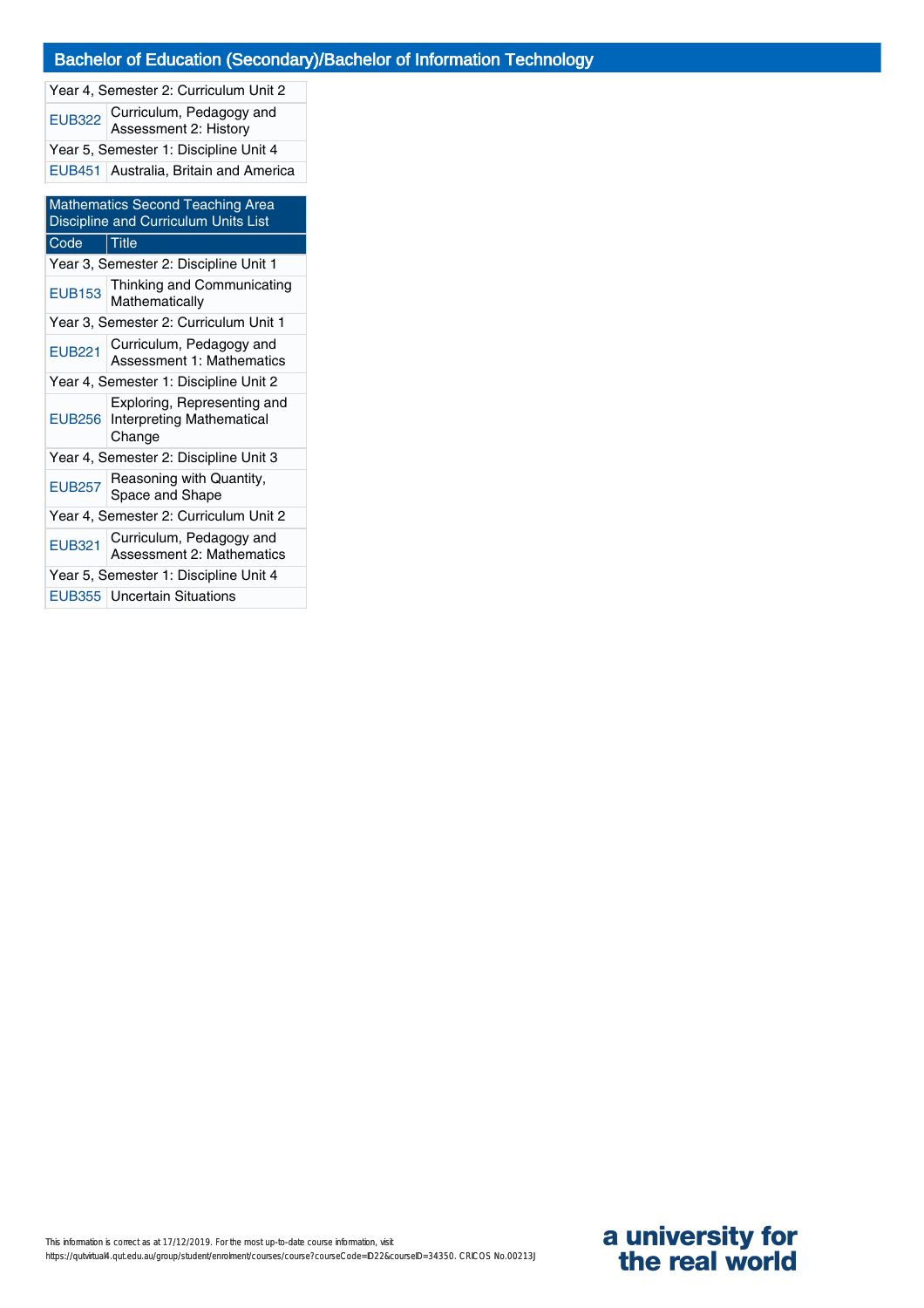| | |
|---|---|
| Year 4, Semester 2: Curriculum Unit 2 | |
| EUB322 | Curriculum, Pedagogy and Assessment 2: History |
| Year 5, Semester 1: Discipline Unit 4 | |
| EUB451 | Australia, Britain and America |

| Mathematics Second Teaching Area Discipline and Curriculum Units List | |
|---|---|
| **Code** | **Title** |
| Year 3, Semester 2: Discipline Unit 1 | |
| EUB153 | Thinking and Communicating Mathematically |
| Year 3, Semester 2: Curriculum Unit 1 | |
| EUB221 | Curriculum, Pedagogy and Assessment 1: Mathematics |
| Year 4, Semester 1: Discipline Unit 2 | |
| EUB256 | Exploring, Representing and Interpreting Mathematical Change |
| Year 4, Semester 2: Discipline Unit 3 | |
| EUB257 | Reasoning with Quantity, Space and Shape |
| Year 4, Semester 2: Curriculum Unit 2 | |
| EUB321 | Curriculum, Pedagogy and Assessment 2: Mathematics |
| Year 5, Semester 1: Discipline Unit 4 | |
| EUB355 | Uncertain Situations |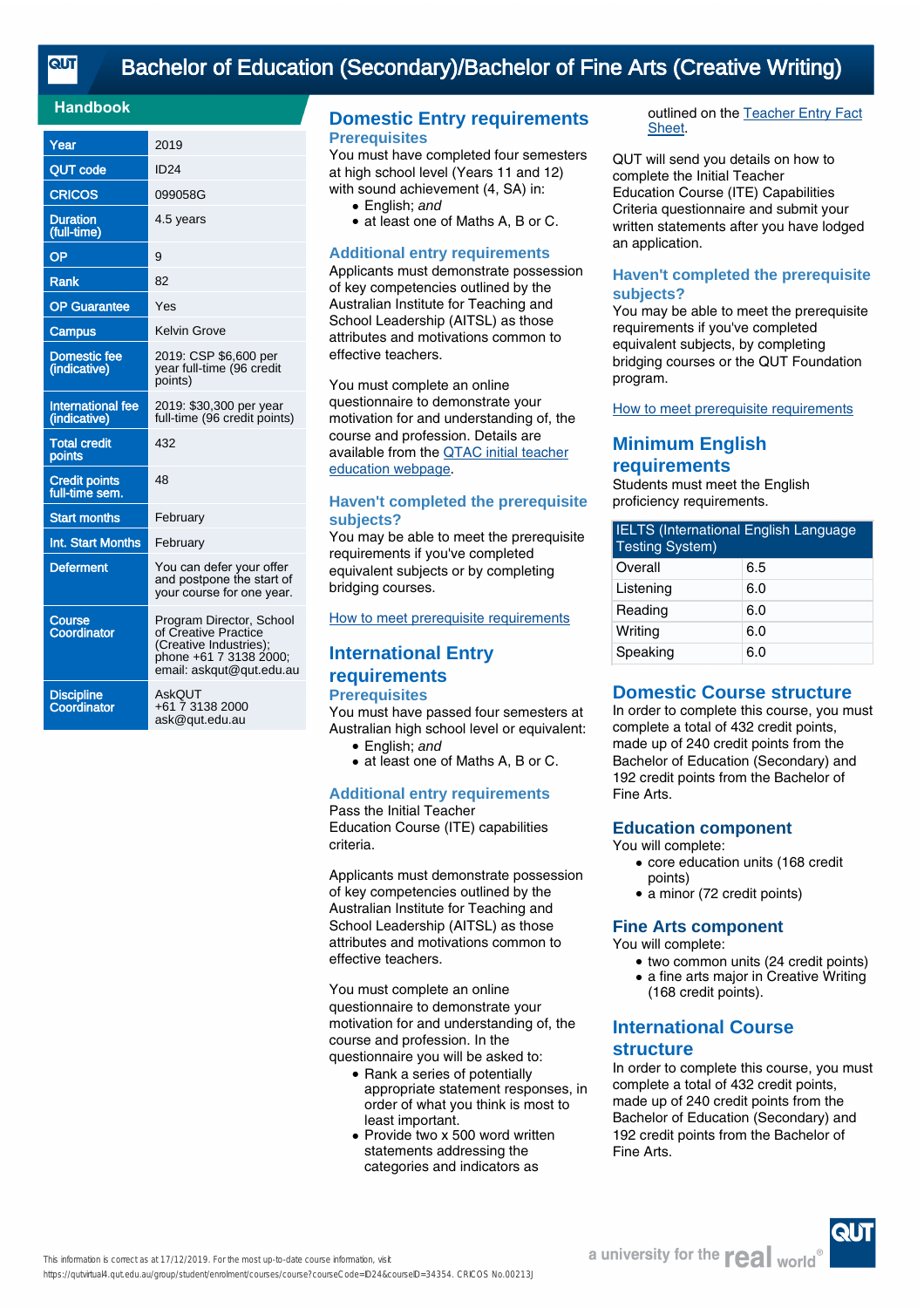# Bachelor of Education (Secondary)/Bachelor of Fine Arts (Creative Writing)

## Handbook

| | |
|---|---|
| Year | 2019 |
| QUT code | ID24 |
| CRICOS | 099058G |
| Duration (full-time) | 4.5 years |
| OP | 9 |
| Rank | 82 |
| OP Guarantee | Yes |
| Campus | Kelvin Grove |
| Domestic fee (indicative) | 2019: CSP $6,600 per year full-time (96 credit points) |
| International fee (indicative) | 2019: $30,300 per year full-time (96 credit points) |
| Total credit points | 432 |
| Credit points full-time sem. | 48 |
| Start months | February |
| Int. Start Months | February |
| Deferment | You can defer your offer and postpone the start of your course for one year. |
| Course Coordinator | Program Director, School of Creative Practice (Creative Industries); phone +61 7 3138 2000; email: askqut@qut.edu.au |
| Discipline Coordinator | AskQUT +61 7 3138 2000 ask@qut.edu.au |

## Domestic Entry requirements

### Prerequisites

You must have completed four semesters at high school level (Years 11 and 12) with sound achievement (4, SA) in:

- English; *and*
- at least one of Maths A, B or C.

### Additional entry requirements

Applicants must demonstrate possession of key competencies outlined by the Australian Institute for Teaching and School Leadership (AITSL) as those attributes and motivations common to effective teachers.

You must complete an online questionnaire to demonstrate your motivation for and understanding of, the course and profession. Details are available from the QTAC initial teacher education webpage.

### Haven't completed the prerequisite subjects?

You may be able to meet the prerequisite requirements if you've completed equivalent subjects or by completing bridging courses.

How to meet prerequisite requirements

## International Entry requirements

### Prerequisites

You must have passed four semesters at Australian high school level or equivalent:

- English; *and*
- at least one of Maths A, B or C.

### Additional entry requirements

Pass the Initial Teacher Education Course (ITE) capabilities criteria.

Applicants must demonstrate possession of key competencies outlined by the Australian Institute for Teaching and School Leadership (AITSL) as those attributes and motivations common to effective teachers.

You must complete an online questionnaire to demonstrate your motivation for and understanding of, the course and profession. In the questionnaire you will be asked to:

- Rank a series of potentially appropriate statement responses, in order of what you think is most to least important.
- Provide two x 500 word written statements addressing the categories and indicators as outlined on the Teacher Entry Fact Sheet.

QUT will send you details on how to complete the Initial Teacher Education Course (ITE) Capabilities Criteria questionnaire and submit your written statements after you have lodged an application.

### Haven't completed the prerequisite subjects?

You may be able to meet the prerequisite requirements if you've completed equivalent subjects, by completing bridging courses or the QUT Foundation program.

How to meet prerequisite requirements

## Minimum English requirements

Students must meet the English proficiency requirements.

| IELTS (International English Language Testing System) | |
|---|---|
| Overall | 6.5 |
| Listening | 6.0 |
| Reading | 6.0 |
| Writing | 6.0 |
| Speaking | 6.0 |

## Domestic Course structure

In order to complete this course, you must complete a total of 432 credit points, made up of 240 credit points from the Bachelor of Education (Secondary) and 192 credit points from the Bachelor of Fine Arts.

### Education component

You will complete:

- core education units (168 credit points)
- a minor (72 credit points)

### Fine Arts component

You will complete:

- two common units (24 credit points)
- a fine arts major in Creative Writing (168 credit points).

## International Course structure

In order to complete this course, you must complete a total of 432 credit points, made up of 240 credit points from the Bachelor of Education (Secondary) and 192 credit points from the Bachelor of Fine Arts.

This information is correct as at 17/12/2019. For the most up-to-date course information, visit https://qutvirtual4.qut.edu.au/group/student/enrolment/courses/course?courseCode=ID24&courseID=34354. CRICOS No.00213J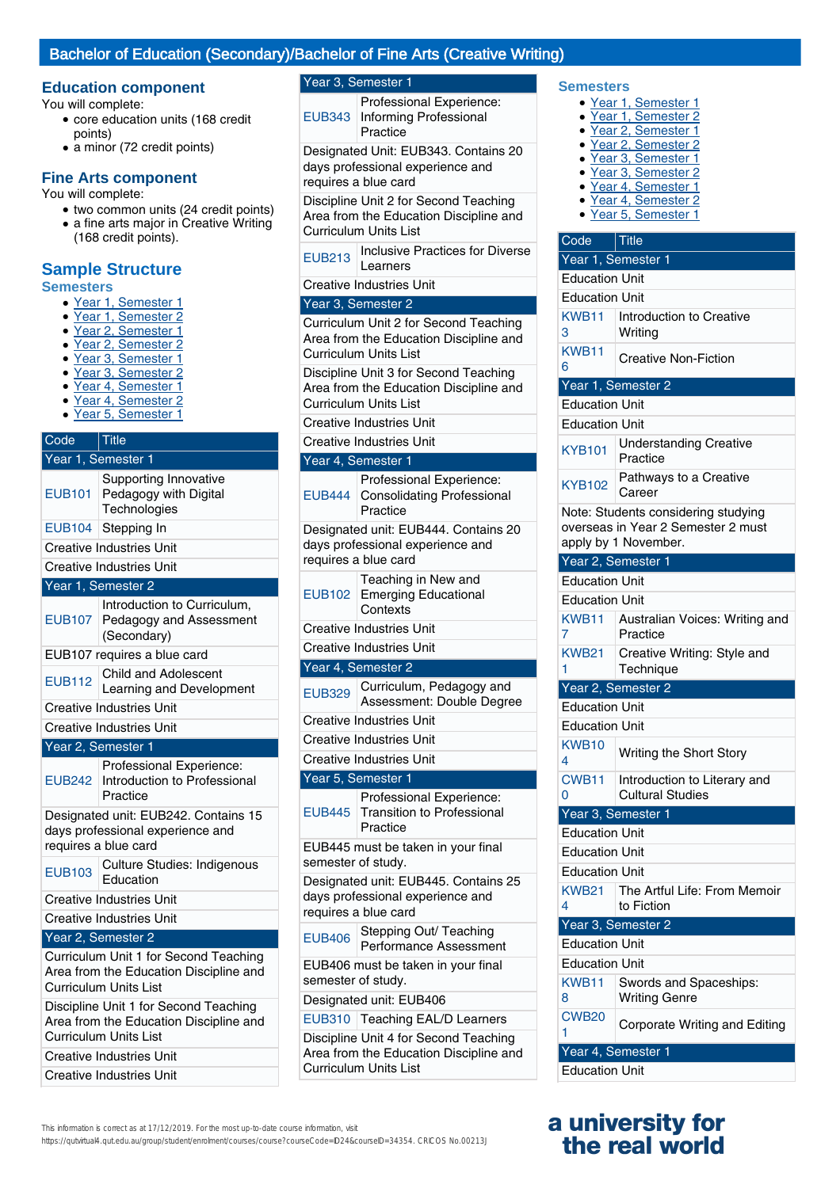# Bachelor of Education (Secondary)/Bachelor of Fine Arts (Creative Writing)

## Education component

You will complete:

- core education units (168 credit points)
- a minor (72 credit points)

## Fine Arts component

You will complete:

- two common units (24 credit points)
- a fine arts major in Creative Writing (168 credit points).

## Sample Structure

### Semesters

- Year 1, Semester 1
- Year 1, Semester 2
- Year 2, Semester 1
- Year 2, Semester 2
- Year 3, Semester 1
- Year 3, Semester 2
- Year 4, Semester 1
- Year 4, Semester 2
- Year 5, Semester 1

| Code | Title |
|---|---|
| **Year 1, Semester 1** | |
| EUB101 | Supporting Innovative Pedagogy with Digital Technologies |
| EUB104 | Stepping In |
| Creative Industries Unit | |
| Creative Industries Unit | |
| **Year 1, Semester 2** | |
| EUB107 | Introduction to Curriculum, Pedagogy and Assessment (Secondary) |
| EUB107 requires a blue card | |
| EUB112 | Child and Adolescent Learning and Development |
| Creative Industries Unit | |
| Creative Industries Unit | |
| **Year 2, Semester 1** | |
| EUB242 | Professional Experience: Introduction to Professional Practice |
| Designated unit: EUB242. Contains 15 days professional experience and requires a blue card | |
| EUB103 | Culture Studies: Indigenous Education |
| Creative Industries Unit | |
| Creative Industries Unit | |
| **Year 2, Semester 2** | |
| Curriculum Unit 1 for Second Teaching Area from the Education Discipline and Curriculum Units List | |
| Discipline Unit 1 for Second Teaching Area from the Education Discipline and Curriculum Units List | |
| Creative Industries Unit | |
| Creative Industries Unit | |
| **Year 3, Semester 1** | |
| EUB343 | Professional Experience: Informing Professional Practice |
| Designated Unit: EUB343. Contains 20 days professional experience and requires a blue card | |
| Discipline Unit 2 for Second Teaching Area from the Education Discipline and Curriculum Units List | |
| EUB213 | Inclusive Practices for Diverse Learners |
| Creative Industries Unit | |
| **Year 3, Semester 2** | |
| Curriculum Unit 2 for Second Teaching Area from the Education Discipline and Curriculum Units List | |
| Discipline Unit 3 for Second Teaching Area from the Education Discipline and Curriculum Units List | |
| Creative Industries Unit | |
| Creative Industries Unit | |
| **Year 4, Semester 1** | |
| EUB444 | Professional Experience: Consolidating Professional Practice |
| Designated unit: EUB444. Contains 20 days professional experience and requires a blue card | |
| EUB102 | Teaching in New and Emerging Educational Contexts |
| Creative Industries Unit | |
| Creative Industries Unit | |
| **Year 4, Semester 2** | |
| EUB329 | Curriculum, Pedagogy and Assessment: Double Degree |
| Creative Industries Unit | |
| Creative Industries Unit | |
| Creative Industries Unit | |
| **Year 5, Semester 1** | |
| EUB445 | Professional Experience: Transition to Professional Practice |
| EUB445 must be taken in your final semester of study. | |
| Designated unit: EUB445. Contains 25 days professional experience and requires a blue card | |
| EUB406 | Stepping Out/ Teaching Performance Assessment |
| EUB406 must be taken in your final semester of study. | |
| Designated unit: EUB406 | |
| EUB310 | Teaching EAL/D Learners |
| Discipline Unit 4 for Second Teaching Area from the Education Discipline and Curriculum Units List | |

### Semesters

- Year 1, Semester 1
- Year 1, Semester 2
- Year 2, Semester 1
- Year 2, Semester 2
- Year 3, Semester 1
- Year 3, Semester 2
- Year 4, Semester 1
- Year 4, Semester 2
- Year 5, Semester 1

| Code | Title |
|---|---|
| **Year 1, Semester 1** | |
| Education Unit | |
| Education Unit | |
| KWB113 | Introduction to Creative Writing |
| KWB116 | Creative Non-Fiction |
| **Year 1, Semester 2** | |
| Education Unit | |
| Education Unit | |
| KYB101 | Understanding Creative Practice |
| KYB102 | Pathways to a Creative Career |
| Note: Students considering studying overseas in Year 2 Semester 2 must apply by 1 November. | |
| **Year 2, Semester 1** | |
| Education Unit | |
| Education Unit | |
| KWB117 | Australian Voices: Writing and Practice |
| KWB211 | Creative Writing: Style and Technique |
| **Year 2, Semester 2** | |
| Education Unit | |
| Education Unit | |
| KWB104 | Writing the Short Story |
| CWB110 | Introduction to Literary and Cultural Studies |
| **Year 3, Semester 1** | |
| Education Unit | |
| Education Unit | |
| Education Unit | |
| KWB214 | The Artful Life: From Memoir to Fiction |
| **Year 3, Semester 2** | |
| Education Unit | |
| Education Unit | |
| KWB118 | Swords and Spaceships: Writing Genre |
| CWB201 | Corporate Writing and Editing |
| **Year 4, Semester 1** | |
| Education Unit | |

This information is correct as at 17/12/2019. For the most up-to-date course information, visit https://qutvirtual4.qut.edu.au/group/student/enrolment/courses/course?courseCode=ID24&courseID=34354. CRICOS No.00213J

a university for the real world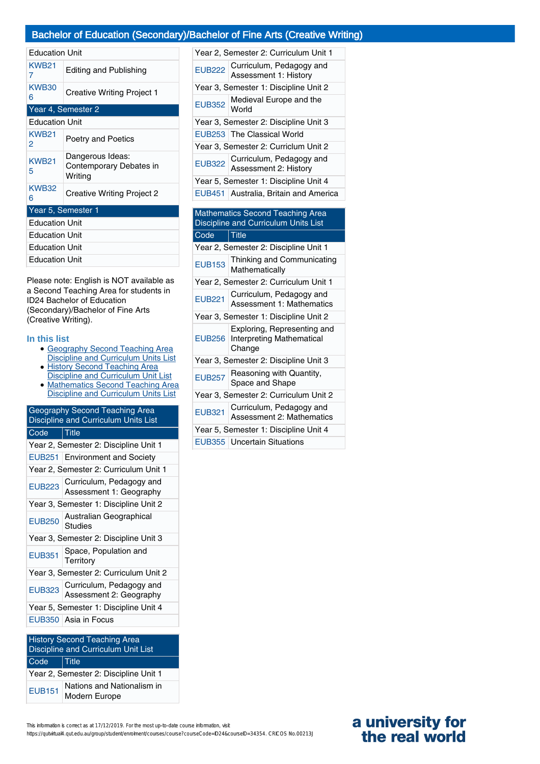## Bachelor of Education (Secondary)/Bachelor of Fine Arts (Creative Writing)

| | |
|---|---|
| Education Unit | |
| KWB217 | Editing and Publishing |
| KWB306 | Creative Writing Project 1 |
| **Year 4, Semester 2** | |
| Education Unit | |
| KWB212 | Poetry and Poetics |
| KWB215 | Dangerous Ideas: Contemporary Debates in Writing |
| KWB326 | Creative Writing Project 2 |
| **Year 5, Semester 1** | |
| Education Unit | |
| Education Unit | |
| Education Unit | |
| Education Unit | |

Please note: English is NOT available as a Second Teaching Area for students in ID24 Bachelor of Education (Secondary)/Bachelor of Fine Arts (Creative Writing).

### In this list

- Geography Second Teaching Area Discipline and Curriculum Units List
- History Second Teaching Area Discipline and Curriculum Unit List
- Mathematics Second Teaching Area Discipline and Curriculum Units List

**Geography Second Teaching Area Discipline and Curriculum Units List**

| Code | Title |
|---|---|
| Year 2, Semester 2: Discipline Unit 1 | |
| EUB251 | Environment and Society |
| Year 2, Semester 2: Curriculum Unit 1 | |
| EUB223 | Curriculum, Pedagogy and Assessment 1: Geography |
| Year 3, Semester 1: Discipline Unit 2 | |
| EUB250 | Australian Geographical Studies |
| Year 3, Semester 2: Discipline Unit 3 | |
| EUB351 | Space, Population and Territory |
| Year 3, Semester 2: Curriculum Unit 2 | |
| EUB323 | Curriculum, Pedagogy and Assessment 2: Geography |
| Year 5, Semester 1: Discipline Unit 4 | |
| EUB350 | Asia in Focus |

**History Second Teaching Area Discipline and Curriculum Unit List**

| Code | Title |
|---|---|
| Year 2, Semester 2: Discipline Unit 1 | |
| EUB151 | Nations and Nationalism in Modern Europe |
| Year 2, Semester 2: Curriculum Unit 1 | |
| EUB222 | Curriculum, Pedagogy and Assessment 1: History |
| Year 3, Semester 1: Discipline Unit 2 | |
| EUB352 | Medieval Europe and the World |
| Year 3, Semester 2: Discipline Unit 3 | |
| EUB253 | The Classical World |
| Year 3, Semester 2: Curriculum Unit 2 | |
| EUB322 | Curriculum, Pedagogy and Assessment 2: History |
| Year 5, Semester 1: Discipline Unit 4 | |
| EUB451 | Australia, Britain and America |

**Mathematics Second Teaching Area Discipline and Curriculum Units List**

| Code | Title |
|---|---|
| Year 2, Semester 2: Discipline Unit 1 | |
| EUB153 | Thinking and Communicating Mathematically |
| Year 2, Semester 2: Curriculum Unit 1 | |
| EUB221 | Curriculum, Pedagogy and Assessment 1: Mathematics |
| Year 3, Semester 1: Discipline Unit 2 | |
| EUB256 | Exploring, Representing and Interpreting Mathematical Change |
| Year 3, Semester 2: Discipline Unit 3 | |
| EUB257 | Reasoning with Quantity, Space and Shape |
| Year 3, Semester 2: Curriculum Unit 2 | |
| EUB321 | Curriculum, Pedagogy and Assessment 2: Mathematics |
| Year 5, Semester 1: Discipline Unit 4 | |
| EUB355 | Uncertain Situations |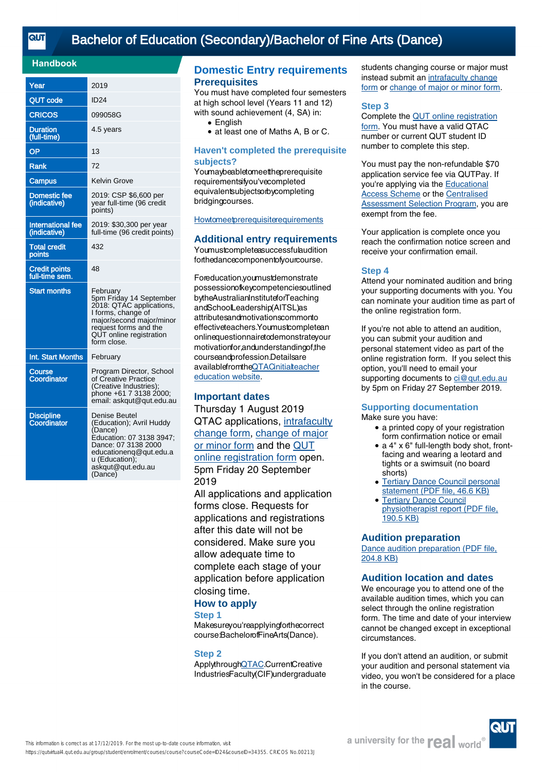# Bachelor of Education (Secondary)/Bachelor of Fine Arts (Dance)

## Handbook

| | |
|---|---|
| Year | 2019 |
| QUT code | ID24 |
| CRICOS | 099058G |
| Duration (full-time) | 4.5 years |
| OP | 13 |
| Rank | 72 |
| Campus | Kelvin Grove |
| Domestic fee (indicative) | 2019: CSP $6,600 per year full-time (96 credit points) |
| International fee (indicative) | 2019: $30,300 per year full-time (96 credit points) |
| Total credit points | 432 |
| Credit points full-time sem. | 48 |
| Start months | February<br>5pm Friday 14 September 2018: QTAC applications, I forms, change of major/second major/minor request forms and the QUT online registration form close. |
| Int. Start Months | February |
| Course Coordinator | Program Director, School of Creative Practice (Creative Industries); phone +61 7 3138 2000; email: askqut@qut.edu.au |
| Discipline Coordinator | Denise Beutel (Education); Avril Huddy (Dance)<br>Education: 07 3138 3947; Dance: 07 3138 2000<br>educationenq@qut.edu.au (Education); askqut@qut.edu.au (Dance) |

## Domestic Entry requirements

### Prerequisites

You must have completed four semesters at high school level (Years 11 and 12) with sound achievement (4, SA) in:

- English
- at least one of Maths A, B or C.

### Haven't completed the prerequisite subjects?

You may be able to meet the prerequisite requirements if you've completed equivalent subjects or by completing bridging courses.

How to meet prerequisite requirements

### Additional entry requirements

You must complete a successful audition for the dance component of your course.

For education, you must demonstrate possession of key competencies outlined by the Australian Institute for Teaching and School Leadership (AITSL) as attributes and motivations common to effective teachers. You must complete an online questionnaire to demonstrate your motivation for, and understanding of, the course and profession. Details are available from the QTAC initial teacher education website.

### Important dates

Thursday 1 August 2019
QTAC applications, intrafaculty change form, change of major or minor form and the QUT online registration form open.
5pm Friday 20 September 2019
All applications and application forms close. Requests for applications and registrations after this date will not be considered. Make sure you allow adequate time to complete each stage of your application before application closing time.

### How to apply

#### Step 1

Make sure you're applying for the correct course: Bachelor of Fine Arts (Dance).

#### Step 2

Apply through QTAC. Current Creative Industries Faculty (CIF) undergraduate students changing course or major must instead submit an intrafaculty change form or change of major or minor form.

#### Step 3

Complete the QUT online registration form. You must have a valid QTAC number or current QUT student ID number to complete this step.

You must pay the non-refundable $70 application service fee via QUTPay. If you're applying via the Educational Access Scheme or the Centralised Assessment Selection Program, you are exempt from the fee.

Your application is complete once you reach the confirmation notice screen and receive your confirmation email.

#### Step 4

Attend your nominated audition and bring your supporting documents with you. You can nominate your audition time as part of the online registration form.

If you're not able to attend an audition, you can submit your audition and personal statement video as part of the online registration form. If you select this option, you'll need to email your supporting documents to ci@qut.edu.au by 5pm on Friday 27 September 2019.

### Supporting documentation

Make sure you have:

- a printed copy of your registration form confirmation notice or email
- a 4" x 6" full-length body shot, front-facing and wearing a leotard and tights or a swimsuit (no board shorts)
- Tertiary Dance Council personal statement (PDF file, 46.6 KB)
- Tertiary Dance Council physiotherapist report (PDF file, 190.5 KB)

### Audition preparation

Dance audition preparation (PDF file, 204.8 KB)

### Audition location and dates

We encourage you to attend one of the available audition times, which you can select through the online registration form. The time and date of your interview cannot be changed except in exceptional circumstances.

If you don't attend an audition, or submit your audition and personal statement via video, you won't be considered for a place in the course.

This information is correct as at 17/12/2019. For the most up-to-date course information, visit https://qutvirtual4.qut.edu.au/group/student/enrolment/courses/course?courseCode=ID24&courseID=34355. CRICOS No.00213J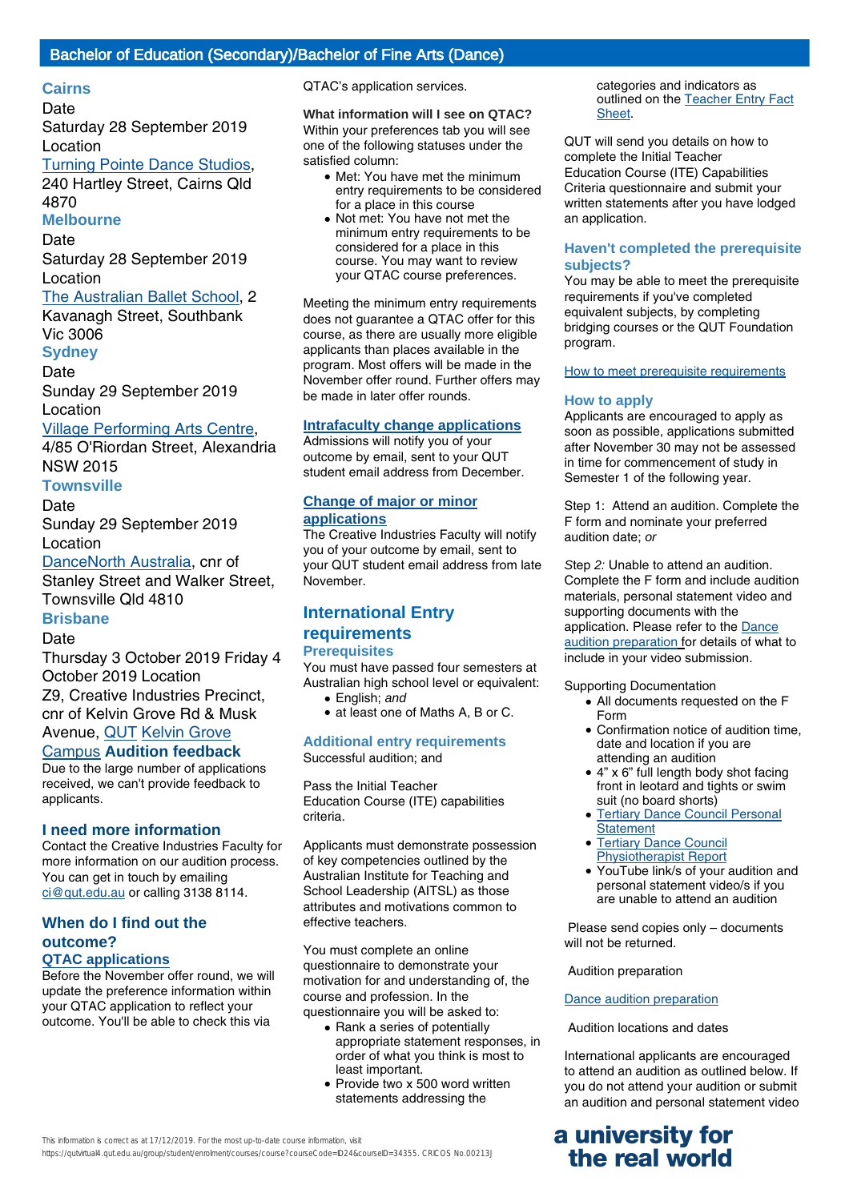## Bachelor of Education (Secondary)/Bachelor of Fine Arts (Dance)

### Cairns

Date

Saturday 28 September 2019

Location

Turning Pointe Dance Studios, 240 Hartley Street, Cairns Qld 4870

### Melbourne

Date

Saturday 28 September 2019

Location

The Australian Ballet School, 2 Kavanagh Street, Southbank Vic 3006

### Sydney

Date

Sunday 29 September 2019

Location

Village Performing Arts Centre, 4/85 O'Riordan Street, Alexandria NSW 2015

### Townsville

Date

Sunday 29 September 2019

Location

DanceNorth Australia, cnr of Stanley Street and Walker Street, Townsville Qld 4810

### Brisbane

Date

Thursday 3 October 2019 Friday 4 October 2019 Location

Z9, Creative Industries Precinct, cnr of Kelvin Grove Rd & Musk Avenue, QUT Kelvin Grove Campus **Audition feedback**

Due to the large number of applications received, we can't provide feedback to applicants.

### I need more information

Contact the Creative Industries Faculty for more information on our audition process. You can get in touch by emailing ci@qut.edu.au or calling 3138 8114.

### When do I find out the outcome?

#### QTAC applications

Before the November offer round, we will update the preference information within your QTAC application to reflect your outcome. You'll be able to check this via QTAC's application services.

**What information will I see on QTAC?**
Within your preferences tab you will see one of the following statuses under the satisfied column:

- Met: You have met the minimum entry requirements to be considered for a place in this course
- Not met: You have not met the minimum entry requirements to be considered for a place in this course. You may want to review your QTAC course preferences.

Meeting the minimum entry requirements does not guarantee a QTAC offer for this course, as there are usually more eligible applicants than places available in the program. Most offers will be made in the November offer round. Further offers may be made in later offer rounds.

#### Intrafaculty change applications

Admissions will notify you of your outcome by email, sent to your QUT student email address from December.

#### Change of major or minor applications

The Creative Industries Faculty will notify you of your outcome by email, sent to your QUT student email address from late November.

## International Entry requirements

### Prerequisites

You must have passed four semesters at Australian high school level or equivalent:

- English; *and*
- at least one of Maths A, B or C.

### Additional entry requirements

Successful audition; and

Pass the Initial Teacher Education Course (ITE) capabilities criteria.

Applicants must demonstrate possession of key competencies outlined by the Australian Institute for Teaching and School Leadership (AITSL) as those attributes and motivations common to effective teachers.

You must complete an online questionnaire to demonstrate your motivation for and understanding of, the course and profession. In the questionnaire you will be asked to:

- Rank a series of potentially appropriate statement responses, in order of what you think is most to least important.
- Provide two x 500 word written statements addressing the categories and indicators as outlined on the Teacher Entry Fact Sheet.

QUT will send you details on how to complete the Initial Teacher Education Course (ITE) Capabilities Criteria questionnaire and submit your written statements after you have lodged an application.

### Haven't completed the prerequisite subjects?

You may be able to meet the prerequisite requirements if you've completed equivalent subjects, by completing bridging courses or the QUT Foundation program.

How to meet prerequisite requirements

### How to apply

Applicants are encouraged to apply as soon as possible, applications submitted after November 30 may not be assessed in time for commencement of study in Semester 1 of the following year.

Step 1: Attend an audition. Complete the F form and nominate your preferred audition date; *or*

*Step 2:* Unable to attend an audition. Complete the F form and include audition materials, personal statement video and supporting documents with the application. Please refer to the Dance audition preparation for details of what to include in your video submission.

Supporting Documentation

- All documents requested on the F Form
- Confirmation notice of audition time, date and location if you are attending an audition
- 4" x 6" full length body shot facing front in leotard and tights or swim suit (no board shorts)
- Tertiary Dance Council Personal Statement
- Tertiary Dance Council Physiotherapist Report
- YouTube link/s of your audition and personal statement video/s if you are unable to attend an audition

Please send copies only – documents will not be returned.

Audition preparation

Dance audition preparation

Audition locations and dates

International applicants are encouraged to attend an audition as outlined below. If you do not attend your audition or submit an audition and personal statement video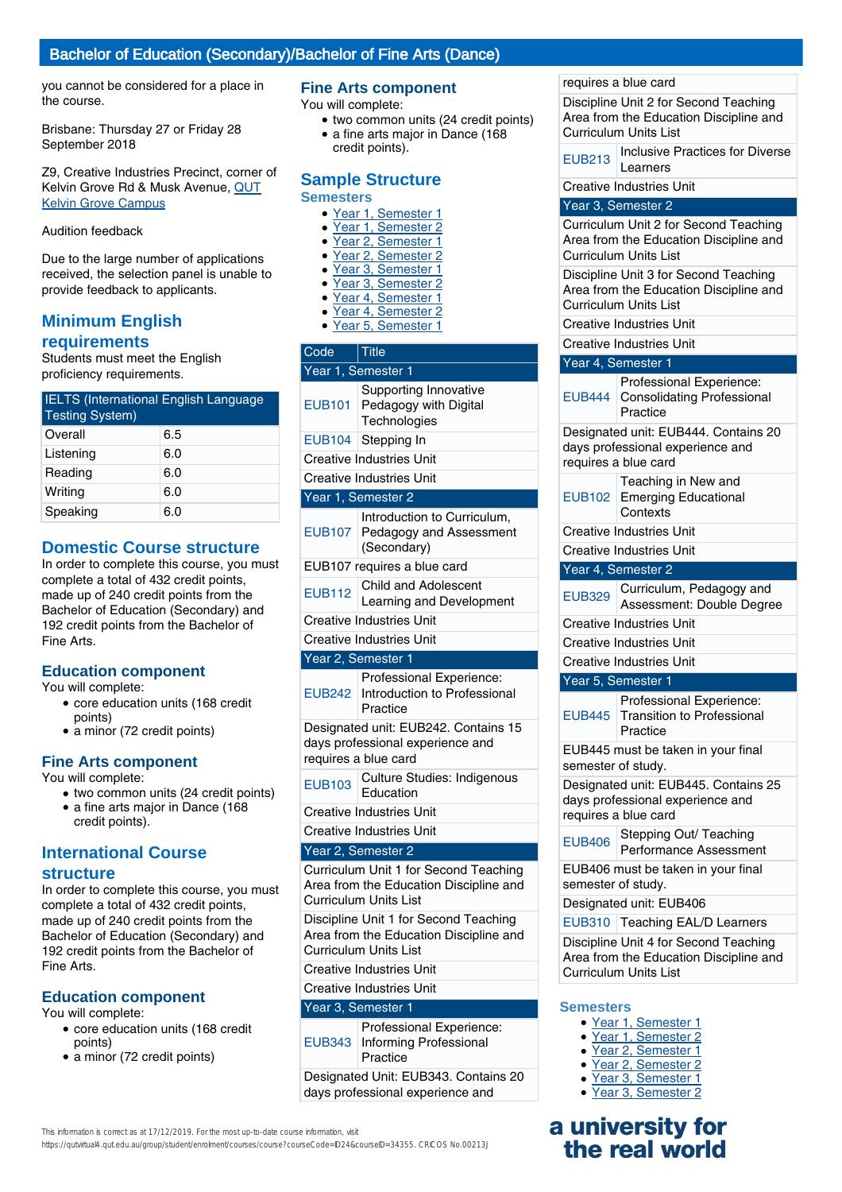## Bachelor of Education (Secondary)/Bachelor of Fine Arts (Dance)

you cannot be considered for a place in the course.

Brisbane: Thursday 27 or Friday 28 September 2018

Z9, Creative Industries Precinct, corner of Kelvin Grove Rd & Musk Avenue, QUT Kelvin Grove Campus

Audition feedback

Due to the large number of applications received, the selection panel is unable to provide feedback to applicants.

### Minimum English requirements

Students must meet the English proficiency requirements.

| IELTS (International English Language Testing System) | |
|---|---|
| Overall | 6.5 |
| Listening | 6.0 |
| Reading | 6.0 |
| Writing | 6.0 |
| Speaking | 6.0 |

### Domestic Course structure

In order to complete this course, you must complete a total of 432 credit points, made up of 240 credit points from the Bachelor of Education (Secondary) and 192 credit points from the Bachelor of Fine Arts.

### Education component

You will complete:

- core education units (168 credit points)
- a minor (72 credit points)

### Fine Arts component

You will complete:

- two common units (24 credit points)
- a fine arts major in Dance (168 credit points).

### International Course structure

In order to complete this course, you must complete a total of 432 credit points, made up of 240 credit points from the Bachelor of Education (Secondary) and 192 credit points from the Bachelor of Fine Arts.

### Education component

You will complete:

- core education units (168 credit points)
- a minor (72 credit points)

### Fine Arts component

You will complete:

- two common units (24 credit points)
- a fine arts major in Dance (168 credit points).

### Sample Structure

#### Semesters

- Year 1, Semester 1
- Year 1, Semester 2
- Year 2, Semester 1
- Year 2, Semester 2
- Year 3, Semester 1
- Year 3, Semester 2
- Year 4, Semester 1
- Year 4, Semester 2
- Year 5, Semester 1

| Code | Title |
|---|---|
| **Year 1, Semester 1** | |
| EUB101 | Supporting Innovative Pedagogy with Digital Technologies |
| EUB104 | Stepping In |
| Creative Industries Unit | |
| Creative Industries Unit | |
| **Year 1, Semester 2** | |
| EUB107 | Introduction to Curriculum, Pedagogy and Assessment (Secondary) |
| EUB107 requires a blue card | |
| EUB112 | Child and Adolescent Learning and Development |
| Creative Industries Unit | |
| Creative Industries Unit | |
| **Year 2, Semester 1** | |
| EUB242 | Professional Experience: Introduction to Professional Practice |
| Designated unit: EUB242. Contains 15 days professional experience and requires a blue card | |
| EUB103 | Culture Studies: Indigenous Education |
| Creative Industries Unit | |
| Creative Industries Unit | |
| **Year 2, Semester 2** | |
| Curriculum Unit 1 for Second Teaching Area from the Education Discipline and Curriculum Units List | |
| Discipline Unit 1 for Second Teaching Area from the Education Discipline and Curriculum Units List | |
| Creative Industries Unit | |
| Creative Industries Unit | |
| **Year 3, Semester 1** | |
| EUB343 | Professional Experience: Informing Professional Practice |
| Designated Unit: EUB343. Contains 20 days professional experience and requires a blue card | |
| Discipline Unit 2 for Second Teaching Area from the Education Discipline and Curriculum Units List | |
| EUB213 | Inclusive Practices for Diverse Learners |
| Creative Industries Unit | |
| **Year 3, Semester 2** | |
| Curriculum Unit 2 for Second Teaching Area from the Education Discipline and Curriculum Units List | |
| Discipline Unit 3 for Second Teaching Area from the Education Discipline and Curriculum Units List | |
| Creative Industries Unit | |
| Creative Industries Unit | |
| **Year 4, Semester 1** | |
| EUB444 | Professional Experience: Consolidating Professional Practice |
| Designated unit: EUB444. Contains 20 days professional experience and requires a blue card | |
| EUB102 | Teaching in New and Emerging Educational Contexts |
| Creative Industries Unit | |
| Creative Industries Unit | |
| **Year 4, Semester 2** | |
| EUB329 | Curriculum, Pedagogy and Assessment: Double Degree |
| Creative Industries Unit | |
| Creative Industries Unit | |
| Creative Industries Unit | |
| **Year 5, Semester 1** | |
| EUB445 | Professional Experience: Transition to Professional Practice |
| EUB445 must be taken in your final semester of study. | |
| Designated unit: EUB445. Contains 25 days professional experience and requires a blue card | |
| EUB406 | Stepping Out/ Teaching Performance Assessment |
| EUB406 must be taken in your final semester of study. | |
| Designated unit: EUB406 | |
| EUB310 | Teaching EAL/D Learners |
| Discipline Unit 4 for Second Teaching Area from the Education Discipline and Curriculum Units List | |

#### Semesters

- Year 1, Semester 1
- Year 1, Semester 2
- Year 2, Semester 1
- Year 2, Semester 2
- Year 3, Semester 1
- Year 3, Semester 2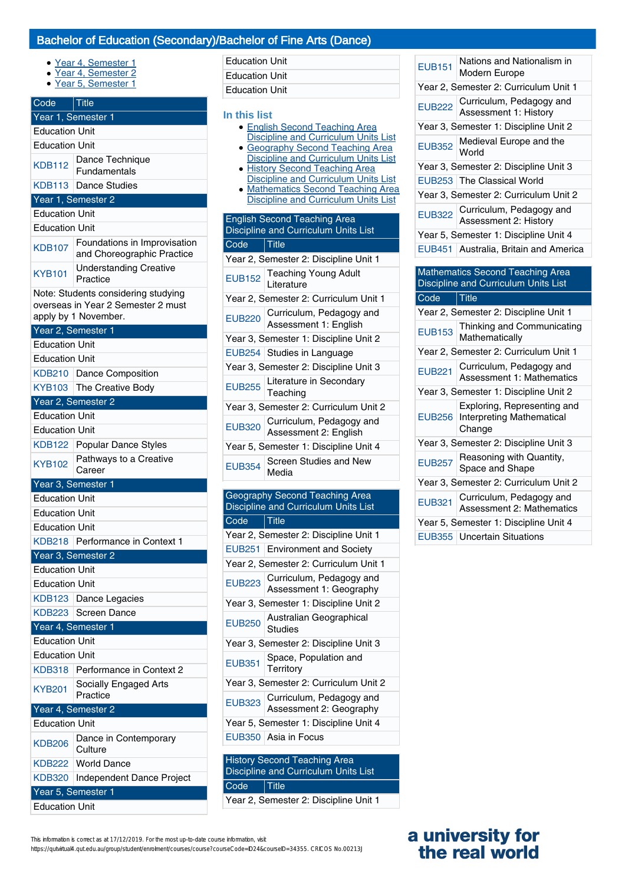## Bachelor of Education (Secondary)/Bachelor of Fine Arts (Dance)

- Year 4, Semester 1
- Year 4, Semester 2
- Year 5, Semester 1

| Code | Title |
|---|---|
| Year 1, Semester 1 | |
| Education Unit | |
| Education Unit | |
| KDB112 | Dance Technique Fundamentals |
| KDB113 | Dance Studies |
| Year 1, Semester 2 | |
| Education Unit | |
| Education Unit | |
| KDB107 | Foundations in Improvisation and Choreographic Practice |
| KYB101 | Understanding Creative Practice |
| Note: Students considering studying overseas in Year 2 Semester 2 must apply by 1 November. | |
| Year 2, Semester 1 | |
| Education Unit | |
| Education Unit | |
| KDB210 | Dance Composition |
| KYB103 | The Creative Body |
| Year 2, Semester 2 | |
| Education Unit | |
| Education Unit | |
| KDB122 | Popular Dance Styles |
| KYB102 | Pathways to a Creative Career |
| Year 3, Semester 1 | |
| Education Unit | |
| Education Unit | |
| Education Unit | |
| KDB218 | Performance in Context 1 |
| Year 3, Semester 2 | |
| Education Unit | |
| Education Unit | |
| KDB123 | Dance Legacies |
| KDB223 | Screen Dance |
| Year 4, Semester 1 | |
| Education Unit | |
| Education Unit | |
| KDB318 | Performance in Context 2 |
| KYB201 | Socially Engaged Arts Practice |
| Year 4, Semester 2 | |
| Education Unit | |
| KDB206 | Dance in Contemporary Culture |
| KDB222 | World Dance |
| KDB320 | Independent Dance Project |
| Year 5, Semester 1 | |
| Education Unit | |
| Education Unit | |
| Education Unit | |
| Education Unit | |

### In this list

- English Second Teaching Area Discipline and Curriculum Units List
- Geography Second Teaching Area Discipline and Curriculum Units List
- History Second Teaching Area Discipline and Curriculum Units List
- Mathematics Second Teaching Area Discipline and Curriculum Units List

**English Second Teaching Area Discipline and Curriculum Units List**

| Code | Title |
|---|---|
| Year 2, Semester 2: Discipline Unit 1 | |
| EUB152 | Teaching Young Adult Literature |
| Year 2, Semester 2: Curriculum Unit 1 | |
| EUB220 | Curriculum, Pedagogy and Assessment 1: English |
| Year 3, Semester 1: Discipline Unit 2 | |
| EUB254 | Studies in Language |
| Year 3, Semester 2: Discipline Unit 3 | |
| EUB255 | Literature in Secondary Teaching |
| Year 3, Semester 2: Curriculum Unit 2 | |
| EUB320 | Curriculum, Pedagogy and Assessment 2: English |
| Year 5, Semester 1: Discipline Unit 4 | |
| EUB354 | Screen Studies and New Media |

**Geography Second Teaching Area Discipline and Curriculum Units List**

| Code | Title |
|---|---|
| Year 2, Semester 2: Discipline Unit 1 | |
| EUB251 | Environment and Society |
| Year 2, Semester 2: Curriculum Unit 1 | |
| EUB223 | Curriculum, Pedagogy and Assessment 1: Geography |
| Year 3, Semester 1: Discipline Unit 2 | |
| EUB250 | Australian Geographical Studies |
| Year 3, Semester 2: Discipline Unit 3 | |
| EUB351 | Space, Population and Territory |
| Year 3, Semester 2: Curriculum Unit 2 | |
| EUB323 | Curriculum, Pedagogy and Assessment 2: Geography |
| Year 5, Semester 1: Discipline Unit 4 | |
| EUB350 | Asia in Focus |

**History Second Teaching Area Discipline and Curriculum Units List**

| Code | Title |
|---|---|
| Year 2, Semester 2: Discipline Unit 1 | |
| EUB151 | Nations and Nationalism in Modern Europe |
| Year 2, Semester 2: Curriculum Unit 1 | |
| EUB222 | Curriculum, Pedagogy and Assessment 1: History |
| Year 3, Semester 1: Discipline Unit 2 | |
| EUB352 | Medieval Europe and the World |
| Year 3, Semester 2: Discipline Unit 3 | |
| EUB253 | The Classical World |
| Year 3, Semester 2: Curriculum Unit 2 | |
| EUB322 | Curriculum, Pedagogy and Assessment 2: History |
| Year 5, Semester 1: Discipline Unit 4 | |
| EUB451 | Australia, Britain and America |

**Mathematics Second Teaching Area Discipline and Curriculum Units List**

| Code | Title |
|---|---|
| Year 2, Semester 2: Discipline Unit 1 | |
| EUB153 | Thinking and Communicating Mathematically |
| Year 2, Semester 2: Curriculum Unit 1 | |
| EUB221 | Curriculum, Pedagogy and Assessment 1: Mathematics |
| Year 3, Semester 1: Discipline Unit 2 | |
| EUB256 | Exploring, Representing and Interpreting Mathematical Change |
| Year 3, Semester 2: Discipline Unit 3 | |
| EUB257 | Reasoning with Quantity, Space and Shape |
| Year 3, Semester 2: Curriculum Unit 2 | |
| EUB321 | Curriculum, Pedagogy and Assessment 2: Mathematics |
| Year 5, Semester 1: Discipline Unit 4 | |
| EUB355 | Uncertain Situations |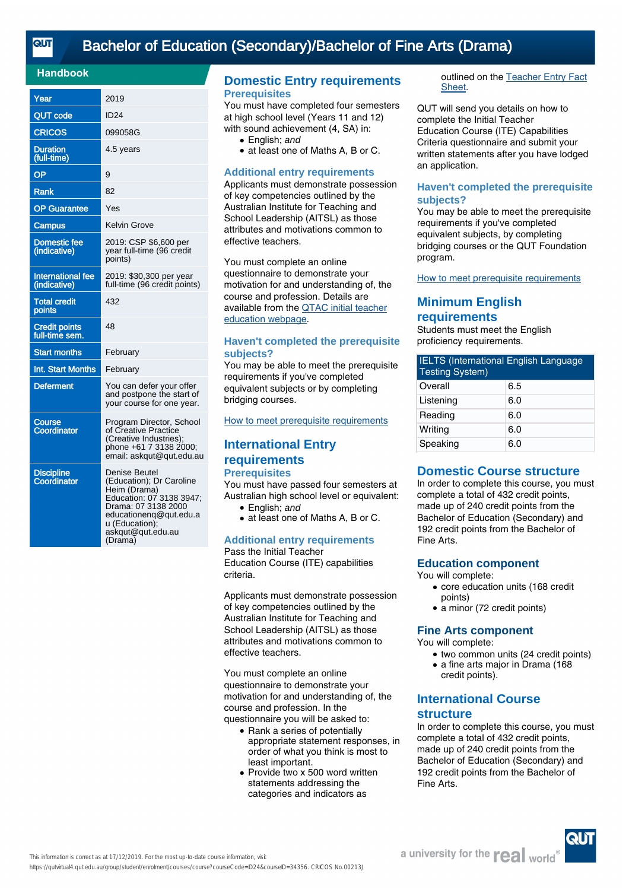# Bachelor of Education (Secondary)/Bachelor of Fine Arts (Drama)

## Handbook

| | |
|---|---|
| Year | 2019 |
| QUT code | ID24 |
| CRICOS | 099058G |
| Duration (full-time) | 4.5 years |
| OP | 9 |
| Rank | 82 |
| OP Guarantee | Yes |
| Campus | Kelvin Grove |
| Domestic fee (indicative) | 2019: CSP $6,600 per year full-time (96 credit points) |
| International fee (indicative) | 2019: $30,300 per year full-time (96 credit points) |
| Total credit points | 432 |
| Credit points full-time sem. | 48 |
| Start months | February |
| Int. Start Months | February |
| Deferment | You can defer your offer and postpone the start of your course for one year. |
| Course Coordinator | Program Director, School of Creative Practice (Creative Industries); phone +61 7 3138 2000; email: askqut@qut.edu.au |
| Discipline Coordinator | Denise Beutel (Education); Dr Caroline Heim (Drama) Education: 07 3138 3947; Drama: 07 3138 2000 educationenq@qut.edu.au (Education); askqut@qut.edu.au (Drama) |

## Domestic Entry requirements

### Prerequisites

You must have completed four semesters at high school level (Years 11 and 12) with sound achievement (4, SA) in:

- English; *and*
- at least one of Maths A, B or C.

### Additional entry requirements

Applicants must demonstrate possession of key competencies outlined by the Australian Institute for Teaching and School Leadership (AITSL) as those attributes and motivations common to effective teachers.

You must complete an online questionnaire to demonstrate your motivation for and understanding of, the course and profession. Details are available from the QTAC initial teacher education webpage.

### Haven't completed the prerequisite subjects?

You may be able to meet the prerequisite requirements if you've completed equivalent subjects or by completing bridging courses.

How to meet prerequisite requirements

## International Entry requirements

### Prerequisites

You must have passed four semesters at Australian high school level or equivalent:

- English; *and*
- at least one of Maths A, B or C.

### Additional entry requirements

Pass the Initial Teacher Education Course (ITE) capabilities criteria.

Applicants must demonstrate possession of key competencies outlined by the Australian Institute for Teaching and School Leadership (AITSL) as those attributes and motivations common to effective teachers.

You must complete an online questionnaire to demonstrate your motivation for and understanding of, the course and profession. In the questionnaire you will be asked to:

- Rank a series of potentially appropriate statement responses, in order of what you think is most to least important.
- Provide two x 500 word written statements addressing the categories and indicators as outlined on the Teacher Entry Fact Sheet.

QUT will send you details on how to complete the Initial Teacher Education Course (ITE) Capabilities Criteria questionnaire and submit your written statements after you have lodged an application.

### Haven't completed the prerequisite subjects?

You may be able to meet the prerequisite requirements if you've completed equivalent subjects, by completing bridging courses or the QUT Foundation program.

How to meet prerequisite requirements

## Minimum English requirements

Students must meet the English proficiency requirements.

| IELTS (International English Language Testing System) | |
|---|---|
| Overall | 6.5 |
| Listening | 6.0 |
| Reading | 6.0 |
| Writing | 6.0 |
| Speaking | 6.0 |

## Domestic Course structure

In order to complete this course, you must complete a total of 432 credit points, made up of 240 credit points from the Bachelor of Education (Secondary) and 192 credit points from the Bachelor of Fine Arts.

### Education component

You will complete:

- core education units (168 credit points)
- a minor (72 credit points)

### Fine Arts component

You will complete:

- two common units (24 credit points)
- a fine arts major in Drama (168 credit points).

## International Course structure

In order to complete this course, you must complete a total of 432 credit points, made up of 240 credit points from the Bachelor of Education (Secondary) and 192 credit points from the Bachelor of Fine Arts.

This information is correct as at 17/12/2019. For the most up-to-date course information, visit https://qutvirtual4.qut.edu.au/group/student/enrolment/courses/course?courseCode=ID24&courseID=34356. CRICOS No.00213J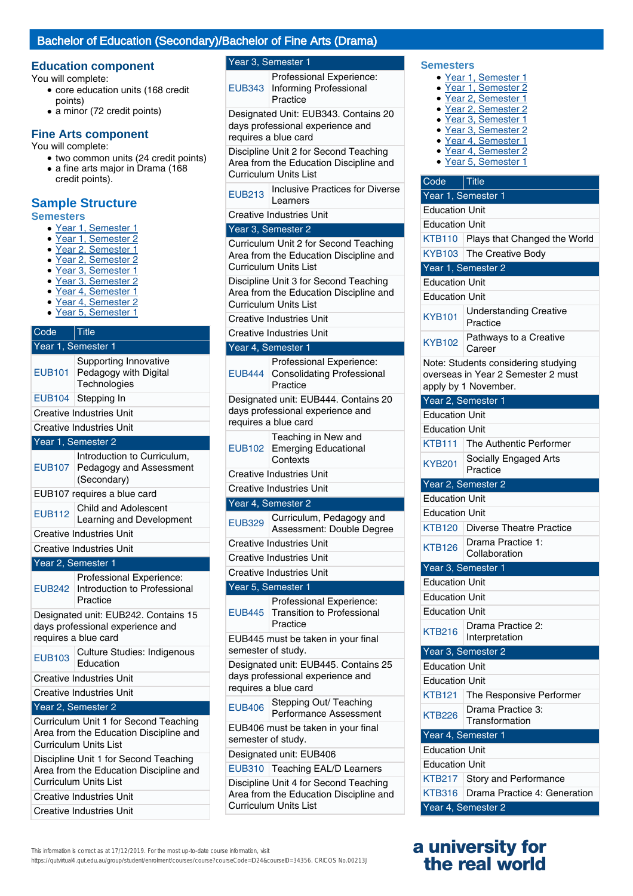# Bachelor of Education (Secondary)/Bachelor of Fine Arts (Drama)

## Education component

You will complete:

- core education units (168 credit points)
- a minor (72 credit points)

## Fine Arts component

You will complete:

- two common units (24 credit points)
- a fine arts major in Drama (168 credit points).

## Sample Structure

### Semesters

- Year 1, Semester 1
- Year 1, Semester 2
- Year 2, Semester 1
- Year 2, Semester 2
- Year 3, Semester 1
- Year 3, Semester 2
- Year 4, Semester 1
- Year 4, Semester 2
- Year 5, Semester 1

| Code | Title |
|---|---|
| **Year 1, Semester 1** | |
| EUB101 | Supporting Innovative Pedagogy with Digital Technologies |
| EUB104 | Stepping In |
| Creative Industries Unit | |
| Creative Industries Unit | |
| **Year 1, Semester 2** | |
| EUB107 | Introduction to Curriculum, Pedagogy and Assessment (Secondary) |
| EUB107 requires a blue card | |
| EUB112 | Child and Adolescent Learning and Development |
| Creative Industries Unit | |
| Creative Industries Unit | |
| **Year 2, Semester 1** | |
| EUB242 | Professional Experience: Introduction to Professional Practice |
| Designated unit: EUB242. Contains 15 days professional experience and requires a blue card | |
| EUB103 | Culture Studies: Indigenous Education |
| Creative Industries Unit | |
| Creative Industries Unit | |
| **Year 2, Semester 2** | |
| Curriculum Unit 1 for Second Teaching Area from the Education Discipline and Curriculum Units List | |
| Discipline Unit 1 for Second Teaching Area from the Education Discipline and Curriculum Units List | |
| Creative Industries Unit | |
| Creative Industries Unit | |
| **Year 3, Semester 1** | |
| EUB343 | Professional Experience: Informing Professional Practice |
| Designated Unit: EUB343. Contains 20 days professional experience and requires a blue card | |
| Discipline Unit 2 for Second Teaching Area from the Education Discipline and Curriculum Units List | |
| EUB213 | Inclusive Practices for Diverse Learners |
| Creative Industries Unit | |
| **Year 3, Semester 2** | |
| Curriculum Unit 2 for Second Teaching Area from the Education Discipline and Curriculum Units List | |
| Discipline Unit 3 for Second Teaching Area from the Education Discipline and Curriculum Units List | |
| Creative Industries Unit | |
| Creative Industries Unit | |
| **Year 4, Semester 1** | |
| EUB444 | Professional Experience: Consolidating Professional Practice |
| Designated unit: EUB444. Contains 20 days professional experience and requires a blue card | |
| EUB102 | Teaching in New and Emerging Educational Contexts |
| Creative Industries Unit | |
| Creative Industries Unit | |
| **Year 4, Semester 2** | |
| EUB329 | Curriculum, Pedagogy and Assessment: Double Degree |
| Creative Industries Unit | |
| Creative Industries Unit | |
| Creative Industries Unit | |
| **Year 5, Semester 1** | |
| EUB445 | Professional Experience: Transition to Professional Practice |
| EUB445 must be taken in your final semester of study. | |
| Designated unit: EUB445. Contains 25 days professional experience and requires a blue card | |
| EUB406 | Stepping Out/ Teaching Performance Assessment |
| EUB406 must be taken in your final semester of study. | |
| Designated unit: EUB406 | |
| EUB310 | Teaching EAL/D Learners |
| Discipline Unit 4 for Second Teaching Area from the Education Discipline and Curriculum Units List | |

### Semesters

- Year 1, Semester 1
- Year 1, Semester 2
- Year 2, Semester 1
- Year 2, Semester 2
- Year 3, Semester 1
- Year 3, Semester 2
- Year 4, Semester 1
- Year 4, Semester 2
- Year 5, Semester 1

| Code | Title |
|---|---|
| **Year 1, Semester 1** | |
| Education Unit | |
| Education Unit | |
| KTB110 | Plays that Changed the World |
| KYB103 | The Creative Body |
| **Year 1, Semester 2** | |
| Education Unit | |
| Education Unit | |
| KYB101 | Understanding Creative Practice |
| KYB102 | Pathways to a Creative Career |
| Note: Students considering studying overseas in Year 2 Semester 2 must apply by 1 November. | |
| **Year 2, Semester 1** | |
| Education Unit | |
| Education Unit | |
| KTB111 | The Authentic Performer |
| KYB201 | Socially Engaged Arts Practice |
| **Year 2, Semester 2** | |
| Education Unit | |
| Education Unit | |
| KTB120 | Diverse Theatre Practice |
| KTB126 | Drama Practice 1: Collaboration |
| **Year 3, Semester 1** | |
| Education Unit | |
| Education Unit | |
| Education Unit | |
| KTB216 | Drama Practice 2: Interpretation |
| **Year 3, Semester 2** | |
| Education Unit | |
| Education Unit | |
| KTB121 | The Responsive Performer |
| KTB226 | Drama Practice 3: Transformation |
| **Year 4, Semester 1** | |
| Education Unit | |
| Education Unit | |
| KTB217 | Story and Performance |
| KTB316 | Drama Practice 4: Generation |
| **Year 4, Semester 2** | |

This information is correct as at 17/12/2019. For the most up-to-date course information, visit https://qutvirtual4.qut.edu.au/group/student/enrolment/courses/course?courseCode=ID24&courseID=34356. CRICOS No.00213J

a university for the real world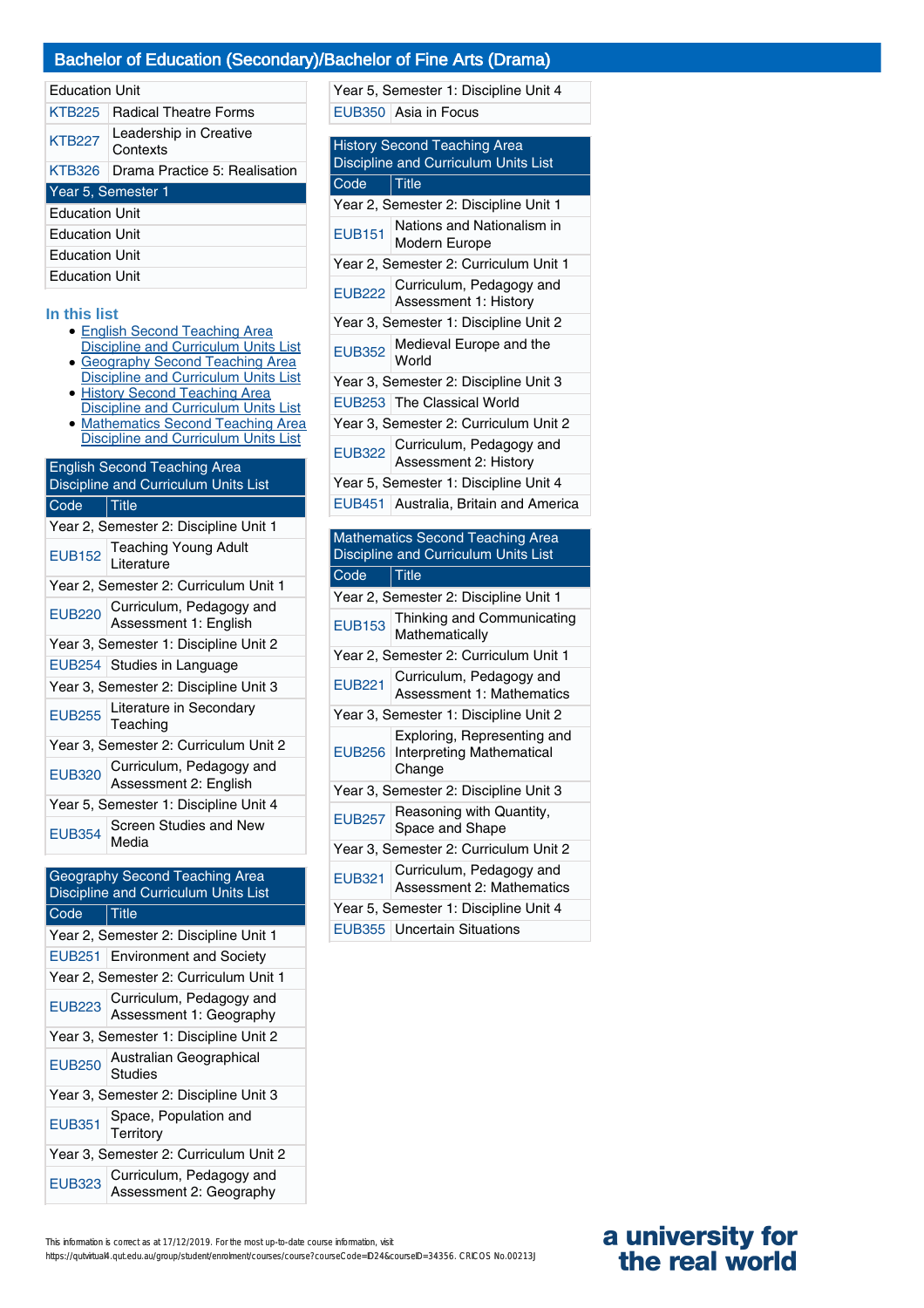## Bachelor of Education (Secondary)/Bachelor of Fine Arts (Drama)

| | |
|---|---|
| Education Unit | |
| KTB225 | Radical Theatre Forms |
| KTB227 | Leadership in Creative Contexts |
| KTB326 | Drama Practice 5: Realisation |
| **Year 5, Semester 1** | |
| Education Unit | |
| Education Unit | |
| Education Unit | |
| Education Unit | |

### In this list

- English Second Teaching Area Discipline and Curriculum Units List
- Geography Second Teaching Area Discipline and Curriculum Units List
- History Second Teaching Area Discipline and Curriculum Units List
- Mathematics Second Teaching Area Discipline and Curriculum Units List

**English Second Teaching Area Discipline and Curriculum Units List**

| Code | Title |
|---|---|
| Year 2, Semester 2: Discipline Unit 1 | |
| EUB152 | Teaching Young Adult Literature |
| Year 2, Semester 2: Curriculum Unit 1 | |
| EUB220 | Curriculum, Pedagogy and Assessment 1: English |
| Year 3, Semester 1: Discipline Unit 2 | |
| EUB254 | Studies in Language |
| Year 3, Semester 2: Discipline Unit 3 | |
| EUB255 | Literature in Secondary Teaching |
| Year 3, Semester 2: Curriculum Unit 2 | |
| EUB320 | Curriculum, Pedagogy and Assessment 2: English |
| Year 5, Semester 1: Discipline Unit 4 | |
| EUB354 | Screen Studies and New Media |

**Geography Second Teaching Area Discipline and Curriculum Units List**

| Code | Title |
|---|---|
| Year 2, Semester 2: Discipline Unit 1 | |
| EUB251 | Environment and Society |
| Year 2, Semester 2: Curriculum Unit 1 | |
| EUB223 | Curriculum, Pedagogy and Assessment 1: Geography |
| Year 3, Semester 1: Discipline Unit 2 | |
| EUB250 | Australian Geographical Studies |
| Year 3, Semester 2: Discipline Unit 3 | |
| EUB351 | Space, Population and Territory |
| Year 3, Semester 2: Curriculum Unit 2 | |
| EUB323 | Curriculum, Pedagogy and Assessment 2: Geography |
| Year 5, Semester 1: Discipline Unit 4 | |
| EUB350 | Asia in Focus |

**History Second Teaching Area Discipline and Curriculum Units List**

| Code | Title |
|---|---|
| Year 2, Semester 2: Discipline Unit 1 | |
| EUB151 | Nations and Nationalism in Modern Europe |
| Year 2, Semester 2: Curriculum Unit 1 | |
| EUB222 | Curriculum, Pedagogy and Assessment 1: History |
| Year 3, Semester 1: Discipline Unit 2 | |
| EUB352 | Medieval Europe and the World |
| Year 3, Semester 2: Discipline Unit 3 | |
| EUB253 | The Classical World |
| Year 3, Semester 2: Curriculum Unit 2 | |
| EUB322 | Curriculum, Pedagogy and Assessment 2: History |
| Year 5, Semester 1: Discipline Unit 4 | |
| EUB451 | Australia, Britain and America |

**Mathematics Second Teaching Area Discipline and Curriculum Units List**

| Code | Title |
|---|---|
| Year 2, Semester 2: Discipline Unit 1 | |
| EUB153 | Thinking and Communicating Mathematically |
| Year 2, Semester 2: Curriculum Unit 1 | |
| EUB221 | Curriculum, Pedagogy and Assessment 1: Mathematics |
| Year 3, Semester 1: Discipline Unit 2 | |
| EUB256 | Exploring, Representing and Interpreting Mathematical Change |
| Year 3, Semester 2: Discipline Unit 3 | |
| EUB257 | Reasoning with Quantity, Space and Shape |
| Year 3, Semester 2: Curriculum Unit 2 | |
| EUB321 | Curriculum, Pedagogy and Assessment 2: Mathematics |
| Year 5, Semester 1: Discipline Unit 4 | |
| EUB355 | Uncertain Situations |

This information is correct as at 17/12/2019. For the most up-to-date course information, visit https://qutvirtual4.qut.edu.au/group/student/enrolment/courses/course?courseCode=ID24&courseID=34356. CRICOS No.00213J

a university for the real world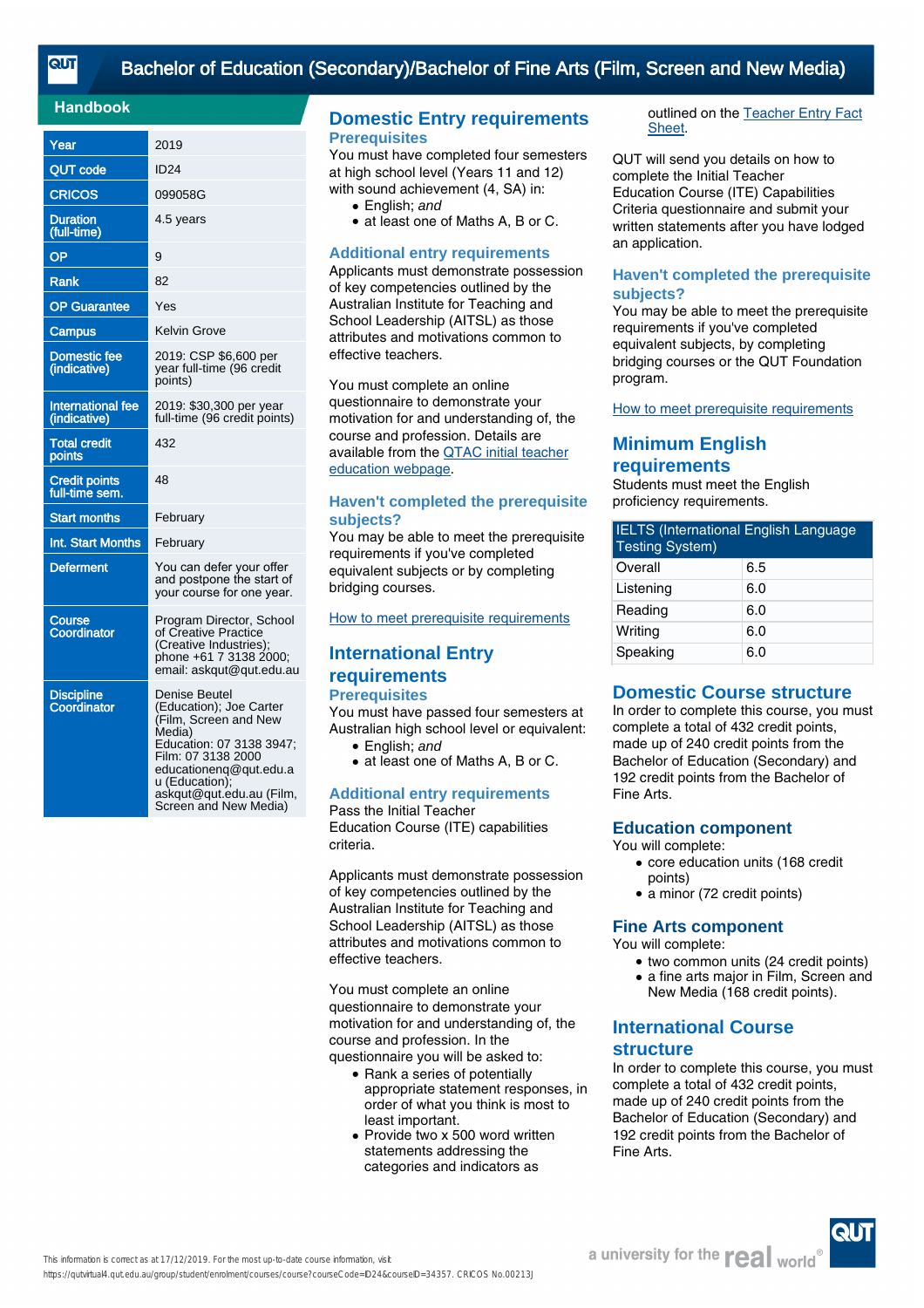# Bachelor of Education (Secondary)/Bachelor of Fine Arts (Film, Screen and New Media)

## Handbook

| | |
|---|---|
| Year | 2019 |
| QUT code | ID24 |
| CRICOS | 099058G |
| Duration (full-time) | 4.5 years |
| OP | 9 |
| Rank | 82 |
| OP Guarantee | Yes |
| Campus | Kelvin Grove |
| Domestic fee (indicative) | 2019: CSP $6,600 per year full-time (96 credit points) |
| International fee (indicative) | 2019: $30,300 per year full-time (96 credit points) |
| Total credit points | 432 |
| Credit points full-time sem. | 48 |
| Start months | February |
| Int. Start Months | February |
| Deferment | You can defer your offer and postpone the start of your course for one year. |
| Course Coordinator | Program Director, School of Creative Practice (Creative Industries); phone +61 7 3138 2000; email: askqut@qut.edu.au |
| Discipline Coordinator | Denise Beutel (Education); Joe Carter (Film, Screen and New Media) Education: 07 3138 3947; Film: 07 3138 2000 educationenq@qut.edu.au (Education); askqut@qut.edu.au (Film, Screen and New Media) |

## Domestic Entry requirements

### Prerequisites

You must have completed four semesters at high school level (Years 11 and 12) with sound achievement (4, SA) in:

- English; *and*
- at least one of Maths A, B or C.

### Additional entry requirements

Applicants must demonstrate possession of key competencies outlined by the Australian Institute for Teaching and School Leadership (AITSL) as those attributes and motivations common to effective teachers.

You must complete an online questionnaire to demonstrate your motivation for and understanding of, the course and profession. Details are available from the QTAC initial teacher education webpage.

### Haven't completed the prerequisite subjects?

You may be able to meet the prerequisite requirements if you've completed equivalent subjects or by completing bridging courses.

How to meet prerequisite requirements

## International Entry requirements

### Prerequisites

You must have passed four semesters at Australian high school level or equivalent:

- English; *and*
- at least one of Maths A, B or C.

### Additional entry requirements

Pass the Initial Teacher Education Course (ITE) capabilities criteria.

Applicants must demonstrate possession of key competencies outlined by the Australian Institute for Teaching and School Leadership (AITSL) as those attributes and motivations common to effective teachers.

You must complete an online questionnaire to demonstrate your motivation for and understanding of, the course and profession. In the questionnaire you will be asked to:

- Rank a series of potentially appropriate statement responses, in order of what you think is most to least important.
- Provide two x 500 word written statements addressing the categories and indicators as outlined on the Teacher Entry Fact Sheet.

QUT will send you details on how to complete the Initial Teacher Education Course (ITE) Capabilities Criteria questionnaire and submit your written statements after you have lodged an application.

### Haven't completed the prerequisite subjects?

You may be able to meet the prerequisite requirements if you've completed equivalent subjects, by completing bridging courses or the QUT Foundation program.

How to meet prerequisite requirements

## Minimum English requirements

Students must meet the English proficiency requirements.

| IELTS (International English Language Testing System) | |
|---|---|
| Overall | 6.5 |
| Listening | 6.0 |
| Reading | 6.0 |
| Writing | 6.0 |
| Speaking | 6.0 |

## Domestic Course structure

In order to complete this course, you must complete a total of 432 credit points, made up of 240 credit points from the Bachelor of Education (Secondary) and 192 credit points from the Bachelor of Fine Arts.

### Education component

You will complete:

- core education units (168 credit points)
- a minor (72 credit points)

### Fine Arts component

You will complete:

- two common units (24 credit points)
- a fine arts major in Film, Screen and New Media (168 credit points).

## International Course structure

In order to complete this course, you must complete a total of 432 credit points, made up of 240 credit points from the Bachelor of Education (Secondary) and 192 credit points from the Bachelor of Fine Arts.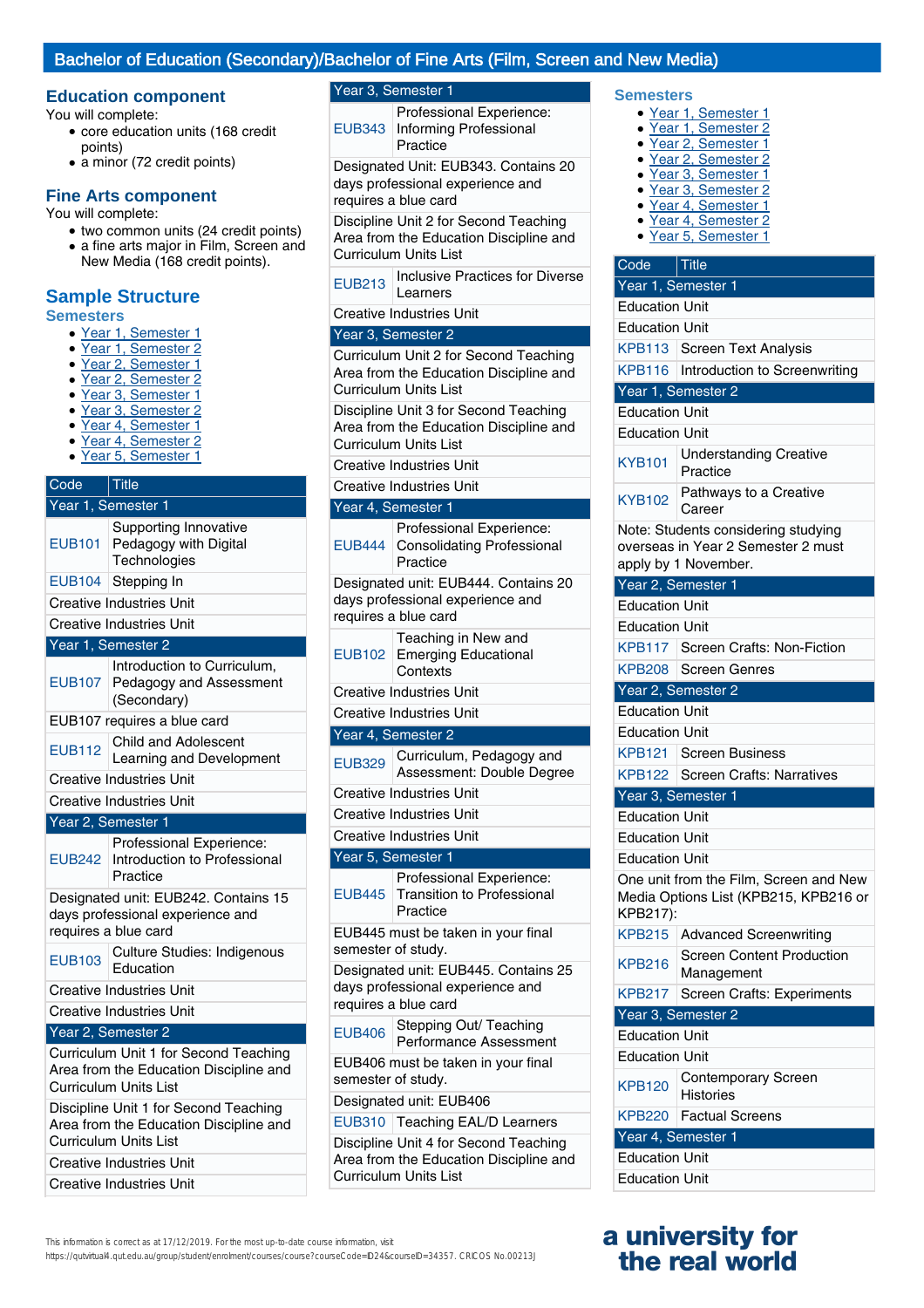## Bachelor of Education (Secondary)/Bachelor of Fine Arts (Film, Screen and New Media)

### Education component

You will complete:

- core education units (168 credit points)
- a minor (72 credit points)

### Fine Arts component

You will complete:

- two common units (24 credit points)
- a fine arts major in Film, Screen and New Media (168 credit points).

### Sample Structure

#### Semesters

- Year 1, Semester 1
- Year 1, Semester 2
- Year 2, Semester 1
- Year 2, Semester 2
- Year 3, Semester 1
- Year 3, Semester 2
- Year 4, Semester 1
- Year 4, Semester 2
- Year 5, Semester 1

| Code | Title |
|---|---|
| **Year 1, Semester 1** | |
| EUB101 | Supporting Innovative Pedagogy with Digital Technologies |
| EUB104 | Stepping In |
| Creative Industries Unit | |
| Creative Industries Unit | |
| **Year 1, Semester 2** | |
| EUB107 | Introduction to Curriculum, Pedagogy and Assessment (Secondary) |
| EUB107 requires a blue card | |
| EUB112 | Child and Adolescent Learning and Development |
| Creative Industries Unit | |
| Creative Industries Unit | |
| **Year 2, Semester 1** | |
| EUB242 | Professional Experience: Introduction to Professional Practice |
| Designated unit: EUB242. Contains 15 days professional experience and requires a blue card | |
| EUB103 | Culture Studies: Indigenous Education |
| Creative Industries Unit | |
| Creative Industries Unit | |
| **Year 2, Semester 2** | |
| Curriculum Unit 1 for Second Teaching Area from the Education Discipline and Curriculum Units List | |
| Discipline Unit 1 for Second Teaching Area from the Education Discipline and Curriculum Units List | |
| Creative Industries Unit | |
| Creative Industries Unit | |
| **Year 3, Semester 1** | |
| EUB343 | Professional Experience: Informing Professional Practice |
| Designated Unit: EUB343. Contains 20 days professional experience and requires a blue card | |
| Discipline Unit 2 for Second Teaching Area from the Education Discipline and Curriculum Units List | |
| EUB213 | Inclusive Practices for Diverse Learners |
| Creative Industries Unit | |
| **Year 3, Semester 2** | |
| Curriculum Unit 2 for Second Teaching Area from the Education Discipline and Curriculum Units List | |
| Discipline Unit 3 for Second Teaching Area from the Education Discipline and Curriculum Units List | |
| Creative Industries Unit | |
| Creative Industries Unit | |
| **Year 4, Semester 1** | |
| EUB444 | Professional Experience: Consolidating Professional Practice |
| Designated unit: EUB444. Contains 20 days professional experience and requires a blue card | |
| EUB102 | Teaching in New and Emerging Educational Contexts |
| Creative Industries Unit | |
| Creative Industries Unit | |
| **Year 4, Semester 2** | |
| EUB329 | Curriculum, Pedagogy and Assessment: Double Degree |
| Creative Industries Unit | |
| Creative Industries Unit | |
| Creative Industries Unit | |
| **Year 5, Semester 1** | |
| EUB445 | Professional Experience: Transition to Professional Practice |
| EUB445 must be taken in your final semester of study. | |
| Designated unit: EUB445. Contains 25 days professional experience and requires a blue card | |
| EUB406 | Stepping Out/ Teaching Performance Assessment |
| EUB406 must be taken in your final semester of study. | |
| Designated unit: EUB406 | |
| EUB310 | Teaching EAL/D Learners |
| Discipline Unit 4 for Second Teaching Area from the Education Discipline and Curriculum Units List | |

#### Semesters

- Year 1, Semester 1
- Year 1, Semester 2
- Year 2, Semester 1
- Year 2, Semester 2
- Year 3, Semester 1
- Year 3, Semester 2
- Year 4, Semester 1
- Year 4, Semester 2
- Year 5, Semester 1

| Code | Title |
|---|---|
| **Year 1, Semester 1** | |
| Education Unit | |
| Education Unit | |
| KPB113 | Screen Text Analysis |
| KPB116 | Introduction to Screenwriting |
| **Year 1, Semester 2** | |
| Education Unit | |
| Education Unit | |
| KYB101 | Understanding Creative Practice |
| KYB102 | Pathways to a Creative Career |
| Note: Students considering studying overseas in Year 2 Semester 2 must apply by 1 November. | |
| **Year 2, Semester 1** | |
| Education Unit | |
| Education Unit | |
| KPB117 | Screen Crafts: Non-Fiction |
| KPB208 | Screen Genres |
| **Year 2, Semester 2** | |
| Education Unit | |
| Education Unit | |
| KPB121 | Screen Business |
| KPB122 | Screen Crafts: Narratives |
| **Year 3, Semester 1** | |
| Education Unit | |
| Education Unit | |
| Education Unit | |
| One unit from the Film, Screen and New Media Options List (KPB215, KPB216 or KPB217): | |
| KPB215 | Advanced Screenwriting |
| KPB216 | Screen Content Production Management |
| KPB217 | Screen Crafts: Experiments |
| **Year 3, Semester 2** | |
| Education Unit | |
| Education Unit | |
| KPB120 | Contemporary Screen Histories |
| KPB220 | Factual Screens |
| **Year 4, Semester 1** | |
| Education Unit | |
| Education Unit | |

This information is correct as at 17/12/2019. For the most up-to-date course information, visit https://qutvirtual4.qut.edu.au/group/student/enrolment/courses/course?courseCode=ID24&courseID=34357. CRICOS No.00213J

a university for the real world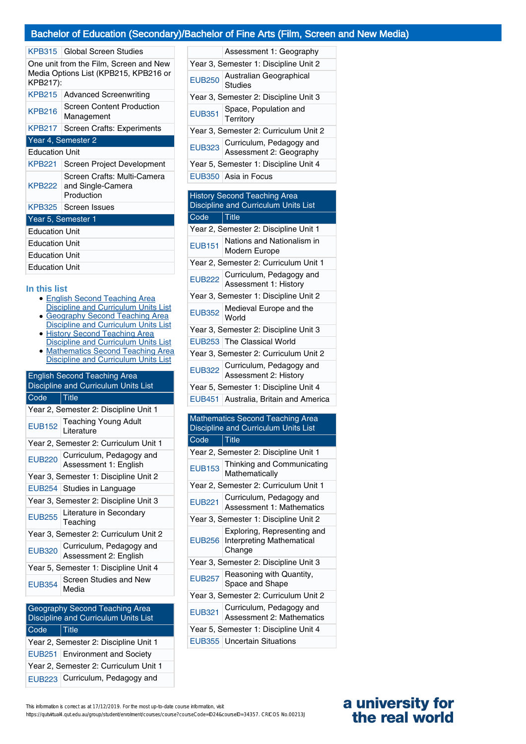## Bachelor of Education (Secondary)/Bachelor of Fine Arts (Film, Screen and New Media)

| | |
|---|---|
| KPB315 | Global Screen Studies |
| One unit from the Film, Screen and New Media Options List (KPB215, KPB216 or KPB217): | |
| KPB215 | Advanced Screenwriting |
| KPB216 | Screen Content Production Management |
| KPB217 | Screen Crafts: Experiments |
| **Year 4, Semester 2** | |
| Education Unit | |
| KPB221 | Screen Project Development |
| KPB222 | Screen Crafts: Multi-Camera and Single-Camera Production |
| KPB325 | Screen Issues |
| **Year 5, Semester 1** | |
| Education Unit | |
| Education Unit | |
| Education Unit | |
| Education Unit | |

### In this list

- English Second Teaching Area Discipline and Curriculum Units List
- Geography Second Teaching Area Discipline and Curriculum Units List
- History Second Teaching Area Discipline and Curriculum Units List
- Mathematics Second Teaching Area Discipline and Curriculum Units List

### English Second Teaching Area Discipline and Curriculum Units List

| Code | Title |
|---|---|
| Year 2, Semester 2: Discipline Unit 1 | |
| EUB152 | Teaching Young Adult Literature |
| Year 2, Semester 2: Curriculum Unit 1 | |
| EUB220 | Curriculum, Pedagogy and Assessment 1: English |
| Year 3, Semester 1: Discipline Unit 2 | |
| EUB254 | Studies in Language |
| Year 3, Semester 2: Discipline Unit 3 | |
| EUB255 | Literature in Secondary Teaching |
| Year 3, Semester 2: Curriculum Unit 2 | |
| EUB320 | Curriculum, Pedagogy and Assessment 2: English |
| Year 5, Semester 1: Discipline Unit 4 | |
| EUB354 | Screen Studies and New Media |

### Geography Second Teaching Area Discipline and Curriculum Units List

| Code | Title |
|---|---|
| Year 2, Semester 2: Discipline Unit 1 | |
| EUB251 | Environment and Society |
| Year 2, Semester 2: Curriculum Unit 1 | |
| EUB223 | Curriculum, Pedagogy and Assessment 1: Geography |
| Year 3, Semester 1: Discipline Unit 2 | |
| EUB250 | Australian Geographical Studies |
| Year 3, Semester 2: Discipline Unit 3 | |
| EUB351 | Space, Population and Territory |
| Year 3, Semester 2: Curriculum Unit 2 | |
| EUB323 | Curriculum, Pedagogy and Assessment 2: Geography |
| Year 5, Semester 1: Discipline Unit 4 | |
| EUB350 | Asia in Focus |

### History Second Teaching Area Discipline and Curriculum Units List

| Code | Title |
|---|---|
| Year 2, Semester 2: Discipline Unit 1 | |
| EUB151 | Nations and Nationalism in Modern Europe |
| Year 2, Semester 2: Curriculum Unit 1 | |
| EUB222 | Curriculum, Pedagogy and Assessment 1: History |
| Year 3, Semester 1: Discipline Unit 2 | |
| EUB352 | Medieval Europe and the World |
| Year 3, Semester 2: Discipline Unit 3 | |
| EUB253 | The Classical World |
| Year 3, Semester 2: Curriculum Unit 2 | |
| EUB322 | Curriculum, Pedagogy and Assessment 2: History |
| Year 5, Semester 1: Discipline Unit 4 | |
| EUB451 | Australia, Britain and America |

### Mathematics Second Teaching Area Discipline and Curriculum Units List

| Code | Title |
|---|---|
| Year 2, Semester 2: Discipline Unit 1 | |
| EUB153 | Thinking and Communicating Mathematically |
| Year 2, Semester 2: Curriculum Unit 1 | |
| EUB221 | Curriculum, Pedagogy and Assessment 1: Mathematics |
| Year 3, Semester 1: Discipline Unit 2 | |
| EUB256 | Exploring, Representing and Interpreting Mathematical Change |
| Year 3, Semester 2: Discipline Unit 3 | |
| EUB257 | Reasoning with Quantity, Space and Shape |
| Year 3, Semester 2: Curriculum Unit 2 | |
| EUB321 | Curriculum, Pedagogy and Assessment 2: Mathematics |
| Year 5, Semester 1: Discipline Unit 4 | |
| EUB355 | Uncertain Situations |

This information is correct as at 17/12/2019. For the most up-to-date course information, visit https://qutvirtual4.qut.edu.au/group/student/enrolment/courses/course?courseCode=ED24&courseID=34357. CRICOS No.00213J

a university for the real world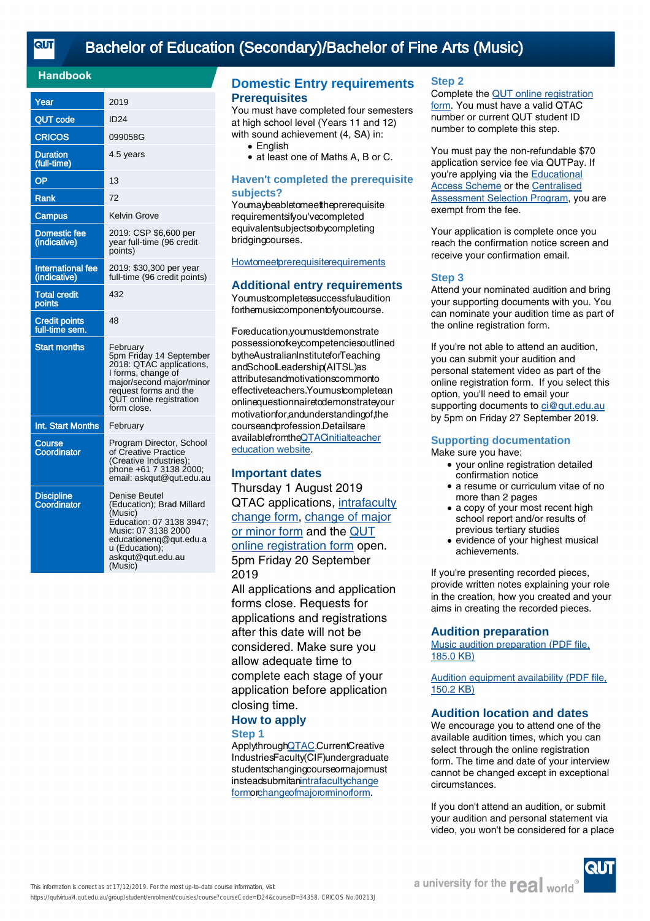# Bachelor of Education (Secondary)/Bachelor of Fine Arts (Music)

## Handbook

| | |
|---|---|
| Year | 2019 |
| QUT code | ID24 |
| CRICOS | 099058G |
| Duration (full-time) | 4.5 years |
| OP | 13 |
| Rank | 72 |
| Campus | Kelvin Grove |
| Domestic fee (indicative) | 2019: CSP $6,600 per year full-time (96 credit points) |
| International fee (indicative) | 2019: $30,300 per year full-time (96 credit points) |
| Total credit points | 432 |
| Credit points full-time sem. | 48 |
| Start months | February<br>5pm Friday 14 September 2018: QTAC applications, I forms, change of major/second major/minor request forms and the QUT online registration form close. |
| Int. Start Months | February |
| Course Coordinator | Program Director, School of Creative Practice (Creative Industries); phone +61 7 3138 2000; email: askqut@qut.edu.au |
| Discipline Coordinator | Denise Beutel (Education); Brad Millard (Music)<br>Education: 07 3138 3947; Music: 07 3138 2000<br>educationenq@qut.edu.au (Education); askqut@qut.edu.au (Music) |

## Domestic Entry requirements

### Prerequisites

You must have completed four semesters at high school level (Years 11 and 12) with sound achievement (4, SA) in:

- English
- at least one of Maths A, B or C.

### Haven't completed the prerequisite subjects?

You may be able to meet the prerequisite requirements if you've completed equivalent subjects or by completing bridging courses.

How to meet prerequisite requirements

### Additional entry requirements

You must complete a successful audition for the music component of your course.

For education, you must demonstrate possession of key competencies outlined by the Australian Institute for Teaching and School Leadership (AITSL) as attributes and motivations common to effective teachers. You must complete an online questionnaire to demonstrate your motivation for, and understanding of, the course and profession. Details are available from the QTAC initial teacher education website.

### Important dates

Thursday 1 August 2019
QTAC applications, intrafaculty change form, change of major or minor form and the QUT online registration form open.

5pm Friday 20 September 2019
All applications and application forms close. Requests for applications and registrations after this date will not be considered. Make sure you allow adequate time to complete each stage of your application before application closing time.

### How to apply

#### Step 1

Apply through QTAC. Current Creative Industries Faculty (CIF) undergraduate students changing course or major must instead submit an intrafaculty change form or change of major or minor form.

#### Step 2

Complete the QUT online registration form. You must have a valid QTAC number or current QUT student ID number to complete this step.

You must pay the non-refundable $70 application service fee via QUTPay. If you're applying via the Educational Access Scheme or the Centralised Assessment Selection Program, you are exempt from the fee.

Your application is complete once you reach the confirmation notice screen and receive your confirmation email.

#### Step 3

Attend your nominated audition and bring your supporting documents with you. You can nominate your audition time as part of the online registration form.

If you're not able to attend an audition, you can submit your audition and personal statement video as part of the online registration form. If you select this option, you'll need to email your supporting documents to ci@qut.edu.au by 5pm on Friday 27 September 2019.

### Supporting documentation

Make sure you have:

- your online registration detailed confirmation notice
- a resume or curriculum vitae of no more than 2 pages
- a copy of your most recent high school report and/or results of previous tertiary studies
- evidence of your highest musical achievements.

If you're presenting recorded pieces, provide written notes explaining your role in the creation, how you created and your aims in creating the recorded pieces.

### Audition preparation

Music audition preparation (PDF file, 185.0 KB)

Audition equipment availability (PDF file, 150.2 KB)

### Audition location and dates

We encourage you to attend one of the available audition times, which you can select through the online registration form. The time and date of your interview cannot be changed except in exceptional circumstances.

If you don't attend an audition, or submit your audition and personal statement via video, you won't be considered for a place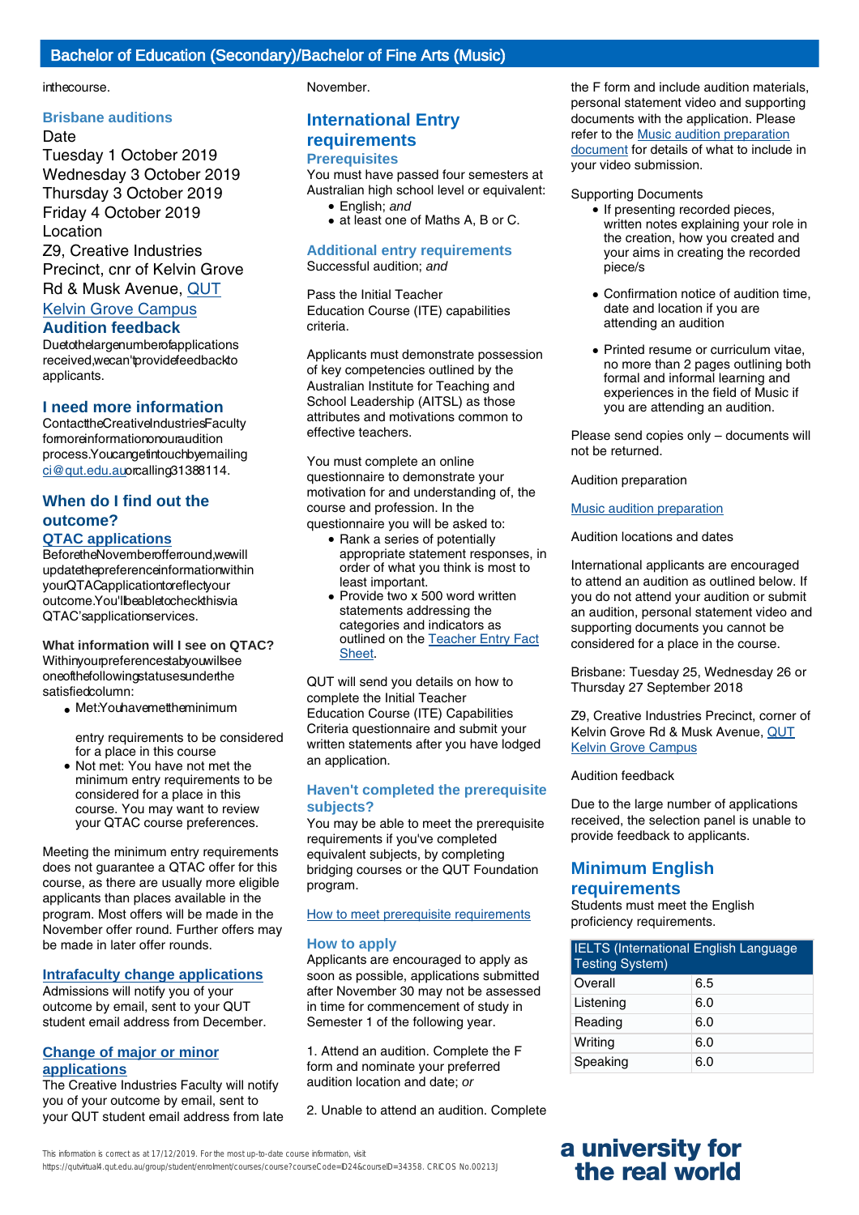in the course.

### Brisbane auditions

Date
Tuesday 1 October 2019
Wednesday 3 October 2019
Thursday 3 October 2019
Friday 4 October 2019
Location
Z9, Creative Industries Precinct, cnr of Kelvin Grove Rd & Musk Avenue, QUT Kelvin Grove Campus

### Audition feedback

Due to the large number of applications received, we can't provide feedback to applicants.

## I need more information

Contact the Creative Industries Faculty for more information on our audition process. You can get in touch by emailing ci@qut.edu.au or calling 3138 8114.

## When do I find out the outcome?

### QTAC applications

Before the November offer round, we will update the preference information within your QTAC application to reflect your outcome. You'll be able to check this via QTAC's application services.

**What information will I see on QTAC?**
Within your preferences tab you will see one of the following statuses under the satisfied column:

- Met: You have met the minimum entry requirements to be considered for a place in this course
- Not met: You have not met the minimum entry requirements to be considered for a place in this course. You may want to review your QTAC course preferences.

Meeting the minimum entry requirements does not guarantee a QTAC offer for this course, as there are usually more eligible applicants than places available in the program. Most offers will be made in the November offer round. Further offers may be made in later offer rounds.

### Intrafaculty change applications

Admissions will notify you of your outcome by email, sent to your QUT student email address from December.

### Change of major or minor applications

The Creative Industries Faculty will notify you of your outcome by email, sent to your QUT student email address from late November.

## International Entry requirements

### Prerequisites

You must have passed four semesters at Australian high school level or equivalent:

- English; *and*
- at least one of Maths A, B or C.

### Additional entry requirements

Successful audition; *and*

Pass the Initial Teacher Education Course (ITE) capabilities criteria.

Applicants must demonstrate possession of key competencies outlined by the Australian Institute for Teaching and School Leadership (AITSL) as those attributes and motivations common to effective teachers.

You must complete an online questionnaire to demonstrate your motivation for and understanding of, the course and profession. In the questionnaire you will be asked to:

- Rank a series of potentially appropriate statement responses, in order of what you think is most to least important.
- Provide two x 500 word written statements addressing the categories and indicators as outlined on the Teacher Entry Fact Sheet.

QUT will send you details on how to complete the Initial Teacher Education Course (ITE) Capabilities Criteria questionnaire and submit your written statements after you have lodged an application.

### Haven't completed the prerequisite subjects?

You may be able to meet the prerequisite requirements if you've completed equivalent subjects, by completing bridging courses or the QUT Foundation program.

How to meet prerequisite requirements

### How to apply

Applicants are encouraged to apply as soon as possible, applications submitted after November 30 may not be assessed in time for commencement of study in Semester 1 of the following year.

1. Attend an audition. Complete the F form and nominate your preferred audition location and date; *or*

2. Unable to attend an audition. Complete the F form and include audition materials, personal statement video and supporting documents with the application. Please refer to the Music audition preparation document for details of what to include in your video submission.

Supporting Documents

- If presenting recorded pieces, written notes explaining your role in the creation, how you created and your aims in creating the recorded piece/s
- Confirmation notice of audition time, date and location if you are attending an audition
- Printed resume or curriculum vitae, no more than 2 pages outlining both formal and informal learning and experiences in the field of Music if you are attending an audition.

Please send copies only – documents will not be returned.

Audition preparation

Music audition preparation

Audition locations and dates

International applicants are encouraged to attend an audition as outlined below. If you do not attend your audition or submit an audition, personal statement video and supporting documents you cannot be considered for a place in the course.

Brisbane: Tuesday 25, Wednesday 26 or Thursday 27 September 2018

Z9, Creative Industries Precinct, corner of Kelvin Grove Rd & Musk Avenue, QUT Kelvin Grove Campus

Audition feedback

Due to the large number of applications received, the selection panel is unable to provide feedback to applicants.

## Minimum English requirements

Students must meet the English proficiency requirements.

| IELTS (International English Language Testing System) | |
|---|---|
| Overall | 6.5 |
| Listening | 6.0 |
| Reading | 6.0 |
| Writing | 6.0 |
| Speaking | 6.0 |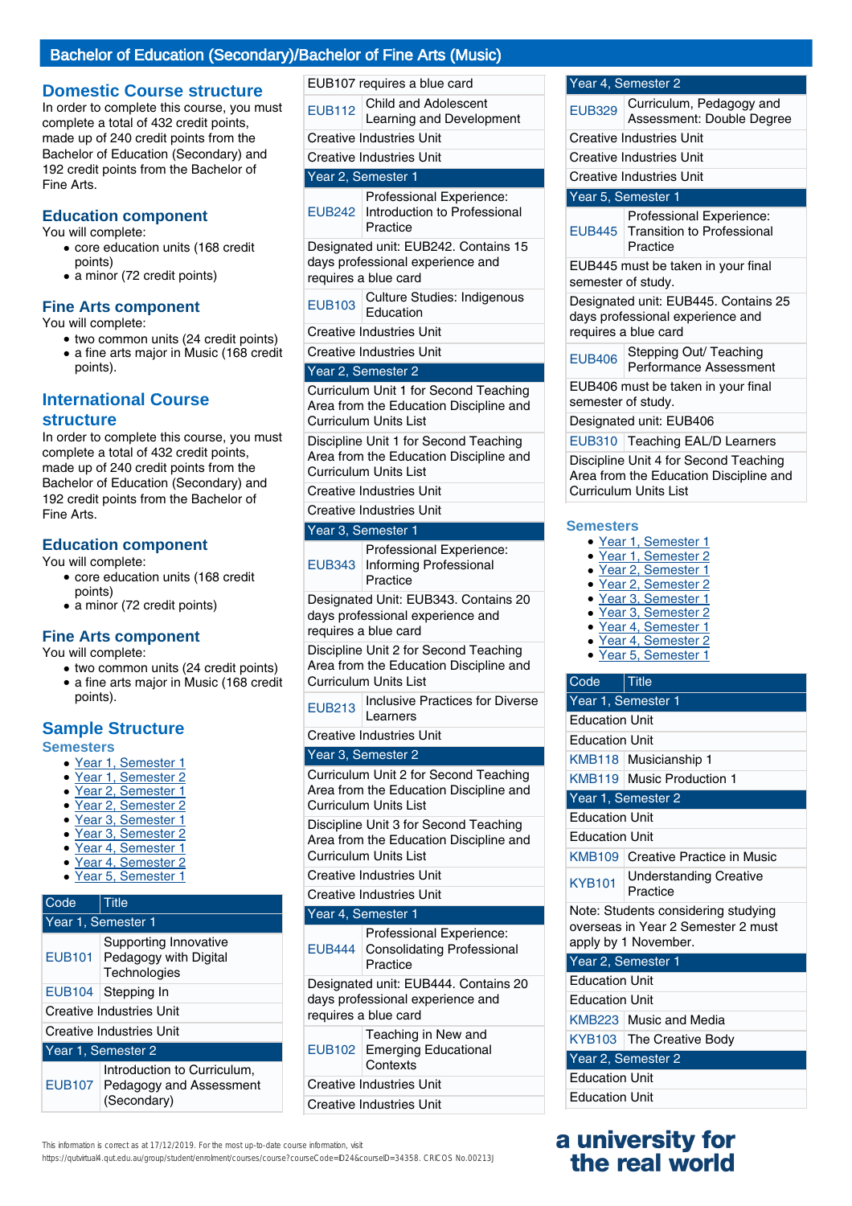# Bachelor of Education (Secondary)/Bachelor of Fine Arts (Music)

## Domestic Course structure

In order to complete this course, you must complete a total of 432 credit points, made up of 240 credit points from the Bachelor of Education (Secondary) and 192 credit points from the Bachelor of Fine Arts.

### Education component

You will complete:

- core education units (168 credit points)
- a minor (72 credit points)

### Fine Arts component

You will complete:

- two common units (24 credit points)
- a fine arts major in Music (168 credit points).

## International Course structure

In order to complete this course, you must complete a total of 432 credit points, made up of 240 credit points from the Bachelor of Education (Secondary) and 192 credit points from the Bachelor of Fine Arts.

### Education component

You will complete:

- core education units (168 credit points)
- a minor (72 credit points)

### Fine Arts component

You will complete:

- two common units (24 credit points)
- a fine arts major in Music (168 credit points).

## Sample Structure

### Semesters

- Year 1, Semester 1
- Year 1, Semester 2
- Year 2, Semester 1
- Year 2, Semester 2
- Year 3, Semester 1
- Year 3, Semester 2
- Year 4, Semester 1
- Year 4, Semester 2
- Year 5, Semester 1

| Code | Title |
|---|---|
| **Year 1, Semester 1** | |
| EUB101 | Supporting Innovative Pedagogy with Digital Technologies |
| EUB104 | Stepping In |
| Creative Industries Unit | |
| Creative Industries Unit | |
| **Year 1, Semester 2** | |
| EUB107 | Introduction to Curriculum, Pedagogy and Assessment (Secondary) |
| EUB107 requires a blue card | |
| EUB112 | Child and Adolescent Learning and Development |
| Creative Industries Unit | |
| Creative Industries Unit | |
| **Year 2, Semester 1** | |
| EUB242 | Professional Experience: Introduction to Professional Practice |
| Designated unit: EUB242. Contains 15 days professional experience and requires a blue card | |
| EUB103 | Culture Studies: Indigenous Education |
| Creative Industries Unit | |
| Creative Industries Unit | |
| **Year 2, Semester 2** | |
| Curriculum Unit 1 for Second Teaching Area from the Education Discipline and Curriculum Units List | |
| Discipline Unit 1 for Second Teaching Area from the Education Discipline and Curriculum Units List | |
| Creative Industries Unit | |
| Creative Industries Unit | |
| **Year 3, Semester 1** | |
| EUB343 | Professional Experience: Informing Professional Practice |
| Designated Unit: EUB343. Contains 20 days professional experience and requires a blue card | |
| Discipline Unit 2 for Second Teaching Area from the Education Discipline and Curriculum Units List | |
| EUB213 | Inclusive Practices for Diverse Learners |
| Creative Industries Unit | |
| **Year 3, Semester 2** | |
| Curriculum Unit 2 for Second Teaching Area from the Education Discipline and Curriculum Units List | |
| Discipline Unit 3 for Second Teaching Area from the Education Discipline and Curriculum Units List | |
| Creative Industries Unit | |
| Creative Industries Unit | |
| **Year 4, Semester 1** | |
| EUB444 | Professional Experience: Consolidating Professional Practice |
| Designated unit: EUB444. Contains 20 days professional experience and requires a blue card | |
| EUB102 | Teaching in New and Emerging Educational Contexts |
| Creative Industries Unit | |
| Creative Industries Unit | |
| **Year 4, Semester 2** | |
| EUB329 | Curriculum, Pedagogy and Assessment: Double Degree |
| Creative Industries Unit | |
| Creative Industries Unit | |
| Creative Industries Unit | |
| **Year 5, Semester 1** | |
| EUB445 | Professional Experience: Transition to Professional Practice |
| EUB445 must be taken in your final semester of study. | |
| Designated unit: EUB445. Contains 25 days professional experience and requires a blue card | |
| EUB406 | Stepping Out/ Teaching Performance Assessment |
| EUB406 must be taken in your final semester of study. | |
| Designated unit: EUB406 | |
| EUB310 | Teaching EAL/D Learners |
| Discipline Unit 4 for Second Teaching Area from the Education Discipline and Curriculum Units List | |

### Semesters

- Year 1, Semester 1
- Year 1, Semester 2
- Year 2, Semester 1
- Year 2, Semester 2
- Year 3, Semester 1
- Year 3, Semester 2
- Year 4, Semester 1
- Year 4, Semester 2
- Year 5, Semester 1

| Code | Title |
|---|---|
| **Year 1, Semester 1** | |
| Education Unit | |
| Education Unit | |
| KMB118 | Musicianship 1 |
| KMB119 | Music Production 1 |
| **Year 1, Semester 2** | |
| Education Unit | |
| Education Unit | |
| KMB109 | Creative Practice in Music |
| KYB101 | Understanding Creative Practice |
| Note: Students considering studying overseas in Year 2 Semester 2 must apply by 1 November. | |
| **Year 2, Semester 1** | |
| Education Unit | |
| Education Unit | |
| KMB223 | Music and Media |
| KYB103 | The Creative Body |
| **Year 2, Semester 2** | |
| Education Unit | |
| Education Unit | |

This information is correct as at 17/12/2019. For the most up-to-date course information, visit https://qutvirtual4.qut.edu.au/group/student/enrolment/courses/course?courseCode=ID24&courseID=34358. CRICOS No.00213J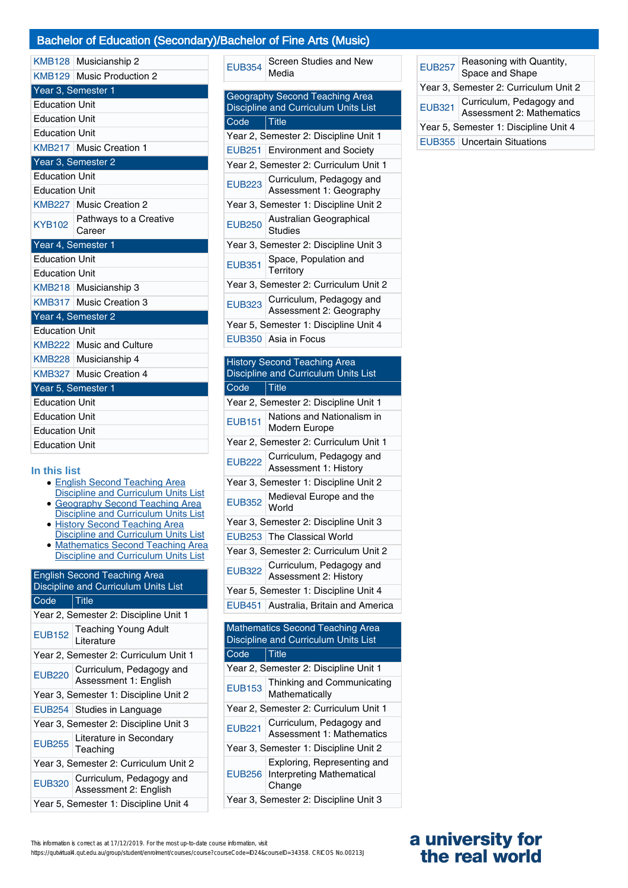## Bachelor of Education (Secondary)/Bachelor of Fine Arts (Music)

| | |
|---|---|
| KMB128 | Musicianship 2 |
| KMB129 | Music Production 2 |
| **Year 3, Semester 1** | |
| Education Unit | |
| Education Unit | |
| Education Unit | |
| KMB217 | Music Creation 1 |
| **Year 3, Semester 2** | |
| Education Unit | |
| Education Unit | |
| KMB227 | Music Creation 2 |
| KYB102 | Pathways to a Creative Career |
| **Year 4, Semester 1** | |
| Education Unit | |
| Education Unit | |
| KMB218 | Musicianship 3 |
| KMB317 | Music Creation 3 |
| **Year 4, Semester 2** | |
| Education Unit | |
| KMB222 | Music and Culture |
| KMB228 | Musicianship 4 |
| KMB327 | Music Creation 4 |
| **Year 5, Semester 1** | |
| Education Unit | |
| Education Unit | |
| Education Unit | |
| Education Unit | |

### In this list

- English Second Teaching Area Discipline and Curriculum Units List
- Geography Second Teaching Area Discipline and Curriculum Units List
- History Second Teaching Area Discipline and Curriculum Units List
- Mathematics Second Teaching Area Discipline and Curriculum Units List

### English Second Teaching Area Discipline and Curriculum Units List

| Code | Title |
|---|---|
| Year 2, Semester 2: Discipline Unit 1 | |
| EUB152 | Teaching Young Adult Literature |
| Year 2, Semester 2: Curriculum Unit 1 | |
| EUB220 | Curriculum, Pedagogy and Assessment 1: English |
| Year 3, Semester 1: Discipline Unit 2 | |
| EUB254 | Studies in Language |
| Year 3, Semester 2: Discipline Unit 3 | |
| EUB255 | Literature in Secondary Teaching |
| Year 3, Semester 2: Curriculum Unit 2 | |
| EUB320 | Curriculum, Pedagogy and Assessment 2: English |
| Year 5, Semester 1: Discipline Unit 4 | |
| EUB354 | Screen Studies and New Media |

### Geography Second Teaching Area Discipline and Curriculum Units List

| Code | Title |
|---|---|
| Year 2, Semester 2: Discipline Unit 1 | |
| EUB251 | Environment and Society |
| Year 2, Semester 2: Curriculum Unit 1 | |
| EUB223 | Curriculum, Pedagogy and Assessment 1: Geography |
| Year 3, Semester 1: Discipline Unit 2 | |
| EUB250 | Australian Geographical Studies |
| Year 3, Semester 2: Discipline Unit 3 | |
| EUB351 | Space, Population and Territory |
| Year 3, Semester 2: Curriculum Unit 2 | |
| EUB323 | Curriculum, Pedagogy and Assessment 2: Geography |
| Year 5, Semester 1: Discipline Unit 4 | |
| EUB350 | Asia in Focus |

### History Second Teaching Area Discipline and Curriculum Units List

| Code | Title |
|---|---|
| Year 2, Semester 2: Discipline Unit 1 | |
| EUB151 | Nations and Nationalism in Modern Europe |
| Year 2, Semester 2: Curriculum Unit 1 | |
| EUB222 | Curriculum, Pedagogy and Assessment 1: History |
| Year 3, Semester 1: Discipline Unit 2 | |
| EUB352 | Medieval Europe and the World |
| Year 3, Semester 2: Discipline Unit 3 | |
| EUB253 | The Classical World |
| Year 3, Semester 2: Curriculum Unit 2 | |
| EUB322 | Curriculum, Pedagogy and Assessment 2: History |
| Year 5, Semester 1: Discipline Unit 4 | |
| EUB451 | Australia, Britain and America |

### Mathematics Second Teaching Area Discipline and Curriculum Units List

| Code | Title |
|---|---|
| Year 2, Semester 2: Discipline Unit 1 | |
| EUB153 | Thinking and Communicating Mathematically |
| Year 2, Semester 2: Curriculum Unit 1 | |
| EUB221 | Curriculum, Pedagogy and Assessment 1: Mathematics |
| Year 3, Semester 1: Discipline Unit 2 | |
| EUB256 | Exploring, Representing and Interpreting Mathematical Change |
| Year 3, Semester 2: Discipline Unit 3 | |
| EUB257 | Reasoning with Quantity, Space and Shape |
| Year 3, Semester 2: Curriculum Unit 2 | |
| EUB321 | Curriculum, Pedagogy and Assessment 2: Mathematics |
| Year 5, Semester 1: Discipline Unit 4 | |
| EUB355 | Uncertain Situations |

This information is correct as at 17/12/2019. For the most up-to-date course information, visit https://qutvirtual4.qut.edu.au/group/student/enrolment/courses/course?courseCode=ED24&courseID=34358. CRICOS No.00213J

a university for the real world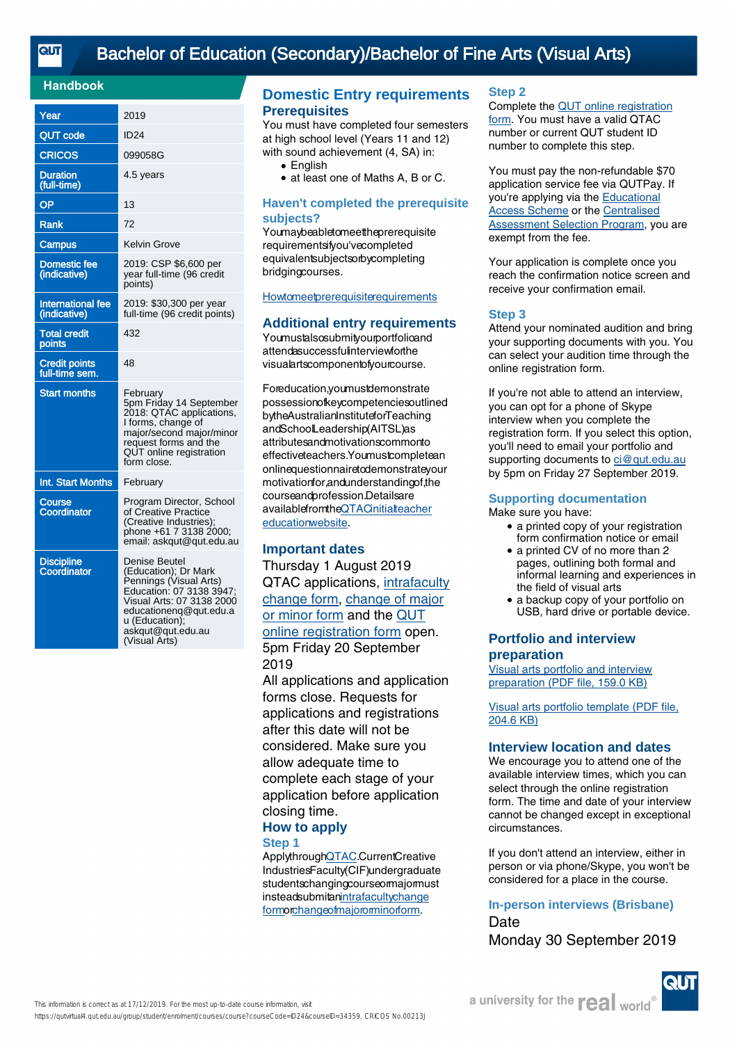# Bachelor of Education (Secondary)/Bachelor of Fine Arts (Visual Arts)

## Handbook

| | |
|---|---|
| Year | 2019 |
| QUT code | ID24 |
| CRICOS | 099058G |
| Duration (full-time) | 4.5 years |
| OP | 13 |
| Rank | 72 |
| Campus | Kelvin Grove |
| Domestic fee (indicative) | 2019: CSP $6,600 per year full-time (96 credit points) |
| International fee (indicative) | 2019: $30,300 per year full-time (96 credit points) |
| Total credit points | 432 |
| Credit points full-time sem. | 48 |
| Start months | February<br>5pm Friday 14 September 2018: QTAC applications, I forms, change of major/second major/minor request forms and the QUT online registration form close. |
| Int. Start Months | February |
| Course Coordinator | Program Director, School of Creative Practice (Creative Industries); phone +61 7 3138 2000; email: askqut@qut.edu.au |
| Discipline Coordinator | Denise Beutel (Education); Dr Mark Pennings (Visual Arts) Education: 07 3138 3947; Visual Arts: 07 3138 2000 educationenq@qut.edu.au (Education); askqut@qut.edu.au (Visual Arts) |

## Domestic Entry requirements

### Prerequisites

You must have completed four semesters at high school level (Years 11 and 12) with sound achievement (4, SA) in:

- English
- at least one of Maths A, B or C.

### Haven't completed the prerequisite subjects?

You may be able to meet the prerequisite requirements if you've completed equivalent subjects or by completing bridging courses.

How to meet prerequisite requirements

### Additional entry requirements

You must also submit your portfolio and attend a successful interview for the visual arts component of your course.

For education, you must demonstrate possession of key competencies outlined by the Australian Institute for Teaching and School Leadership (AITSL) as attributes and motivations common to effective teachers. You must complete an online questionnaire to demonstrate your motivation for, and understanding of, the course and profession. Details are available from the QTAC initial teacher education website.

### Important dates

Thursday 1 August 2019

QTAC applications, intrafaculty change form, change of major or minor form and the QUT online registration form open.

5pm Friday 20 September 2019

All applications and application forms close. Requests for applications and registrations after this date will not be considered. Make sure you allow adequate time to complete each stage of your application before application closing time.

### How to apply

#### Step 1

Apply through QTAC. Current Creative Industries Faculty (CIF) undergraduate students changing course or major must instead submit an intrafaculty change form or change of major or minor form.

#### Step 2

Complete the QUT online registration form. You must have a valid QTAC number or current QUT student ID number to complete this step.

You must pay the non-refundable $70 application service fee via QUTPay. If you're applying via the Educational Access Scheme or the Centralised Assessment Selection Program, you are exempt from the fee.

Your application is complete once you reach the confirmation notice screen and receive your confirmation email.

#### Step 3

Attend your nominated audition and bring your supporting documents with you. You can select your audition time through the online registration form.

If you're not able to attend an interview, you can opt for a phone of Skype interview when you complete the registration form. If you select this option, you'll need to email your portfolio and supporting documents to ci@qut.edu.au by 5pm on Friday 27 September 2019.

### Supporting documentation

Make sure you have:

- a printed copy of your registration form confirmation notice or email
- a printed copy of CV of no more than 2 pages, outlining both formal and informal learning and experiences in the field of visual arts
- a backup copy of your portfolio on USB, hard drive or portable device.

### Portfolio and interview preparation

Visual arts portfolio and interview preparation (PDF file, 159.0 KB)

Visual arts portfolio template (PDF file, 204.6 KB)

### Interview location and dates

We encourage you to attend one of the available interview times, which you can select through the online registration form. The time and date of your interview cannot be changed except in exceptional circumstances.

If you don't attend an interview, either in person or via phone/Skype, you won't be considered for a place in the course.

#### In-person interviews (Brisbane)

Date

Monday 30 September 2019

This information is correct as at 17/12/2019. For the most up-to-date course information, visit https://qutvirtual4.qut.edu.au/group/student/enrolment/courses/course?courseCode=ID24&courseID=34359. CRICOS No.00213J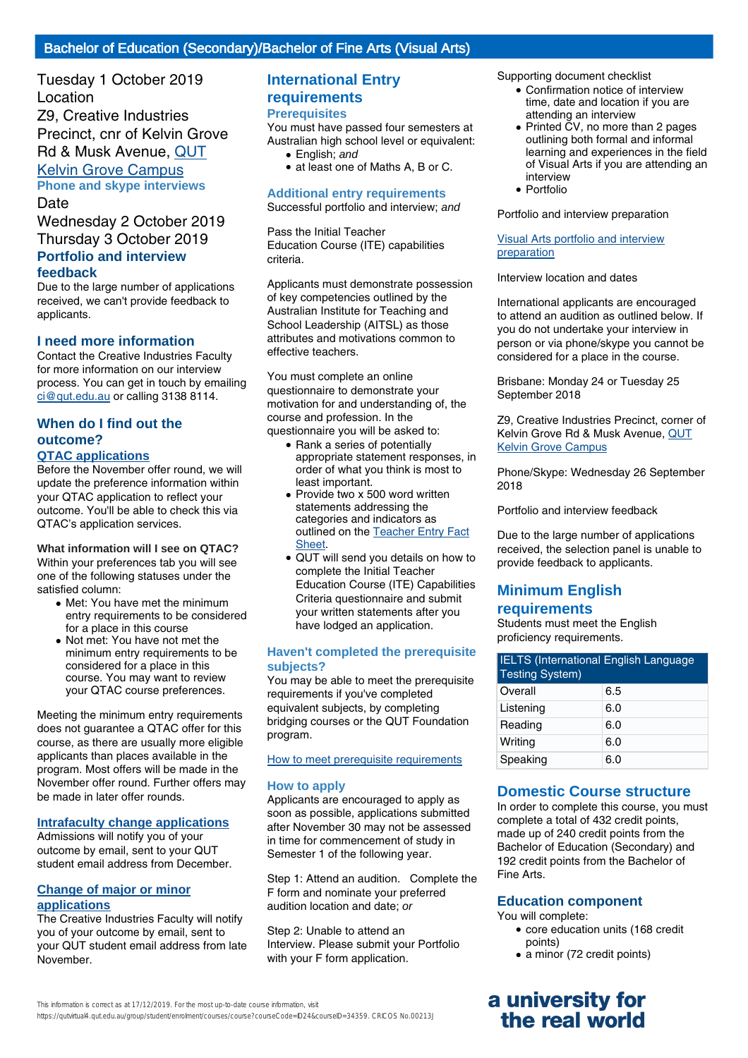## Bachelor of Education (Secondary)/Bachelor of Fine Arts (Visual Arts)

Tuesday 1 October 2019

Location

Z9, Creative Industries Precinct, cnr of Kelvin Grove Rd & Musk Avenue, QUT Kelvin Grove Campus

### Phone and skype interviews

Date

Wednesday 2 October 2019

Thursday 3 October 2019

### Portfolio and interview feedback

Due to the large number of applications received, we can't provide feedback to applicants.

### I need more information

Contact the Creative Industries Faculty for more information on our interview process. You can get in touch by emailing ci@qut.edu.au or calling 3138 8114.

### When do I find out the outcome?

#### QTAC applications

Before the November offer round, we will update the preference information within your QTAC application to reflect your outcome. You'll be able to check this via QTAC's application services.

**What information will I see on QTAC?**

Within your preferences tab you will see one of the following statuses under the satisfied column:

- Met: You have met the minimum entry requirements to be considered for a place in this course
- Not met: You have not met the minimum entry requirements to be considered for a place in this course. You may want to review your QTAC course preferences.

Meeting the minimum entry requirements does not guarantee a QTAC offer for this course, as there are usually more eligible applicants than places available in the program. Most offers will be made in the November offer round. Further offers may be made in later offer rounds.

#### Intrafaculty change applications

Admissions will notify you of your outcome by email, sent to your QUT student email address from December.

#### Change of major or minor applications

The Creative Industries Faculty will notify you of your outcome by email, sent to your QUT student email address from late November.

## International Entry requirements

### Prerequisites

You must have passed four semesters at Australian high school level or equivalent:

- English; *and*
- at least one of Maths A, B or C.

### Additional entry requirements

Successful portfolio and interview; *and*

Pass the Initial Teacher Education Course (ITE) capabilities criteria.

Applicants must demonstrate possession of key competencies outlined by the Australian Institute for Teaching and School Leadership (AITSL) as those attributes and motivations common to effective teachers.

You must complete an online questionnaire to demonstrate your motivation for and understanding of, the course and profession. In the questionnaire you will be asked to:

- Rank a series of potentially appropriate statement responses, in order of what you think is most to least important.
- Provide two x 500 word written statements addressing the categories and indicators as outlined on the Teacher Entry Fact Sheet.
- QUT will send you details on how to complete the Initial Teacher Education Course (ITE) Capabilities Criteria questionnaire and submit your written statements after you have lodged an application.

### Haven't completed the prerequisite subjects?

You may be able to meet the prerequisite requirements if you've completed equivalent subjects, by completing bridging courses or the QUT Foundation program.

How to meet prerequisite requirements

### How to apply

Applicants are encouraged to apply as soon as possible, applications submitted after November 30 may not be assessed in time for commencement of study in Semester 1 of the following year.

Step 1: Attend an audition. Complete the F form and nominate your preferred audition location and date; *or*

Step 2: Unable to attend an Interview. Please submit your Portfolio with your F form application.

Supporting document checklist

- Confirmation notice of interview time, date and location if you are attending an interview
- Printed CV, no more than 2 pages outlining both formal and informal learning and experiences in the field of Visual Arts if you are attending an interview
- Portfolio

Portfolio and interview preparation

Visual Arts portfolio and interview preparation

Interview location and dates

International applicants are encouraged to attend an audition as outlined below. If you do not undertake your interview in person or via phone/skype you cannot be considered for a place in the course.

Brisbane: Monday 24 or Tuesday 25 September 2018

Z9, Creative Industries Precinct, corner of Kelvin Grove Rd & Musk Avenue, QUT Kelvin Grove Campus

Phone/Skype: Wednesday 26 September 2018

Portfolio and interview feedback

Due to the large number of applications received, the selection panel is unable to provide feedback to applicants.

## Minimum English requirements

Students must meet the English proficiency requirements.

| IELTS (International English Language Testing System) | |
|---|---|
| Overall | 6.5 |
| Listening | 6.0 |
| Reading | 6.0 |
| Writing | 6.0 |
| Speaking | 6.0 |

## Domestic Course structure

In order to complete this course, you must complete a total of 432 credit points, made up of 240 credit points from the Bachelor of Education (Secondary) and 192 credit points from the Bachelor of Fine Arts.

### Education component

You will complete:

- core education units (168 credit points)
- a minor (72 credit points)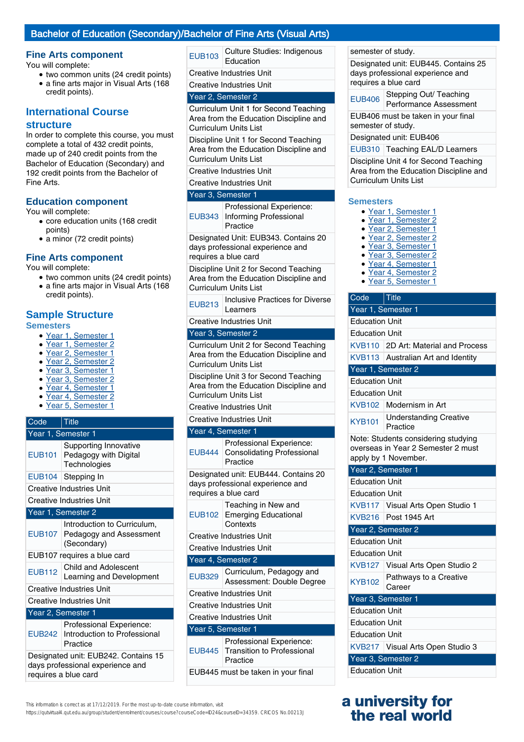# Bachelor of Education (Secondary)/Bachelor of Fine Arts (Visual Arts)

## Fine Arts component

You will complete:

- two common units (24 credit points)
- a fine arts major in Visual Arts (168 credit points).

## International Course structure

In order to complete this course, you must complete a total of 432 credit points, made up of up to 240 credit points from the Bachelor of Education (Secondary) and 192 credit points from the Bachelor of Fine Arts.

## Education component

You will complete:

- core education units (168 credit points)
- a minor (72 credit points)

## Fine Arts component

You will complete:

- two common units (24 credit points)
- a fine arts major in Visual Arts (168 credit points).

## Sample Structure

### Semesters

- Year 1, Semester 1
- Year 1, Semester 2
- Year 2, Semester 1
- Year 2, Semester 2
- Year 3, Semester 1
- Year 3, Semester 2
- Year 4, Semester 1
- Year 4, Semester 2
- Year 5, Semester 1

| Code | Title |
|---|---|
| **Year 1, Semester 1** | |
| EUB101 | Supporting Innovative Pedagogy with Digital Technologies |
| EUB104 | Stepping In |
| Creative Industries Unit | |
| Creative Industries Unit | |
| **Year 1, Semester 2** | |
| EUB107 | Introduction to Curriculum, Pedagogy and Assessment (Secondary) |
| EUB107 requires a blue card | |
| EUB112 | Child and Adolescent Learning and Development |
| Creative Industries Unit | |
| Creative Industries Unit | |
| **Year 2, Semester 1** | |
| EUB242 | Professional Experience: Introduction to Professional Practice |
| Designated unit: EUB242. Contains 15 days professional experience and requires a blue card | |
| EUB103 | Culture Studies: Indigenous Education |
| Creative Industries Unit | |
| Creative Industries Unit | |
| **Year 2, Semester 2** | |
| Curriculum Unit 1 for Second Teaching Area from the Education Discipline and Curriculum Units List | |
| Discipline Unit 1 for Second Teaching Area from the Education Discipline and Curriculum Units List | |
| Creative Industries Unit | |
| Creative Industries Unit | |
| **Year 3, Semester 1** | |
| EUB343 | Professional Experience: Informing Professional Practice |
| Designated Unit: EUB343. Contains 20 days professional experience and requires a blue card | |
| Discipline Unit 2 for Second Teaching Area from the Education Discipline and Curriculum Units List | |
| EUB213 | Inclusive Practices for Diverse Learners |
| Creative Industries Unit | |
| **Year 3, Semester 2** | |
| Curriculum Unit 2 for Second Teaching Area from the Education Discipline and Curriculum Units List | |
| Discipline Unit 3 for Second Teaching Area from the Education Discipline and Curriculum Units List | |
| Creative Industries Unit | |
| Creative Industries Unit | |
| **Year 4, Semester 1** | |
| EUB444 | Professional Experience: Consolidating Professional Practice |
| Designated unit: EUB444. Contains 20 days professional experience and requires a blue card | |
| EUB102 | Teaching in New and Emerging Educational Contexts |
| Creative Industries Unit | |
| Creative Industries Unit | |
| **Year 4, Semester 2** | |
| EUB329 | Curriculum, Pedagogy and Assessment: Double Degree |
| Creative Industries Unit | |
| Creative Industries Unit | |
| Creative Industries Unit | |
| **Year 5, Semester 1** | |
| EUB445 | Professional Experience: Transition to Professional Practice |
| EUB445 must be taken in your final semester of study. | |
| Designated unit: EUB445. Contains 25 days professional experience and requires a blue card | |
| EUB406 | Stepping Out/ Teaching Performance Assessment |
| EUB406 must be taken in your final semester of study. | |
| Designated unit: EUB406 | |
| EUB310 | Teaching EAL/D Learners |
| Discipline Unit 4 for Second Teaching Area from the Education Discipline and Curriculum Units List | |

### Semesters

- Year 1, Semester 1
- Year 1, Semester 2
- Year 2, Semester 1
- Year 2, Semester 2
- Year 3, Semester 1
- Year 3, Semester 2
- Year 4, Semester 1
- Year 4, Semester 2
- Year 5, Semester 1

| Code | Title |
|---|---|
| **Year 1, Semester 1** | |
| Education Unit | |
| Education Unit | |
| KVB110 | 2D Art: Material and Process |
| KVB113 | Australian Art and Identity |
| **Year 1, Semester 2** | |
| Education Unit | |
| Education Unit | |
| KVB102 | Modernism in Art |
| KYB101 | Understanding Creative Practice |
| Note: Students considering studying overseas in Year 2 Semester 2 must apply by 1 November. | |
| **Year 2, Semester 1** | |
| Education Unit | |
| Education Unit | |
| KVB117 | Visual Arts Open Studio 1 |
| KVB216 | Post 1945 Art |
| **Year 2, Semester 2** | |
| Education Unit | |
| Education Unit | |
| KVB127 | Visual Arts Open Studio 2 |
| KYB102 | Pathways to a Creative Career |
| **Year 3, Semester 1** | |
| Education Unit | |
| Education Unit | |
| Education Unit | |
| KVB217 | Visual Arts Open Studio 3 |
| **Year 3, Semester 2** | |
| Education Unit | |

This information is correct as at 17/12/2019. For the most up-to-date course information, visit https://qutvirtual4.qut.edu.au/group/student/enrolment/courses/course?courseCode=ID24&courseID=34359. CRICOS No.00213J

a university for the real world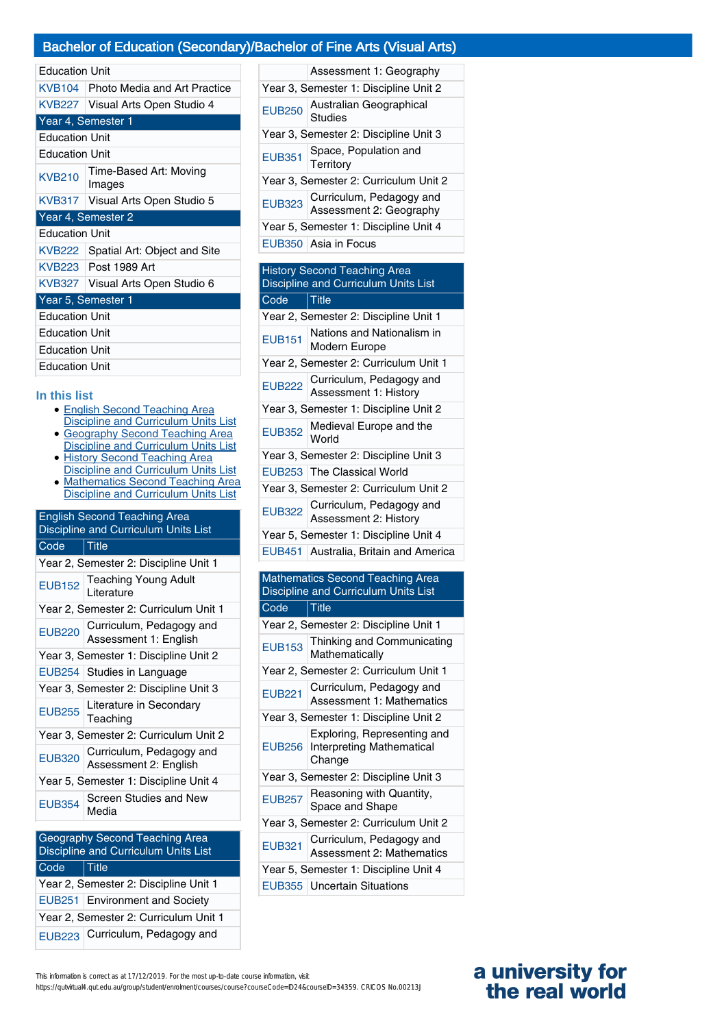## Bachelor of Education (Secondary)/Bachelor of Fine Arts (Visual Arts)

| | |
|---|---|
| Education Unit | |
| KVB104 | Photo Media and Art Practice |
| KVB227 | Visual Arts Open Studio 4 |
| **Year 4, Semester 1** | |
| Education Unit | |
| Education Unit | |
| KVB210 | Time-Based Art: Moving Images |
| KVB317 | Visual Arts Open Studio 5 |
| **Year 4, Semester 2** | |
| Education Unit | |
| KVB222 | Spatial Art: Object and Site |
| KVB223 | Post 1989 Art |
| KVB327 | Visual Arts Open Studio 6 |
| **Year 5, Semester 1** | |
| Education Unit | |
| Education Unit | |
| Education Unit | |
| Education Unit | |

### In this list

- English Second Teaching Area Discipline and Curriculum Units List
- Geography Second Teaching Area Discipline and Curriculum Units List
- History Second Teaching Area Discipline and Curriculum Units List
- Mathematics Second Teaching Area Discipline and Curriculum Units List

### English Second Teaching Area Discipline and Curriculum Units List

| Code | Title |
|---|---|
| Year 2, Semester 2: Discipline Unit 1 | |
| EUB152 | Teaching Young Adult Literature |
| Year 2, Semester 2: Curriculum Unit 1 | |
| EUB220 | Curriculum, Pedagogy and Assessment 1: English |
| Year 3, Semester 1: Discipline Unit 2 | |
| EUB254 | Studies in Language |
| Year 3, Semester 2: Discipline Unit 3 | |
| EUB255 | Literature in Secondary Teaching |
| Year 3, Semester 2: Curriculum Unit 2 | |
| EUB320 | Curriculum, Pedagogy and Assessment 2: English |
| Year 5, Semester 1: Discipline Unit 4 | |
| EUB354 | Screen Studies and New Media |

### Geography Second Teaching Area Discipline and Curriculum Units List

| Code | Title |
|---|---|
| Year 2, Semester 2: Discipline Unit 1 | |
| EUB251 | Environment and Society |
| Year 2, Semester 2: Curriculum Unit 1 | |
| EUB223 | Curriculum, Pedagogy and Assessment 1: Geography |
| Year 3, Semester 1: Discipline Unit 2 | |
| EUB250 | Australian Geographical Studies |
| Year 3, Semester 2: Discipline Unit 3 | |
| EUB351 | Space, Population and Territory |
| Year 3, Semester 2: Curriculum Unit 2 | |
| EUB323 | Curriculum, Pedagogy and Assessment 2: Geography |
| Year 5, Semester 1: Discipline Unit 4 | |
| EUB350 | Asia in Focus |

### History Second Teaching Area Discipline and Curriculum Units List

| Code | Title |
|---|---|
| Year 2, Semester 2: Discipline Unit 1 | |
| EUB151 | Nations and Nationalism in Modern Europe |
| Year 2, Semester 2: Curriculum Unit 1 | |
| EUB222 | Curriculum, Pedagogy and Assessment 1: History |
| Year 3, Semester 1: Discipline Unit 2 | |
| EUB352 | Medieval Europe and the World |
| Year 3, Semester 2: Discipline Unit 3 | |
| EUB253 | The Classical World |
| Year 3, Semester 2: Curriculum Unit 2 | |
| EUB322 | Curriculum, Pedagogy and Assessment 2: History |
| Year 5, Semester 1: Discipline Unit 4 | |
| EUB451 | Australia, Britain and America |

### Mathematics Second Teaching Area Discipline and Curriculum Units List

| Code | Title |
|---|---|
| Year 2, Semester 2: Discipline Unit 1 | |
| EUB153 | Thinking and Communicating Mathematically |
| Year 2, Semester 2: Curriculum Unit 1 | |
| EUB221 | Curriculum, Pedagogy and Assessment 1: Mathematics |
| Year 3, Semester 1: Discipline Unit 2 | |
| EUB256 | Exploring, Representing and Interpreting Mathematical Change |
| Year 3, Semester 2: Discipline Unit 3 | |
| EUB257 | Reasoning with Quantity, Space and Shape |
| Year 3, Semester 2: Curriculum Unit 2 | |
| EUB321 | Curriculum, Pedagogy and Assessment 2: Mathematics |
| Year 5, Semester 1: Discipline Unit 4 | |
| EUB355 | Uncertain Situations |

This information is correct as at 17/12/2019. For the most up-to-date course information, visit https://qutvirtual4.qut.edu.au/group/student/enrolment/courses/course?courseCode=ED24&courseID=34359. CRICOS No.00213J

a university for the real world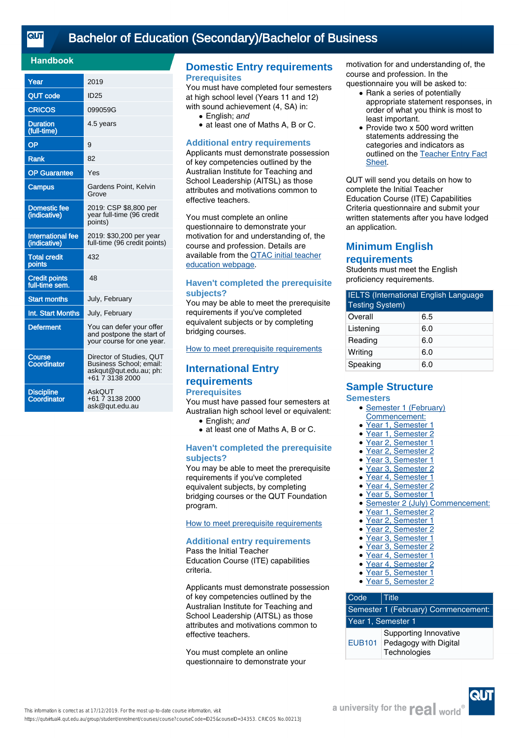# Bachelor of Education (Secondary)/Bachelor of Business

## Handbook

| | |
|---|---|
| Year | 2019 |
| QUT code | ID25 |
| CRICOS | 099059G |
| Duration (full-time) | 4.5 years |
| OP | 9 |
| Rank | 82 |
| OP Guarantee | Yes |
| Campus | Gardens Point, Kelvin Grove |
| Domestic fee (indicative) | 2019: CSP $8,800 per year full-time (96 credit points) |
| International fee (indicative) | 2019: $30,200 per year full-time (96 credit points) |
| Total credit points | 432 |
| Credit points full-time sem. | 48 |
| Start months | July, February |
| Int. Start Months | July, February |
| Deferment | You can defer your offer and postpone the start of your course for one year. |
| Course Coordinator | Director of Studies, QUT Business School; email: askqut@qut.edu.au; ph: +61 7 3138 2000 |
| Discipline Coordinator | AskQUT +61 7 3138 2000 ask@qut.edu.au |

## Domestic Entry requirements

### Prerequisites

You must have completed four semesters at high school level (Years 11 and 12) with sound achievement (4, SA) in:

- English; *and*
- at least one of Maths A, B or C.

### Additional entry requirements

Applicants must demonstrate possession of key competencies outlined by the Australian Institute for Teaching and School Leadership (AITSL) as those attributes and motivations common to effective teachers.

You must complete an online questionnaire to demonstrate your motivation for and understanding of, the course and profession. Details are available from the QTAC initial teacher education webpage.

### Haven't completed the prerequisite subjects?

You may be able to meet the prerequisite requirements if you've completed equivalent subjects or by completing bridging courses.

How to meet prerequisite requirements

## International Entry requirements

### Prerequisites

You must have passed four semesters at Australian high school level or equivalent:

- English; *and*
- at least one of Maths A, B or C.

### Haven't completed the prerequisite subjects?

You may be able to meet the prerequisite requirements if you've completed equivalent subjects, by completing bridging courses or the QUT Foundation program.

How to meet prerequisite requirements

### Additional entry requirements

Pass the Initial Teacher Education Course (ITE) capabilities criteria.

Applicants must demonstrate possession of key competencies outlined by the Australian Institute for Teaching and School Leadership (AITSL) as those attributes and motivations common to effective teachers.

You must complete an online questionnaire to demonstrate your motivation for and understanding of, the course and profession. In the questionnaire you will be asked to:

- Rank a series of potentially appropriate statement responses, in order of what you think is most to least important.
- Provide two x 500 word written statements addressing the categories and indicators as outlined on the Teacher Entry Fact Sheet.

QUT will send you details on how to complete the Initial Teacher Education Course (ITE) Capabilities Criteria questionnaire and submit your written statements after you have lodged an application.

## Minimum English requirements

Students must meet the English proficiency requirements.

| IELTS (International English Language Testing System) | |
|---|---|
| Overall | 6.5 |
| Listening | 6.0 |
| Reading | 6.0 |
| Writing | 6.0 |
| Speaking | 6.0 |

## Sample Structure

### Semesters

- Semester 1 (February) Commencement:
- Year 1, Semester 1
- Year 1, Semester 2
- Year 2, Semester 1
- Year 2, Semester 2
- Year 3, Semester 1
- Year 3, Semester 2
- Year 4, Semester 1
- Year 4, Semester 2
- Year 5, Semester 1
- Semester 2 (July) Commencement:
- Year 1, Semester 2
- Year 2, Semester 1
- Year 2, Semester 2
- Year 3, Semester 1
- Year 3, Semester 2
- Year 4, Semester 1
- Year 4, Semester 2
- Year 5, Semester 1
- Year 5, Semester 2

| Code | Title |
|---|---|
| Semester 1 (February) Commencement: | |
| Year 1, Semester 1 | |
| EUB101 | Supporting Innovative Pedagogy with Digital Technologies |

This information is correct as at 17/12/2019. For the most up-to-date course information, visit https://qutvirtual4.qut.edu.au/group/student/enrolment/courses/course?courseCode=ID25&courseID=34353. CRICOS No.00213J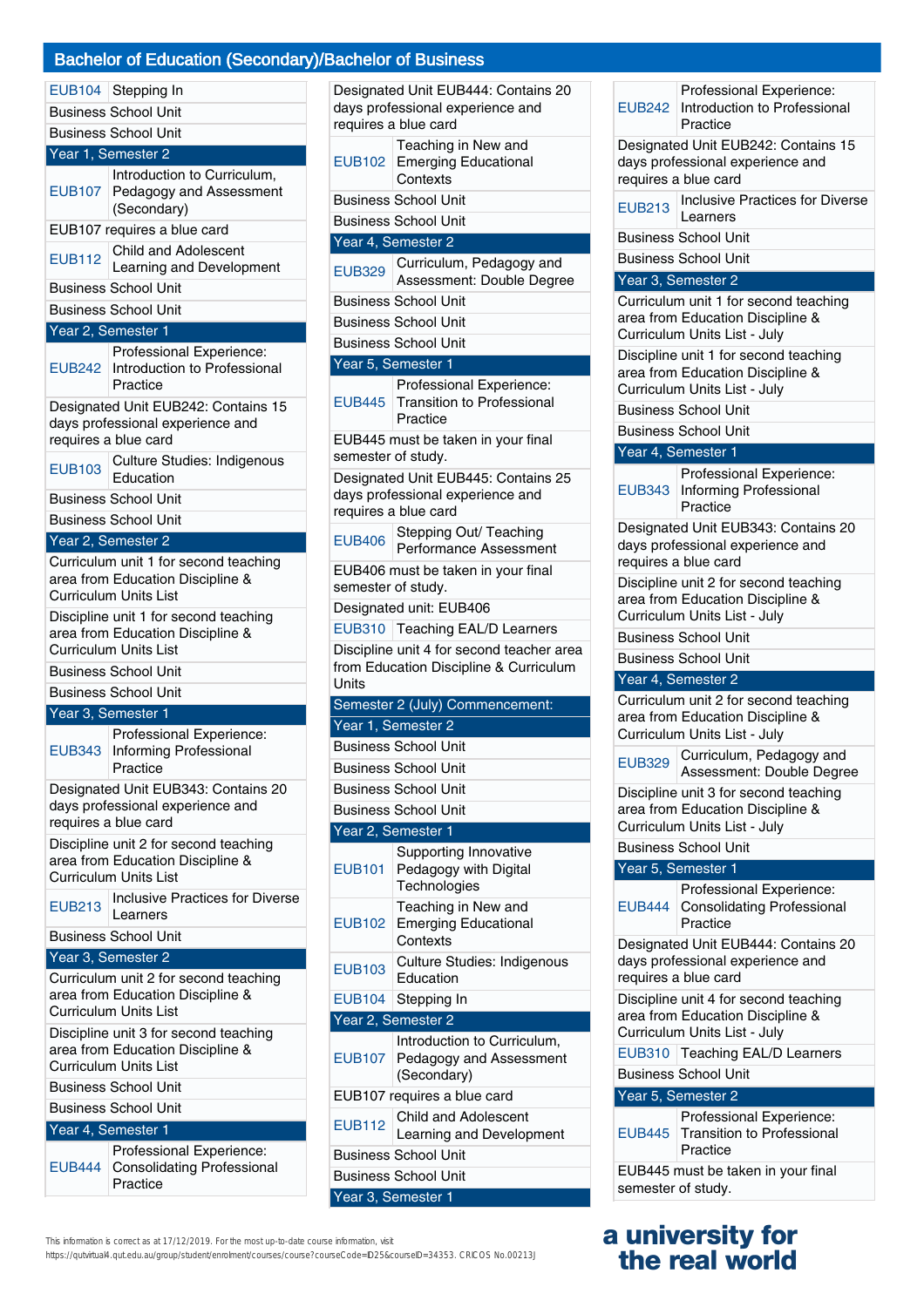## Bachelor of Education (Secondary)/Bachelor of Business

| | |
|---|---|
| EUB104 | Stepping In |
| Business School Unit | |
| Business School Unit | |
| **Year 1, Semester 2** | |
| EUB107 | Introduction to Curriculum, Pedagogy and Assessment (Secondary) |
| EUB107 requires a blue card | |
| EUB112 | Child and Adolescent Learning and Development |
| Business School Unit | |
| Business School Unit | |
| **Year 2, Semester 1** | |
| EUB242 | Professional Experience: Introduction to Professional Practice |
| Designated Unit EUB242: Contains 15 days professional experience and requires a blue card | |
| EUB103 | Culture Studies: Indigenous Education |
| Business School Unit | |
| Business School Unit | |
| **Year 2, Semester 2** | |
| Curriculum unit 1 for second teaching area from Education Discipline & Curriculum Units List | |
| Discipline unit 1 for second teaching area from Education Discipline & Curriculum Units List | |
| Business School Unit | |
| Business School Unit | |
| **Year 3, Semester 1** | |
| EUB343 | Professional Experience: Informing Professional Practice |
| Designated Unit EUB343: Contains 20 days professional experience and requires a blue card | |
| Discipline unit 2 for second teaching area from Education Discipline & Curriculum Units List | |
| EUB213 | Inclusive Practices for Diverse Learners |
| Business School Unit | |
| **Year 3, Semester 2** | |
| Curriculum unit 2 for second teaching area from Education Discipline & Curriculum Units List | |
| Discipline unit 3 for second teaching area from Education Discipline & Curriculum Units List | |
| Business School Unit | |
| Business School Unit | |
| **Year 4, Semester 1** | |
| EUB444 | Professional Experience: Consolidating Professional Practice |
| Designated Unit EUB444: Contains 20 days professional experience and requires a blue card | |
| EUB102 | Teaching in New and Emerging Educational Contexts |
| Business School Unit | |
| Business School Unit | |
| **Year 4, Semester 2** | |
| EUB329 | Curriculum, Pedagogy and Assessment: Double Degree |
| Business School Unit | |
| Business School Unit | |
| Business School Unit | |
| **Year 5, Semester 1** | |
| EUB445 | Professional Experience: Transition to Professional Practice |
| EUB445 must be taken in your final semester of study. | |
| Designated Unit EUB445: Contains 25 days professional experience and requires a blue card | |
| EUB406 | Stepping Out/ Teaching Performance Assessment |
| EUB406 must be taken in your final semester of study. | |
| Designated unit: EUB406 | |
| EUB310 | Teaching EAL/D Learners |
| Discipline unit 4 for second teacher area from Education Discipline & Curriculum Units | |

| | |
|---|---|
| **Semester 2 (July) Commencement:** | |
| **Year 1, Semester 2** | |
| Business School Unit | |
| Business School Unit | |
| Business School Unit | |
| Business School Unit | |
| **Year 2, Semester 1** | |
| EUB101 | Supporting Innovative Pedagogy with Digital Technologies |
| EUB102 | Teaching in New and Emerging Educational Contexts |
| EUB103 | Culture Studies: Indigenous Education |
| EUB104 | Stepping In |
| **Year 2, Semester 2** | |
| EUB107 | Introduction to Curriculum, Pedagogy and Assessment (Secondary) |
| EUB107 requires a blue card | |
| EUB112 | Child and Adolescent Learning and Development |
| Business School Unit | |
| Business School Unit | |
| **Year 3, Semester 1** | |
| EUB242 | Professional Experience: Introduction to Professional Practice |
| Designated Unit EUB242: Contains 15 days professional experience and requires a blue card | |
| EUB213 | Inclusive Practices for Diverse Learners |
| Business School Unit | |
| Business School Unit | |
| **Year 3, Semester 2** | |
| Curriculum unit 1 for second teaching area from Education Discipline & Curriculum Units List - July | |
| Discipline unit 1 for second teaching area from Education Discipline & Curriculum Units List - July | |
| Business School Unit | |
| Business School Unit | |
| **Year 4, Semester 1** | |
| EUB343 | Professional Experience: Informing Professional Practice |
| Designated Unit EUB343: Contains 20 days professional experience and requires a blue card | |
| Discipline unit 2 for second teaching area from Education Discipline & Curriculum Units List - July | |
| Business School Unit | |
| Business School Unit | |
| **Year 4, Semester 2** | |
| Curriculum unit 2 for second teaching area from Education Discipline & Curriculum Units List - July | |
| EUB329 | Curriculum, Pedagogy and Assessment: Double Degree |
| Discipline unit 3 for second teaching area from Education Discipline & Curriculum Units List - July | |
| Business School Unit | |
| **Year 5, Semester 1** | |
| EUB444 | Professional Experience: Consolidating Professional Practice |
| Designated Unit EUB444: Contains 20 days professional experience and requires a blue card | |
| Discipline unit 4 for second teaching area from Education Discipline & Curriculum Units List - July | |
| EUB310 | Teaching EAL/D Learners |
| Business School Unit | |
| **Year 5, Semester 2** | |
| EUB445 | Professional Experience: Transition to Professional Practice |
| EUB445 must be taken in your final semester of study. | |

This information is correct as at 17/12/2019. For the most up-to-date course information, visit https://qutvirtual4.qut.edu.au/group/student/enrolment/courses/course?courseCode=ED25&courseID=34353. CRICOS No.00213J

**a university for the real world**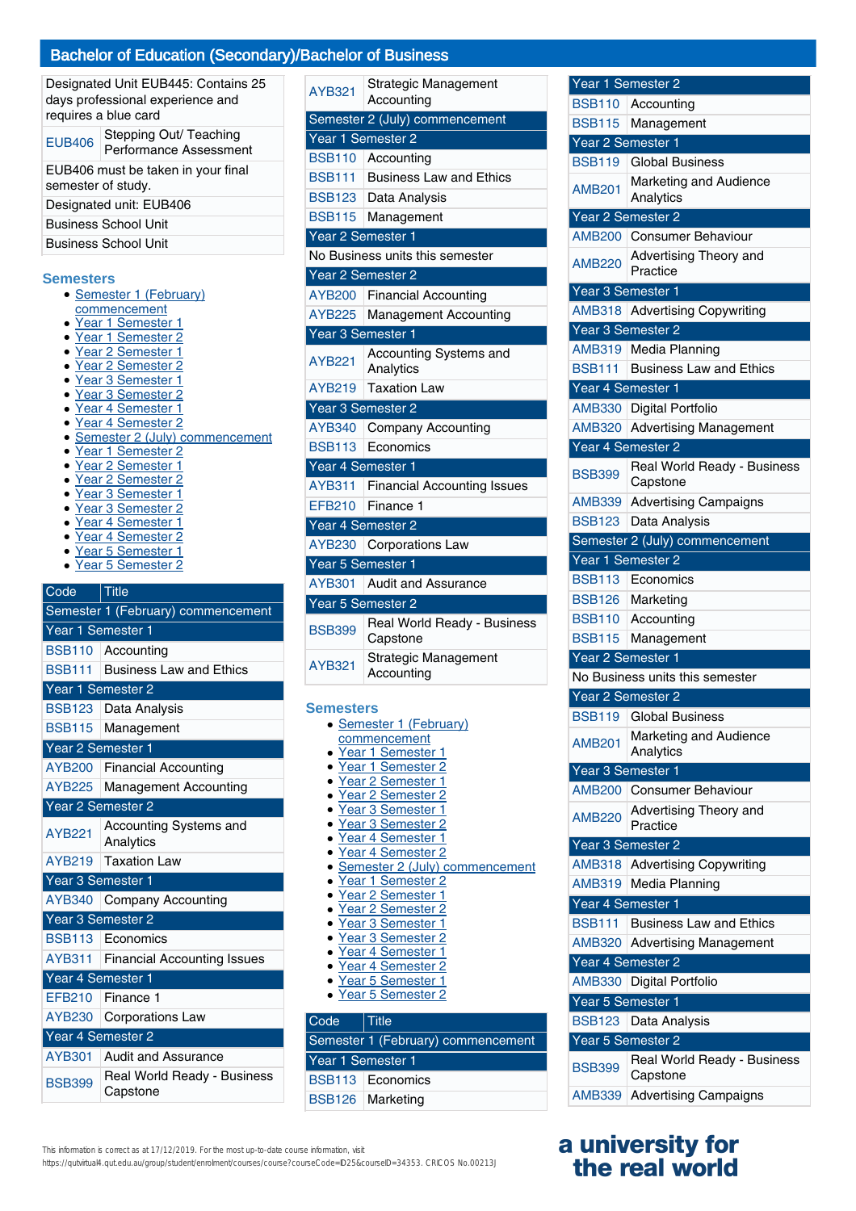## Bachelor of Education (Secondary)/Bachelor of Business

| | |
|---|---|
| Designated Unit EUB445: Contains 25 days professional experience and requires a blue card | |
| EUB406 | Stepping Out/ Teaching Performance Assessment |
| EUB406 must be taken in your final semester of study. | |
| Designated unit: EUB406 | |
| Business School Unit | |
| Business School Unit | |

### Semesters

- Semester 1 (February) commencement
- Year 1 Semester 1
- Year 1 Semester 2
- Year 2 Semester 1
- Year 2 Semester 2
- Year 3 Semester 1
- Year 3 Semester 2
- Year 4 Semester 1
- Year 4 Semester 2
- Semester 2 (July) commencement
- Year 1 Semester 2
- Year 2 Semester 1
- Year 2 Semester 2
- Year 3 Semester 1
- Year 3 Semester 2
- Year 4 Semester 1
- Year 4 Semester 2
- Year 5 Semester 1
- Year 5 Semester 2

| Code | Title |
|---|---|
| Semester 1 (February) commencement | |
| Year 1 Semester 1 | |
| BSB110 | Accounting |
| BSB111 | Business Law and Ethics |
| Year 1 Semester 2 | |
| BSB123 | Data Analysis |
| BSB115 | Management |
| Year 2 Semester 1 | |
| AYB200 | Financial Accounting |
| AYB225 | Management Accounting |
| Year 2 Semester 2 | |
| AYB221 | Accounting Systems and Analytics |
| AYB219 | Taxation Law |
| Year 3 Semester 1 | |
| AYB340 | Company Accounting |
| Year 3 Semester 2 | |
| BSB113 | Economics |
| AYB311 | Financial Accounting Issues |
| Year 4 Semester 1 | |
| EFB210 | Finance 1 |
| AYB230 | Corporations Law |
| Year 4 Semester 2 | |
| AYB301 | Audit and Assurance |
| BSB399 | Real World Ready - Business Capstone |
| AYB321 | Strategic Management Accounting |
| Semester 2 (July) commencement | |
| Year 1 Semester 2 | |
| BSB110 | Accounting |
| BSB111 | Business Law and Ethics |
| BSB123 | Data Analysis |
| BSB115 | Management |
| Year 2 Semester 1 | |
| No Business units this semester | |
| Year 2 Semester 2 | |
| AYB200 | Financial Accounting |
| AYB225 | Management Accounting |
| Year 3 Semester 1 | |
| AYB221 | Accounting Systems and Analytics |
| AYB219 | Taxation Law |
| Year 3 Semester 2 | |
| AYB340 | Company Accounting |
| BSB113 | Economics |
| Year 4 Semester 1 | |
| AYB311 | Financial Accounting Issues |
| EFB210 | Finance 1 |
| Year 4 Semester 2 | |
| AYB230 | Corporations Law |
| Year 5 Semester 1 | |
| AYB301 | Audit and Assurance |
| Year 5 Semester 2 | |
| BSB399 | Real World Ready - Business Capstone |
| AYB321 | Strategic Management Accounting |

### Semesters

- Semester 1 (February) commencement
- Year 1 Semester 1
- Year 1 Semester 2
- Year 2 Semester 1
- Year 2 Semester 2
- Year 3 Semester 1
- Year 3 Semester 2
- Year 4 Semester 1
- Year 4 Semester 2
- Semester 2 (July) commencement
- Year 1 Semester 2
- Year 2 Semester 1
- Year 2 Semester 2
- Year 3 Semester 1
- Year 3 Semester 2
- Year 4 Semester 1
- Year 4 Semester 2
- Year 5 Semester 1
- Year 5 Semester 2

| Code | Title |
|---|---|
| Semester 1 (February) commencement | |
| Year 1 Semester 1 | |
| BSB113 | Economics |
| BSB126 | Marketing |
| Year 1 Semester 2 | |
| BSB110 | Accounting |
| BSB115 | Management |
| Year 2 Semester 1 | |
| BSB119 | Global Business |
| AMB201 | Marketing and Audience Analytics |
| Year 2 Semester 2 | |
| AMB200 | Consumer Behaviour |
| AMB220 | Advertising Theory and Practice |
| Year 3 Semester 1 | |
| AMB318 | Advertising Copywriting |
| Year 3 Semester 2 | |
| AMB319 | Media Planning |
| BSB111 | Business Law and Ethics |
| Year 4 Semester 1 | |
| AMB330 | Digital Portfolio |
| AMB320 | Advertising Management |
| Year 4 Semester 2 | |
| BSB399 | Real World Ready - Business Capstone |
| AMB339 | Advertising Campaigns |
| BSB123 | Data Analysis |
| Semester 2 (July) commencement | |
| Year 1 Semester 2 | |
| BSB113 | Economics |
| BSB126 | Marketing |
| BSB110 | Accounting |
| BSB115 | Management |
| Year 2 Semester 1 | |
| No Business units this semester | |
| Year 2 Semester 2 | |
| BSB119 | Global Business |
| AMB201 | Marketing and Audience Analytics |
| Year 3 Semester 1 | |
| AMB200 | Consumer Behaviour |
| AMB220 | Advertising Theory and Practice |
| Year 3 Semester 2 | |
| AMB318 | Advertising Copywriting |
| AMB319 | Media Planning |
| Year 4 Semester 1 | |
| BSB111 | Business Law and Ethics |
| AMB320 | Advertising Management |
| Year 4 Semester 2 | |
| AMB330 | Digital Portfolio |
| Year 5 Semester 1 | |
| BSB123 | Data Analysis |
| Year 5 Semester 2 | |
| BSB399 | Real World Ready - Business Capstone |
| AMB339 | Advertising Campaigns |

This information is correct as at 17/12/2019. For the most up-to-date course information, visit https://qutvirtual4.qut.edu.au/group/student/enrolment/courses/course?courseCode=ED25&courseID=34353. CRICOS No.00213J

a university for the real world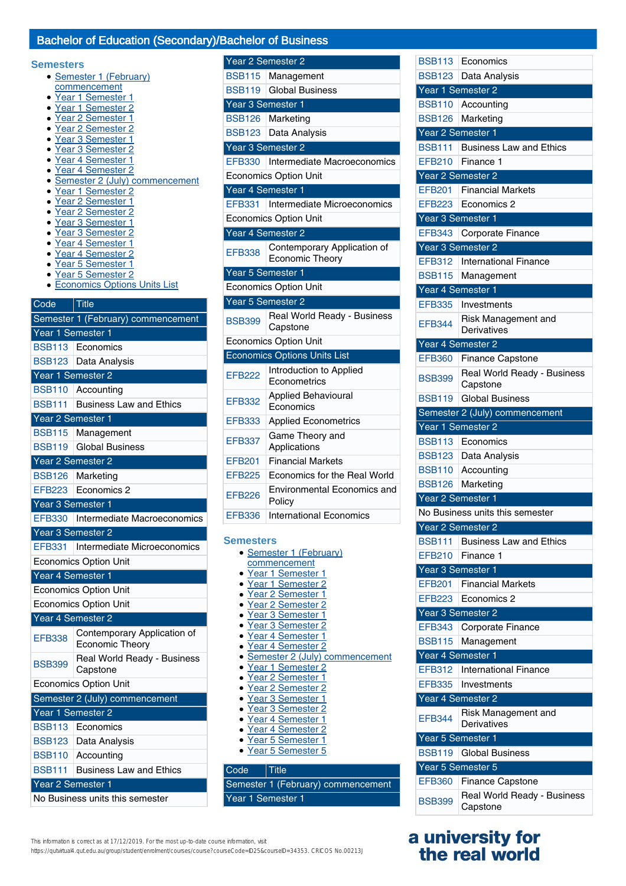## Bachelor of Education (Secondary)/Bachelor of Business

### Semesters

- Semester 1 (February) commencement
- Year 1 Semester 1
- Year 1 Semester 2
- Year 2 Semester 1
- Year 2 Semester 2
- Year 3 Semester 1
- Year 3 Semester 2
- Year 4 Semester 1
- Year 4 Semester 2
- Semester 2 (July) commencement
- Year 1 Semester 2
- Year 2 Semester 1
- Year 2 Semester 2
- Year 3 Semester 1
- Year 3 Semester 2
- Year 4 Semester 1
- Year 4 Semester 2
- Year 5 Semester 1
- Year 5 Semester 2
- Economics Options Units List

| Code | Title |
|---|---|
| Semester 1 (February) commencement | |
| Year 1 Semester 1 | |
| BSB113 | Economics |
| BSB123 | Data Analysis |
| Year 1 Semester 2 | |
| BSB110 | Accounting |
| BSB111 | Business Law and Ethics |
| Year 2 Semester 1 | |
| BSB115 | Management |
| BSB119 | Global Business |
| Year 2 Semester 2 | |
| BSB126 | Marketing |
| EFB223 | Economics 2 |
| Year 3 Semester 1 | |
| EFB330 | Intermediate Macroeconomics |
| Year 3 Semester 2 | |
| EFB331 | Intermediate Microeconomics |
| Economics Option Unit | |
| Year 4 Semester 1 | |
| Economics Option Unit | |
| Economics Option Unit | |
| Year 4 Semester 2 | |
| EFB338 | Contemporary Application of Economic Theory |
| BSB399 | Real World Ready - Business Capstone |
| Economics Option Unit | |
| Semester 2 (July) commencement | |
| Year 1 Semester 2 | |
| BSB113 | Economics |
| BSB123 | Data Analysis |
| BSB110 | Accounting |
| BSB111 | Business Law and Ethics |
| Year 2 Semester 1 | |
| No Business units this semester | |
| Year 2 Semester 2 | |
| BSB115 | Management |
| BSB119 | Global Business |
| Year 3 Semester 1 | |
| BSB126 | Marketing |
| BSB123 | Data Analysis |
| Year 3 Semester 2 | |
| EFB330 | Intermediate Macroeconomics |
| Economics Option Unit | |
| Year 4 Semester 1 | |
| EFB331 | Intermediate Microeconomics |
| Economics Option Unit | |
| Year 4 Semester 2 | |
| EFB338 | Contemporary Application of Economic Theory |
| Year 5 Semester 1 | |
| Economics Option Unit | |
| Year 5 Semester 2 | |
| BSB399 | Real World Ready - Business Capstone |
| Economics Option Unit | |
| Economics Options Units List | |
| EFB222 | Introduction to Applied Econometrics |
| EFB332 | Applied Behavioural Economics |
| EFB333 | Applied Econometrics |
| EFB337 | Game Theory and Applications |
| EFB201 | Financial Markets |
| EFB225 | Economics for the Real World |
| EFB226 | Environmental Economics and Policy |
| EFB336 | International Economics |

### Semesters

- Semester 1 (February) commencement
- Year 1 Semester 1
- Year 1 Semester 2
- Year 2 Semester 1
- Year 2 Semester 2
- Year 3 Semester 1
- Year 3 Semester 2
- Year 4 Semester 1
- Year 4 Semester 2
- Semester 2 (July) commencement
- Year 1 Semester 2
- Year 2 Semester 1
- Year 2 Semester 2
- Year 3 Semester 1
- Year 3 Semester 2
- Year 4 Semester 1
- Year 4 Semester 2
- Year 5 Semester 1
- Year 5 Semester 5

| Code | Title |
|---|---|
| Semester 1 (February) commencement | |
| Year 1 Semester 1 | |
| BSB113 | Economics |
| BSB123 | Data Analysis |
| Year 1 Semester 2 | |
| BSB110 | Accounting |
| BSB126 | Marketing |
| Year 2 Semester 1 | |
| BSB111 | Business Law and Ethics |
| EFB210 | Finance 1 |
| Year 2 Semester 2 | |
| EFB201 | Financial Markets |
| EFB223 | Economics 2 |
| Year 3 Semester 1 | |
| EFB343 | Corporate Finance |
| Year 3 Semester 2 | |
| EFB312 | International Finance |
| BSB115 | Management |
| Year 4 Semester 1 | |
| EFB335 | Investments |
| EFB344 | Risk Management and Derivatives |
| Year 4 Semester 2 | |
| EFB360 | Finance Capstone |
| BSB399 | Real World Ready - Business Capstone |
| BSB119 | Global Business |
| Semester 2 (July) commencement | |
| Year 1 Semester 2 | |
| BSB113 | Economics |
| BSB123 | Data Analysis |
| BSB110 | Accounting |
| BSB126 | Marketing |
| Year 2 Semester 1 | |
| No Business units this semester | |
| Year 2 Semester 2 | |
| BSB111 | Business Law and Ethics |
| EFB210 | Finance 1 |
| Year 3 Semester 1 | |
| EFB201 | Financial Markets |
| EFB223 | Economics 2 |
| Year 3 Semester 2 | |
| EFB343 | Corporate Finance |
| BSB115 | Management |
| Year 4 Semester 1 | |
| EFB312 | International Finance |
| EFB335 | Investments |
| Year 4 Semester 2 | |
| EFB344 | Risk Management and Derivatives |
| Year 5 Semester 1 | |
| BSB119 | Global Business |
| Year 5 Semester 5 | |
| EFB360 | Finance Capstone |
| BSB399 | Real World Ready - Business Capstone |

This information is correct as at 17/12/2019. For the most up-to-date course information, visit https://qutvirtual4.qut.edu.au/group/student/enrolment/courses/course?courseCode=ID25&courseID=34353. CRICOS No.00213J

a university for the real world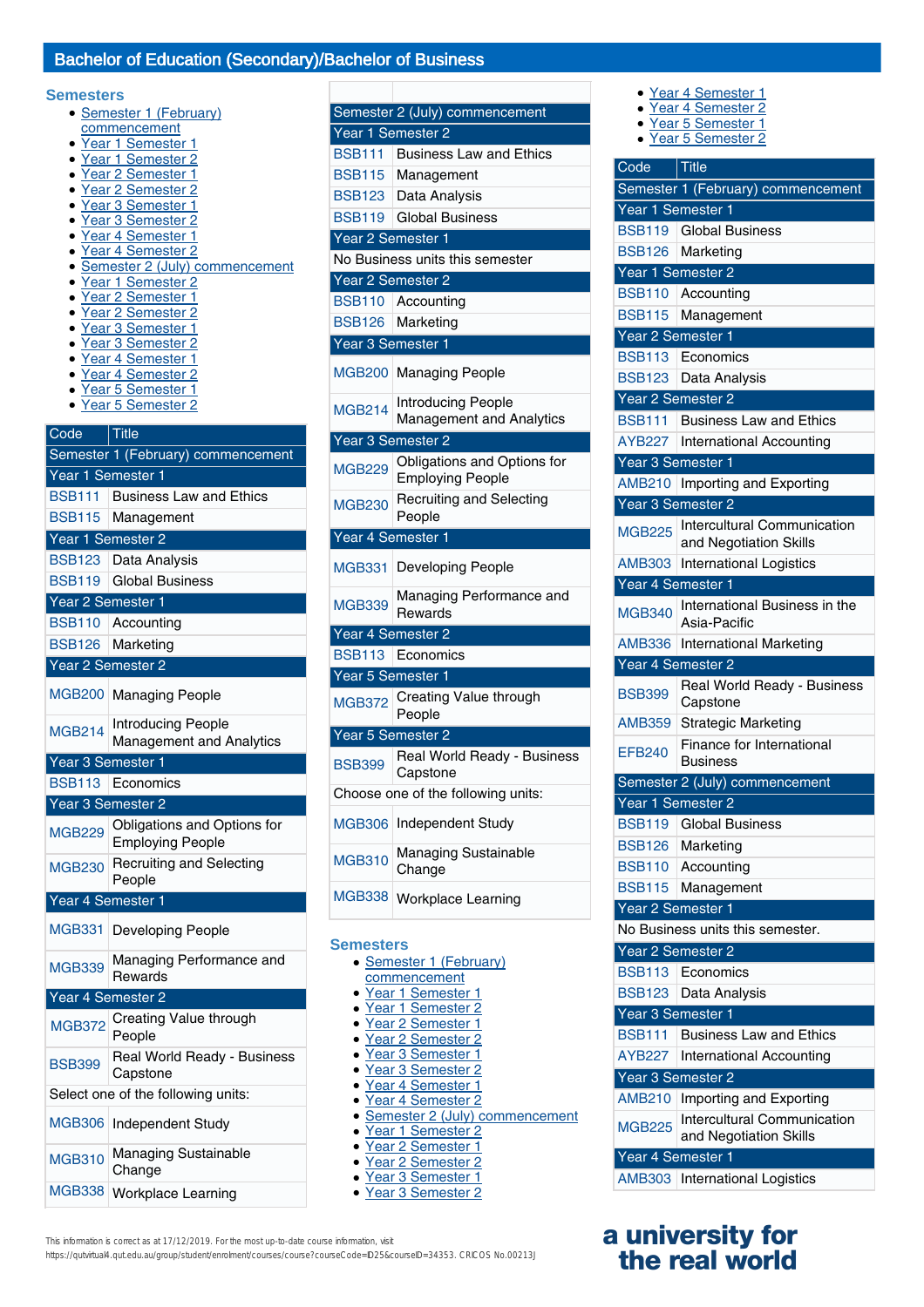## Bachelor of Education (Secondary)/Bachelor of Business

### Semesters

- Semester 1 (February) commencement
- Year 1 Semester 1
- Year 1 Semester 2
- Year 2 Semester 1
- Year 2 Semester 2
- Year 3 Semester 1
- Year 3 Semester 2
- Year 4 Semester 1
- Year 4 Semester 2
- Semester 2 (July) commencement
- Year 1 Semester 2
- Year 2 Semester 1
- Year 2 Semester 2
- Year 3 Semester 1
- Year 3 Semester 2
- Year 4 Semester 1
- Year 4 Semester 2
- Year 5 Semester 1
- Year 5 Semester 2

| Code | Title |
|---|---|
| Semester 1 (February) commencement | |
| Year 1 Semester 1 | |
| BSB111 | Business Law and Ethics |
| BSB115 | Management |
| Year 1 Semester 2 | |
| BSB123 | Data Analysis |
| BSB119 | Global Business |
| Year 2 Semester 1 | |
| BSB110 | Accounting |
| BSB126 | Marketing |
| Year 2 Semester 2 | |
| MGB200 | Managing People |
| MGB214 | Introducing People Management and Analytics |
| Year 3 Semester 1 | |
| BSB113 | Economics |
| Year 3 Semester 2 | |
| MGB229 | Obligations and Options for Employing People |
| MGB230 | Recruiting and Selecting People |
| Year 4 Semester 1 | |
| MGB331 | Developing People |
| MGB339 | Managing Performance and Rewards |
| Year 4 Semester 2 | |
| MGB372 | Creating Value through People |
| BSB399 | Real World Ready - Business Capstone |
| Select one of the following units: | |
| MGB306 | Independent Study |
| MGB310 | Managing Sustainable Change |
| MGB338 | Workplace Learning |
| Semester 2 (July) commencement | |
| Year 1 Semester 2 | |
| BSB111 | Business Law and Ethics |
| BSB115 | Management |
| BSB123 | Data Analysis |
| BSB119 | Global Business |
| Year 2 Semester 1 | |
| No Business units this semester | |
| Year 2 Semester 2 | |
| BSB110 | Accounting |
| BSB126 | Marketing |
| Year 3 Semester 1 | |
| MGB200 | Managing People |
| MGB214 | Introducing People Management and Analytics |
| Year 3 Semester 2 | |
| MGB229 | Obligations and Options for Employing People |
| MGB230 | Recruiting and Selecting People |
| Year 4 Semester 1 | |
| MGB331 | Developing People |
| MGB339 | Managing Performance and Rewards |
| Year 4 Semester 2 | |
| BSB113 | Economics |
| Year 5 Semester 1 | |
| MGB372 | Creating Value through People |
| Year 5 Semester 2 | |
| BSB399 | Real World Ready - Business Capstone |
| Choose one of the following units: | |
| MGB306 | Independent Study |
| MGB310 | Managing Sustainable Change |
| MGB338 | Workplace Learning |

### Semesters

- Semester 1 (February) commencement
- Year 1 Semester 1
- Year 1 Semester 2
- Year 2 Semester 1
- Year 2 Semester 2
- Year 3 Semester 1
- Year 3 Semester 2
- Year 4 Semester 1
- Year 4 Semester 2
- Semester 2 (July) commencement
- Year 1 Semester 2
- Year 2 Semester 1
- Year 2 Semester 2
- Year 3 Semester 1
- Year 3 Semester 2
- Year 4 Semester 1
- Year 4 Semester 2
- Year 5 Semester 1
- Year 5 Semester 2

| Code | Title |
|---|---|
| Semester 1 (February) commencement | |
| Year 1 Semester 1 | |
| BSB119 | Global Business |
| BSB126 | Marketing |
| Year 1 Semester 2 | |
| BSB110 | Accounting |
| BSB115 | Management |
| Year 2 Semester 1 | |
| BSB113 | Economics |
| BSB123 | Data Analysis |
| Year 2 Semester 2 | |
| BSB111 | Business Law and Ethics |
| AYB227 | International Accounting |
| Year 3 Semester 1 | |
| AMB210 | Importing and Exporting |
| Year 3 Semester 2 | |
| MGB225 | Intercultural Communication and Negotiation Skills |
| AMB303 | International Logistics |
| Year 4 Semester 1 | |
| MGB340 | International Business in the Asia-Pacific |
| AMB336 | International Marketing |
| Year 4 Semester 2 | |
| BSB399 | Real World Ready - Business Capstone |
| AMB359 | Strategic Marketing |
| EFB240 | Finance for International Business |
| Semester 2 (July) commencement | |
| Year 1 Semester 2 | |
| BSB119 | Global Business |
| BSB126 | Marketing |
| BSB110 | Accounting |
| BSB115 | Management |
| Year 2 Semester 1 | |
| No Business units this semester. | |
| Year 2 Semester 2 | |
| BSB113 | Economics |
| BSB123 | Data Analysis |
| Year 3 Semester 1 | |
| BSB111 | Business Law and Ethics |
| AYB227 | International Accounting |
| Year 3 Semester 2 | |
| AMB210 | Importing and Exporting |
| MGB225 | Intercultural Communication and Negotiation Skills |
| Year 4 Semester 1 | |
| AMB303 | International Logistics |

This information is correct as at 17/12/2019. For the most up-to-date course information, visit https://qutvirtual4.qut.edu.au/group/student/enrolment/courses/course?courseCode=ID25&courseID=34353. CRICOS No.00213J

a university for the real world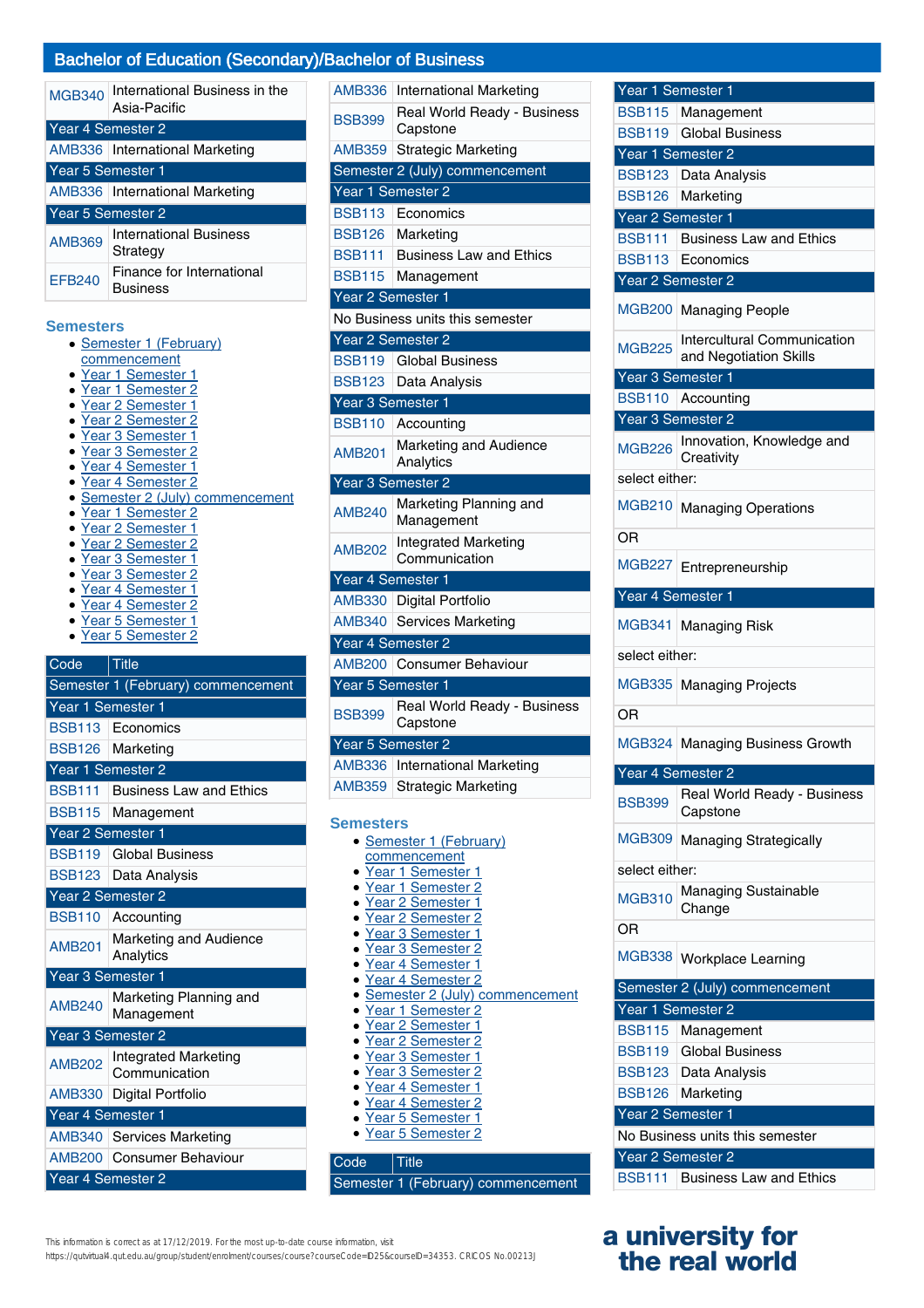# Bachelor of Education (Secondary)/Bachelor of Business

| | |
|---|---|
| MGB340 | International Business in the Asia-Pacific |
| Year 4 Semester 2 | |
| AMB336 | International Marketing |
| Year 5 Semester 1 | |
| AMB336 | International Marketing |
| Year 5 Semester 2 | |
| AMB369 | International Business Strategy |
| EFB240 | Finance for International Business |

## Semesters

- Semester 1 (February) commencement
- Year 1 Semester 1
- Year 1 Semester 2
- Year 2 Semester 1
- Year 2 Semester 2
- Year 3 Semester 1
- Year 3 Semester 2
- Year 4 Semester 1
- Year 4 Semester 2
- Semester 2 (July) commencement
- Year 1 Semester 2
- Year 2 Semester 1
- Year 2 Semester 2
- Year 3 Semester 1
- Year 3 Semester 2
- Year 4 Semester 1
- Year 4 Semester 2
- Year 5 Semester 1
- Year 5 Semester 2

| Code | Title |
|---|---|
| Semester 1 (February) commencement | |
| Year 1 Semester 1 | |
| BSB113 | Economics |
| BSB126 | Marketing |
| Year 1 Semester 2 | |
| BSB111 | Business Law and Ethics |
| BSB115 | Management |
| Year 2 Semester 1 | |
| BSB119 | Global Business |
| BSB123 | Data Analysis |
| Year 2 Semester 2 | |
| BSB110 | Accounting |
| AMB201 | Marketing and Audience Analytics |
| Year 3 Semester 1 | |
| AMB240 | Marketing Planning and Management |
| Year 3 Semester 2 | |
| AMB202 | Integrated Marketing Communication |
| AMB330 | Digital Portfolio |
| Year 4 Semester 1 | |
| AMB340 | Services Marketing |
| AMB200 | Consumer Behaviour |
| Year 4 Semester 2 | |
| AMB336 | International Marketing |
| BSB399 | Real World Ready - Business Capstone |
| AMB359 | Strategic Marketing |
| Semester 2 (July) commencement | |
| Year 1 Semester 2 | |
| BSB113 | Economics |
| BSB126 | Marketing |
| BSB111 | Business Law and Ethics |
| BSB115 | Management |
| Year 2 Semester 1 | |
| No Business units this semester | |
| Year 2 Semester 2 | |
| BSB119 | Global Business |
| BSB123 | Data Analysis |
| Year 3 Semester 1 | |
| BSB110 | Accounting |
| AMB201 | Marketing and Audience Analytics |
| Year 3 Semester 2 | |
| AMB240 | Marketing Planning and Management |
| AMB202 | Integrated Marketing Communication |
| Year 4 Semester 1 | |
| AMB330 | Digital Portfolio |
| AMB340 | Services Marketing |
| Year 4 Semester 2 | |
| AMB200 | Consumer Behaviour |
| Year 5 Semester 1 | |
| BSB399 | Real World Ready - Business Capstone |
| Year 5 Semester 2 | |
| AMB336 | International Marketing |
| AMB359 | Strategic Marketing |

## Semesters

- Semester 1 (February) commencement
- Year 1 Semester 1
- Year 1 Semester 2
- Year 2 Semester 1
- Year 2 Semester 2
- Year 3 Semester 1
- Year 3 Semester 2
- Year 4 Semester 1
- Year 4 Semester 2
- Semester 2 (July) commencement
- Year 1 Semester 2
- Year 2 Semester 1
- Year 2 Semester 2
- Year 3 Semester 1
- Year 3 Semester 2
- Year 4 Semester 1
- Year 4 Semester 2
- Year 5 Semester 1
- Year 5 Semester 2

| Code | Title |
|---|---|
| Semester 1 (February) commencement | |
| Year 1 Semester 1 | |
| BSB115 | Management |
| BSB119 | Global Business |
| Year 1 Semester 2 | |
| BSB123 | Data Analysis |
| BSB126 | Marketing |
| Year 2 Semester 1 | |
| BSB111 | Business Law and Ethics |
| BSB113 | Economics |
| Year 2 Semester 2 | |
| MGB200 | Managing People |
| MGB225 | Intercultural Communication and Negotiation Skills |
| Year 3 Semester 1 | |
| BSB110 | Accounting |
| Year 3 Semester 2 | |
| MGB226 | Innovation, Knowledge and Creativity |
| select either: | |
| MGB210 | Managing Operations |
| OR | |
| MGB227 | Entrepreneurship |
| Year 4 Semester 1 | |
| MGB341 | Managing Risk |
| select either: | |
| MGB335 | Managing Projects |
| OR | |
| MGB324 | Managing Business Growth |
| Year 4 Semester 2 | |
| BSB399 | Real World Ready - Business Capstone |
| MGB309 | Managing Strategically |
| select either: | |
| MGB310 | Managing Sustainable Change |
| OR | |
| MGB338 | Workplace Learning |
| Semester 2 (July) commencement | |
| Year 1 Semester 2 | |
| BSB115 | Management |
| BSB119 | Global Business |
| BSB123 | Data Analysis |
| BSB126 | Marketing |
| Year 2 Semester 1 | |
| No Business units this semester | |
| Year 2 Semester 2 | |
| BSB111 | Business Law and Ethics |

This information is correct as at 17/12/2019. For the most up-to-date course information, visit https://qutvirtual4.qut.edu.au/group/student/enrolment/courses/course?courseCode=ID25&courseID=34353. CRICOS No.00213J

a university for the real world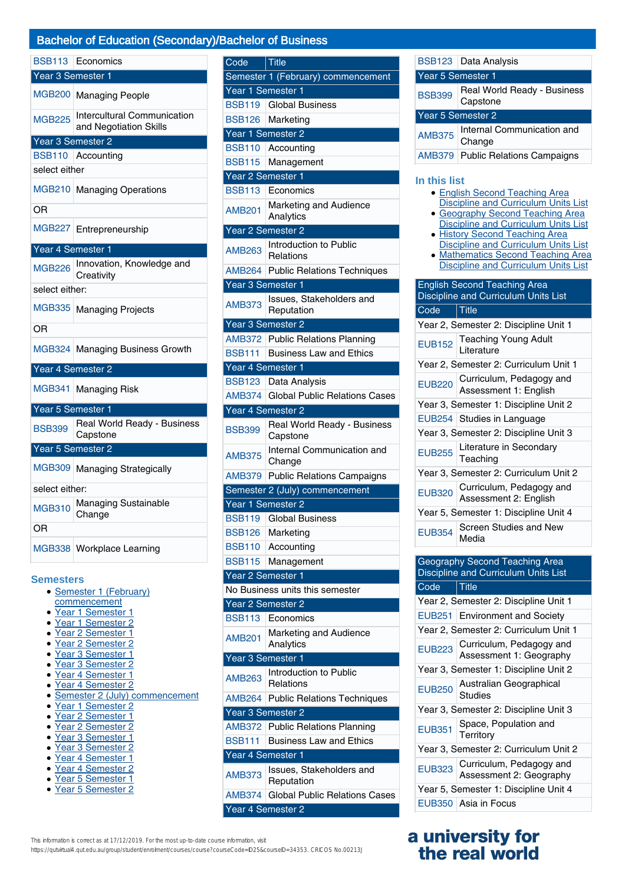## Bachelor of Education (Secondary)/Bachelor of Business

| | |
|---|---|
| BSB113 | Economics |
| **Year 3 Semester 1** | |
| MGB200 | Managing People |
| MGB225 | Intercultural Communication and Negotiation Skills |
| **Year 3 Semester 2** | |
| BSB110 | Accounting |
| select either | |
| MGB210 | Managing Operations |
| OR | |
| MGB227 | Entrepreneurship |
| **Year 4 Semester 1** | |
| MGB226 | Innovation, Knowledge and Creativity |
| select either: | |
| MGB335 | Managing Projects |
| OR | |
| MGB324 | Managing Business Growth |
| **Year 4 Semester 2** | |
| MGB341 | Managing Risk |
| **Year 5 Semester 1** | |
| BSB399 | Real World Ready - Business Capstone |
| **Year 5 Semester 2** | |
| MGB309 | Managing Strategically |
| select either: | |
| MGB310 | Managing Sustainable Change |
| OR | |
| MGB338 | Workplace Learning |

### Semesters

- Semester 1 (February) commencement
- Year 1 Semester 1
- Year 1 Semester 2
- Year 2 Semester 1
- Year 2 Semester 2
- Year 3 Semester 1
- Year 3 Semester 2
- Year 4 Semester 1
- Year 4 Semester 2
- Semester 2 (July) commencement
- Year 1 Semester 2
- Year 2 Semester 1
- Year 2 Semester 2
- Year 3 Semester 1
- Year 3 Semester 2
- Year 4 Semester 1
- Year 4 Semester 2
- Year 5 Semester 1
- Year 5 Semester 2

| Code | Title |
|---|---|
| **Semester 1 (February) commencement** | |
| **Year 1 Semester 1** | |
| BSB119 | Global Business |
| BSB126 | Marketing |
| **Year 1 Semester 2** | |
| BSB110 | Accounting |
| BSB115 | Management |
| **Year 2 Semester 1** | |
| BSB113 | Economics |
| AMB201 | Marketing and Audience Analytics |
| **Year 2 Semester 2** | |
| AMB263 | Introduction to Public Relations |
| AMB264 | Public Relations Techniques |
| **Year 3 Semester 1** | |
| AMB373 | Issues, Stakeholders and Reputation |
| **Year 3 Semester 2** | |
| AMB372 | Public Relations Planning |
| BSB111 | Business Law and Ethics |
| **Year 4 Semester 1** | |
| BSB123 | Data Analysis |
| AMB374 | Global Public Relations Cases |
| **Year 4 Semester 2** | |
| BSB399 | Real World Ready - Business Capstone |
| AMB375 | Internal Communication and Change |
| AMB379 | Public Relations Campaigns |
| **Semester 2 (July) commencement** | |
| **Year 1 Semester 2** | |
| BSB119 | Global Business |
| BSB126 | Marketing |
| BSB110 | Accounting |
| BSB115 | Management |
| **Year 2 Semester 1** | |
| No Business units this semester | |
| **Year 2 Semester 2** | |
| BSB113 | Economics |
| AMB201 | Marketing and Audience Analytics |
| **Year 3 Semester 1** | |
| AMB263 | Introduction to Public Relations |
| AMB264 | Public Relations Techniques |
| **Year 3 Semester 2** | |
| AMB372 | Public Relations Planning |
| BSB111 | Business Law and Ethics |
| **Year 4 Semester 1** | |
| AMB373 | Issues, Stakeholders and Reputation |
| AMB374 | Global Public Relations Cases |
| **Year 4 Semester 2** | |
| BSB123 | Data Analysis |
| **Year 5 Semester 1** | |
| BSB399 | Real World Ready - Business Capstone |
| **Year 5 Semester 2** | |
| AMB375 | Internal Communication and Change |
| AMB379 | Public Relations Campaigns |

### In this list

- English Second Teaching Area Discipline and Curriculum Units List
- Geography Second Teaching Area Discipline and Curriculum Units List
- History Second Teaching Area Discipline and Curriculum Units List
- Mathematics Second Teaching Area Discipline and Curriculum Units List

**English Second Teaching Area Discipline and Curriculum Units List**

| Code | Title |
|---|---|
| Year 2, Semester 2: Discipline Unit 1 | |
| EUB152 | Teaching Young Adult Literature |
| Year 2, Semester 2: Curriculum Unit 1 | |
| EUB220 | Curriculum, Pedagogy and Assessment 1: English |
| Year 3, Semester 1: Discipline Unit 2 | |
| EUB254 | Studies in Language |
| Year 3, Semester 2: Discipline Unit 3 | |
| EUB255 | Literature in Secondary Teaching |
| Year 3, Semester 2: Curriculum Unit 2 | |
| EUB320 | Curriculum, Pedagogy and Assessment 2: English |
| Year 5, Semester 1: Discipline Unit 4 | |
| EUB354 | Screen Studies and New Media |

**Geography Second Teaching Area Discipline and Curriculum Units List**

| Code | Title |
|---|---|
| Year 2, Semester 2: Discipline Unit 1 | |
| EUB251 | Environment and Society |
| Year 2, Semester 2: Curriculum Unit 1 | |
| EUB223 | Curriculum, Pedagogy and Assessment 1: Geography |
| Year 3, Semester 1: Discipline Unit 2 | |
| EUB250 | Australian Geographical Studies |
| Year 3, Semester 2: Discipline Unit 3 | |
| EUB351 | Space, Population and Territory |
| Year 3, Semester 2: Curriculum Unit 2 | |
| EUB323 | Curriculum, Pedagogy and Assessment 2: Geography |
| Year 5, Semester 1: Discipline Unit 4 | |
| EUB350 | Asia in Focus |

This information is correct as at 17/12/2019. For the most up-to-date course information, visit https://qutvirtual4.qut.edu.au/group/student/enrolment/courses/course?courseCode=ID25&courseID=34353. CRICOS No.00213J

a university for the real world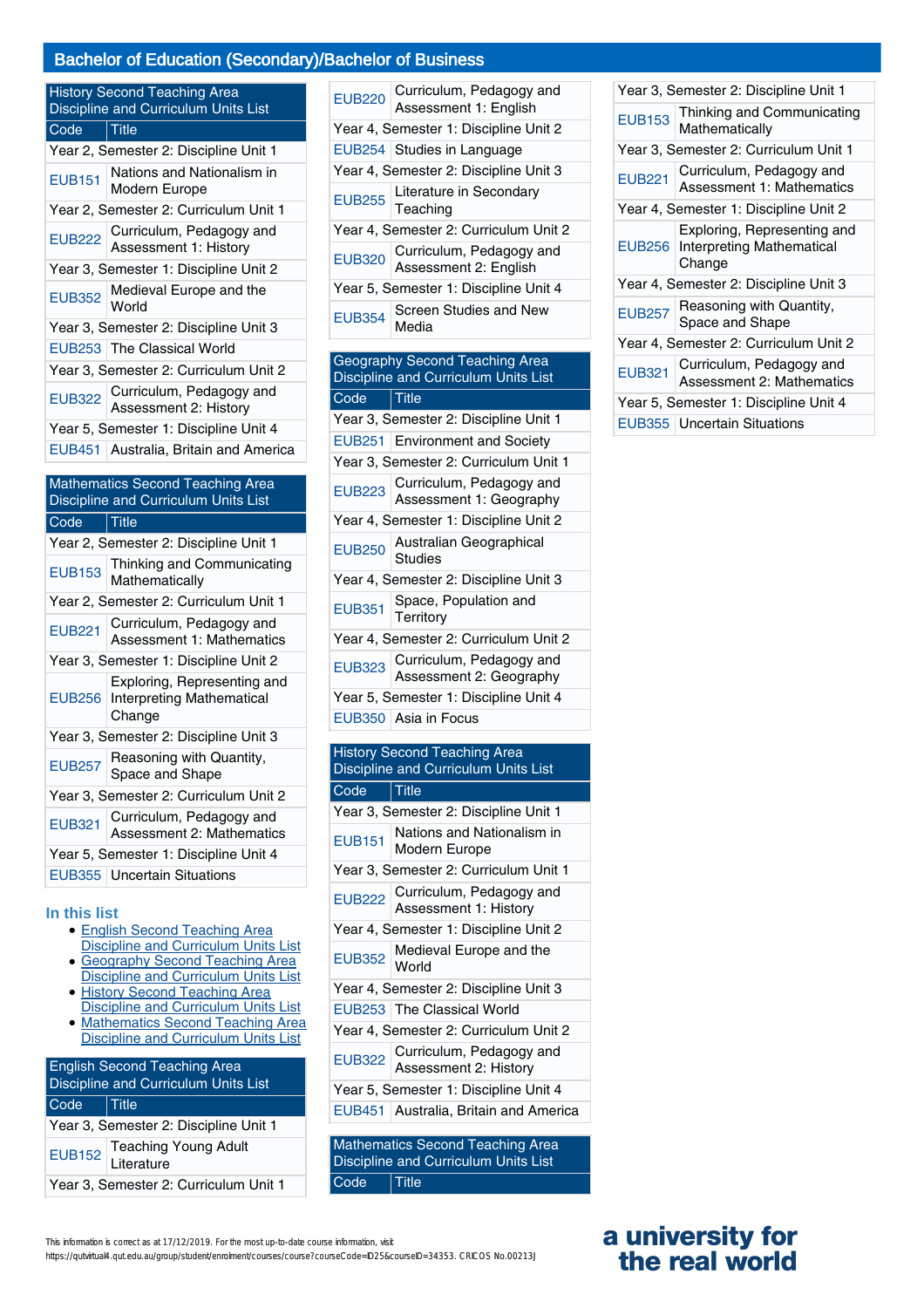## Bachelor of Education (Secondary)/Bachelor of Business

| History Second Teaching Area Discipline and Curriculum Units List | |
|---|---|
| Code | Title |
| Year 2, Semester 2: Discipline Unit 1 | |
| EUB151 | Nations and Nationalism in Modern Europe |
| Year 2, Semester 2: Curriculum Unit 1 | |
| EUB222 | Curriculum, Pedagogy and Assessment 1: History |
| Year 3, Semester 1: Discipline Unit 2 | |
| EUB352 | Medieval Europe and the World |
| Year 3, Semester 2: Discipline Unit 3 | |
| EUB253 | The Classical World |
| Year 3, Semester 2: Curriculum Unit 2 | |
| EUB322 | Curriculum, Pedagogy and Assessment 2: History |
| Year 5, Semester 1: Discipline Unit 4 | |
| EUB451 | Australia, Britain and America |

| Mathematics Second Teaching Area Discipline and Curriculum Units List | |
|---|---|
| Code | Title |
| Year 2, Semester 2: Discipline Unit 1 | |
| EUB153 | Thinking and Communicating Mathematically |
| Year 2, Semester 2: Curriculum Unit 1 | |
| EUB221 | Curriculum, Pedagogy and Assessment 1: Mathematics |
| Year 3, Semester 1: Discipline Unit 2 | |
| EUB256 | Exploring, Representing and Interpreting Mathematical Change |
| Year 3, Semester 2: Discipline Unit 3 | |
| EUB257 | Reasoning with Quantity, Space and Shape |
| Year 3, Semester 2: Curriculum Unit 2 | |
| EUB321 | Curriculum, Pedagogy and Assessment 2: Mathematics |
| Year 5, Semester 1: Discipline Unit 4 | |
| EUB355 | Uncertain Situations |

### In this list

- English Second Teaching Area Discipline and Curriculum Units List
- Geography Second Teaching Area Discipline and Curriculum Units List
- History Second Teaching Area Discipline and Curriculum Units List
- Mathematics Second Teaching Area Discipline and Curriculum Units List

| English Second Teaching Area Discipline and Curriculum Units List | |
|---|---|
| Code | Title |
| Year 3, Semester 2: Discipline Unit 1 | |
| EUB152 | Teaching Young Adult Literature |
| Year 3, Semester 2: Curriculum Unit 1 | |
| EUB220 | Curriculum, Pedagogy and Assessment 1: English |
| Year 4, Semester 1: Discipline Unit 2 | |
| EUB254 | Studies in Language |
| Year 4, Semester 2: Discipline Unit 3 | |
| EUB255 | Literature in Secondary Teaching |
| Year 4, Semester 2: Curriculum Unit 2 | |
| EUB320 | Curriculum, Pedagogy and Assessment 2: English |
| Year 5, Semester 1: Discipline Unit 4 | |
| EUB354 | Screen Studies and New Media |

| Geography Second Teaching Area Discipline and Curriculum Units List | |
|---|---|
| Code | Title |
| Year 3, Semester 2: Discipline Unit 1 | |
| EUB251 | Environment and Society |
| Year 3, Semester 2: Curriculum Unit 1 | |
| EUB223 | Curriculum, Pedagogy and Assessment 1: Geography |
| Year 4, Semester 1: Discipline Unit 2 | |
| EUB250 | Australian Geographical Studies |
| Year 4, Semester 2: Discipline Unit 3 | |
| EUB351 | Space, Population and Territory |
| Year 4, Semester 2: Curriculum Unit 2 | |
| EUB323 | Curriculum, Pedagogy and Assessment 2: Geography |
| Year 5, Semester 1: Discipline Unit 4 | |
| EUB350 | Asia in Focus |

| History Second Teaching Area Discipline and Curriculum Units List | |
|---|---|
| Code | Title |
| Year 3, Semester 2: Discipline Unit 1 | |
| EUB151 | Nations and Nationalism in Modern Europe |
| Year 3, Semester 2: Curriculum Unit 1 | |
| EUB222 | Curriculum, Pedagogy and Assessment 1: History |
| Year 4, Semester 1: Discipline Unit 2 | |
| EUB352 | Medieval Europe and the World |
| Year 4, Semester 2: Discipline Unit 3 | |
| EUB253 | The Classical World |
| Year 4, Semester 2: Curriculum Unit 2 | |
| EUB322 | Curriculum, Pedagogy and Assessment 2: History |
| Year 5, Semester 1: Discipline Unit 4 | |
| EUB451 | Australia, Britain and America |

| Mathematics Second Teaching Area Discipline and Curriculum Units List | |
|---|---|
| Code | Title |
| Year 3, Semester 2: Discipline Unit 1 | |
| EUB153 | Thinking and Communicating Mathematically |
| Year 3, Semester 2: Curriculum Unit 1 | |
| EUB221 | Curriculum, Pedagogy and Assessment 1: Mathematics |
| Year 4, Semester 1: Discipline Unit 2 | |
| EUB256 | Exploring, Representing and Interpreting Mathematical Change |
| Year 4, Semester 2: Discipline Unit 3 | |
| EUB257 | Reasoning with Quantity, Space and Shape |
| Year 4, Semester 2: Curriculum Unit 2 | |
| EUB321 | Curriculum, Pedagogy and Assessment 2: Mathematics |
| Year 5, Semester 1: Discipline Unit 4 | |
| EUB355 | Uncertain Situations |

This information is correct as at 17/12/2019. For the most up-to-date course information, visit https://qutvirtual4.qut.edu.au/group/student/enrolment/courses/course?courseCode=ED25&courseID=34353. CRICOS No.00213J

a university for the real world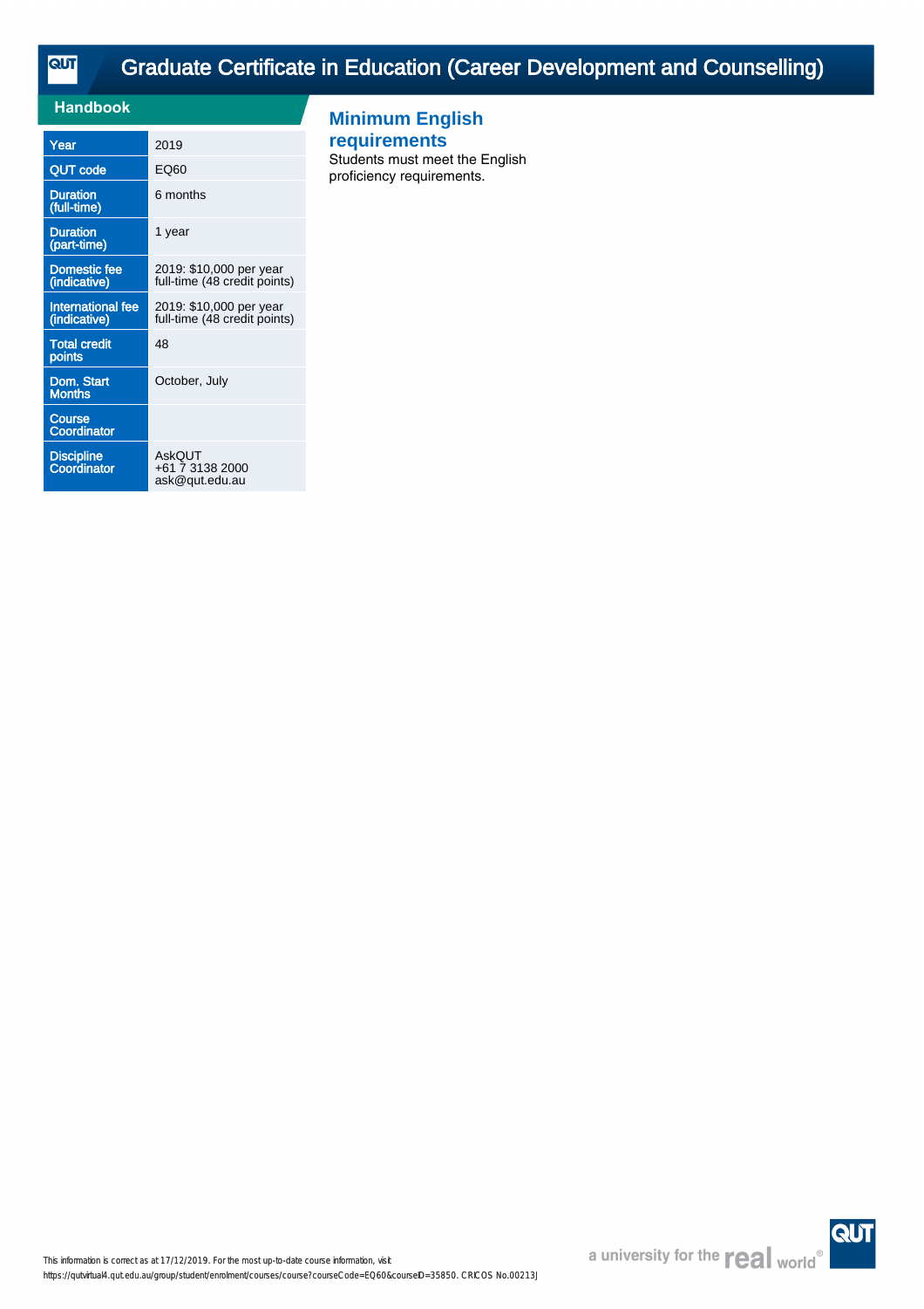# Graduate Certificate in Education (Career Development and Counselling)

## Handbook

| | |
|---|---|
| Year | 2019 |
| QUT code | EQ60 |
| Duration (full-time) | 6 months |
| Duration (part-time) | 1 year |
| Domestic fee (indicative) | 2019: $10,000 per year full-time (48 credit points) |
| International fee (indicative) | 2019: $10,000 per year full-time (48 credit points) |
| Total credit points | 48 |
| Dom. Start Months | October, July |
| Course Coordinator | |
| Discipline Coordinator | AskQUT<br>+61 7 3138 2000<br>ask@qut.edu.au |

## Minimum English requirements

Students must meet the English proficiency requirements.

This information is correct as at 17/12/2019. For the most up-to-date course information, visit https://qutvirtual4.qut.edu.au/group/student/enrolment/courses/course?courseCode=EQ60&courseID=35850. CRICOS No.00213J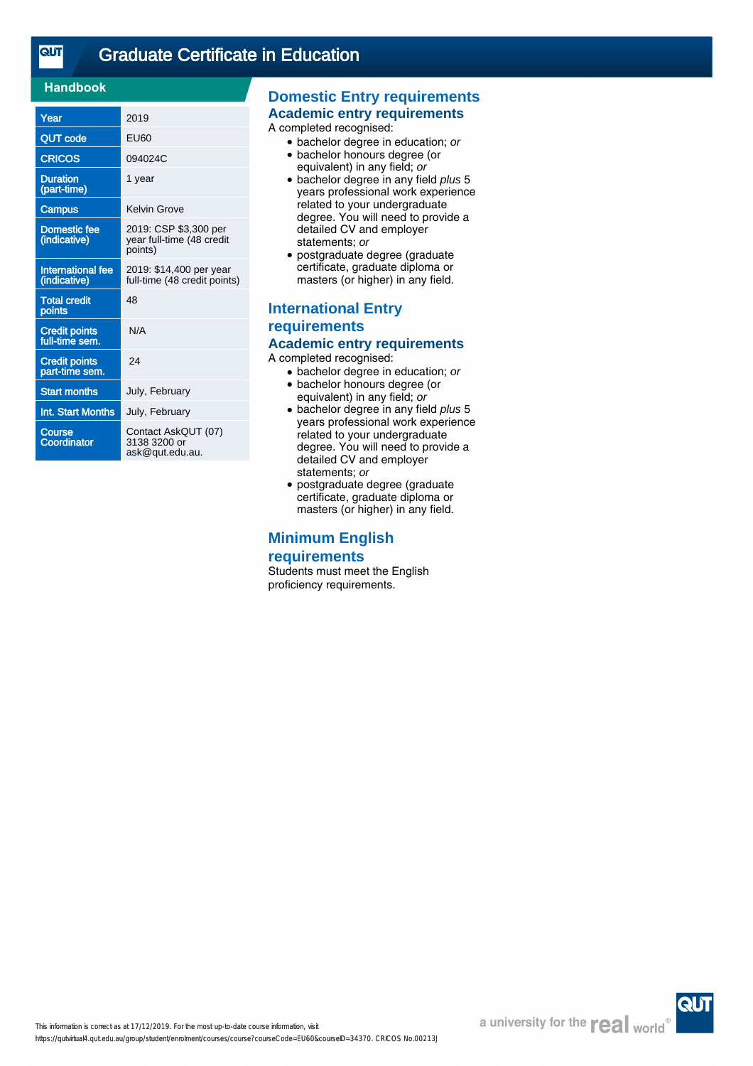# Graduate Certificate in Education

## Handbook

| | |
|---|---|
| Year | 2019 |
| QUT code | EU60 |
| CRICOS | 094024C |
| Duration (part-time) | 1 year |
| Campus | Kelvin Grove |
| Domestic fee (indicative) | 2019: CSP $3,300 per year full-time (48 credit points) |
| International fee (indicative) | 2019: $14,400 per year full-time (48 credit points) |
| Total credit points | 48 |
| Credit points full-time sem. | N/A |
| Credit points part-time sem. | 24 |
| Start months | July, February |
| Int. Start Months | July, February |
| Course Coordinator | Contact AskQUT (07) 3138 3200 or ask@qut.edu.au. |

## Domestic Entry requirements

### Academic entry requirements

A completed recognised:

- bachelor degree in education; *or*
- bachelor honours degree (or equivalent) in any field; *or*
- bachelor degree in any field *plus* 5 years professional work experience related to your undergraduate degree. You will need to provide a detailed CV and employer statements; *or*
- postgraduate degree (graduate certificate, graduate diploma or masters (or higher) in any field.

## International Entry requirements

### Academic entry requirements

A completed recognised:

- bachelor degree in education; *or*
- bachelor honours degree (or equivalent) in any field; *or*
- bachelor degree in any field *plus* 5 years professional work experience related to your undergraduate degree. You will need to provide a detailed CV and employer statements; *or*
- postgraduate degree (graduate certificate, graduate diploma or masters (or higher) in any field.

## Minimum English requirements

Students must meet the English proficiency requirements.

This information is correct as at 17/12/2019. For the most up-to-date course information, visit https://qutvirtual4.qut.edu.au/group/student/enrolment/courses/course?courseCode=EU60&courseID=34370. CRICOS No.00213J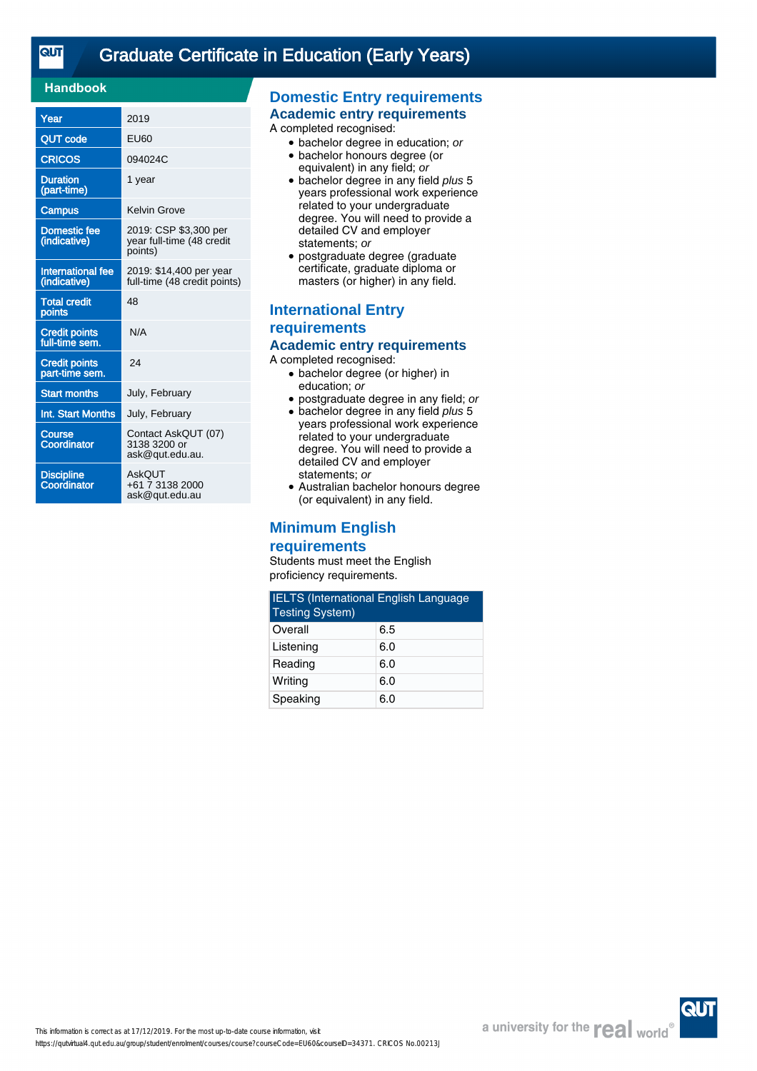# Graduate Certificate in Education (Early Years)

## Handbook

| | |
|---|---|
| Year | 2019 |
| QUT code | EU60 |
| CRICOS | 094024C |
| Duration (part-time) | 1 year |
| Campus | Kelvin Grove |
| Domestic fee (indicative) | 2019: CSP $3,300 per year full-time (48 credit points) |
| International fee (indicative) | 2019: $14,400 per year full-time (48 credit points) |
| Total credit points | 48 |
| Credit points full-time sem. | N/A |
| Credit points part-time sem. | 24 |
| Start months | July, February |
| Int. Start Months | July, February |
| Course Coordinator | Contact AskQUT (07) 3138 3200 or ask@qut.edu.au. |
| Discipline Coordinator | AskQUT +61 7 3138 2000 ask@qut.edu.au |

## Domestic Entry requirements

### Academic entry requirements

A completed recognised:

- bachelor degree in education; *or*
- bachelor honours degree (or equivalent) in any field; *or*
- bachelor degree in any field *plus* 5 years professional work experience related to your undergraduate degree. You will need to provide a detailed CV and employer statements; *or*
- postgraduate degree (graduate certificate, graduate diploma or masters (or higher) in any field.

## International Entry requirements

### Academic entry requirements

A completed recognised:

- bachelor degree (or higher) in education; *or*
- postgraduate degree in any field; *or*
- bachelor degree in any field *plus* 5 years professional work experience related to your undergraduate degree. You will need to provide a detailed CV and employer statements; *or*
- Australian bachelor honours degree (or equivalent) in any field.

## Minimum English requirements

Students must meet the English proficiency requirements.

| IELTS (International English Language Testing System) | |
|---|---|
| Overall | 6.5 |
| Listening | 6.0 |
| Reading | 6.0 |
| Writing | 6.0 |
| Speaking | 6.0 |

This information is correct as at 17/12/2019. For the most up-to-date course information, visit https://qutvirtual4.qut.edu.au/group/student/enrolment/courses/course?courseCode=EU60&courseID=34371. CRICOS No.00213J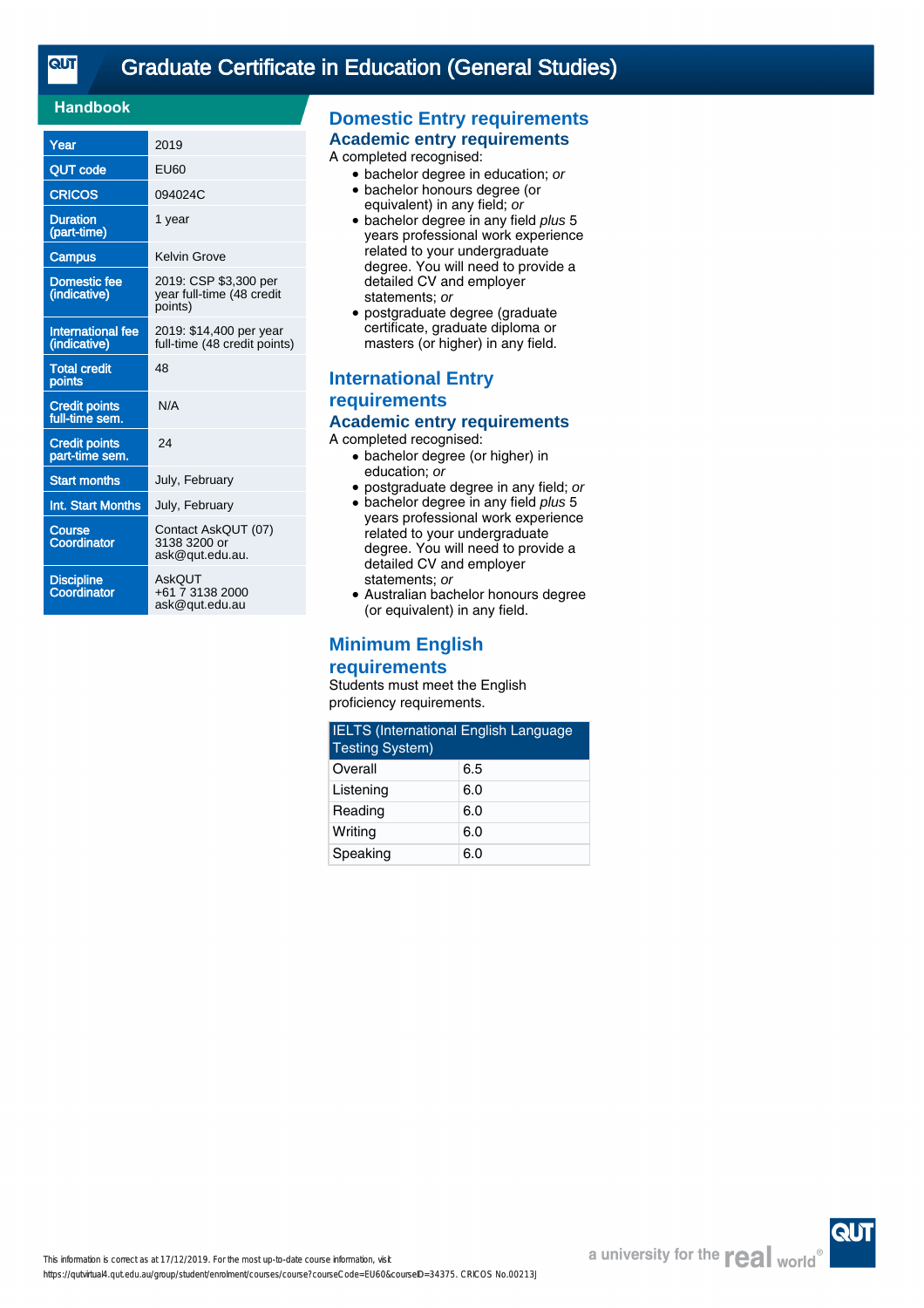# Graduate Certificate in Education (General Studies)

## Handbook

| | |
|---|---|
| Year | 2019 |
| QUT code | EU60 |
| CRICOS | 094024C |
| Duration (part-time) | 1 year |
| Campus | Kelvin Grove |
| Domestic fee (indicative) | 2019: CSP $3,300 per year full-time (48 credit points) |
| International fee (indicative) | 2019: $14,400 per year full-time (48 credit points) |
| Total credit points | 48 |
| Credit points full-time sem. | N/A |
| Credit points part-time sem. | 24 |
| Start months | July, February |
| Int. Start Months | July, February |
| Course Coordinator | Contact AskQUT (07) 3138 3200 or ask@qut.edu.au. |
| Discipline Coordinator | AskQUT +61 7 3138 2000 ask@qut.edu.au |

## Domestic Entry requirements

### Academic entry requirements

A completed recognised:

- bachelor degree in education; *or*
- bachelor honours degree (or equivalent) in any field; *or*
- bachelor degree in any field *plus* 5 years professional work experience related to your undergraduate degree. You will need to provide a detailed CV and employer statements; *or*
- postgraduate degree (graduate certificate, graduate diploma or masters (or higher) in any field.

## International Entry requirements

### Academic entry requirements

A completed recognised:

- bachelor degree (or higher) in education; *or*
- postgraduate degree in any field; *or*
- bachelor degree in any field *plus* 5 years professional work experience related to your undergraduate degree. You will need to provide a detailed CV and employer statements; *or*
- Australian bachelor honours degree (or equivalent) in any field.

## Minimum English requirements

Students must meet the English proficiency requirements.

| IELTS (International English Language Testing System) | |
|---|---|
| Overall | 6.5 |
| Listening | 6.0 |
| Reading | 6.0 |
| Writing | 6.0 |
| Speaking | 6.0 |

This information is correct as at 17/12/2019. For the most up-to-date course information, visit https://qutvirtual4.qut.edu.au/group/student/enrolment/courses/course?courseCode=EU60&courseID=34375. CRICOS No.00213J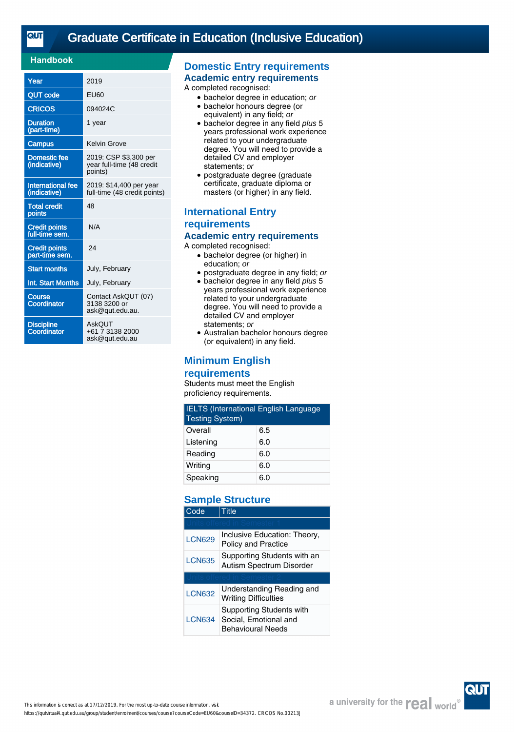# Graduate Certificate in Education (Inclusive Education)

## Handbook

| | |
|---|---|
| Year | 2019 |
| QUT code | EU60 |
| CRICOS | 094024C |
| Duration (part-time) | 1 year |
| Campus | Kelvin Grove |
| Domestic fee (indicative) | 2019: CSP $3,300 per year full-time (48 credit points) |
| International fee (indicative) | 2019: $14,400 per year full-time (48 credit points) |
| Total credit points | 48 |
| Credit points full-time sem. | N/A |
| Credit points part-time sem. | 24 |
| Start months | July, February |
| Int. Start Months | July, February |
| Course Coordinator | Contact AskQUT (07) 3138 3200 or ask@qut.edu.au. |
| Discipline Coordinator | AskQUT +61 7 3138 2000 ask@qut.edu.au |

## Domestic Entry requirements

### Academic entry requirements

A completed recognised:

- bachelor degree in education; *or*
- bachelor honours degree (or equivalent) in any field; *or*
- bachelor degree in any field *plus* 5 years professional work experience related to your undergraduate degree. You will need to provide a detailed CV and employer statements; *or*
- postgraduate degree (graduate certificate, graduate diploma or masters (or higher) in any field.

## International Entry requirements

### Academic entry requirements

A completed recognised:

- bachelor degree (or higher) in education; *or*
- postgraduate degree in any field; *or*
- bachelor degree in any field *plus* 5 years professional work experience related to your undergraduate degree. You will need to provide a detailed CV and employer statements; *or*
- Australian bachelor honours degree (or equivalent) in any field.

## Minimum English requirements

Students must meet the English proficiency requirements.

| IELTS (International English Language Testing System) | |
|---|---|
| Overall | 6.5 |
| Listening | 6.0 |
| Reading | 6.0 |
| Writing | 6.0 |
| Speaking | 6.0 |

## Sample Structure

| Code | Title |
|---|---|
| Units offered in Semester 1 | |
| LCN629 | Inclusive Education: Theory, Policy and Practice |
| LCN635 | Supporting Students with an Autism Spectrum Disorder |
| Units offered in Semester 2 | |
| LCN632 | Understanding Reading and Writing Difficulties |
| LCN634 | Supporting Students with Social, Emotional and Behavioural Needs |

This information is correct as at 17/12/2019. For the most up-to-date course information, visit https://qutvirtual4.qut.edu.au/group/student/enrolment/courses/course?courseCode=EU60&courseID=34372. CRICOS No.00213J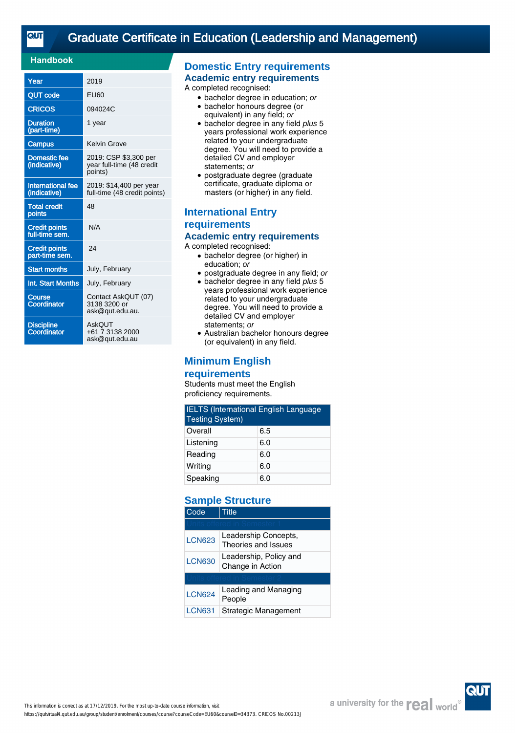# Graduate Certificate in Education (Leadership and Management)

## Handbook

| | |
|---|---|
| Year | 2019 |
| QUT code | EU60 |
| CRICOS | 094024C |
| Duration (part-time) | 1 year |
| Campus | Kelvin Grove |
| Domestic fee (indicative) | 2019: CSP $3,300 per year full-time (48 credit points) |
| International fee (indicative) | 2019: $14,400 per year full-time (48 credit points) |
| Total credit points | 48 |
| Credit points full-time sem. | N/A |
| Credit points part-time sem. | 24 |
| Start months | July, February |
| Int. Start Months | July, February |
| Course Coordinator | Contact AskQUT (07) 3138 3200 or ask@qut.edu.au. |
| Discipline Coordinator | AskQUT +61 7 3138 2000 ask@qut.edu.au |

## Domestic Entry requirements

### Academic entry requirements

A completed recognised:

- bachelor degree in education; *or*
- bachelor honours degree (or equivalent) in any field; *or*
- bachelor degree in any field *plus* 5 years professional work experience related to your undergraduate degree. You will need to provide a detailed CV and employer statements; *or*
- postgraduate degree (graduate certificate, graduate diploma or masters (or higher) in any field.

## International Entry requirements

### Academic entry requirements

A completed recognised:

- bachelor degree (or higher) in education; *or*
- postgraduate degree in any field; *or*
- bachelor degree in any field *plus* 5 years professional work experience related to your undergraduate degree. You will need to provide a detailed CV and employer statements; *or*
- Australian bachelor honours degree (or equivalent) in any field.

## Minimum English requirements

Students must meet the English proficiency requirements.

| IELTS (International English Language Testing System) | |
|---|---|
| Overall | 6.5 |
| Listening | 6.0 |
| Reading | 6.0 |
| Writing | 6.0 |
| Speaking | 6.0 |

## Sample Structure

| Code | Title |
|---|---|
| Units offered in Semester 1 | |
| LCN623 | Leadership Concepts, Theories and Issues |
| LCN630 | Leadership, Policy and Change in Action |
| Units offered in Semester 2 | |
| LCN624 | Leading and Managing People |
| LCN631 | Strategic Management |

This information is correct as at 17/12/2019. For the most up-to-date course information, visit https://qutvirtual4.qut.edu.au/group/student/enrolment/courses/course?courseCode=EU60&courseID=34373. CRICOS No.00213J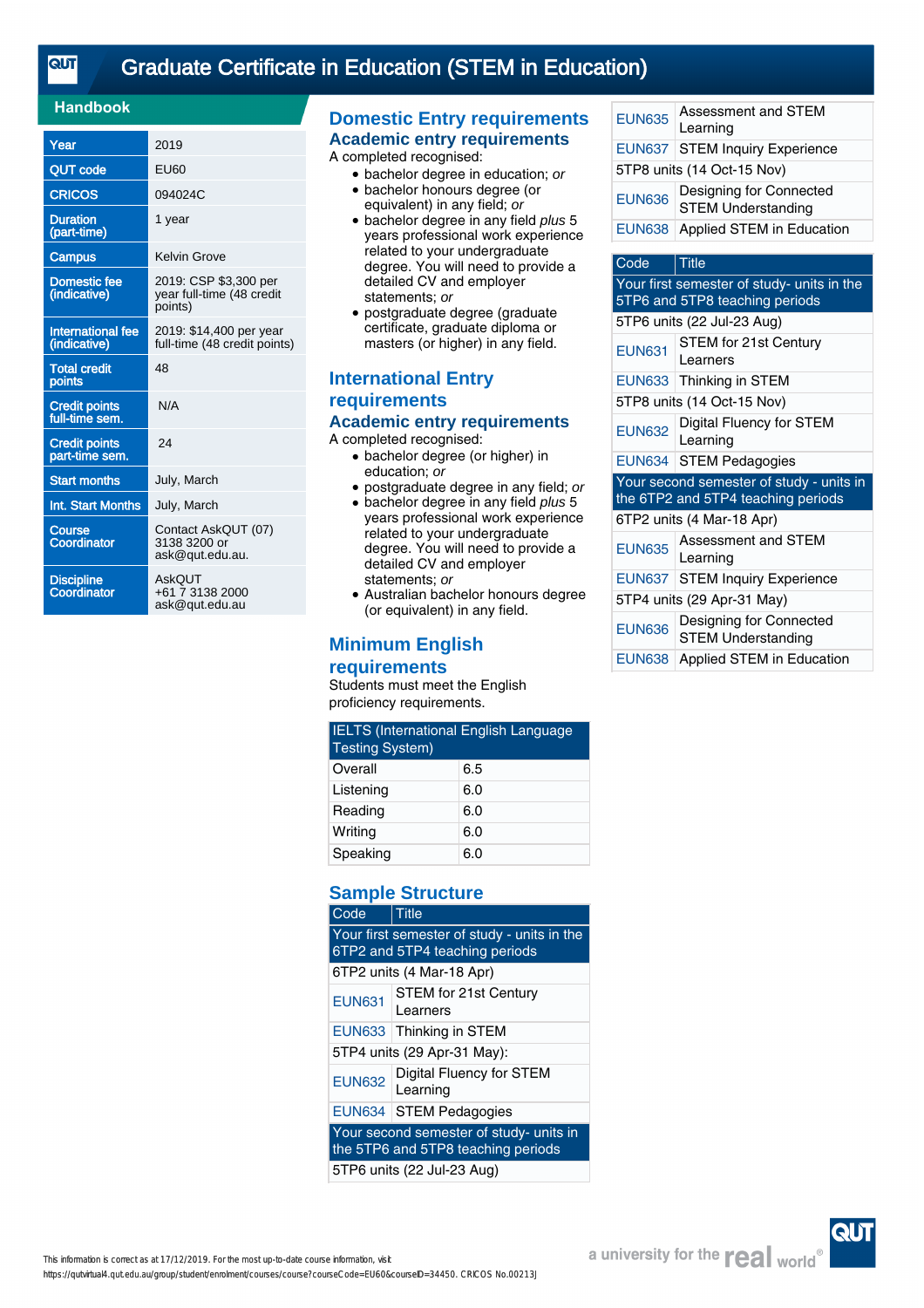# Graduate Certificate in Education (STEM in Education)

## Handbook

| | |
|---|---|
| Year | 2019 |
| QUT code | EU60 |
| CRICOS | 094024C |
| Duration (part-time) | 1 year |
| Campus | Kelvin Grove |
| Domestic fee (indicative) | 2019: CSP $3,300 per year full-time (48 credit points) |
| International fee (indicative) | 2019: $14,400 per year full-time (48 credit points) |
| Total credit points | 48 |
| Credit points full-time sem. | N/A |
| Credit points part-time sem. | 24 |
| Start months | July, March |
| Int. Start Months | July, March |
| Course Coordinator | Contact AskQUT (07) 3138 3200 or ask@qut.edu.au. |
| Discipline Coordinator | AskQUT +61 7 3138 2000 ask@qut.edu.au |

## Domestic Entry requirements

### Academic entry requirements

A completed recognised:

- bachelor degree in education; *or*
- bachelor honours degree (or equivalent) in any field; *or*
- bachelor degree in any field *plus* 5 years professional work experience related to your undergraduate degree. You will need to provide a detailed CV and employer statements; *or*
- postgraduate degree (graduate certificate, graduate diploma or masters (or higher) in any field.

## International Entry requirements

### Academic entry requirements

A completed recognised:

- bachelor degree (or higher) in education; *or*
- postgraduate degree in any field; *or*
- bachelor degree in any field *plus* 5 years professional work experience related to your undergraduate degree. You will need to provide a detailed CV and employer statements; *or*
- Australian bachelor honours degree (or equivalent) in any field.

## Minimum English requirements

Students must meet the English proficiency requirements.

| IELTS (International English Language Testing System) | |
|---|---|
| Overall | 6.5 |
| Listening | 6.0 |
| Reading | 6.0 |
| Writing | 6.0 |
| Speaking | 6.0 |

## Sample Structure

| Code | Title |
|---|---|
| Your first semester of study - units in the 6TP2 and 5TP4 teaching periods | |
| 6TP2 units (4 Mar-18 Apr) | |
| EUN631 | STEM for 21st Century Learners |
| EUN633 | Thinking in STEM |
| 5TP4 units (29 Apr-31 May): | |
| EUN632 | Digital Fluency for STEM Learning |
| EUN634 | STEM Pedagogies |
| Your second semester of study- units in the 5TP6 and 5TP8 teaching periods | |
| 5TP6 units (22 Jul-23 Aug) | |
| EUN635 | Assessment and STEM Learning |
| EUN637 | STEM Inquiry Experience |
| 5TP8 units (14 Oct-15 Nov) | |
| EUN636 | Designing for Connected STEM Understanding |
| EUN638 | Applied STEM in Education |

| Code | Title |
|---|---|
| Your first semester of study- units in the 5TP6 and 5TP8 teaching periods | |
| 5TP6 units (22 Jul-23 Aug) | |
| EUN631 | STEM for 21st Century Learners |
| EUN633 | Thinking in STEM |
| 5TP8 units (14 Oct-15 Nov) | |
| EUN632 | Digital Fluency for STEM Learning |
| EUN634 | STEM Pedagogies |
| Your second semester of study - units in the 6TP2 and 5TP4 teaching periods | |
| 6TP2 units (4 Mar-18 Apr) | |
| EUN635 | Assessment and STEM Learning |
| EUN637 | STEM Inquiry Experience |
| 5TP4 units (29 Apr-31 May) | |
| EUN636 | Designing for Connected STEM Understanding |
| EUN638 | Applied STEM in Education |

This information is correct as at 17/12/2019. For the most up-to-date course information, visit https://qutvirtual4.qut.edu.au/group/student/enrolment/courses/course?courseCode=EU60&courseID=34450. CRICOS No.00213J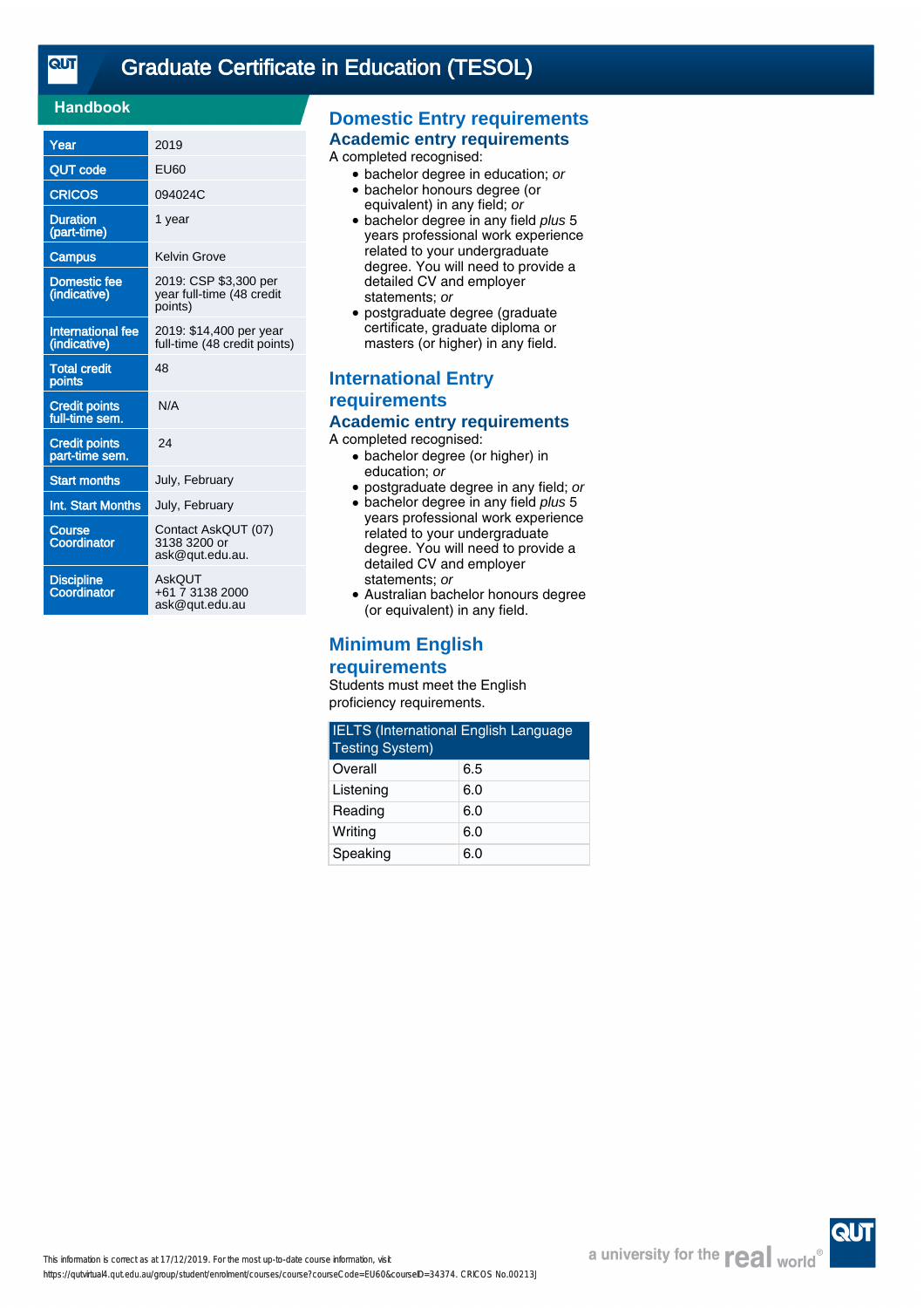# Graduate Certificate in Education (TESOL)

## Handbook

| | |
|---|---|
| Year | 2019 |
| QUT code | EU60 |
| CRICOS | 094024C |
| Duration (part-time) | 1 year |
| Campus | Kelvin Grove |
| Domestic fee (indicative) | 2019: CSP $3,300 per year full-time (48 credit points) |
| International fee (indicative) | 2019: $14,400 per year full-time (48 credit points) |
| Total credit points | 48 |
| Credit points full-time sem. | N/A |
| Credit points part-time sem. | 24 |
| Start months | July, February |
| Int. Start Months | July, February |
| Course Coordinator | Contact AskQUT (07) 3138 3200 or ask@qut.edu.au. |
| Discipline Coordinator | AskQUT +61 7 3138 2000 ask@qut.edu.au |

## Domestic Entry requirements

### Academic entry requirements

A completed recognised:

- bachelor degree in education; *or*
- bachelor honours degree (or equivalent) in any field; *or*
- bachelor degree in any field *plus* 5 years professional work experience related to your undergraduate degree. You will need to provide a detailed CV and employer statements; *or*
- postgraduate degree (graduate certificate, graduate diploma or masters (or higher) in any field.

## International Entry requirements

### Academic entry requirements

A completed recognised:

- bachelor degree (or higher) in education; *or*
- postgraduate degree in any field; *or*
- bachelor degree in any field *plus* 5 years professional work experience related to your undergraduate degree. You will need to provide a detailed CV and employer statements; *or*
- Australian bachelor honours degree (or equivalent) in any field.

## Minimum English requirements

Students must meet the English proficiency requirements.

| IELTS (International English Language Testing System) | |
|---|---|
| Overall | 6.5 |
| Listening | 6.0 |
| Reading | 6.0 |
| Writing | 6.0 |
| Speaking | 6.0 |

This information is correct as at 17/12/2019. For the most up-to-date course information, visit https://qutvirtual4.qut.edu.au/group/student/enrolment/courses/course?courseCode=EU60&courseID=34374. CRICOS No.00213J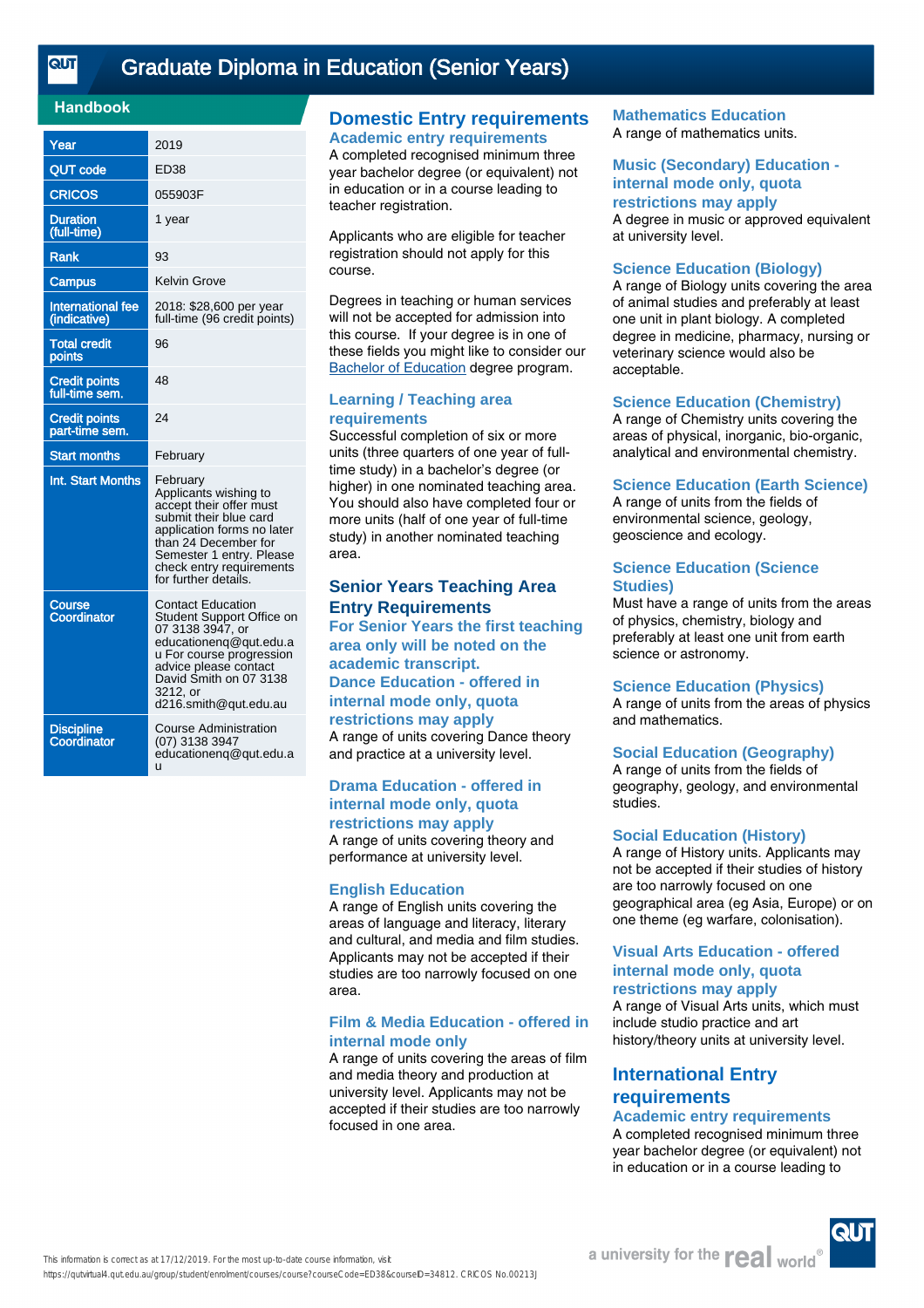# Graduate Diploma in Education (Senior Years)

## Handbook

| | |
|---|---|
| Year | 2019 |
| QUT code | ED38 |
| CRICOS | 055903F |
| Duration (full-time) | 1 year |
| Rank | 93 |
| Campus | Kelvin Grove |
| International fee (indicative) | 2018: $28,600 per year full-time (96 credit points) |
| Total credit points | 96 |
| Credit points full-time sem. | 48 |
| Credit points part-time sem. | 24 |
| Start months | February |
| Int. Start Months | February Applicants wishing to accept their offer must submit their blue card application forms no later than 24 December for Semester 1 entry. Please check entry requirements for further details. |
| Course Coordinator | Contact Education Student Support Office on 07 3138 3947, or educationenq@qut.edu.au For course progression advice please contact David Smith on 07 3138 3212, or d216.smith@qut.edu.au |
| Discipline Coordinator | Course Administration (07) 3138 3947 educationenq@qut.edu.au |

## Domestic Entry requirements

### Academic entry requirements

A completed recognised minimum three year bachelor degree (or equivalent) not in education or in a course leading to teacher registration.

Applicants who are eligible for teacher registration should not apply for this course.

Degrees in teaching or human services will not be accepted for admission into this course. If your degree is in one of these fields you might like to consider our Bachelor of Education degree program.

### Learning / Teaching area requirements

Successful completion of six or more units (three quarters of one year of full-time study) in a bachelor's degree (or higher) in one nominated teaching area. You should also have completed four or more units (half of one year of full-time study) in another nominated teaching area.

## Senior Years Teaching Area Entry Requirements

### For Senior Years the first teaching area only will be noted on the academic transcript.

### Dance Education - offered in internal mode only, quota restrictions may apply

A range of units covering Dance theory and practice at a university level.

### Drama Education - offered in internal mode only, quota restrictions may apply

A range of units covering theory and performance at university level.

### English Education

A range of English units covering the areas of language and literacy, literary and cultural, and media and film studies. Applicants may not be accepted if their studies are too narrowly focused on one area.

### Film & Media Education - offered in internal mode only

A range of units covering the areas of film and media theory and production at university level. Applicants may not be accepted if their studies are too narrowly focused in one area.

### Mathematics Education

A range of mathematics units.

### Music (Secondary) Education - internal mode only, quota restrictions may apply

A degree in music or approved equivalent at university level.

### Science Education (Biology)

A range of Biology units covering the area of animal studies and preferably at least one unit in plant biology. A completed degree in medicine, pharmacy, nursing or veterinary science would also be acceptable.

### Science Education (Chemistry)

A range of Chemistry units covering the areas of physical, inorganic, bio-organic, analytical and environmental chemistry.

### Science Education (Earth Science)

A range of units from the fields of environmental science, geology, geoscience and ecology.

### Science Education (Science Studies)

Must have a range of units from the areas of physics, chemistry, biology and preferably at least one unit from earth science or astronomy.

### Science Education (Physics)

A range of units from the areas of physics and mathematics.

### Social Education (Geography)

A range of units from the fields of geography, geology, and environmental studies.

### Social Education (History)

A range of History units. Applicants may not be accepted if their studies of history are too narrowly focused on one geographical area (eg Asia, Europe) or on one theme (eg warfare, colonisation).

### Visual Arts Education - offered internal mode only, quota restrictions may apply

A range of Visual Arts units, which must include studio practice and art history/theory units at university level.

## International Entry requirements

### Academic entry requirements

A completed recognised minimum three year bachelor degree (or equivalent) not in education or in a course leading to

This information is correct as at 17/12/2019. For the most up-to-date course information, visit https://qutvirtual4.qut.edu.au/group/student/enrolment/courses/course?courseCode=ED38&courseID=34812. CRICOS No.00213J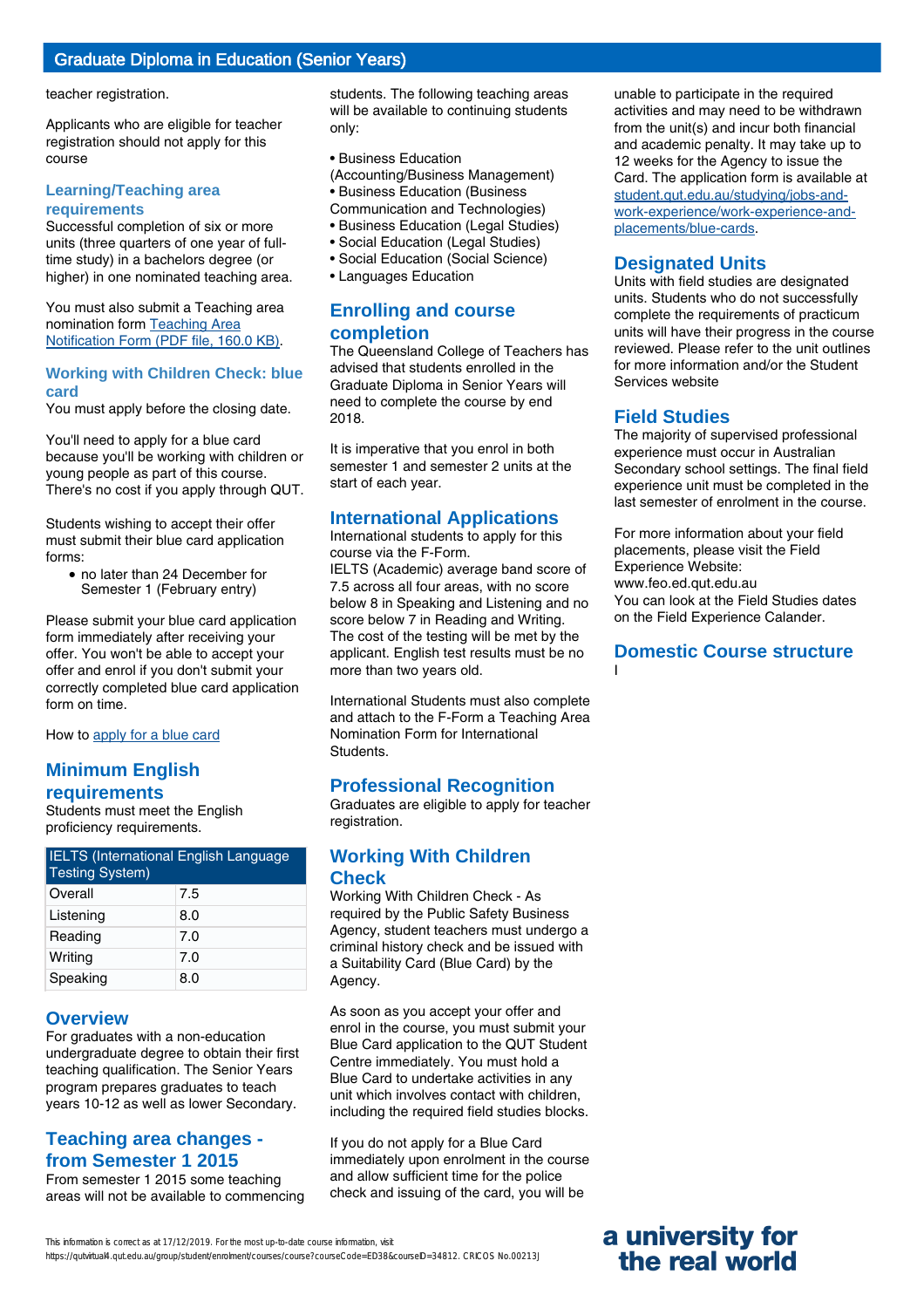teacher registration.

Applicants who are eligible for teacher registration should not apply for this course

### Learning/Teaching area requirements

Successful completion of six or more units (three quarters of one year of full-time study) in a bachelors degree (or higher) in one nominated teaching area.

You must also submit a Teaching area nomination form [Teaching Area Notification Form (PDF file, 160.0 KB)].

### Working with Children Check: blue card

You must apply before the closing date.

You'll need to apply for a blue card because you'll be working with children or young people as part of this course. There's no cost if you apply through QUT.

Students wishing to accept their offer must submit their blue card application forms:

- no later than 24 December for Semester 1 (February entry)

Please submit your blue card application form immediately after receiving your offer. You won't be able to accept your offer and enrol if you don't submit your correctly completed blue card application form on time.

How to [apply for a blue card]

## Minimum English requirements

Students must meet the English proficiency requirements.

| IELTS (International English Language Testing System) | |
|---|---|
| Overall | 7.5 |
| Listening | 8.0 |
| Reading | 7.0 |
| Writing | 7.0 |
| Speaking | 8.0 |

## Overview

For graduates with a non-education undergraduate degree to obtain their first teaching qualification. The Senior Years program prepares graduates to teach years 10-12 as well as lower Secondary.

## Teaching area changes - from Semester 1 2015

From semester 1 2015 some teaching areas will not be available to commencing students. The following teaching areas will be available to continuing students only:

- Business Education (Accounting/Business Management)
- Business Education (Business Communication and Technologies)
- Business Education (Legal Studies)
- Social Education (Legal Studies)
- Social Education (Social Science)
- Languages Education

## Enrolling and course completion

The Queensland College of Teachers has advised that students enrolled in the Graduate Diploma in Senior Years will need to complete the course by end 2018.

It is imperative that you enrol in both semester 1 and semester 2 units at the start of each year.

## International Applications

International students to apply for this course via the F-Form.
IELTS (Academic) average band score of 7.5 across all four areas, with no score below 8 in Speaking and Listening and no score below 7 in Reading and Writing. The cost of the testing will be met by the applicant. English test results must be no more than two years old.

International Students must also complete and attach to the F-Form a Teaching Area Nomination Form for International Students.

## Professional Recognition

Graduates are eligible to apply for teacher registration.

## Working With Children Check

Working With Children Check - As required by the Public Safety Business Agency, student teachers must undergo a criminal history check and be issued with a Suitability Card (Blue Card) by the Agency.

As soon as you accept your offer and enrol in the course, you must submit your Blue Card application to the QUT Student Centre immediately. You must hold a Blue Card to undertake activities in any unit which involves contact with children, including the required field studies blocks.

If you do not apply for a Blue Card immediately upon enrolment in the course and allow sufficient time for the police check and issuing of the card, you will be unable to participate in the required activities and may need to be withdrawn from the unit(s) and incur both financial and academic penalty. It may take up to 12 weeks for the Agency to issue the Card. The application form is available at [student.qut.edu.au/studying/jobs-and-work-experience/work-experience-and-placements/blue-cards].

## Designated Units

Units with field studies are designated units. Students who do not successfully complete the requirements of practicum units will have their progress in the course reviewed. Please refer to the unit outlines for more information and/or the Student Services website

## Field Studies

The majority of supervised professional experience must occur in Australian Secondary school settings. The final field experience unit must be completed in the last semester of enrolment in the course.

For more information about your field placements, please visit the Field Experience Website:
www.feo.ed.qut.edu.au
You can look at the Field Studies dates on the Field Experience Calander.

## Domestic Course structure

I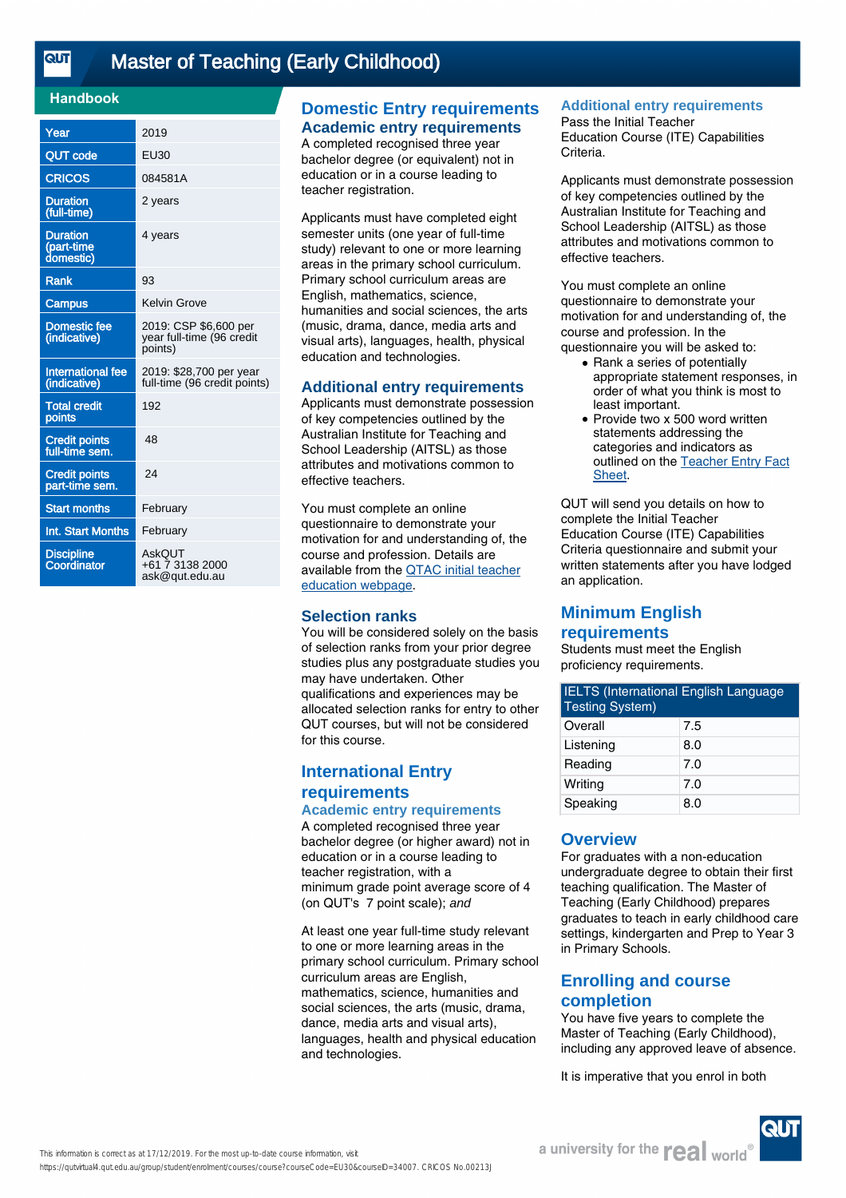# Master of Teaching (Early Childhood)

## Handbook

| | |
|---|---|
| Year | 2019 |
| QUT code | EU30 |
| CRICOS | 084581A |
| Duration (full-time) | 2 years |
| Duration (part-time domestic) | 4 years |
| Rank | 93 |
| Campus | Kelvin Grove |
| Domestic fee (indicative) | 2019: CSP $6,600 per year full-time (96 credit points) |
| International fee (indicative) | 2019: $28,700 per year full-time (96 credit points) |
| Total credit points | 192 |
| Credit points full-time sem. | 48 |
| Credit points part-time sem. | 24 |
| Start months | February |
| Int. Start Months | February |
| Discipline Coordinator | AskQUT +61 7 3138 2000 ask@qut.edu.au |

## Domestic Entry requirements

### Academic entry requirements

A completed recognised three year bachelor degree (or equivalent) not in education or in a course leading to teacher registration.

Applicants must have completed eight semester units (one year of full-time study) relevant to one or more learning areas in the primary school curriculum. Primary school curriculum areas are English, mathematics, science, humanities and social sciences, the arts (music, drama, dance, media arts and visual arts), languages, health, physical education and technologies.

### Additional entry requirements

Applicants must demonstrate possession of key competencies outlined by the Australian Institute for Teaching and School Leadership (AITSL) as those attributes and motivations common to effective teachers.

You must complete an online questionnaire to demonstrate your motivation for and understanding of, the course and profession. Details are available from the QTAC initial teacher education webpage.

### Selection ranks

You will be considered solely on the basis of selection ranks from your prior degree studies plus any postgraduate studies you may have undertaken. Other qualifications and experiences may be allocated selection ranks for entry to other QUT courses, but will not be considered for this course.

## International Entry requirements

### Academic entry requirements

A completed recognised three year bachelor degree (or higher award) not in education or in a course leading to teacher registration, with a minimum grade point average score of 4 (on QUT's 7 point scale); *and*

At least one year full-time study relevant to one or more learning areas in the primary school curriculum. Primary school curriculum areas are English, mathematics, science, humanities and social sciences, the arts (music, drama, dance, media arts and visual arts), languages, health and physical education and technologies.

### Additional entry requirements

Pass the Initial Teacher Education Course (ITE) Capabilities Criteria.

Applicants must demonstrate possession of key competencies outlined by the Australian Institute for Teaching and School Leadership (AITSL) as those attributes and motivations common to effective teachers.

You must complete an online questionnaire to demonstrate your motivation for and understanding of, the course and profession. In the questionnaire you will be asked to:

- Rank a series of potentially appropriate statement responses, in order of what you think is most to least important.
- Provide two x 500 word written statements addressing the categories and indicators as outlined on the Teacher Entry Fact Sheet.

QUT will send you details on how to complete the Initial Teacher Education Course (ITE) Capabilities Criteria questionnaire and submit your written statements after you have lodged an application.

### Minimum English requirements

Students must meet the English proficiency requirements.

| IELTS (International English Language Testing System) | |
|---|---|
| Overall | 7.5 |
| Listening | 8.0 |
| Reading | 7.0 |
| Writing | 7.0 |
| Speaking | 8.0 |

## Overview

For graduates with a non-education undergraduate degree to obtain their first teaching qualification. The Master of Teaching (Early Childhood) prepares graduates to teach in early childhood care settings, kindergarten and Prep to Year 3 in Primary Schools.

## Enrolling and course completion

You have five years to complete the Master of Teaching (Early Childhood), including any approved leave of absence.

It is imperative that you enrol in both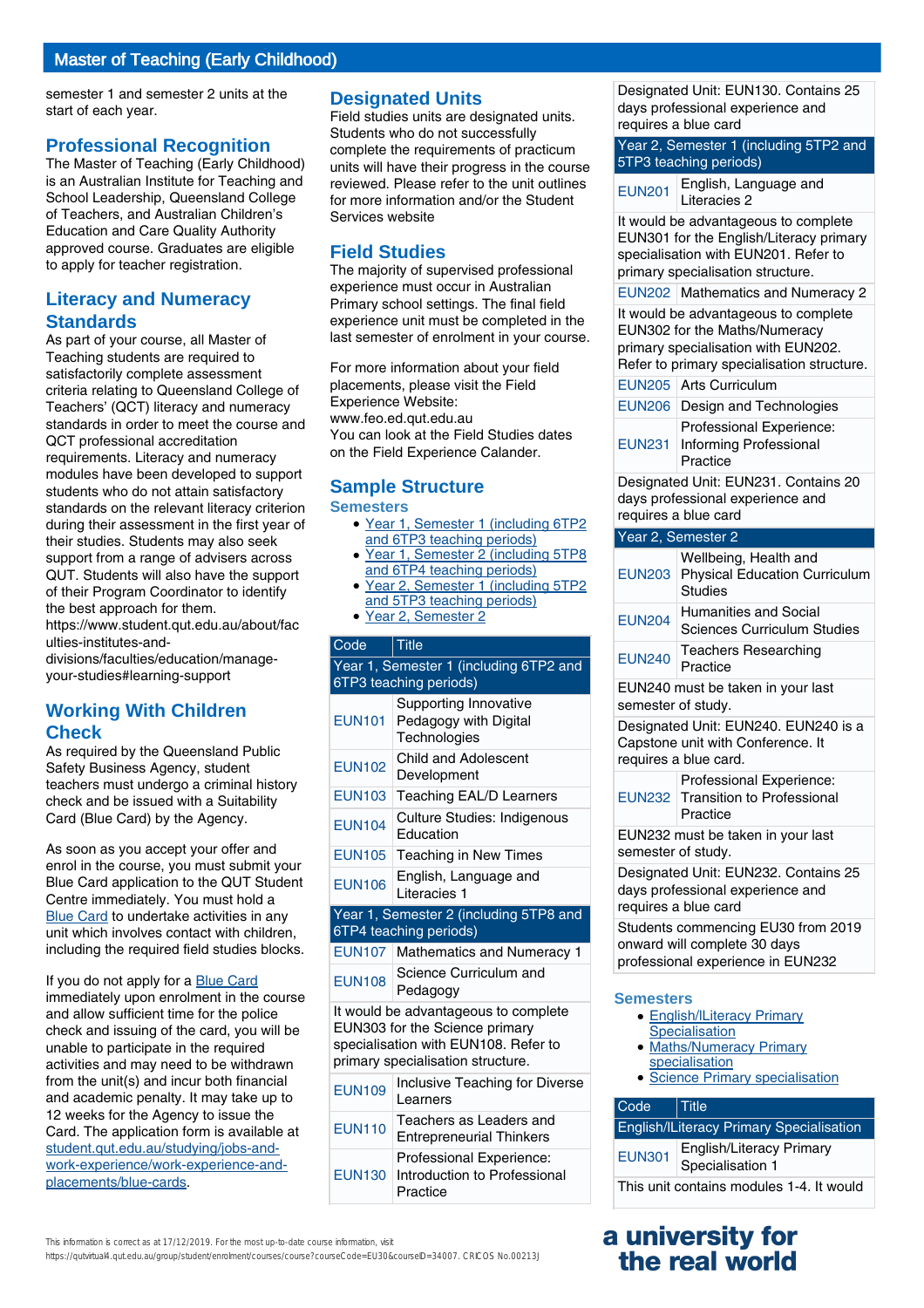## Master of Teaching (Early Childhood)

semester 1 and semester 2 units at the start of each year.

## Professional Recognition

The Master of Teaching (Early Childhood) is an Australian Institute for Teaching and School Leadership, Queensland College of Teachers, and Australian Children's Education and Care Quality Authority approved course. Graduates are eligible to apply for teacher registration.

## Literacy and Numeracy Standards

As part of your course, all Master of Teaching students are required to satisfactorily complete assessment criteria relating to Queensland College of Teachers' (QCT) literacy and numeracy standards in order to meet the course and QCT professional accreditation requirements. Literacy and numeracy modules have been developed to support students who do not attain satisfactory standards on the relevant literacy criterion during their assessment in the first year of their studies. Students may also seek support from a range of advisers across QUT. Students will also have the support of their Program Coordinator to identify the best approach for them.
https://www.student.qut.edu.au/about/faculties-institutes-and-divisions/faculties/education/manage-your-studies#learning-support

## Working With Children Check

As required by the Queensland Public Safety Business Agency, student teachers must undergo a criminal history check and be issued with a Suitability Card (Blue Card) by the Agency.

As soon as you accept your offer and enrol in the course, you must submit your Blue Card application to the QUT Student Centre immediately. You must hold a Blue Card to undertake activities in any unit which involves contact with children, including the required field studies blocks.

If you do not apply for a Blue Card immediately upon enrolment in the course and allow sufficient time for the police check and issuing of the card, you will be unable to participate in the required activities and may need to be withdrawn from the unit(s) and incur both financial and academic penalty. It may take up to 12 weeks for the Agency to issue the Card. The application form is available at student.qut.edu.au/studying/jobs-and-work-experience/work-experience-and-placements/blue-cards.

## Designated Units

Field studies units are designated units. Students who do not successfully complete the requirements of practicum units will have their progress in the course reviewed. Please refer to the unit outlines for more information and/or the Student Services website

## Field Studies

The majority of supervised professional experience must occur in Australian Primary school settings. The final field experience unit must be completed in the last semester of enrolment in your course.

For more information about your field placements, please visit the Field Experience Website: www.feo.ed.qut.edu.au
You can look at the Field Studies dates on the Field Experience Calander.

## Sample Structure

### Semesters

- Year 1, Semester 1 (including 6TP2 and 6TP3 teaching periods)
- Year 1, Semester 2 (including 5TP8 and 6TP4 teaching periods)
- Year 2, Semester 1 (including 5TP2 and 5TP3 teaching periods)
- Year 2, Semester 2

| Code | Title |
|---|---|
| **Year 1, Semester 1 (including 6TP2 and 6TP3 teaching periods)** | |
| EUN101 | Supporting Innovative Pedagogy with Digital Technologies |
| EUN102 | Child and Adolescent Development |
| EUN103 | Teaching EAL/D Learners |
| EUN104 | Culture Studies: Indigenous Education |
| EUN105 | Teaching in New Times |
| EUN106 | English, Language and Literacies 1 |
| **Year 1, Semester 2 (including 5TP8 and 6TP4 teaching periods)** | |
| EUN107 | Mathematics and Numeracy 1 |
| EUN108 | Science Curriculum and Pedagogy |
| It would be advantageous to complete EUN303 for the Science primary specialisation with EUN108. Refer to primary specialisation structure. | |
| EUN109 | Inclusive Teaching for Diverse Learners |
| EUN110 | Teachers as Leaders and Entrepreneurial Thinkers |
| EUN130 | Professional Experience: Introduction to Professional Practice |
| Designated Unit: EUN130. Contains 25 days professional experience and requires a blue card | |
| **Year 2, Semester 1 (including 5TP2 and 5TP3 teaching periods)** | |
| EUN201 | English, Language and Literacies 2 |
| It would be advantageous to complete EUN301 for the English/Literacy primary specialisation with EUN201. Refer to primary specialisation structure. | |
| EUN202 | Mathematics and Numeracy 2 |
| It would be advantageous to complete EUN302 for the Maths/Numeracy primary specialisation with EUN202. Refer to primary specialisation structure. | |
| EUN205 | Arts Curriculum |
| EUN206 | Design and Technologies |
| EUN231 | Professional Experience: Informing Professional Practice |
| Designated Unit: EUN231. Contains 20 days professional experience and requires a blue card | |
| **Year 2, Semester 2** | |
| EUN203 | Wellbeing, Health and Physical Education Curriculum Studies |
| EUN204 | Humanities and Social Sciences Curriculum Studies |
| EUN240 | Teachers Researching Practice |
| EUN240 must be taken in your last semester of study. | |
| Designated Unit: EUN240. EUN240 is a Capstone unit with Conference. It requires a blue card. | |
| EUN232 | Professional Experience: Transition to Professional Practice |
| EUN232 must be taken in your last semester of study. | |
| Designated Unit: EUN232. Contains 25 days professional experience and requires a blue card | |
| Students commencing EU30 from 2019 onward will complete 30 days professional experience in EUN232 | |

### Semesters

- English/ILiteracy Primary Specialisation
- Maths/Numeracy Primary specialisation
- Science Primary specialisation

| Code | Title |
|---|---|
| **English/ILiteracy Primary Specialisation** | |
| EUN301 | English/Literacy Primary Specialisation 1 |
| This unit contains modules 1-4. It would | |

This information is correct as at 17/12/2019. For the most up-to-date course information, visit https://qutvirtual4.qut.edu.au/group/student/enrolment/courses/course?courseCode=EU30&courseID=34007. CRICOS No.00213J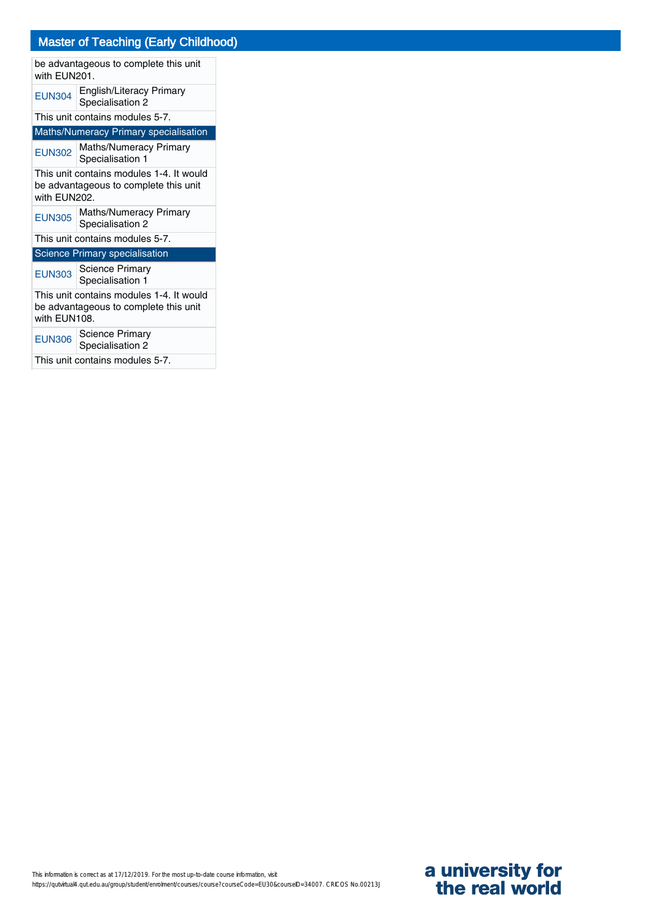| | |
|---|---|
| be advantageous to complete this unit with EUN201. | |
| EUN304 | English/Literacy Primary Specialisation 2 |
| This unit contains modules 5-7. | |
| **Maths/Numeracy Primary specialisation** | |
| EUN302 | Maths/Numeracy Primary Specialisation 1 |
| This unit contains modules 1-4. It would be advantageous to complete this unit with EUN202. | |
| EUN305 | Maths/Numeracy Primary Specialisation 2 |
| This unit contains modules 5-7. | |
| **Science Primary specialisation** | |
| EUN303 | Science Primary Specialisation 1 |
| This unit contains modules 1-4. It would be advantageous to complete this unit with EUN108. | |
| EUN306 | Science Primary Specialisation 2 |
| This unit contains modules 5-7. | |

This information is correct as at 17/12/2019. For the most up-to-date course information, visit https://qutvirtual4.qut.edu.au/group/student/enrolment/courses/course?courseCode=EU30&courseID=34007. CRICOS No.00213J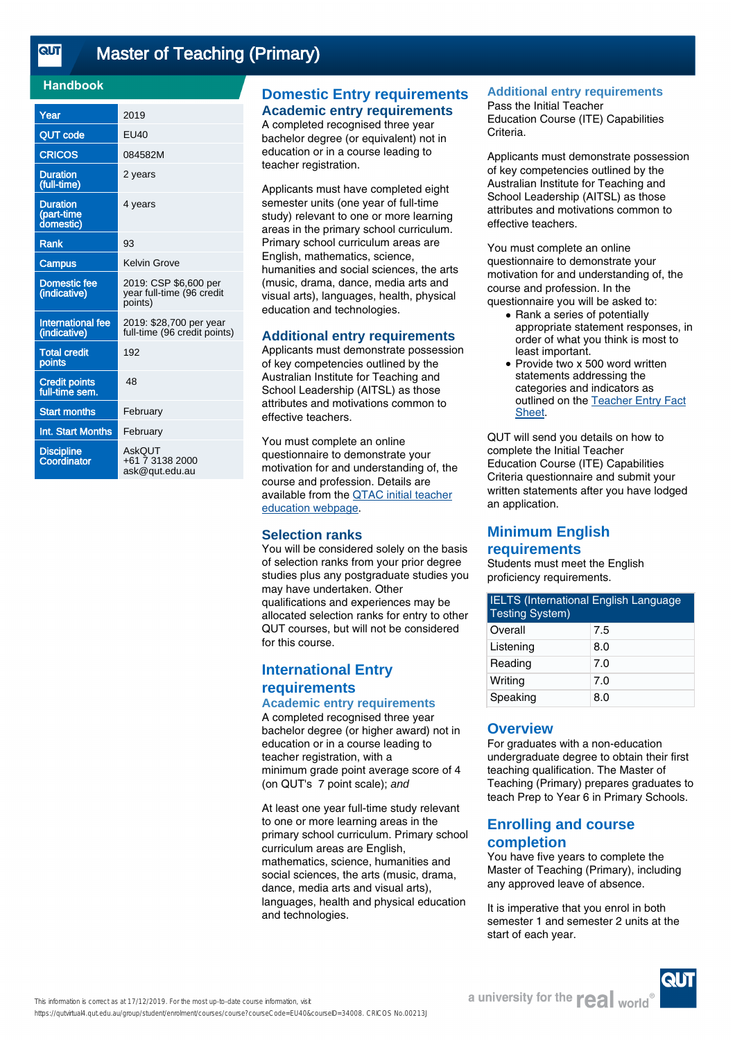# Master of Teaching (Primary)

## Handbook

| | |
|---|---|
| Year | 2019 |
| QUT code | EU40 |
| CRICOS | 084582M |
| Duration (full-time) | 2 years |
| Duration (part-time domestic) | 4 years |
| Rank | 93 |
| Campus | Kelvin Grove |
| Domestic fee (indicative) | 2019: CSP $6,600 per year full-time (96 credit points) |
| International fee (indicative) | 2019: $28,700 per year full-time (96 credit points) |
| Total credit points | 192 |
| Credit points full-time sem. | 48 |
| Start months | February |
| Int. Start Months | February |
| Discipline Coordinator | AskQUT +61 7 3138 2000 ask@qut.edu.au |

## Domestic Entry requirements

### Academic entry requirements

A completed recognised three year bachelor degree (or equivalent) not in education or in a course leading to teacher registration.

Applicants must have completed eight semester units (one year of full-time study) relevant to one or more learning areas in the primary school curriculum. Primary school curriculum areas are English, mathematics, science, humanities and social sciences, the arts (music, drama, dance, media arts and visual arts), languages, health, physical education and technologies.

### Additional entry requirements

Applicants must demonstrate possession of key competencies outlined by the Australian Institute for Teaching and School Leadership (AITSL) as those attributes and motivations common to effective teachers.

You must complete an online questionnaire to demonstrate your motivation for and understanding of, the course and profession. Details are available from the QTAC initial teacher education webpage.

### Selection ranks

You will be considered solely on the basis of selection ranks from your prior degree studies plus any postgraduate studies you may have undertaken. Other qualifications and experiences may be allocated selection ranks for entry to other QUT courses, but will not be considered for this course.

## International Entry requirements

### Academic entry requirements

A completed recognised three year bachelor degree (or higher award) not in education or in a course leading to teacher registration, with a minimum grade point average score of 4 (on QUT's 7 point scale); *and*

At least one year full-time study relevant to one or more learning areas in the primary school curriculum. Primary school curriculum areas are English, mathematics, science, humanities and social sciences, the arts (music, drama, dance, media arts and visual arts), languages, health and physical education and technologies.

### Additional entry requirements

Pass the Initial Teacher Education Course (ITE) Capabilities Criteria.

Applicants must demonstrate possession of key competencies outlined by the Australian Institute for Teaching and School Leadership (AITSL) as those attributes and motivations common to effective teachers.

You must complete an online questionnaire to demonstrate your motivation for and understanding of, the course and profession. In the questionnaire you will be asked to:

- Rank a series of potentially appropriate statement responses, in order of what you think is most to least important.
- Provide two x 500 word written statements addressing the categories and indicators as outlined on the Teacher Entry Fact Sheet.

QUT will send you details on how to complete the Initial Teacher Education Course (ITE) Capabilities Criteria questionnaire and submit your written statements after you have lodged an application.

## Minimum English requirements

Students must meet the English proficiency requirements.

| IELTS (International English Language Testing System) | |
|---|---|
| Overall | 7.5 |
| Listening | 8.0 |
| Reading | 7.0 |
| Writing | 7.0 |
| Speaking | 8.0 |

## Overview

For graduates with a non-education undergraduate degree to obtain their first teaching qualification. The Master of Teaching (Primary) prepares graduates to teach Prep to Year 6 in Primary Schools.

## Enrolling and course completion

You have five years to complete the Master of Teaching (Primary), including any approved leave of absence.

It is imperative that you enrol in both semester 1 and semester 2 units at the start of each year.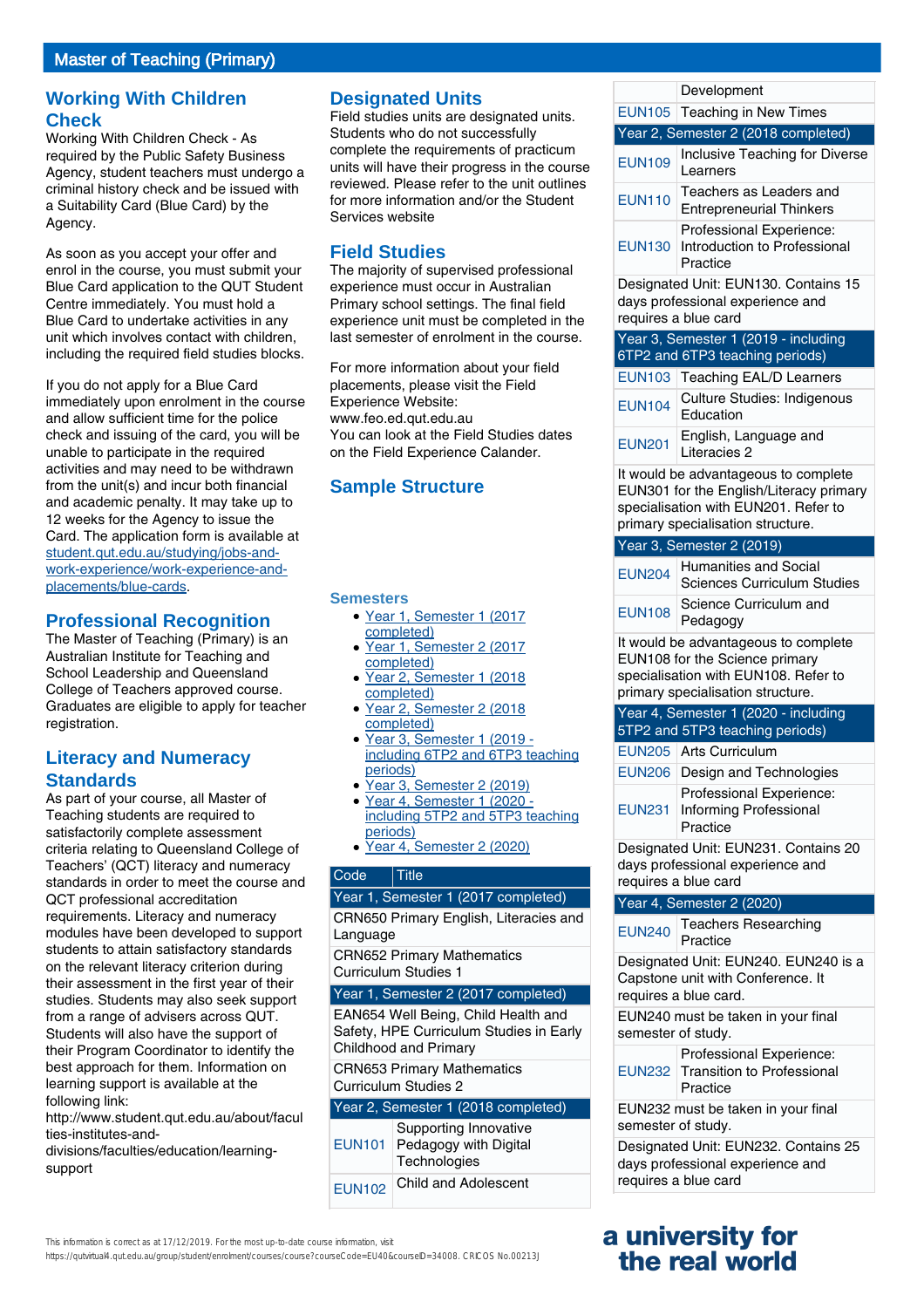# Master of Teaching (Primary)

## Working With Children Check

Working With Children Check - As required by the Public Safety Business Agency, student teachers must undergo a criminal history check and be issued with a Suitability Card (Blue Card) by the Agency.

As soon as you accept your offer and enrol in the course, you must submit your Blue Card application to the QUT Student Centre immediately. You must hold a Blue Card to undertake activities in any unit which involves contact with children, including the required field studies blocks.

If you do not apply for a Blue Card immediately upon enrolment in the course and allow sufficient time for the police check and issuing of the card, you will be unable to participate in the required activities and may need to be withdrawn from the unit(s) and incur both financial and academic penalty. It may take up to 12 weeks for the Agency to issue the Card. The application form is available at [student.qut.edu.au/studying/jobs-and-work-experience/work-experience-and-placements/blue-cards](student.qut.edu.au/studying/jobs-and-work-experience/work-experience-and-placements/blue-cards).

## Professional Recognition

The Master of Teaching (Primary) is an Australian Institute for Teaching and School Leadership and Queensland College of Teachers approved course. Graduates are eligible to apply for teacher registration.

## Literacy and Numeracy Standards

As part of your course, all Master of Teaching students are required to satisfactorily complete assessment criteria relating to Queensland College of Teachers' (QCT) literacy and numeracy standards in order to meet the course and QCT professional accreditation requirements. Literacy and numeracy modules have been developed to support students to attain satisfactory standards on the relevant literacy criterion during their assessment in the first year of their studies. Students may also seek support from a range of advisers across QUT. Students will also have the support of their Program Coordinator to identify the best approach for them. Information on learning support is available at the following link: http://www.student.qut.edu.au/about/faculties-institutes-and-divisions/faculties/education/learning-support

## Designated Units

Field studies units are designated units. Students who do not successfully complete the requirements of practicum units will have their progress in the course reviewed. Please refer to the unit outlines for more information and/or the Student Services website

## Field Studies

The majority of supervised professional experience must occur in Australian Primary school settings. The final field experience unit must be completed in the last semester of enrolment in the course.

For more information about your field placements, please visit the Field Experience Website: www.feo.ed.qut.edu.au
You can look at the Field Studies dates on the Field Experience Calander.

## Sample Structure

### Semesters

- Year 1, Semester 1 (2017 completed)
- Year 1, Semester 2 (2017 completed)
- Year 2, Semester 1 (2018 completed)
- Year 2, Semester 2 (2018 completed)
- Year 3, Semester 1 (2019 - including 6TP2 and 6TP3 teaching periods)
- Year 3, Semester 2 (2019)
- Year 4, Semester 1 (2020 - including 5TP2 and 5TP3 teaching periods)
- Year 4, Semester 2 (2020)

| Code | Title |
|---|---|
| **Year 1, Semester 1 (2017 completed)** | |
| CRN650 Primary English, Literacies and Language | |
| CRN652 Primary Mathematics Curriculum Studies 1 | |
| **Year 1, Semester 2 (2017 completed)** | |
| EAN654 Well Being, Child Health and Safety, HPE Curriculum Studies in Early Childhood and Primary | |
| CRN653 Primary Mathematics Curriculum Studies 2 | |
| **Year 2, Semester 1 (2018 completed)** | |
| EUN101 | Supporting Innovative Pedagogy with Digital Technologies |
| EUN102 | Child and Adolescent Development |
| EUN105 | Teaching in New Times |
| **Year 2, Semester 2 (2018 completed)** | |
| EUN109 | Inclusive Teaching for Diverse Learners |
| EUN110 | Teachers as Leaders and Entrepreneurial Thinkers |
| EUN130 | Professional Experience: Introduction to Professional Practice |
| Designated Unit: EUN130. Contains 15 days professional experience and requires a blue card | |
| **Year 3, Semester 1 (2019 - including 6TP2 and 6TP3 teaching periods)** | |
| EUN103 | Teaching EAL/D Learners |
| EUN104 | Culture Studies: Indigenous Education |
| EUN201 | English, Language and Literacies 2 |
| It would be advantageous to complete EUN301 for the English/Literacy primary specialisation with EUN201. Refer to primary specialisation structure. | |
| **Year 3, Semester 2 (2019)** | |
| EUN204 | Humanities and Social Sciences Curriculum Studies |
| EUN108 | Science Curriculum and Pedagogy |
| It would be advantageous to complete EUN108 for the Science primary specialisation with EUN108. Refer to primary specialisation structure. | |
| **Year 4, Semester 1 (2020 - including 5TP2 and 5TP3 teaching periods)** | |
| EUN205 | Arts Curriculum |
| EUN206 | Design and Technologies |
| EUN231 | Professional Experience: Informing Professional Practice |
| Designated Unit: EUN231. Contains 20 days professional experience and requires a blue card | |
| **Year 4, Semester 2 (2020)** | |
| EUN240 | Teachers Researching Practice |
| Designated Unit: EUN240. EUN240 is a Capstone unit with Conference. It requires a blue card. | |
| EUN240 must be taken in your final semester of study. | |
| EUN232 | Professional Experience: Transition to Professional Practice |
| EUN232 must be taken in your final semester of study. | |
| Designated Unit: EUN232. Contains 25 days professional experience and requires a blue card | |

This information is correct as at 17/12/2019. For the most up-to-date course information, visit https://qutvirtual4.qut.edu.au/group/student/enrolment/courses/course?courseCode=EU40&courseID=34008. CRICOS No.00213J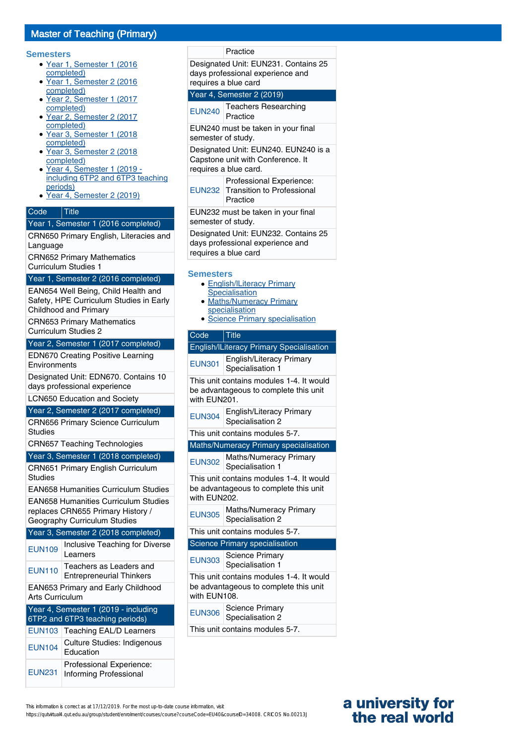## Master of Teaching (Primary)

### Semesters

- Year 1, Semester 1 (2016 completed)
- Year 1, Semester 2 (2016 completed)
- Year 2, Semester 1 (2017 completed)
- Year 2, Semester 2 (2017 completed)
- Year 3, Semester 1 (2018 completed)
- Year 3, Semester 2 (2018 completed)
- Year 4, Semester 1 (2019 - including 6TP2 and 6TP3 teaching periods)
- Year 4, Semester 2 (2019)

| Code | Title |
|---|---|
| **Year 1, Semester 1 (2016 completed)** | |
| CRN650 Primary English, Literacies and Language | |
| CRN652 Primary Mathematics Curriculum Studies 1 | |
| **Year 1, Semester 2 (2016 completed)** | |
| EAN654 Well Being, Child Health and Safety, HPE Curriculum Studies in Early Childhood and Primary | |
| CRN653 Primary Mathematics Curriculum Studies 2 | |
| **Year 2, Semester 1 (2017 completed)** | |
| EDN670 Creating Positive Learning Environments | |
| Designated Unit: EDN670. Contains 10 days professional experience | |
| LCN650 Education and Society | |
| **Year 2, Semester 2 (2017 completed)** | |
| CRN656 Primary Science Curriculum Studies | |
| CRN657 Teaching Technologies | |
| **Year 3, Semester 1 (2018 completed)** | |
| CRN651 Primary English Curriculum Studies | |
| EAN658 Humanities Curriculum Studies | |
| EAN658 Humanities Curriculum Studies replaces CRN655 Primary History / Geography Curriculum Studies | |
| **Year 3, Semester 2 (2018 completed)** | |
| EUN109 | Inclusive Teaching for Diverse Learners |
| EUN110 | Teachers as Leaders and Entrepreneurial Thinkers |
| EAN653 Primary and Early Childhood Arts Curriculum | |
| **Year 4, Semester 1 (2019 - including 6TP2 and 6TP3 teaching periods)** | |
| EUN103 | Teaching EAL/D Learners |
| EUN104 | Culture Studies: Indigenous Education |
| EUN231 | Professional Experience: Informing Professional Practice |
| Designated Unit: EUN231. Contains 25 days professional experience and requires a blue card | |
| **Year 4, Semester 2 (2019)** | |
| EUN240 | Teachers Researching Practice |
| EUN240 must be taken in your final semester of study. | |
| Designated Unit: EUN240. EUN240 is a Capstone unit with Conference. It requires a blue card. | |
| EUN232 | Professional Experience: Transition to Professional Practice |
| EUN232 must be taken in your final semester of study. | |
| Designated Unit: EUN232. Contains 25 days professional experience and requires a blue card | |

### Semesters

- English/lLiteracy Primary Specialisation
- Maths/Numeracy Primary specialisation
- Science Primary specialisation

| Code | Title |
|---|---|
| **English/lLiteracy Primary Specialisation** | |
| EUN301 | English/Literacy Primary Specialisation 1 |
| This unit contains modules 1-4. It would be advantageous to complete this unit with EUN201. | |
| EUN304 | English/Literacy Primary Specialisation 2 |
| This unit contains modules 5-7. | |
| **Maths/Numeracy Primary specialisation** | |
| EUN302 | Maths/Numeracy Primary Specialisation 1 |
| This unit contains modules 1-4. It would be advantageous to complete this unit with EUN202. | |
| EUN305 | Maths/Numeracy Primary Specialisation 2 |
| This unit contains modules 5-7. | |
| **Science Primary specialisation** | |
| EUN303 | Science Primary Specialisation 1 |
| This unit contains modules 1-4. It would be advantageous to complete this unit with EUN108. | |
| EUN306 | Science Primary Specialisation 2 |
| This unit contains modules 5-7. | |

This information is correct as at 17/12/2019. For the most up-to-date course information, visit https://qutvirtual4.qut.edu.au/group/student/enrolment/courses/course?courseCode=EU40&courseID=34008. CRICOS No.00213J

a university for the real world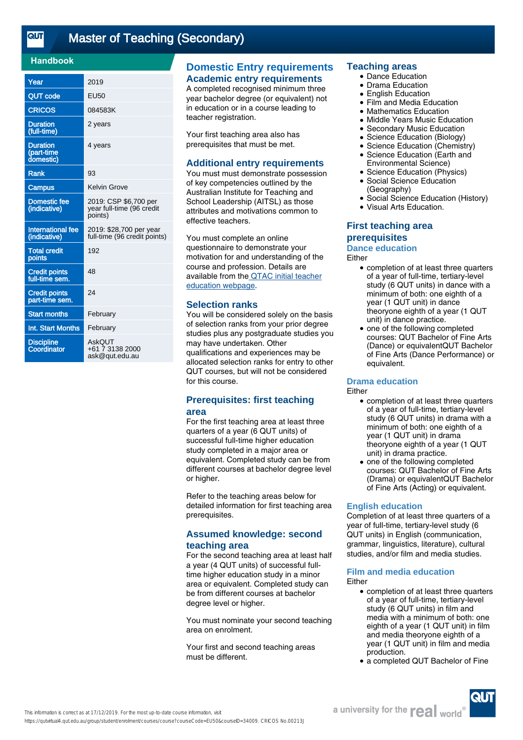# Master of Teaching (Secondary)

## Handbook

| Year | 2019 |
|---|---|
| QUT code | EU50 |
| CRICOS | 084583K |
| Duration (full-time) | 2 years |
| Duration (part-time domestic) | 4 years |
| Rank | 93 |
| Campus | Kelvin Grove |
| Domestic fee (indicative) | 2019: CSP $6,700 per year full-time (96 credit points) |
| International fee (indicative) | 2019: $28,700 per year full-time (96 credit points) |
| Total credit points | 192 |
| Credit points full-time sem. | 48 |
| Credit points part-time sem. | 24 |
| Start months | February |
| Int. Start Months | February |
| Discipline Coordinator | AskQUT +61 7 3138 2000 ask@qut.edu.au |

## Domestic Entry requirements

### Academic entry requirements

A completed recognised minimum three year bachelor degree (or equivalent) not in education or in a course leading to teacher registration.

Your first teaching area also has prerequisites that must be met.

### Additional entry requirements

You must must demonstrate possession of key competencies outlined by the Australian Institute for Teaching and School Leadership (AITSL) as those attributes and motivations common to effective teachers.

You must complete an online questionnaire to demonstrate your motivation for and understanding of the course and profession. Details are available from the QTAC initial teacher education webpage.

### Selection ranks

You will be considered solely on the basis of selection ranks from your prior degree studies plus any postgraduate studies you may have undertaken. Other qualifications and experiences may be allocated selection ranks for entry to other QUT courses, but will not be considered for this course.

### Prerequisites: first teaching area

For the first teaching area at least three quarters of a year (6 QUT units) of successful full-time higher education study completed in a major area or equivalent. Completed study can be from different courses at bachelor degree level or higher.

Refer to the teaching areas below for detailed information for first teaching area prerequisites.

### Assumed knowledge: second teaching area

For the second teaching area at least half a year (4 QUT units) of successful full-time higher education study in a minor area or equivalent. Completed study can be from different courses at bachelor degree level or higher.

You must nominate your second teaching area on enrolment.

Your first and second teaching areas must be different.

## Teaching areas

- Dance Education
- Drama Education
- English Education
- Film and Media Education
- Mathematics Education
- Middle Years Music Education
- Secondary Music Education
- Science Education (Biology)
- Science Education (Chemistry)
- Science Education (Earth and Environmental Science)
- Science Education (Physics)
- Social Science Education (Geography)
- Social Science Education (History)
- Visual Arts Education.

## First teaching area prerequisites

### Dance education

Either

- completion of at least three quarters of a year of full-time, tertiary-level study (6 QUT units) in dance with a minimum of both: one eighth of a year (1 QUT unit) in dance theoryone eighth of a year (1 QUT unit) in dance practice.
- one of the following completed courses: QUT Bachelor of Fine Arts (Dance) or equivalentQUT Bachelor of Fine Arts (Dance Performance) or equivalent.

### Drama education

Either

- completion of at least three quarters of a year of full-time, tertiary-level study (6 QUT units) in drama with a minimum of both: one eighth of a year (1 QUT unit) in drama theoryone eighth of a year (1 QUT unit) in drama practice.
- one of the following completed courses: QUT Bachelor of Fine Arts (Drama) or equivalentQUT Bachelor of Fine Arts (Acting) or equivalent.

### English education

Completion of at least three quarters of a year of full-time, tertiary-level study (6 QUT units) in English (communication, grammar, linguistics, literature), cultural studies, and/or film and media studies.

### Film and media education

Either

- completion of at least three quarters of a year of full-time, tertiary-level study (6 QUT units) in film and media with a minimum of both: one eighth of a year (1 QUT unit) in film and media theoryone eighth of a year (1 QUT unit) in film and media production.
- a completed QUT Bachelor of Fine

This information is correct as at 17/12/2019. For the most up-to-date course information, visit https://qutvirtual4.qut.edu.au/group/student/enrolment/courses/course?courseCode=EU50&courseID=34009. CRICOS No.00213J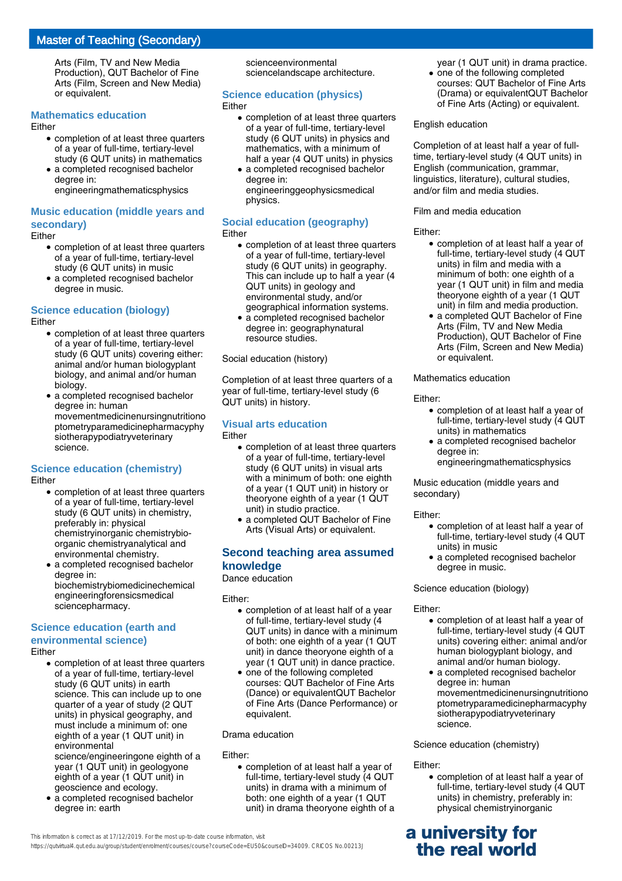Arts (Film, TV and New Media Production), QUT Bachelor of Fine Arts (Film, Screen and New Media) or equivalent.

### Mathematics education

Either

- completion of at least three quarters of a year of full-time, tertiary-level study (6 QUT units) in mathematics
- a completed recognised bachelor degree in: engineeringmathematicsphysics

### Music education (middle years and secondary)

Either

- completion of at least three quarters of a year of full-time, tertiary-level study (6 QUT units) in music
- a completed recognised bachelor degree in music.

### Science education (biology)

Either

- completion of at least three quarters of a year of full-time, tertiary-level study (6 QUT units) covering either: animal and/or human biologyplant biology, and animal and/or human biology.
- a completed recognised bachelor degree in: human movementmedicinenursingnutritionoptometryparamedicinepharmacyphysiotherapypodiatryveterinary science.

### Science education (chemistry)

Either

- completion of at least three quarters of a year of full-time, tertiary-level study (6 QUT units) in chemistry, preferably in: physical chemistryinorganic chemistrybio-organic chemistryanalytical and environmental chemistry.
- a completed recognised bachelor degree in: biochemistrybiomedicinechemical engineeringforensicsmedical sciencepharmacy.

### Science education (earth and environmental science)

Either

- completion of at least three quarters of a year of full-time, tertiary-level study (6 QUT units) in earth science. This can include up to one quarter of a year of study (2 QUT units) in physical geography, and must include a minimum of: one eighth of a year (1 QUT unit) in environmental science/engineeringone eighth of a year (1 QUT unit) in geologyone eighth of a year (1 QUT unit) in geoscience and ecology.
- a completed recognised bachelor degree in: earth scienceenvironmental sciencelandscape architecture.

### Science education (physics)

Either

- completion of at least three quarters of a year of full-time, tertiary-level study (6 QUT units) in physics and mathematics, with a minimum of half a year (4 QUT units) in physics
- a completed recognised bachelor degree in: engineeringgeophysicsmedical physics.

### Social education (geography)

Either

- completion of at least three quarters of a year of full-time, tertiary-level study (6 QUT units) in geography. This can include up to half a year (4 QUT units) in geography and environmental study, and/or geographical information systems.
- a completed recognised bachelor degree in: geographynatural resource studies.

Social education (history)

Completion of at least three quarters of a year of full-time, tertiary-level study (6 QUT units) in history.

### Visual arts education

Either

- completion of at least three quarters of a year of full-time, tertiary-level study (6 QUT units) in visual arts with a minimum of both: one eighth of a year (1 QUT unit) in history or theoryone eighth of a year (1 QUT unit) in studio practice.
- a completed QUT Bachelor of Fine Arts (Visual Arts) or equivalent.

## Second teaching area assumed knowledge

Dance education

Either:

- completion of at least half of a year of full-time, tertiary-level study (4 QUT units) in dance with a minimum of both: one eighth of a year (1 QUT unit) in dance theoryone eighth of a year (1 QUT unit) in dance practice.
- one of the following completed courses: QUT Bachelor of Fine Arts (Dance) or equivalentQUT Bachelor of Fine Arts (Dance Performance) or equivalent.

Drama education

Either:

- completion of at least half a year of full-time, tertiary-level study (4 QUT units) in drama with a minimum of both: one eighth of a year (1 QUT unit) in drama theoryone eighth of a year (1 QUT unit) in drama practice.
- one of the following completed courses: QUT Bachelor of Fine Arts (Drama) or equivalentQUT Bachelor of Fine Arts (Acting) or equivalent.

English education

Completion of at least half a year of full-time, tertiary-level study (4 QUT units) in English (communication, grammar, linguistics, literature), cultural studies, and/or film and media studies.

Film and media education

Either:

- completion of at least half a year of full-time, tertiary-level study (4 QUT units) in film and media with a minimum of both: one eighth of a year (1 QUT unit) in film and media theoryone eighth of a year (1 QUT unit) in film and media production.
- a completed QUT Bachelor of Fine Arts (Film, TV and New Media Production), QUT Bachelor of Fine Arts (Film, Screen and New Media) or equivalent.

Mathematics education

Either:

- completion of at least half a year of full-time, tertiary-level study (4 QUT units) in mathematics
- a completed recognised bachelor degree in: engineeringmathematicsphysics

Music education (middle years and secondary)

Either:

- completion of at least half a year of full-time, tertiary-level study (4 QUT units) in music
- a completed recognised bachelor degree in music.

Science education (biology)

Either:

- completion of at least half a year of full-time, tertiary-level study (4 QUT units) covering either: animal and/or human biologyplant biology, and animal and/or human biology.
- a completed recognised bachelor degree in: human movementmedicinenursingnutritionoptometryparamedicinepharmacyphysiotherapypodiatryveterinary science.

Science education (chemistry)

Either:

- completion of at least half a year of full-time, tertiary-level study (4 QUT units) in chemistry, preferably in: physical chemistryinorganic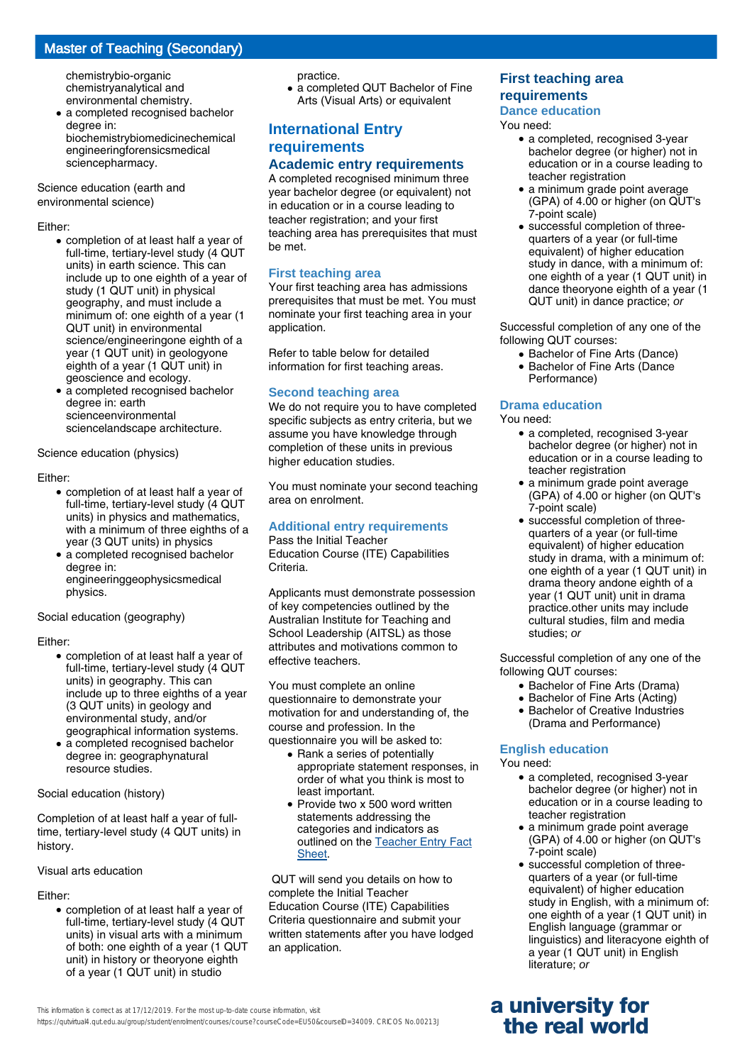chemistrybio-organic chemistryanalytical and environmental chemistry.

- a completed recognised bachelor degree in: biochemistrybiomedicinechemical engineeringforensicsmedical sciencepharmacy.

Science education (earth and environmental science)

Either:

- completion of at least half a year of full-time, tertiary-level study (4 QUT units) in earth science. This can include up to one eighth of a year of study (1 QUT unit) in physical geography, and must include a minimum of: one eighth of a year (1 QUT unit) in environmental science/engineeringone eighth of a year (1 QUT unit) in geologyone eighth of a year (1 QUT unit) in geoscience and ecology.
- a completed recognised bachelor degree in: earth scienceenvironmental sciencelandscape architecture.

Science education (physics)

Either:

- completion of at least half a year of full-time, tertiary-level study (4 QUT units) in physics and mathematics, with a minimum of three eighths of a year (3 QUT units) in physics
- a completed recognised bachelor degree in: engineeringgeophysicsmedical physics.

Social education (geography)

Either:

- completion of at least half a year of full-time, tertiary-level study (4 QUT units) in geography. This can include up to three eighths of a year (3 QUT units) in geology and environmental study, and/or geographical information systems.
- a completed recognised bachelor degree in: geographynatural resource studies.

Social education (history)

Completion of at least half a year of full-time, tertiary-level study (4 QUT units) in history.

Visual arts education

Either:

- completion of at least half a year of full-time, tertiary-level study (4 QUT units) in visual arts with a minimum of both: one eighth of a year (1 QUT unit) in history or theoryone eighth of a year (1 QUT unit) in studio practice.
- a completed QUT Bachelor of Fine Arts (Visual Arts) or equivalent

## International Entry requirements

### Academic entry requirements

A completed recognised minimum three year bachelor degree (or equivalent) not in education or in a course leading to teacher registration; and your first teaching area has prerequisites that must be met.

#### First teaching area

Your first teaching area has admissions prerequisites that must be met. You must nominate your first teaching area in your application.

Refer to table below for detailed information for first teaching areas.

#### Second teaching area

We do not require you to have completed specific subjects as entry criteria, but we assume you have knowledge through completion of these units in previous higher education studies.

You must nominate your second teaching area on enrolment.

#### Additional entry requirements

Pass the Initial Teacher Education Course (ITE) Capabilities Criteria.

Applicants must demonstrate possession of key competencies outlined by the Australian Institute for Teaching and School Leadership (AITSL) as those attributes and motivations common to effective teachers.

You must complete an online questionnaire to demonstrate your motivation for and understanding of, the course and profession. In the questionnaire you will be asked to:

- Rank a series of potentially appropriate statement responses, in order of what you think is most to least important.
- Provide two x 500 word written statements addressing the categories and indicators as outlined on the [Teacher Entry Fact Sheet](Teacher Entry Fact Sheet).

QUT will send you details on how to complete the Initial Teacher Education Course (ITE) Capabilities Criteria questionnaire and submit your written statements after you have lodged an application.

## First teaching area requirements

### Dance education

You need:

- a completed, recognised 3-year bachelor degree (or higher) not in education or in a course leading to teacher registration
- a minimum grade point average (GPA) of 4.00 or higher (on QUT's 7-point scale)
- successful completion of three-quarters of a year (or full-time equivalent) of higher education study in dance, with a minimum of: one eighth of a year (1 QUT unit) in dance theoryone eighth of a year (1 QUT unit) in dance practice; *or*

Successful completion of any one of the following QUT courses:

- Bachelor of Fine Arts (Dance)
- Bachelor of Fine Arts (Dance Performance)

### Drama education

You need:

- a completed, recognised 3-year bachelor degree (or higher) not in education or in a course leading to teacher registration
- a minimum grade point average (GPA) of 4.00 or higher (on QUT's 7-point scale)
- successful completion of three-quarters of a year (or full-time equivalent) of higher education study in drama, with a minimum of: one eighth of a year (1 QUT unit) in drama theory andone eighth of a year (1 QUT unit) unit in drama practice.other units may include cultural studies, film and media studies; *or*

Successful completion of any one of the following QUT courses:

- Bachelor of Fine Arts (Drama)
- Bachelor of Fine Arts (Acting)
- Bachelor of Creative Industries (Drama and Performance)

### English education

You need:

- a completed, recognised 3-year bachelor degree (or higher) not in education or in a course leading to teacher registration
- a minimum grade point average (GPA) of 4.00 or higher (on QUT's 7-point scale)
- successful completion of three-quarters of a year (or full-time equivalent) of higher education study in English, with a minimum of: one eighth of a year (1 QUT unit) in English language (grammar or linguistics) and literacyone eighth of a year (1 QUT unit) in English literature; *or*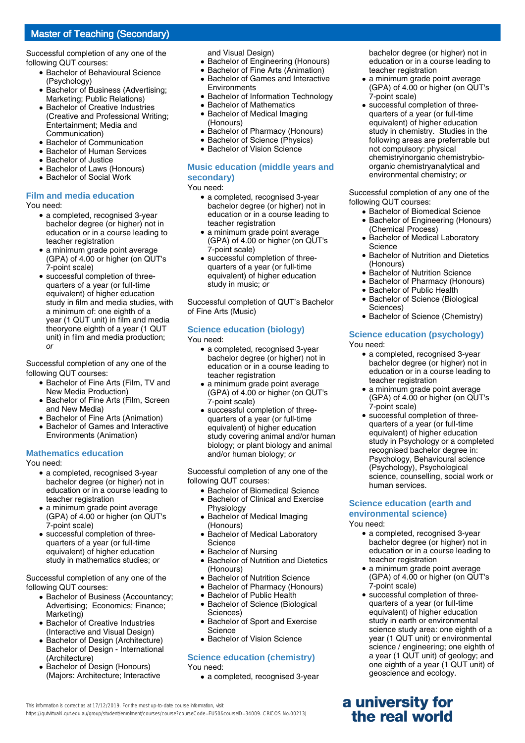## Master of Teaching (Secondary)

Successful completion of any one of the following QUT courses:

- Bachelor of Behavioural Science (Psychology)
- Bachelor of Business (Advertising; Marketing; Public Relations)
- Bachelor of Creative Industries (Creative and Professional Writing; Entertainment; Media and Communication)
- Bachelor of Communication
- Bachelor of Human Services
- Bachelor of Justice
- Bachelor of Laws (Honours)
- Bachelor of Social Work

### Film and media education

You need:

- a completed, recognised 3-year bachelor degree (or higher) not in education or in a course leading to teacher registration
- a minimum grade point average (GPA) of 4.00 or higher (on QUT's 7-point scale)
- successful completion of three-quarters of a year (or full-time equivalent) of higher education study in film and media studies, with a minimum of: one eighth of a year (1 QUT unit) in film and media theoryone eighth of a year (1 QUT unit) in film and media production; *or*

Successful completion of any one of the following QUT courses:

- Bachelor of Fine Arts (Film, TV and New Media Production)
- Bachelor of Fine Arts (Film, Screen and New Media)
- Bachelor of Fine Arts (Animation)
- Bachelor of Games and Interactive Environments (Animation)

### Mathematics education

You need:

- a completed, recognised 3-year bachelor degree (or higher) not in education or in a course leading to teacher registration
- a minimum grade point average (GPA) of 4.00 or higher (on QUT's 7-point scale)
- successful completion of three-quarters of a year (or full-time equivalent) of higher education study in mathematics studies; *or*

Successful completion of any one of the following QUT courses:

- Bachelor of Business (Accountancy; Advertising; Economics; Finance; Marketing)
- Bachelor of Creative Industries (Interactive and Visual Design)
- Bachelor of Design (Architecture) Bachelor of Design - International (Architecture)
- Bachelor of Design (Honours) (Majors: Architecture; Interactive and Visual Design)
- Bachelor of Engineering (Honours)
- Bachelor of Fine Arts (Animation)
- Bachelor of Games and Interactive Environments
- Bachelor of Information Technology
- Bachelor of Mathematics
- Bachelor of Medical Imaging (Honours)
- Bachelor of Pharmacy (Honours)
- Bachelor of Science (Physics)
- Bachelor of Vision Science

### Music education (middle years and secondary)

You need:

- a completed, recognised 3-year bachelor degree (or higher) not in education or in a course leading to teacher registration
- a minimum grade point average (GPA) of 4.00 or higher (on QUT's 7-point scale)
- successful completion of three-quarters of a year (or full-time equivalent) of higher education study in music; *or*

Successful completion of QUT's Bachelor of Fine Arts (Music)

### Science education (biology)

You need:

- a completed, recognised 3-year bachelor degree (or higher) not in education or in a course leading to teacher registration
- a minimum grade point average (GPA) of 4.00 or higher (on QUT's 7-point scale)
- successful completion of three-quarters of a year (or full-time equivalent) of higher education study covering animal and/or human biology; or plant biology and animal and/or human biology; *or*

Successful completion of any one of the following QUT courses:

- Bachelor of Biomedical Science
- Bachelor of Clinical and Exercise Physiology
- Bachelor of Medical Imaging (Honours)
- Bachelor of Medical Laboratory Science
- Bachelor of Nursing
- Bachelor of Nutrition and Dietetics (Honours)
- Bachelor of Nutrition Science
- Bachelor of Pharmacy (Honours)
- Bachelor of Public Health
- Bachelor of Science (Biological Sciences)
- Bachelor of Sport and Exercise Science
- Bachelor of Vision Science

### Science education (chemistry)

You need:

- a completed, recognised 3-year bachelor degree (or higher) not in education or in a course leading to teacher registration
- a minimum grade point average (GPA) of 4.00 or higher (on QUT's 7-point scale)
- successful completion of three-quarters of a year (or full-time equivalent) of higher education study in chemistry. Studies in the following areas are preferrable but not compulsory: physical chemistryinorganic chemistrybio-organic chemistryanalytical and environmental chemistry; *or*

Successful completion of any one of the following QUT courses:

- Bachelor of Biomedical Science
- Bachelor of Engineering (Honours) (Chemical Process)
- Bachelor of Medical Laboratory Science
- Bachelor of Nutrition and Dietetics (Honours)
- Bachelor of Nutrition Science
- Bachelor of Pharmacy (Honours)
- Bachelor of Public Health
- Bachelor of Science (Biological Sciences)
- Bachelor of Science (Chemistry)

### Science education (psychology)

You need:

- a completed, recognised 3-year bachelor degree (or higher) not in education or in a course leading to teacher registration
- a minimum grade point average (GPA) of 4.00 or higher (on QUT's 7-point scale)
- successful completion of three-quarters of a year (or full-time equivalent) of higher education study in Psychology or a completed recognised bachelor degree in: Psychology, Behavioural science (Psychology), Psychological science, counselling, social work or human services.

### Science education (earth and environmental science)

You need:

- a completed, recognised 3-year bachelor degree (or higher) not in education or in a course leading to teacher registration
- a minimum grade point average (GPA) of 4.00 or higher (on QUT's 7-point scale)
- successful completion of three-quarters of a year (or full-time equivalent) of higher education study in earth or environmental science study area: one eighth of a year (1 QUT unit) or environmental science / engineering; one eighth of a year (1 QUT unit) of geology; and one eighth of a year (1 QUT unit) of geoscience and ecology.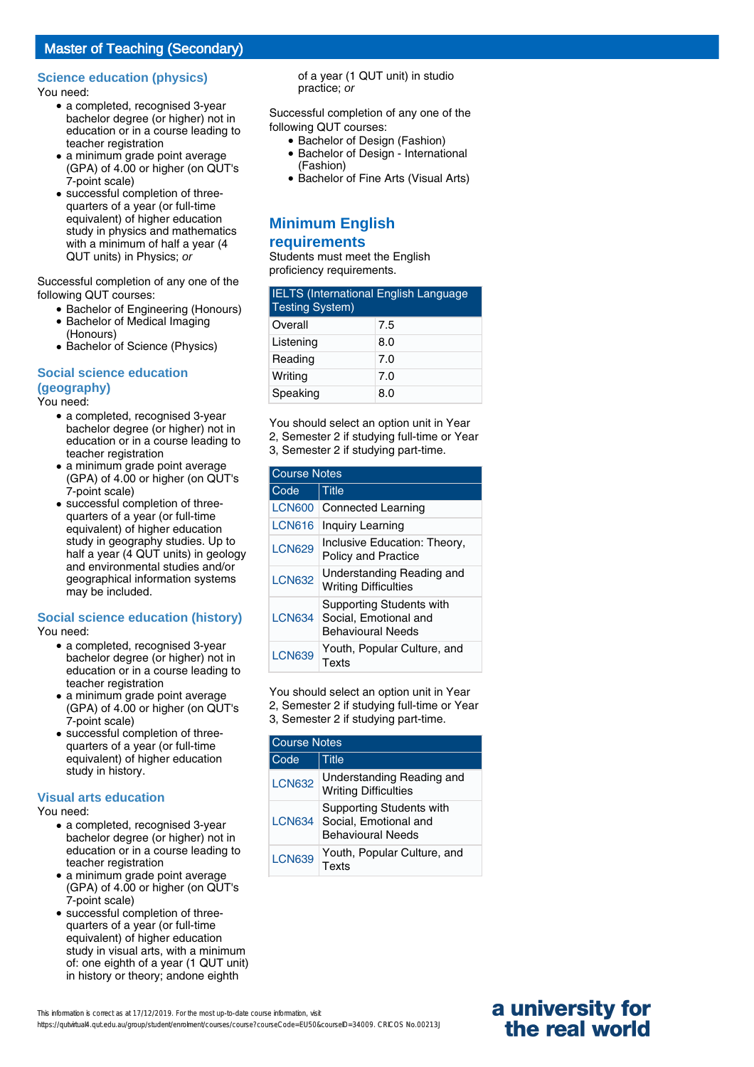## Science education (physics)

You need:

- a completed, recognised 3-year bachelor degree (or higher) not in education or in a course leading to teacher registration
- a minimum grade point average (GPA) of 4.00 or higher (on QUT's 7-point scale)
- successful completion of three-quarters of a year (or full-time equivalent) of higher education study in physics and mathematics with a minimum of half a year (4 QUT units) in Physics; *or*

Successful completion of any one of the following QUT courses:

- Bachelor of Engineering (Honours)
- Bachelor of Medical Imaging (Honours)
- Bachelor of Science (Physics)

## Social science education (geography)

You need:

- a completed, recognised 3-year bachelor degree (or higher) not in education or in a course leading to teacher registration
- a minimum grade point average (GPA) of 4.00 or higher (on QUT's 7-point scale)
- successful completion of three-quarters of a year (or full-time equivalent) of higher education study in geography studies. Up to half a year (4 QUT units) in geology and environmental studies and/or geographical information systems may be included.

## Social science education (history)

You need:

- a completed, recognised 3-year bachelor degree (or higher) not in education or in a course leading to teacher registration
- a minimum grade point average (GPA) of 4.00 or higher (on QUT's 7-point scale)
- successful completion of three-quarters of a year (or full-time equivalent) of higher education study in history.

## Visual arts education

You need:

- a completed, recognised 3-year bachelor degree (or higher) not in education or in a course leading to teacher registration
- a minimum grade point average (GPA) of 4.00 or higher (on QUT's 7-point scale)
- successful completion of three-quarters of a year (or full-time equivalent) of higher education study in visual arts, with a minimum of: one eighth of a year (1 QUT unit) in history or theory; andone eighth of a year (1 QUT unit) in studio practice; *or*

Successful completion of any one of the following QUT courses:

- Bachelor of Design (Fashion)
- Bachelor of Design - International (Fashion)
- Bachelor of Fine Arts (Visual Arts)

## Minimum English requirements

Students must meet the English proficiency requirements.

| IELTS (International English Language Testing System) | |
|---|---|
| Overall | 7.5 |
| Listening | 8.0 |
| Reading | 7.0 |
| Writing | 7.0 |
| Speaking | 8.0 |

You should select an option unit in Year 2, Semester 2 if studying full-time or Year 3, Semester 2 if studying part-time.

| Course Notes | |
|---|---|
| Code | Title |
| LCN600 | Connected Learning |
| LCN616 | Inquiry Learning |
| LCN629 | Inclusive Education: Theory, Policy and Practice |
| LCN632 | Understanding Reading and Writing Difficulties |
| LCN634 | Supporting Students with Social, Emotional and Behavioural Needs |
| LCN639 | Youth, Popular Culture, and Texts |

You should select an option unit in Year 2, Semester 2 if studying full-time or Year 3, Semester 2 if studying part-time.

| Course Notes | |
|---|---|
| Code | Title |
| LCN632 | Understanding Reading and Writing Difficulties |
| LCN634 | Supporting Students with Social, Emotional and Behavioural Needs |
| LCN639 | Youth, Popular Culture, and Texts |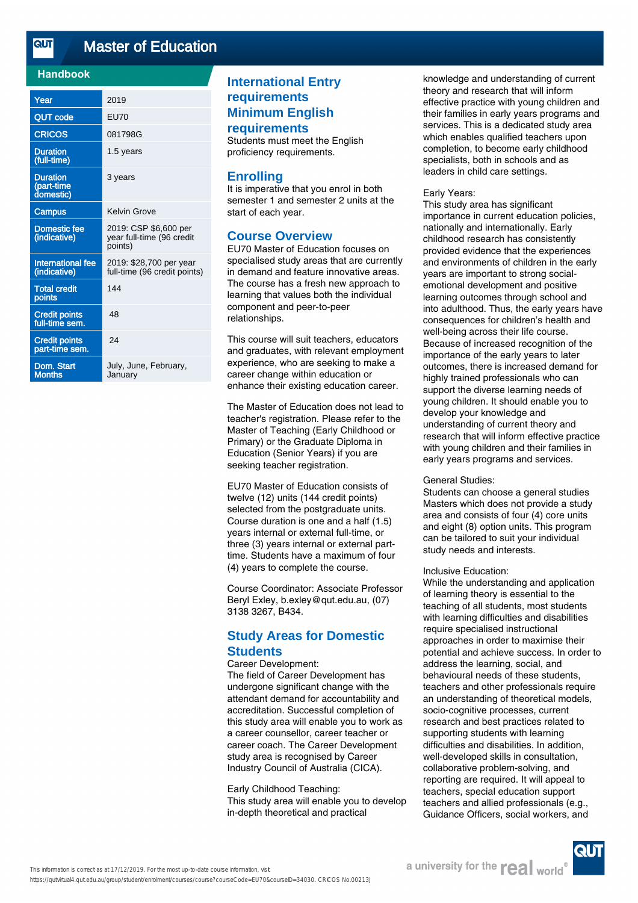# Master of Education

## Handbook

| | |
|---|---|
| Year | 2019 |
| QUT code | EU70 |
| CRICOS | 081798G |
| Duration (full-time) | 1.5 years |
| Duration (part-time domestic) | 3 years |
| Campus | Kelvin Grove |
| Domestic fee (indicative) | 2019: CSP $6,600 per year full-time (96 credit points) |
| International fee (indicative) | 2019: $28,700 per year full-time (96 credit points) |
| Total credit points | 144 |
| Credit points full-time sem. | 48 |
| Credit points part-time sem. | 24 |
| Dom. Start Months | July, June, February, January |

## International Entry requirements

## Minimum English requirements

Students must meet the English proficiency requirements.

## Enrolling

It is imperative that you enrol in both semester 1 and semester 2 units at the start of each year.

## Course Overview

EU70 Master of Education focuses on specialised study areas that are currently in demand and feature innovative areas. The course has a fresh new approach to learning that values both the individual component and peer-to-peer relationships.

This course will suit teachers, educators and graduates, with relevant employment experience, who are seeking to make a career change within education or enhance their existing education career.

The Master of Education does not lead to teacher's registration. Please refer to the Master of Teaching (Early Childhood or Primary) or the Graduate Diploma in Education (Senior Years) if you are seeking teacher registration.

EU70 Master of Education consists of twelve (12) units (144 credit points) selected from the postgraduate units. Course duration is one and a half (1.5) years internal or external full-time, or three (3) years internal or external part-time. Students have a maximum of four (4) years to complete the course.

Course Coordinator: Associate Professor Beryl Exley, b.exley@qut.edu.au, (07) 3138 3267, B434.

## Study Areas for Domestic Students

Career Development:
The field of Career Development has undergone significant change with the attendant demand for accountability and accreditation. Successful completion of this study area will enable you to work as a career counsellor, career teacher or career coach. The Career Development study area is recognised by Career Industry Council of Australia (CICA).

Early Childhood Teaching:
This study area will enable you to develop in-depth theoretical and practical knowledge and understanding of current theory and research that will inform effective practice with young children and their families in early years programs and services. This is a dedicated study area which enables qualified teachers upon completion, to become early childhood specialists, both in schools and as leaders in child care settings.

Early Years:
This study area has significant importance in current education policies, nationally and internationally. Early childhood research has consistently provided evidence that the experiences and environments of children in the early years are important to strong social-emotional development and positive learning outcomes through school and into adulthood. Thus, the early years have consequences for children's health and well-being across their life course. Because of increased recognition of the importance of the early years to later outcomes, there is increased demand for highly trained professionals who can support the diverse learning needs of young children. It should enable you to develop your knowledge and understanding of current theory and research that will inform effective practice with young children and their families in early years programs and services.

General Studies:
Students can choose a general studies Masters which does not provide a study area and consists of four (4) core units and eight (8) option units. This program can be tailored to suit your individual study needs and interests.

Inclusive Education:
While the understanding and application of learning theory is essential to the teaching of all students, most students with learning difficulties and disabilities require specialised instructional approaches in order to maximise their potential and achieve success. In order to address the learning, social, and behavioural needs of these students, teachers and other professionals require an understanding of theoretical models, socio-cognitive processes, current research and best practices related to supporting students with learning difficulties and disabilities. In addition, well-developed skills in consultation, collaborative problem-solving, and reporting are required. It will appeal to teachers, special education support teachers and allied professionals (e.g., Guidance Officers, social workers, and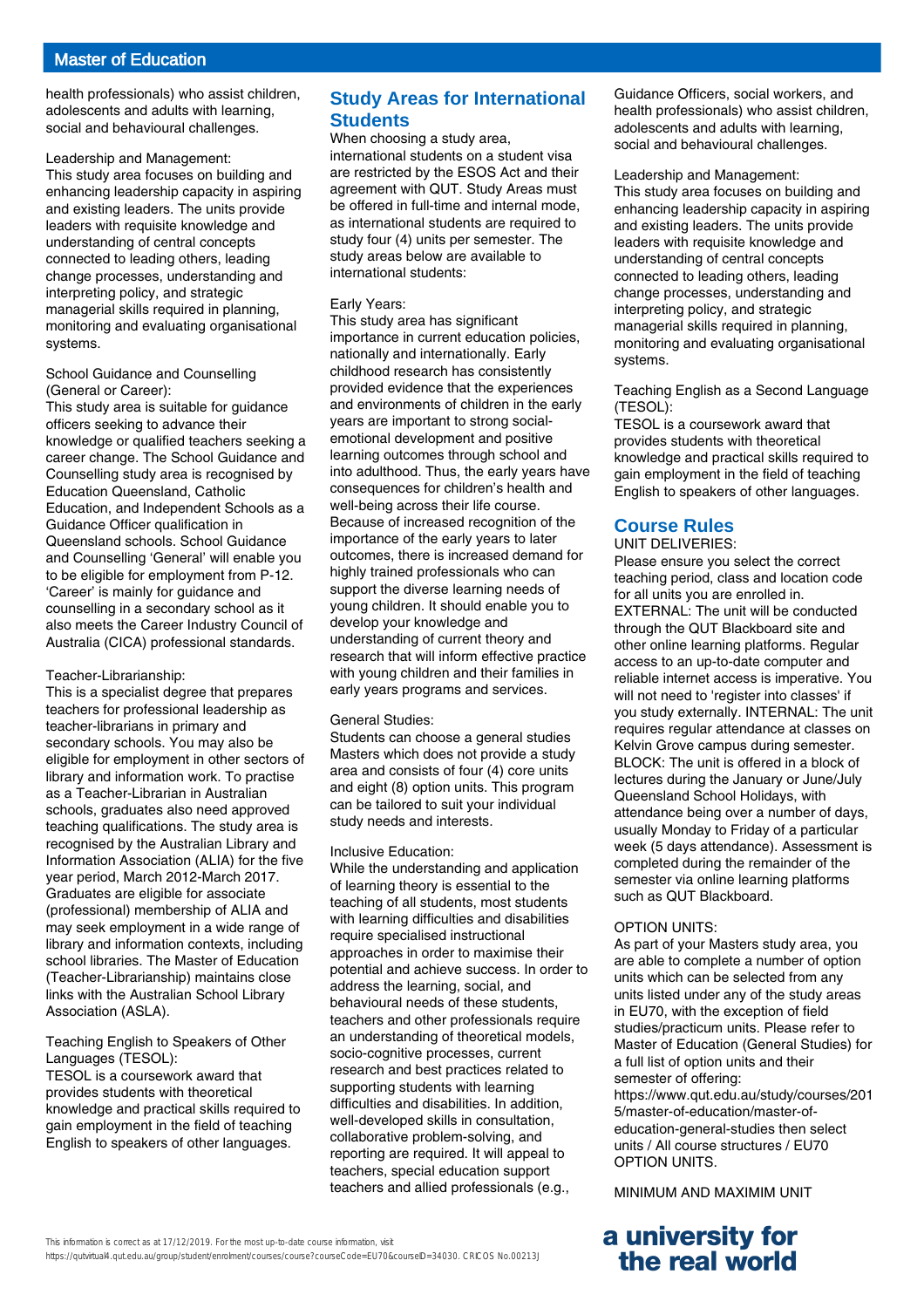health professionals) who assist children, adolescents and adults with learning, social and behavioural challenges.

Leadership and Management:
This study area focuses on building and enhancing leadership capacity in aspiring and existing leaders. The units provide leaders with requisite knowledge and understanding of central concepts connected to leading others, leading change processes, understanding and interpreting policy, and strategic managerial skills required in planning, monitoring and evaluating organisational systems.

School Guidance and Counselling (General or Career):
This study area is suitable for guidance officers seeking to advance their knowledge or qualified teachers seeking a career change. The School Guidance and Counselling study area is recognised by Education Queensland, Catholic Education, and Independent Schools as a Guidance Officer qualification in Queensland schools. School Guidance and Counselling 'General' will enable you to be eligible for employment from P-12. 'Career' is mainly for guidance and counselling in a secondary school as it also meets the Career Industry Council of Australia (CICA) professional standards.

Teacher-Librarianship:
This is a specialist degree that prepares teachers for professional leadership as teacher-librarians in primary and secondary schools. You may also be eligible for employment in other sectors of library and information work. To practise as a Teacher-Librarian in Australian schools, graduates also need approved teaching qualifications. The study area is recognised by the Australian Library and Information Association (ALIA) for the five year period, March 2012-March 2017. Graduates are eligible for associate (professional) membership of ALIA and may seek employment in a wide range of library and information contexts, including school libraries. The Master of Education (Teacher-Librarianship) maintains close links with the Australian School Library Association (ASLA).

Teaching English to Speakers of Other Languages (TESOL):
TESOL is a coursework award that provides students with theoretical knowledge and practical skills required to gain employment in the field of teaching English to speakers of other languages.

## Study Areas for International Students

When choosing a study area, international students on a student visa are restricted by the ESOS Act and their agreement with QUT. Study Areas must be offered in full-time and internal mode, as international students are required to study four (4) units per semester. The study areas below are available to international students:

Early Years:
This study area has significant importance in current education policies, nationally and internationally. Early childhood research has consistently provided evidence that the experiences and environments of children in the early years are important to strong social-emotional development and positive learning outcomes through school and into adulthood. Thus, the early years have consequences for children's health and well-being across their life course. Because of increased recognition of the importance of the early years to later outcomes, there is increased demand for highly trained professionals who can support the diverse learning needs of young children. It should enable you to develop your knowledge and understanding of current theory and research that will inform effective practice with young children and their families in early years programs and services.

General Studies:
Students can choose a general studies Masters which does not provide a study area and consists of four (4) core units and eight (8) option units. This program can be tailored to suit your individual study needs and interests.

Inclusive Education:
While the understanding and application of learning theory is essential to the teaching of all students, most students with learning difficulties and disabilities require specialised instructional approaches in order to maximise their potential and achieve success. In order to address the learning, social, and behavioural needs of these students, teachers and other professionals require an understanding of theoretical models, socio-cognitive processes, current research and best practices related to supporting students with learning difficulties and disabilities. In addition, well-developed skills in consultation, collaborative problem-solving, and reporting are required. It will appeal to teachers, special education support teachers and allied professionals (e.g., Guidance Officers, social workers, and health professionals) who assist children, adolescents and adults with learning, social and behavioural challenges.

Leadership and Management:
This study area focuses on building and enhancing leadership capacity in aspiring and existing leaders. The units provide leaders with requisite knowledge and understanding of central concepts connected to leading others, leading change processes, understanding and interpreting policy, and strategic managerial skills required in planning, monitoring and evaluating organisational systems.

Teaching English as a Second Language (TESOL):
TESOL is a coursework award that provides students with theoretical knowledge and practical skills required to gain employment in the field of teaching English to speakers of other languages.

## Course Rules

UNIT DELIVERIES:
Please ensure you select the correct teaching period, class and location code for all units you are enrolled in. EXTERNAL: The unit will be conducted through the QUT Blackboard site and other online learning platforms. Regular access to an up-to-date computer and reliable internet access is imperative. You will not need to 'register into classes' if you study externally. INTERNAL: The unit requires regular attendance at classes on Kelvin Grove campus during semester. BLOCK: The unit is offered in a block of lectures during the January or June/July Queensland School Holidays, with attendance being over a number of days, usually Monday to Friday of a particular week (5 days attendance). Assessment is completed during the remainder of the semester via online learning platforms such as QUT Blackboard.

OPTION UNITS:
As part of your Masters study area, you are able to complete a number of option units which can be selected from any units listed under any of the study areas in EU70, with the exception of field studies/practicum units. Please refer to Master of Education (General Studies) for a full list of option units and their semester of offering: https://www.qut.edu.au/study/courses/2015/master-of-education/master-of-education-general-studies then select units / All course structures / EU70 OPTION UNITS.

MINIMUM AND MAXIMIM UNIT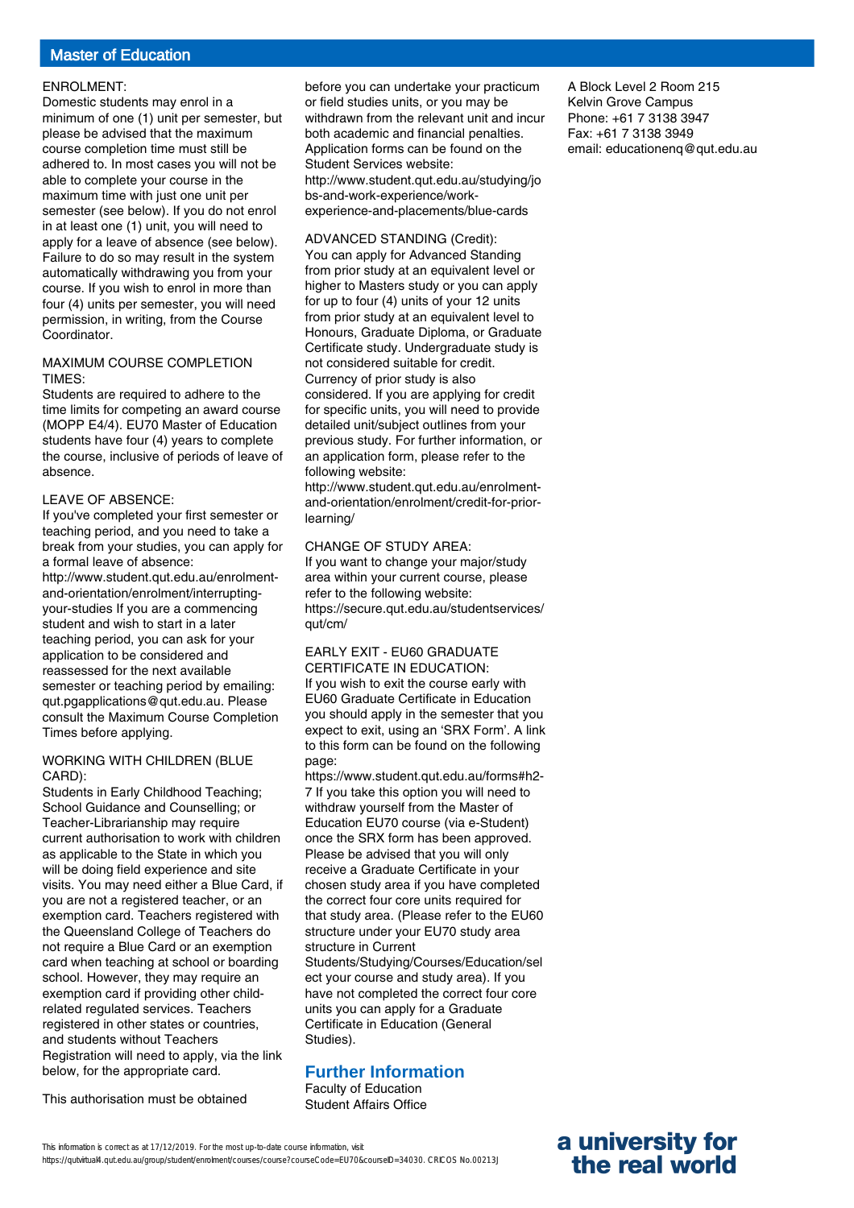## Master of Education

ENROLMENT:
Domestic students may enrol in a minimum of one (1) unit per semester, but please be advised that the maximum course completion time must still be adhered to. In most cases you will not be able to complete your course in the maximum time with just one unit per semester (see below). If you do not enrol in at least one (1) unit, you will need to apply for a leave of absence (see below). Failure to do so may result in the system automatically withdrawing you from your course. If you wish to enrol in more than four (4) units per semester, you will need permission, in writing, from the Course Coordinator.

MAXIMUM COURSE COMPLETION TIMES:
Students are required to adhere to the time limits for competing an award course (MOPP E4/4). EU70 Master of Education students have four (4) years to complete the course, inclusive of periods of leave of absence.

LEAVE OF ABSENCE:
If you've completed your first semester or teaching period, and you need to take a break from your studies, you can apply for a formal leave of absence: http://www.student.qut.edu.au/enrolment-and-orientation/enrolment/interrupting-your-studies If you are a commencing student and wish to start in a later teaching period, you can ask for your application to be considered and reassessed for the next available semester or teaching period by emailing: qut.pgapplications@qut.edu.au. Please consult the Maximum Course Completion Times before applying.

WORKING WITH CHILDREN (BLUE CARD):
Students in Early Childhood Teaching; School Guidance and Counselling; or Teacher-Librarianship may require current authorisation to work with children as applicable to the State in which you will be doing field experience and site visits. You may need either a Blue Card, if you are not a registered teacher, or an exemption card. Teachers registered with the Queensland College of Teachers do not require a Blue Card or an exemption card when teaching at school or boarding school. However, they may require an exemption card if providing other child-related regulated services. Teachers registered in other states or countries, and students without Teachers Registration will need to apply, via the link below, for the appropriate card.

This authorisation must be obtained before you can undertake your practicum or field studies units, or you may be withdrawn from the relevant unit and incur both academic and financial penalties. Application forms can be found on the Student Services website: http://www.student.qut.edu.au/studying/jobs-and-work-experience/work-experience-and-placements/blue-cards

ADVANCED STANDING (Credit):
You can apply for Advanced Standing from prior study at an equivalent level or higher to Masters study or you can apply for up to four (4) units of your 12 units from prior study at an equivalent level to Honours, Graduate Diploma, or Graduate Certificate study. Undergraduate study is not considered suitable for credit. Currency of prior study is also considered. If you are applying for credit for specific units, you will need to provide detailed unit/subject outlines from your previous study. For further information, or an application form, please refer to the following website: http://www.student.qut.edu.au/enrolment-and-orientation/enrolment/credit-for-prior-learning/

CHANGE OF STUDY AREA:
If you want to change your major/study area within your current course, please refer to the following website: https://secure.qut.edu.au/studentservices/qut/cm/

EARLY EXIT - EU60 GRADUATE CERTIFICATE IN EDUCATION:
If you wish to exit the course early with EU60 Graduate Certificate in Education you should apply in the semester that you expect to exit, using an 'SRX Form'. A link to this form can be found on the following page: https://www.student.qut.edu.au/forms#h2-7 If you take this option you will need to withdraw yourself from the Master of Education EU70 course (via e-Student) once the SRX form has been approved. Please be advised that you will only receive a Graduate Certificate in your chosen study area if you have completed the correct four core units required for that study area. (Please refer to the EU60 structure under your EU70 study area structure in Current Students/Studying/Courses/Education/select your course and study area). If you have not completed the correct four core units you can apply for a Graduate Certificate in Education (General Studies).

### Further Information

Faculty of Education
Student Affairs Office
A Block Level 2 Room 215
Kelvin Grove Campus
Phone: +61 7 3138 3947
Fax: +61 7 3138 3949
email: educationenq@qut.edu.au

This information is correct as at 17/12/2019. For the most up-to-date course information, visit https://qutvirtual4.qut.edu.au/group/student/enrolment/courses/course?courseCode=EU70&courseID=34030. CRICOS No.00213J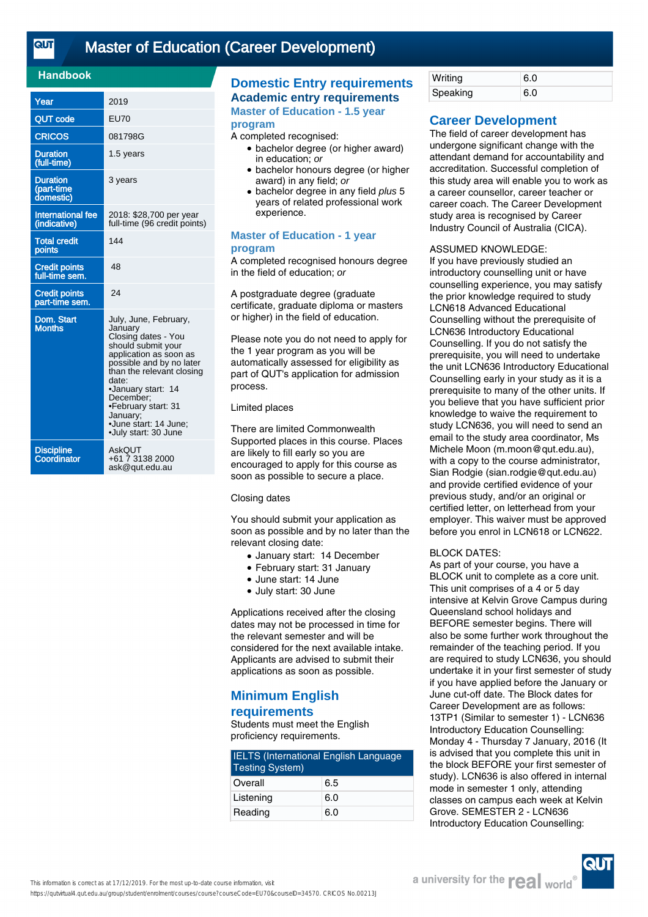# Master of Education (Career Development)

## Handbook

| Year | 2019 |
|---|---|
| QUT code | EU70 |
| CRICOS | 081798G |
| Duration (full-time) | 1.5 years |
| Duration (part-time domestic) | 3 years |
| International fee (indicative) | 2018: $28,700 per year full-time (96 credit points) |
| Total credit points | 144 |
| Credit points full-time sem. | 48 |
| Credit points part-time sem. | 24 |
| Dom. Start Months | July, June, February, January Closing dates - You should submit your application as soon as possible and by no later than the relevant closing date: •January start: 14 December; •February start: 31 January; •June start: 14 June; •July start: 30 June |
| Discipline Coordinator | AskQUT +61 7 3138 2000 ask@qut.edu.au |

## Domestic Entry requirements

### Academic entry requirements

#### Master of Education - 1.5 year program

A completed recognised:

- bachelor degree (or higher award) in education; *or*
- bachelor honours degree (or higher award) in any field; *or*
- bachelor degree in any field *plus* 5 years of related professional work experience.

#### Master of Education - 1 year program

A completed recognised honours degree in the field of education; *or*

A postgraduate degree (graduate certificate, graduate diploma or masters or higher) in the field of education.

Please note you do not need to apply for the 1 year program as you will be automatically assessed for eligibility as part of QUT's application for admission process.

Limited places

There are limited Commonwealth Supported places in this course. Places are likely to fill early so you are encouraged to apply for this course as soon as possible to secure a place.

Closing dates

You should submit your application as soon as possible and by no later than the relevant closing date:

- January start:  14 December
- February start: 31 January
- June start: 14 June
- July start: 30 June

Applications received after the closing dates may not be processed in time for the relevant semester and will be considered for the next available intake. Applicants are advised to submit their applications as soon as possible.

### Minimum English requirements

Students must meet the English proficiency requirements.

| IELTS (International English Language Testing System) | |
|---|---|
| Overall | 6.5 |
| Listening | 6.0 |
| Reading | 6.0 |
| Writing | 6.0 |
| Speaking | 6.0 |

## Career Development

The field of career development has undergone significant change with the attendant demand for accountability and accreditation. Successful completion of this study area will enable you to work as a career counsellor, career teacher or career coach. The Career Development study area is recognised by Career Industry Council of Australia (CICA).

ASSUMED KNOWLEDGE:
If you have previously studied an introductory counselling unit or have counselling experience, you may satisfy the prior knowledge requirement to study LCN618 Advanced Educational Counselling without the prerequisite of LCN636 Introductory Educational Counselling. If you do not satisfy the prerequisite, you will need to undertake the unit LCN636 Introductory Educational Counselling early in your study as it is a prerequisite to many of the other units. If you believe that you have sufficient prior knowledge to waive the requirement to study LCN636, you will need to send an email to the study area coordinator, Ms Michele Moon (m.moon@qut.edu.au), with a copy to the course administrator, Sian Rodgie (sian.rodgie@qut.edu.au) and provide certified evidence of your previous study, and/or an original or certified letter, on letterhead from your employer. This waiver must be approved before you enrol in LCN618 or LCN622.

BLOCK DATES:
As part of your course, you have a BLOCK unit to complete as a core unit. This unit comprises of a 4 or 5 day intensive at Kelvin Grove Campus during Queensland school holidays and BEFORE semester begins. There will also be some further work throughout the remainder of the teaching period. If you are required to study LCN636, you should undertake it in your first semester of study if you have applied before the January or June cut-off date. The Block dates for Career Development are as follows: 13TP1 (Similar to semester 1) - LCN636 Introductory Education Counselling: Monday 4 - Thursday 7 January, 2016 (It is advised that you complete this unit in the block BEFORE your first semester of study). LCN636 is also offered in internal mode in semester 1 only, attending classes on campus each week at Kelvin Grove. SEMESTER 2 - LCN636 Introductory Education Counselling:

This information is correct as at 17/12/2019. For the most up-to-date course information, visit https://qutvirtual4.qut.edu.au/group/student/enrolment/courses/course?courseCode=EU70&courseID=34570. CRICOS No.00213J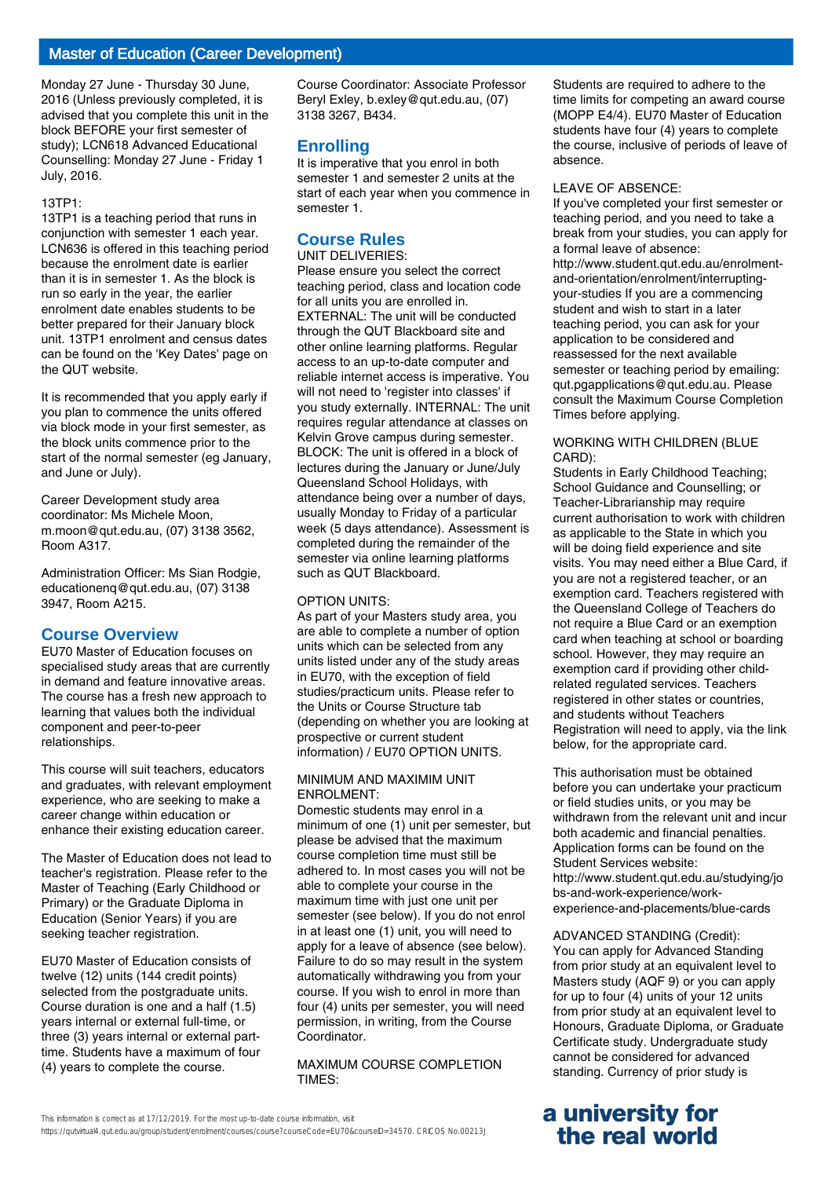Monday 27 June - Thursday 30 June, 2016 (Unless previously completed, it is advised that you complete this unit in the block BEFORE your first semester of study); LCN618 Advanced Educational Counselling: Monday 27 June - Friday 1 July, 2016.

13TP1:
13TP1 is a teaching period that runs in conjunction with semester 1 each year. LCN636 is offered in this teaching period because the enrolment date is earlier than it is in semester 1. As the block is run so early in the year, the earlier enrolment date enables students to be better prepared for their January block unit. 13TP1 enrolment and census dates can be found on the 'Key Dates' page on the QUT website.

It is recommended that you apply early if you plan to commence the units offered via block mode in your first semester, as the block units commence prior to the start of the normal semester (eg January, and June or July).

Career Development study area coordinator: Ms Michele Moon, m.moon@qut.edu.au, (07) 3138 3562, Room A317.

Administration Officer: Ms Sian Rodgie, educationenq@qut.edu.au, (07) 3138 3947, Room A215.

## Course Overview

EU70 Master of Education focuses on specialised study areas that are currently in demand and feature innovative areas. The course has a fresh new approach to learning that values both the individual component and peer-to-peer relationships.

This course will suit teachers, educators and graduates, with relevant employment experience, who are seeking to make a career change within education or enhance their existing education career.

The Master of Education does not lead to teacher's registration. Please refer to the Master of Teaching (Early Childhood or Primary) or the Graduate Diploma in Education (Senior Years) if you are seeking teacher registration.

EU70 Master of Education consists of twelve (12) units (144 credit points) selected from the postgraduate units. Course duration is one and a half (1.5) years internal or external full-time, or three (3) years internal or external part-time. Students have a maximum of four (4) years to complete the course.

Course Coordinator: Associate Professor Beryl Exley, b.exley@qut.edu.au, (07) 3138 3267, B434.

## Enrolling

It is imperative that you enrol in both semester 1 and semester 2 units at the start of each year when you commence in semester 1.

## Course Rules

UNIT DELIVERIES:
Please ensure you select the correct teaching period, class and location code for all units you are enrolled in. EXTERNAL: The unit will be conducted through the QUT Blackboard site and other online learning platforms. Regular access to an up-to-date computer and reliable internet access is imperative. You will not need to 'register into classes' if you study externally. INTERNAL: The unit requires regular attendance at classes on Kelvin Grove campus during semester. BLOCK: The unit is offered in a block of lectures during the January or June/July Queensland School Holidays, with attendance being over a number of days, usually Monday to Friday of a particular week (5 days attendance). Assessment is completed during the remainder of the semester via online learning platforms such as QUT Blackboard.

OPTION UNITS:
As part of your Masters study area, you are able to complete a number of option units which can be selected from any units listed under any of the study areas in EU70, with the exception of field studies/practicum units. Please refer to the Units or Course Structure tab (depending on whether you are looking at prospective or current student information) / EU70 OPTION UNITS.

MINIMUM AND MAXIMIM UNIT ENROLMENT:
Domestic students may enrol in a minimum of one (1) unit per semester, but please be advised that the maximum course completion time must still be adhered to. In most cases you will not be able to complete your course in the maximum time with just one unit per semester (see below). If you do not enrol in at least one (1) unit, you will need to apply for a leave of absence (see below). Failure to do so may result in the system automatically withdrawing you from your course. If you wish to enrol in more than four (4) units per semester, you will need permission, in writing, from the Course Coordinator.

MAXIMUM COURSE COMPLETION TIMES:
Students are required to adhere to the time limits for competing an award course (MOPP E4/4). EU70 Master of Education students have four (4) years to complete the course, inclusive of periods of leave of absence.

LEAVE OF ABSENCE:
If you've completed your first semester or teaching period, and you need to take a break from your studies, you can apply for a formal leave of absence: http://www.student.qut.edu.au/enrolment-and-orientation/enrolment/interrupting-your-studies If you are a commencing student and wish to start in a later teaching period, you can ask for your application to be considered and reassessed for the next available semester or teaching period by emailing: qut.pgapplications@qut.edu.au. Please consult the Maximum Course Completion Times before applying.

WORKING WITH CHILDREN (BLUE CARD):
Students in Early Childhood Teaching; School Guidance and Counselling; or Teacher-Librarianship may require current authorisation to work with children as applicable to the State in which you will be doing field experience and site visits. You may need either a Blue Card, if you are not a registered teacher, or an exemption card. Teachers registered with the Queensland College of Teachers do not require a Blue Card or an exemption card when teaching at school or boarding school. However, they may require an exemption card if providing other child-related regulated services. Teachers registered in other states or countries, and students without Teachers Registration will need to apply, via the link below, for the appropriate card.

This authorisation must be obtained before you can undertake your practicum or field studies units, or you may be withdrawn from the relevant unit and incur both academic and financial penalties. Application forms can be found on the Student Services website: http://www.student.qut.edu.au/studying/jobs-and-work-experience/work-experience-and-placements/blue-cards

ADVANCED STANDING (Credit):
You can apply for Advanced Standing from prior study at an equivalent level to Masters study (AQF 9) or you can apply for up to four (4) units of your 12 units from prior study at an equivalent level to Honours, Graduate Diploma, or Graduate Certificate study. Undergraduate study cannot be considered for advanced standing. Currency of prior study is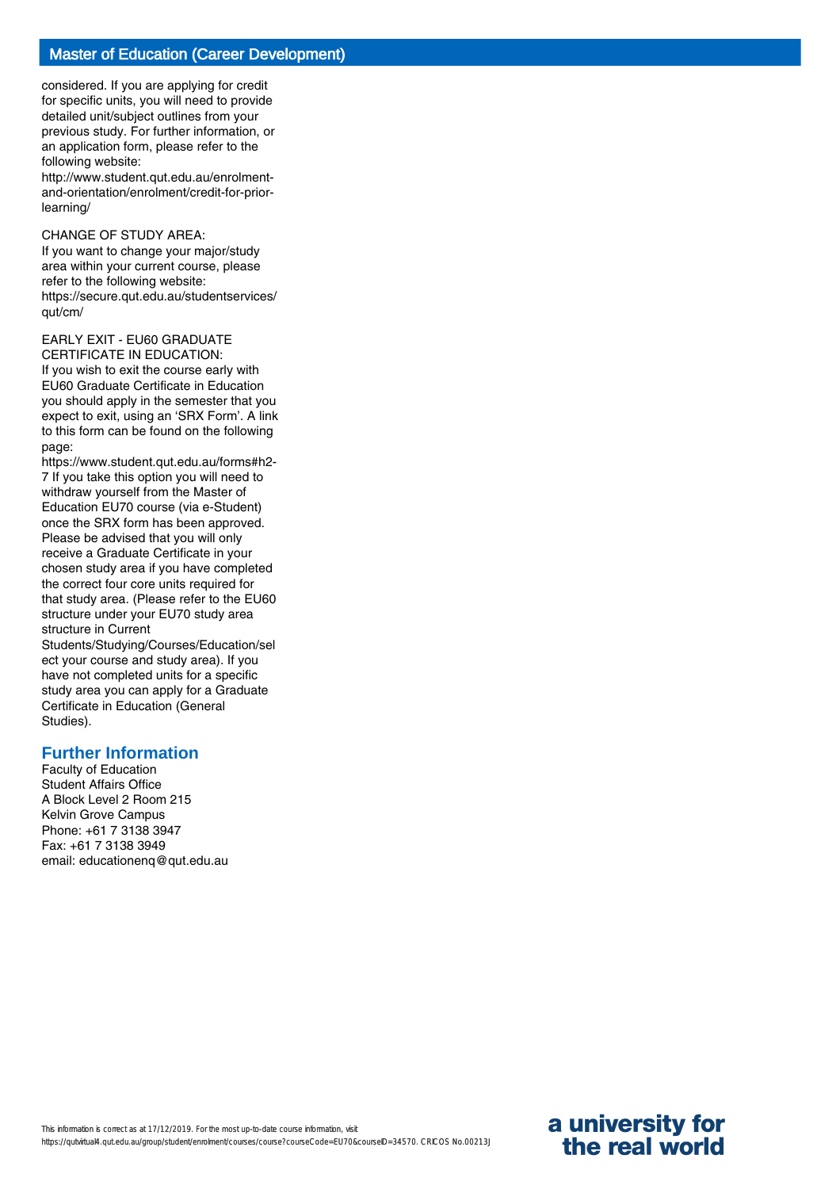considered. If you are applying for credit for specific units, you will need to provide detailed unit/subject outlines from your previous study. For further information, or an application form, please refer to the following website: http://www.student.qut.edu.au/enrolment-and-orientation/enrolment/credit-for-prior-learning/

CHANGE OF STUDY AREA:
If you want to change your major/study area within your current course, please refer to the following website: https://secure.qut.edu.au/studentservices/qut/cm/

EARLY EXIT - EU60 GRADUATE CERTIFICATE IN EDUCATION:
If you wish to exit the course early with EU60 Graduate Certificate in Education you should apply in the semester that you expect to exit, using an 'SRX Form'. A link to this form can be found on the following page: https://www.student.qut.edu.au/forms#h2-7 If you take this option you will need to withdraw yourself from the Master of Education EU70 course (via e-Student) once the SRX form has been approved. Please be advised that you will only receive a Graduate Certificate in your chosen study area if you have completed the correct four core units required for that study area. (Please refer to the EU60 structure under your EU70 study area structure in Current Students/Studying/Courses/Education/select your course and study area). If you have not completed units for a specific study area you can apply for a Graduate Certificate in Education (General Studies).

## Further Information

Faculty of Education
Student Affairs Office
A Block Level 2 Room 215
Kelvin Grove Campus
Phone: +61 7 3138 3947
Fax: +61 7 3138 3949
email: educationenq@qut.edu.au

This information is correct as at 17/12/2019. For the most up-to-date course information, visit https://qutvirtual4.qut.edu.au/group/student/enrolment/courses/course?courseCode=EU70&courseID=34570. CRICOS No.00213J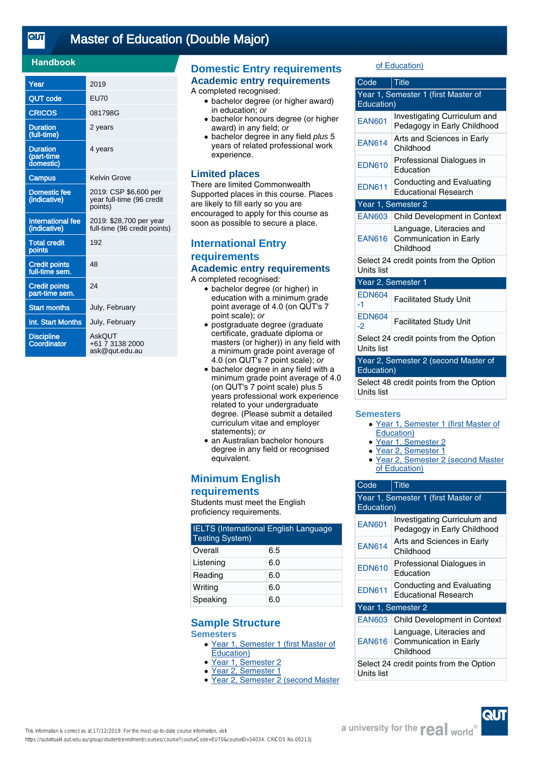# Master of Education (Double Major)

## Handbook

| | |
|---|---|
| Year | 2019 |
| QUT code | EU70 |
| CRICOS | 081798G |
| Duration (full-time) | 2 years |
| Duration (part-time domestic) | 4 years |
| Campus | Kelvin Grove |
| Domestic fee (indicative) | 2019: CSP $6,600 per year full-time (96 credit points) |
| International fee (indicative) | 2019: $28,700 per year full-time (96 credit points) |
| Total credit points | 192 |
| Credit points full-time sem. | 48 |
| Credit points part-time sem. | 24 |
| Start months | July, February |
| Int. Start Months | July, February |
| Discipline Coordinator | AskQUT +61 7 3138 2000 ask@qut.edu.au |

## Domestic Entry requirements

### Academic entry requirements

A completed recognised:

- bachelor degree (or higher award) in education; *or*
- bachelor honours degree (or higher award) in any field; *or*
- bachelor degree in any field *plus* 5 years of related professional work experience.

## Limited places

There are limited Commonwealth Supported places in this course. Places are likely to fill early so you are encouraged to apply for this course as soon as possible to secure a place.

## International Entry requirements

### Academic entry requirements

A completed recognised:

- bachelor degree (or higher) in education with a minimum grade point average of 4.0 (on QUT's 7 point scale); *or*
- postgraduate degree (graduate certificate, graduate diploma or masters (or higher)) in any field with a minimum grade point average of 4.0 (on QUT's 7 point scale); *or*
- bachelor degree in any field with a minimum grade point average of 4.0 (on QUT's 7 point scale) plus 5 years professional work experience related to your undergraduate degree. (Please submit a detailed curriculum vitae and employer statements); *or*
- an Australian bachelor honours degree in any field or recognised equivalent.

## Minimum English requirements

Students must meet the English proficiency requirements.

| IELTS (International English Language Testing System) | |
|---|---|
| Overall | 6.5 |
| Listening | 6.0 |
| Reading | 6.0 |
| Writing | 6.0 |
| Speaking | 6.0 |

## Sample Structure

### Semesters

- Year 1, Semester 1 (first Master of Education)
- Year 1, Semester 2
- Year 2, Semester 1
- Year 2, Semester 2 (second Master of Education)

| Code | Title |
|---|---|
| Year 1, Semester 1 (first Master of Education) | |
| EAN601 | Investigating Curriculum and Pedagogy in Early Childhood |
| EAN614 | Arts and Sciences in Early Childhood |
| EDN610 | Professional Dialogues in Education |
| EDN611 | Conducting and Evaluating Educational Research |
| Year 1, Semester 2 | |
| EAN603 | Child Development in Context |
| EAN616 | Language, Literacies and Communication in Early Childhood |
| Select 24 credit points from the Option Units list | |
| Year 2, Semester 1 | |
| EDN604-1 | Facilitated Study Unit |
| EDN604-2 | Facilitated Study Unit |
| Select 24 credit points from the Option Units list | |
| Year 2, Semester 2 (second Master of Education) | |
| Select 48 credit points from the Option Units list | |

### Semesters

- Year 1, Semester 1 (first Master of Education)
- Year 1, Semester 2
- Year 2, Semester 1
- Year 2, Semester 2 (second Master of Education)

| Code | Title |
|---|---|
| Year 1, Semester 1 (first Master of Education) | |
| EAN601 | Investigating Curriculum and Pedagogy in Early Childhood |
| EAN614 | Arts and Sciences in Early Childhood |
| EDN610 | Professional Dialogues in Education |
| EDN611 | Conducting and Evaluating Educational Research |
| Year 1, Semester 2 | |
| EAN603 | Child Development in Context |
| EAN616 | Language, Literacies and Communication in Early Childhood |
| Select 24 credit points from the Option Units list | |

This information is correct as at 17/12/2019. For the most up-to-date course information, visit https://qutvirtual4.qut.edu.au/group/student/enrolment/courses/course?courseCode=EU70&courseID=34034. CRICOS No.00213J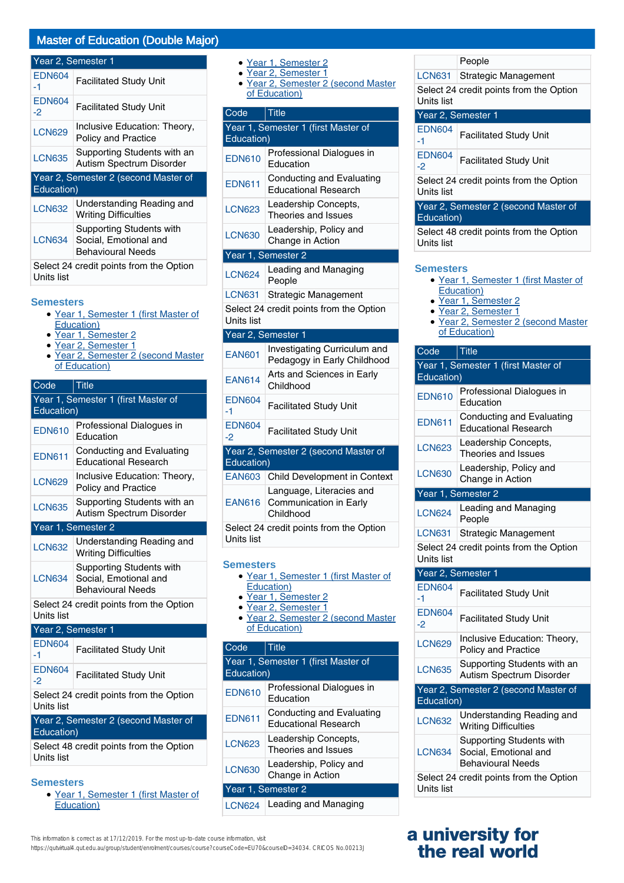# Master of Education (Double Major)

| Code | Title |
|---|---|
| Year 2, Semester 1 | |
| EDN604-1 | Facilitated Study Unit |
| EDN604-2 | Facilitated Study Unit |
| LCN629 | Inclusive Education: Theory, Policy and Practice |
| LCN635 | Supporting Students with an Autism Spectrum Disorder |
| Year 2, Semester 2 (second Master of Education) | |
| LCN632 | Understanding Reading and Writing Difficulties |
| LCN634 | Supporting Students with Social, Emotional and Behavioural Needs |
| Select 24 credit points from the Option Units list | |

### Semesters

- Year 1, Semester 1 (first Master of Education)
- Year 1, Semester 2
- Year 2, Semester 1
- Year 2, Semester 2 (second Master of Education)

| Code | Title |
|---|---|
| Year 1, Semester 1 (first Master of Education) | |
| EDN610 | Professional Dialogues in Education |
| EDN611 | Conducting and Evaluating Educational Research |
| LCN629 | Inclusive Education: Theory, Policy and Practice |
| LCN635 | Supporting Students with an Autism Spectrum Disorder |
| Year 1, Semester 2 | |
| LCN632 | Understanding Reading and Writing Difficulties |
| LCN634 | Supporting Students with Social, Emotional and Behavioural Needs |
| Select 24 credit points from the Option Units list | |
| Year 2, Semester 1 | |
| EDN604-1 | Facilitated Study Unit |
| EDN604-2 | Facilitated Study Unit |
| Select 24 credit points from the Option Units list | |
| Year 2, Semester 2 (second Master of Education) | |
| Select 48 credit points from the Option Units list | |

### Semesters

- Year 1, Semester 1 (first Master of Education)
- Year 1, Semester 2
- Year 2, Semester 1
- Year 2, Semester 2 (second Master of Education)

| Code | Title |
|---|---|
| Year 1, Semester 1 (first Master of Education) | |
| EDN610 | Professional Dialogues in Education |
| EDN611 | Conducting and Evaluating Educational Research |
| LCN623 | Leadership Concepts, Theories and Issues |
| LCN630 | Leadership, Policy and Change in Action |
| Year 1, Semester 2 | |
| LCN624 | Leading and Managing People |
| LCN631 | Strategic Management |
| Select 24 credit points from the Option Units list | |
| Year 2, Semester 1 | |
| EAN601 | Investigating Curriculum and Pedagogy in Early Childhood |
| EAN614 | Arts and Sciences in Early Childhood |
| EDN604-1 | Facilitated Study Unit |
| EDN604-2 | Facilitated Study Unit |
| Year 2, Semester 2 (second Master of Education) | |
| EAN603 | Child Development in Context |
| EAN616 | Language, Literacies and Communication in Early Childhood |
| Select 24 credit points from the Option Units list | |

### Semesters

- Year 1, Semester 1 (first Master of Education)
- Year 1, Semester 2
- Year 2, Semester 1
- Year 2, Semester 2 (second Master of Education)

| Code | Title |
|---|---|
| Year 1, Semester 1 (first Master of Education) | |
| EDN610 | Professional Dialogues in Education |
| EDN611 | Conducting and Evaluating Educational Research |
| LCN623 | Leadership Concepts, Theories and Issues |
| LCN630 | Leadership, Policy and Change in Action |
| Year 1, Semester 2 | |
| LCN624 | Leading and Managing People |
| LCN631 | Strategic Management |
| Select 24 credit points from the Option Units list | |
| Year 2, Semester 1 | |
| EDN604-1 | Facilitated Study Unit |
| EDN604-2 | Facilitated Study Unit |
| Select 24 credit points from the Option Units list | |
| Year 2, Semester 2 (second Master of Education) | |
| Select 48 credit points from the Option Units list | |

### Semesters

- Year 1, Semester 1 (first Master of Education)
- Year 1, Semester 2
- Year 2, Semester 1
- Year 2, Semester 2 (second Master of Education)

| Code | Title |
|---|---|
| Year 1, Semester 1 (first Master of Education) | |
| EDN610 | Professional Dialogues in Education |
| EDN611 | Conducting and Evaluating Educational Research |
| LCN623 | Leadership Concepts, Theories and Issues |
| LCN630 | Leadership, Policy and Change in Action |
| Year 1, Semester 2 | |
| LCN624 | Leading and Managing People |
| LCN631 | Strategic Management |
| Select 24 credit points from the Option Units list | |
| Year 2, Semester 1 | |
| EDN604-1 | Facilitated Study Unit |
| EDN604-2 | Facilitated Study Unit |
| LCN629 | Inclusive Education: Theory, Policy and Practice |
| LCN635 | Supporting Students with an Autism Spectrum Disorder |
| Year 2, Semester 2 (second Master of Education) | |
| LCN632 | Understanding Reading and Writing Difficulties |
| LCN634 | Supporting Students with Social, Emotional and Behavioural Needs |
| Select 24 credit points from the Option Units list | |

This information is correct as at 17/12/2019. For the most up-to-date course information, visit https://qutvirtual4.qut.edu.au/group/student/enrolment/courses/course?courseCode=EU70&courseID=34034. CRICOS No.00213J

a university for the real world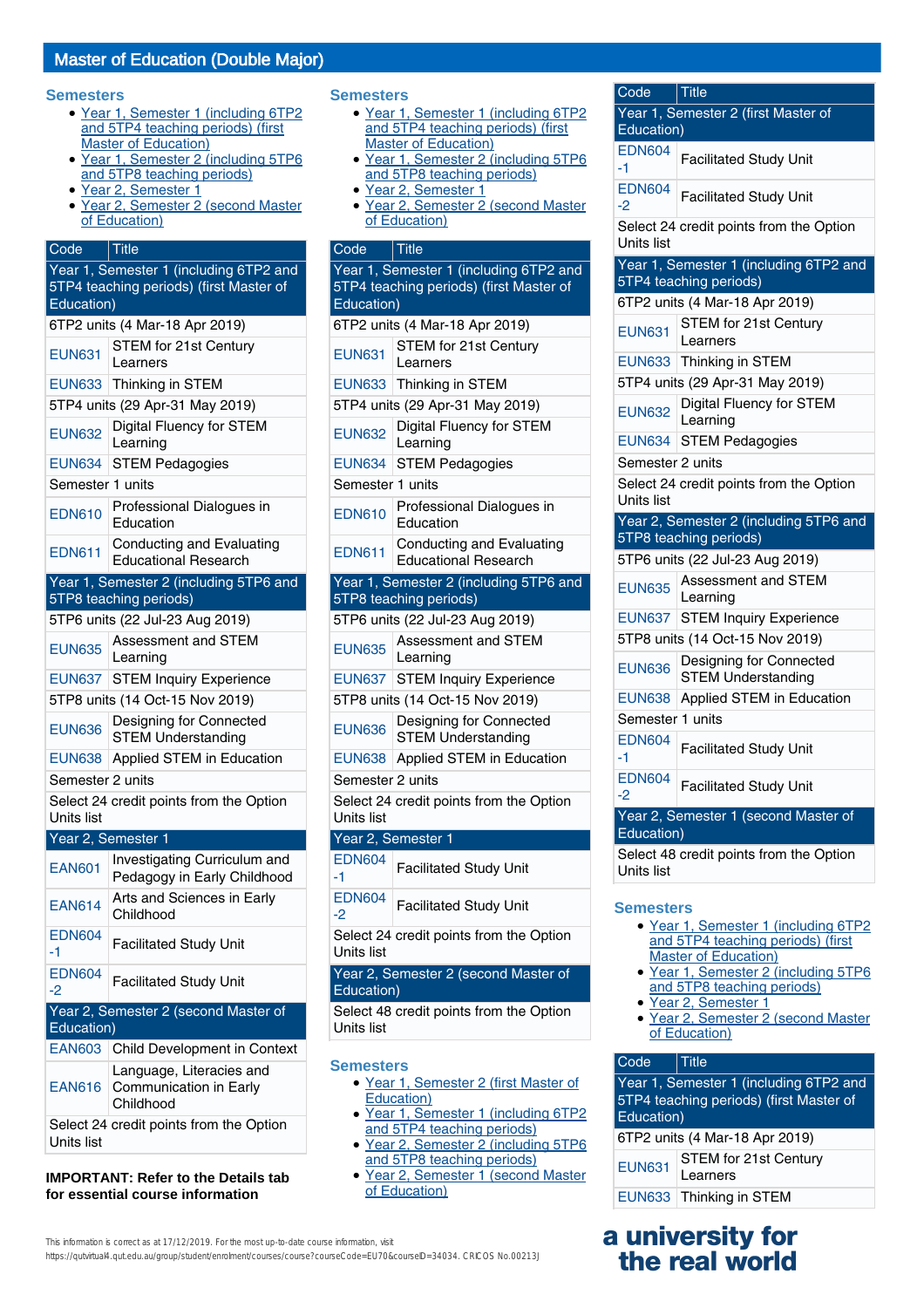## Master of Education (Double Major)

### Semesters

- Year 1, Semester 1 (including 6TP2 and 5TP4 teaching periods) (first Master of Education)
- Year 1, Semester 2 (including 5TP6 and 5TP8 teaching periods)
- Year 2, Semester 1
- Year 2, Semester 2 (second Master of Education)

| Code | Title |
|---|---|
| Year 1, Semester 1 (including 6TP2 and 5TP4 teaching periods) (first Master of Education) | |
| 6TP2 units (4 Mar-18 Apr 2019) | |
| EUN631 | STEM for 21st Century Learners |
| EUN633 | Thinking in STEM |
| 5TP4 units (29 Apr-31 May 2019) | |
| EUN632 | Digital Fluency for STEM Learning |
| EUN634 | STEM Pedagogies |
| Semester 1 units | |
| EDN610 | Professional Dialogues in Education |
| EDN611 | Conducting and Evaluating Educational Research |
| Year 1, Semester 2 (including 5TP6 and 5TP8 teaching periods) | |
| 5TP6 units (22 Jul-23 Aug 2019) | |
| EUN635 | Assessment and STEM Learning |
| EUN637 | STEM Inquiry Experience |
| 5TP8 units (14 Oct-15 Nov 2019) | |
| EUN636 | Designing for Connected STEM Understanding |
| EUN638 | Applied STEM in Education |
| Semester 2 units | |
| Select 24 credit points from the Option Units list | |
| Year 2, Semester 1 | |
| EAN601 | Investigating Curriculum and Pedagogy in Early Childhood |
| EAN614 | Arts and Sciences in Early Childhood |
| EDN604-1 | Facilitated Study Unit |
| EDN604-2 | Facilitated Study Unit |
| Year 2, Semester 2 (second Master of Education) | |
| EAN603 | Child Development in Context |
| EAN616 | Language, Literacies and Communication in Early Childhood |
| Select 24 credit points from the Option Units list | |

**IMPORTANT: Refer to the Details tab for essential course information**

### Semesters

- Year 1, Semester 1 (including 6TP2 and 5TP4 teaching periods) (first Master of Education)
- Year 1, Semester 2 (including 5TP6 and 5TP8 teaching periods)
- Year 2, Semester 1
- Year 2, Semester 2 (second Master of Education)

| Code | Title |
|---|---|
| Year 1, Semester 1 (including 6TP2 and 5TP4 teaching periods) (first Master of Education) | |
| 6TP2 units (4 Mar-18 Apr 2019) | |
| EUN631 | STEM for 21st Century Learners |
| EUN633 | Thinking in STEM |
| 5TP4 units (29 Apr-31 May 2019) | |
| EUN632 | Digital Fluency for STEM Learning |
| EUN634 | STEM Pedagogies |
| Semester 1 units | |
| EDN610 | Professional Dialogues in Education |
| EDN611 | Conducting and Evaluating Educational Research |
| Year 1, Semester 2 (including 5TP6 and 5TP8 teaching periods) | |
| 5TP6 units (22 Jul-23 Aug 2019) | |
| EUN635 | Assessment and STEM Learning |
| EUN637 | STEM Inquiry Experience |
| 5TP8 units (14 Oct-15 Nov 2019) | |
| EUN636 | Designing for Connected STEM Understanding |
| EUN638 | Applied STEM in Education |
| Semester 2 units | |
| Select 24 credit points from the Option Units list | |
| Year 2, Semester 1 | |
| EDN604-1 | Facilitated Study Unit |
| EDN604-2 | Facilitated Study Unit |
| Select 24 credit points from the Option Units list | |
| Year 2, Semester 2 (second Master of Education) | |
| Select 48 credit points from the Option Units list | |

### Semesters

- Year 1, Semester 2 (first Master of Education)
- Year 1, Semester 1 (including 6TP2 and 5TP4 teaching periods)
- Year 2, Semester 2 (including 5TP6 and 5TP8 teaching periods)
- Year 2, Semester 1 (second Master of Education)

| Code | Title |
|---|---|
| Year 1, Semester 2 (first Master of Education) | |
| EDN604-1 | Facilitated Study Unit |
| EDN604-2 | Facilitated Study Unit |
| Select 24 credit points from the Option Units list | |
| Year 1, Semester 1 (including 6TP2 and 5TP4 teaching periods) | |
| 6TP2 units (4 Mar-18 Apr 2019) | |
| EUN631 | STEM for 21st Century Learners |
| EUN633 | Thinking in STEM |
| 5TP4 units (29 Apr-31 May 2019) | |
| EUN632 | Digital Fluency for STEM Learning |
| EUN634 | STEM Pedagogies |
| Semester 2 units | |
| Select 24 credit points from the Option Units list | |
| Year 2, Semester 2 (including 5TP6 and 5TP8 teaching periods) | |
| 5TP6 units (22 Jul-23 Aug 2019) | |
| EUN635 | Assessment and STEM Learning |
| EUN637 | STEM Inquiry Experience |
| 5TP8 units (14 Oct-15 Nov 2019) | |
| EUN636 | Designing for Connected STEM Understanding |
| EUN638 | Applied STEM in Education |
| Semester 1 units | |
| EDN604-1 | Facilitated Study Unit |
| EDN604-2 | Facilitated Study Unit |
| Year 2, Semester 1 (second Master of Education) | |
| Select 48 credit points from the Option Units list | |

### Semesters

- Year 1, Semester 1 (including 6TP2 and 5TP4 teaching periods) (first Master of Education)
- Year 1, Semester 2 (including 5TP6 and 5TP8 teaching periods)
- Year 2, Semester 1
- Year 2, Semester 2 (second Master of Education)

| Code | Title |
|---|---|
| Year 1, Semester 1 (including 6TP2 and 5TP4 teaching periods) (first Master of Education) | |
| 6TP2 units (4 Mar-18 Apr 2019) | |
| EUN631 | STEM for 21st Century Learners |
| EUN633 | Thinking in STEM |

This information is correct as at 17/12/2019. For the most up-to-date course information, visit https://qutvirtual4.qut.edu.au/group/student/enrolment/courses/course?courseCode=EU70&courseID=34034. CRICOS No.00213J

**a university for the real world**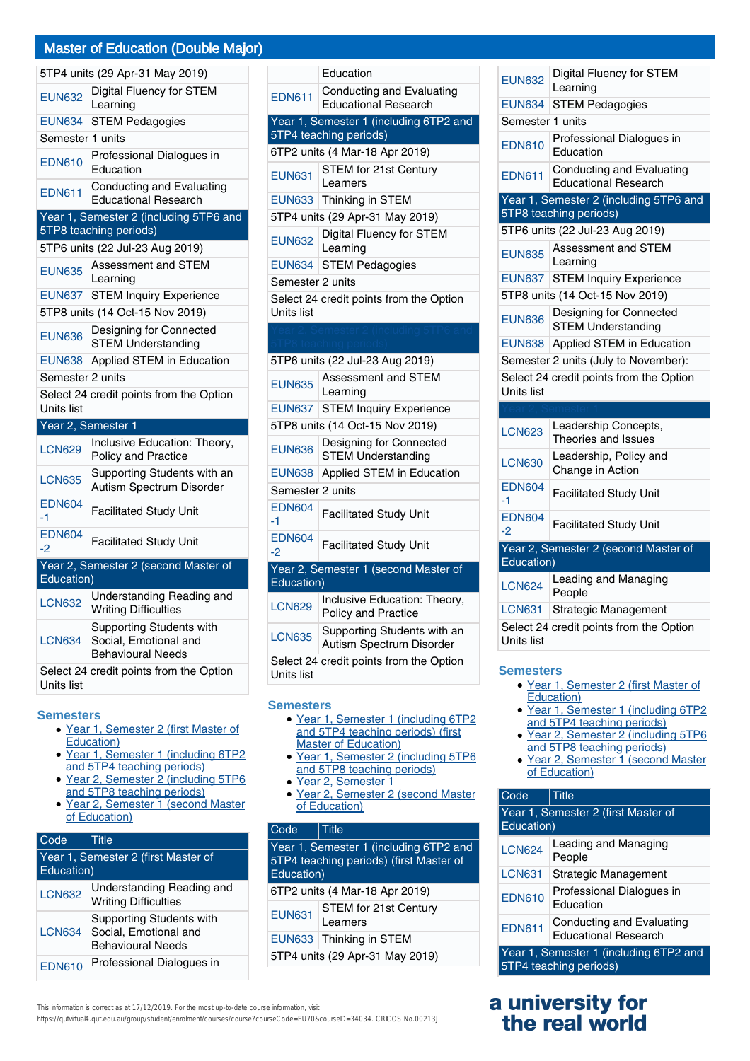## Master of Education (Double Major)

| | |
|---|---|
| 5TP4 units (29 Apr-31 May 2019) | |
| EUN632 | Digital Fluency for STEM Learning |
| EUN634 | STEM Pedagogies |
| Semester 1 units | |
| EDN610 | Professional Dialogues in Education |
| EDN611 | Conducting and Evaluating Educational Research |
| **Year 1, Semester 2 (including 5TP6 and 5TP8 teaching periods)** | |
| 5TP6 units (22 Jul-23 Aug 2019) | |
| EUN635 | Assessment and STEM Learning |
| EUN637 | STEM Inquiry Experience |
| 5TP8 units (14 Oct-15 Nov 2019) | |
| EUN636 | Designing for Connected STEM Understanding |
| EUN638 | Applied STEM in Education |
| Semester 2 units | |
| Select 24 credit points from the Option Units list | |
| **Year 2, Semester 1** | |
| LCN629 | Inclusive Education: Theory, Policy and Practice |
| LCN635 | Supporting Students with an Autism Spectrum Disorder |
| EDN604-1 | Facilitated Study Unit |
| EDN604-2 | Facilitated Study Unit |
| **Year 2, Semester 2 (second Master of Education)** | |
| LCN632 | Understanding Reading and Writing Difficulties |
| LCN634 | Supporting Students with Social, Emotional and Behavioural Needs |
| Select 24 credit points from the Option Units list | |

### Semesters

- Year 1, Semester 2 (first Master of Education)
- Year 1, Semester 1 (including 6TP2 and 5TP4 teaching periods)
- Year 2, Semester 2 (including 5TP6 and 5TP8 teaching periods)
- Year 2, Semester 1 (second Master of Education)

| Code | Title |
|---|---|
| **Year 1, Semester 2 (first Master of Education)** | |
| LCN632 | Understanding Reading and Writing Difficulties |
| LCN634 | Supporting Students with Social, Emotional and Behavioural Needs |
| EDN610 | Professional Dialogues in Education |
| EDN611 | Conducting and Evaluating Educational Research |
| **Year 1, Semester 1 (including 6TP2 and 5TP4 teaching periods)** | |
| 6TP2 units (4 Mar-18 Apr 2019) | |
| EUN631 | STEM for 21st Century Learners |
| EUN633 | Thinking in STEM |
| 5TP4 units (29 Apr-31 May 2019) | |
| EUN632 | Digital Fluency for STEM Learning |
| EUN634 | STEM Pedagogies |
| Semester 2 units | |
| Select 24 credit points from the Option Units list | |
| **Year 2, Semester 2 (including 5TP6 and 5TP8 teaching periods)** | |
| 5TP6 units (22 Jul-23 Aug 2019) | |
| EUN635 | Assessment and STEM Learning |
| EUN637 | STEM Inquiry Experience |
| 5TP8 units (14 Oct-15 Nov 2019) | |
| EUN636 | Designing for Connected STEM Understanding |
| EUN638 | Applied STEM in Education |
| Semester 2 units | |
| EDN604-1 | Facilitated Study Unit |
| EDN604-2 | Facilitated Study Unit |
| **Year 2, Semester 1 (second Master of Education)** | |
| LCN629 | Inclusive Education: Theory, Policy and Practice |
| LCN635 | Supporting Students with an Autism Spectrum Disorder |
| Select 24 credit points from the Option Units list | |

### Semesters

- Year 1, Semester 1 (including 6TP2 and 5TP4 teaching periods) (first Master of Education)
- Year 1, Semester 2 (including 5TP6 and 5TP8 teaching periods)
- Year 2, Semester 1
- Year 2, Semester 2 (second Master of Education)

| Code | Title |
|---|---|
| **Year 1, Semester 1 (including 6TP2 and 5TP4 teaching periods) (first Master of Education)** | |
| 6TP2 units (4 Mar-18 Apr 2019) | |
| EUN631 | STEM for 21st Century Learners |
| EUN633 | Thinking in STEM |
| 5TP4 units (29 Apr-31 May 2019) | |
| EUN632 | Digital Fluency for STEM Learning |
| EUN634 | STEM Pedagogies |
| Semester 1 units | |
| EDN610 | Professional Dialogues in Education |
| EDN611 | Conducting and Evaluating Educational Research |
| **Year 1, Semester 2 (including 5TP6 and 5TP8 teaching periods)** | |
| 5TP6 units (22 Jul-23 Aug 2019) | |
| EUN635 | Assessment and STEM Learning |
| EUN637 | STEM Inquiry Experience |
| 5TP8 units (14 Oct-15 Nov 2019) | |
| EUN636 | Designing for Connected STEM Understanding |
| EUN638 | Applied STEM in Education |
| Semester 2 units (July to November): | |
| Select 24 credit points from the Option Units list | |
| **Year 2, Semester 1** | |
| LCN623 | Leadership Concepts, Theories and Issues |
| LCN630 | Leadership, Policy and Change in Action |
| EDN604-1 | Facilitated Study Unit |
| EDN604-2 | Facilitated Study Unit |
| **Year 2, Semester 2 (second Master of Education)** | |
| LCN624 | Leading and Managing People |
| LCN631 | Strategic Management |
| Select 24 credit points from the Option Units list | |

### Semesters

- Year 1, Semester 2 (first Master of Education)
- Year 1, Semester 1 (including 6TP2 and 5TP4 teaching periods)
- Year 2, Semester 2 (including 5TP6 and 5TP8 teaching periods)
- Year 2, Semester 1 (second Master of Education)

| Code | Title |
|---|---|
| **Year 1, Semester 2 (first Master of Education)** | |
| LCN624 | Leading and Managing People |
| LCN631 | Strategic Management |
| EDN610 | Professional Dialogues in Education |
| EDN611 | Conducting and Evaluating Educational Research |
| **Year 1, Semester 1 (including 6TP2 and 5TP4 teaching periods)** | |

This information is correct as at 17/12/2019. For the most up-to-date course information, visit https://qutvirtual4.qut.edu.au/group/student/enrolment/courses/course?courseCode=EU70&courseID=34034. CRICOS No.00213J

a university for the real world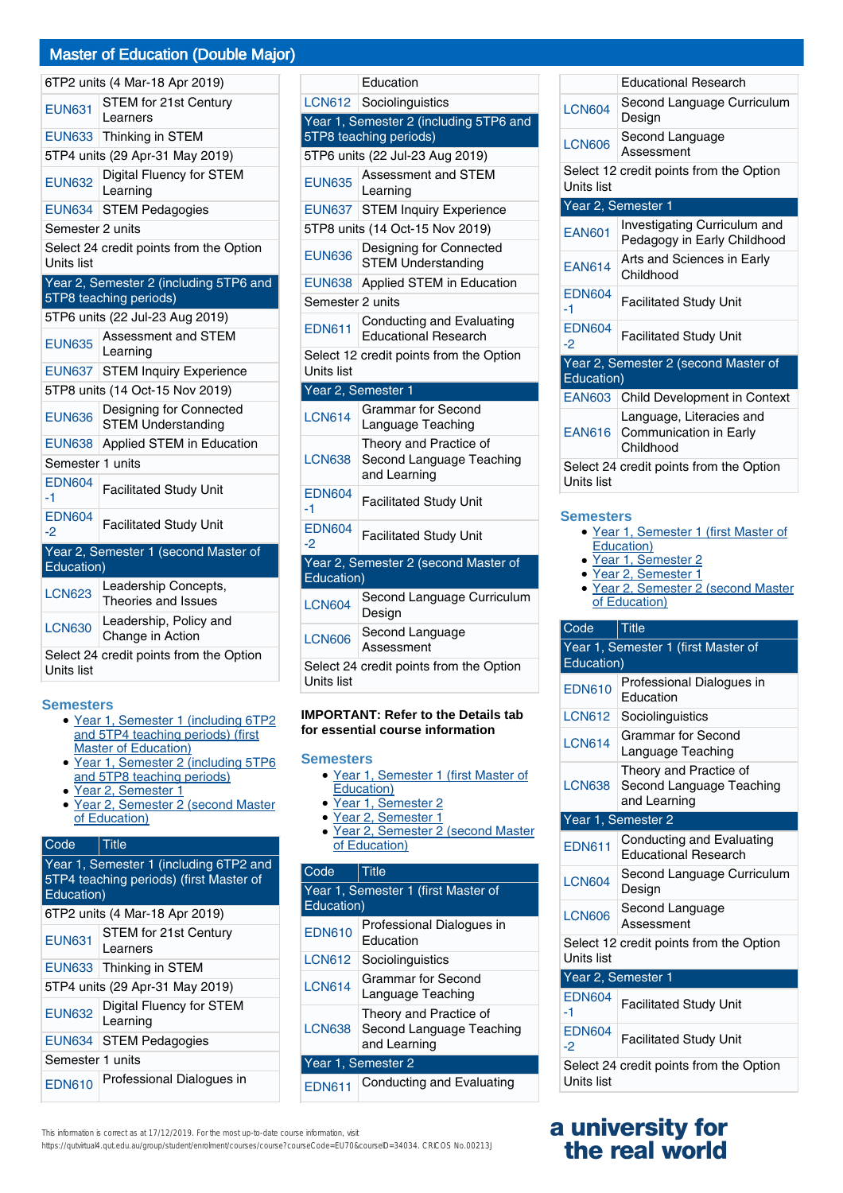## Master of Education (Double Major)

| | |
|---|---|
| 6TP2 units (4 Mar-18 Apr 2019) | |
| EUN631 | STEM for 21st Century Learners |
| EUN633 | Thinking in STEM |
| 5TP4 units (29 Apr-31 May 2019) | |
| EUN632 | Digital Fluency for STEM Learning |
| EUN634 | STEM Pedagogies |
| Semester 2 units | |
| Select 24 credit points from the Option Units list | |
| Year 2, Semester 2 (including 5TP6 and 5TP8 teaching periods) | |
| 5TP6 units (22 Jul-23 Aug 2019) | |
| EUN635 | Assessment and STEM Learning |
| EUN637 | STEM Inquiry Experience |
| 5TP8 units (14 Oct-15 Nov 2019) | |
| EUN636 | Designing for Connected STEM Understanding |
| EUN638 | Applied STEM in Education |
| Semester 1 units | |
| EDN604-1 | Facilitated Study Unit |
| EDN604-2 | Facilitated Study Unit |
| Year 2, Semester 1 (second Master of Education) | |
| LCN623 | Leadership Concepts, Theories and Issues |
| LCN630 | Leadership, Policy and Change in Action |
| Select 24 credit points from the Option Units list | |

### Semesters

- Year 1, Semester 1 (including 6TP2 and 5TP4 teaching periods) (first Master of Education)
- Year 1, Semester 1 (including 5TP6 and 5TP8 teaching periods)
- Year 2, Semester 1
- Year 2, Semester 2 (second Master of Education)

| Code | Title |
|---|---|
| Year 1, Semester 1 (including 6TP2 and 5TP4 teaching periods) (first Master of Education) | |
| 6TP2 units (4 Mar-18 Apr 2019) | |
| EUN631 | STEM for 21st Century Learners |
| EUN633 | Thinking in STEM |
| 5TP4 units (29 Apr-31 May 2019) | |
| EUN632 | Digital Fluency for STEM Learning |
| EUN634 | STEM Pedagogies |
| Semester 1 units | |
| EDN610 | Professional Dialogues in Education |
| LCN612 | Sociolinguistics |
| Year 1, Semester 2 (including 5TP6 and 5TP8 teaching periods) | |
| 5TP6 units (22 Jul-23 Aug 2019) | |
| EUN635 | Assessment and STEM Learning |
| EUN637 | STEM Inquiry Experience |
| 5TP8 units (14 Oct-15 Nov 2019) | |
| EUN636 | Designing for Connected STEM Understanding |
| EUN638 | Applied STEM in Education |
| Semester 2 units | |
| EDN611 | Conducting and Evaluating Educational Research |
| Select 12 credit points from the Option Units list | |
| Year 2, Semester 1 | |
| LCN614 | Grammar for Second Language Teaching |
| LCN638 | Theory and Practice of Second Language Teaching and Learning |
| EDN604-1 | Facilitated Study Unit |
| EDN604-2 | Facilitated Study Unit |
| Year 2, Semester 2 (second Master of Education) | |
| LCN604 | Second Language Curriculum Design |
| LCN606 | Second Language Assessment |
| Select 24 credit points from the Option Units list | |

**IMPORTANT: Refer to the Details tab for essential course information**

### Semesters

- Year 1, Semester 1 (first Master of Education)
- Year 1, Semester 2
- Year 2, Semester 1
- Year 2, Semester 2 (second Master of Education)

| Code | Title |
|---|---|
| Year 1, Semester 1 (first Master of Education) | |
| EDN610 | Professional Dialogues in Education |
| LCN612 | Sociolinguistics |
| LCN614 | Grammar for Second Language Teaching |
| LCN638 | Theory and Practice of Second Language Teaching and Learning |
| Year 1, Semester 2 | |
| EDN611 | Conducting and Evaluating Educational Research |
| LCN604 | Second Language Curriculum Design |
| LCN606 | Second Language Assessment |
| Select 12 credit points from the Option Units list | |
| Year 2, Semester 1 | |
| EAN601 | Investigating Curriculum and Pedagogy in Early Childhood |
| EAN614 | Arts and Sciences in Early Childhood |
| EDN604-1 | Facilitated Study Unit |
| EDN604-2 | Facilitated Study Unit |
| Year 2, Semester 2 (second Master of Education) | |
| EAN603 | Child Development in Context |
| EAN616 | Language, Literacies and Communication in Early Childhood |
| Select 24 credit points from the Option Units list | |

### Semesters

- Year 1, Semester 1 (first Master of Education)
- Year 1, Semester 2
- Year 2, Semester 1
- Year 2, Semester 2 (second Master of Education)

| Code | Title |
|---|---|
| Year 1, Semester 1 (first Master of Education) | |
| EDN610 | Professional Dialogues in Education |
| LCN612 | Sociolinguistics |
| LCN614 | Grammar for Second Language Teaching |
| LCN638 | Theory and Practice of Second Language Teaching and Learning |
| Year 1, Semester 2 | |
| EDN611 | Conducting and Evaluating Educational Research |
| LCN604 | Second Language Curriculum Design |
| LCN606 | Second Language Assessment |
| Select 12 credit points from the Option Units list | |
| Year 2, Semester 1 | |
| EDN604-1 | Facilitated Study Unit |
| EDN604-2 | Facilitated Study Unit |
| Select 24 credit points from the Option Units list | |

This information is correct as at 17/12/2019. For the most up-to-date course information, visit https://qutvirtual4.qut.edu.au/group/student/enrolment/courses/course?courseCode=EU70&courseID=34034. CRICOS No.00213J

a university for the real world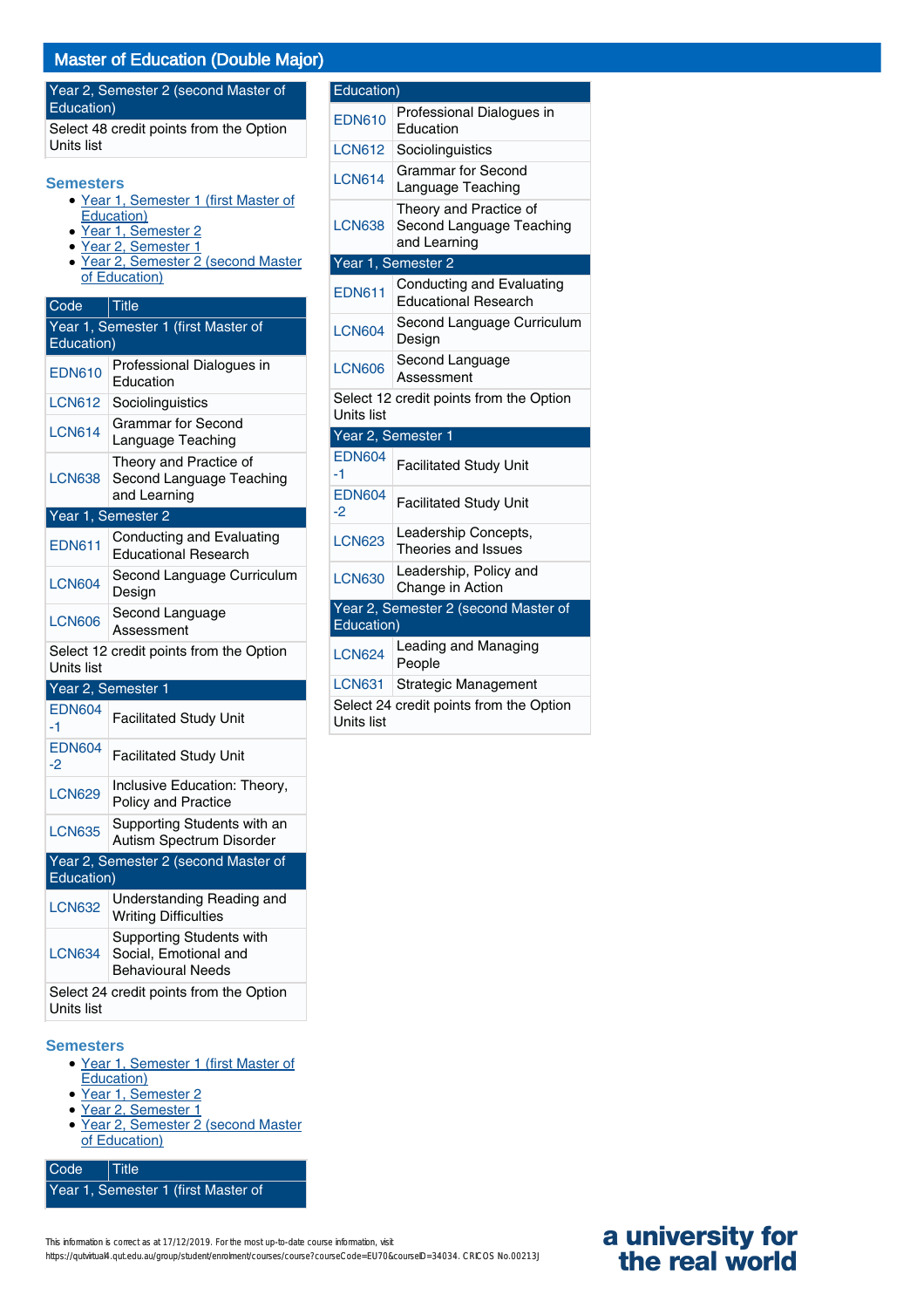# Master of Education (Double Major)

| Year 2, Semester 2 (second Master of Education) | |
|---|---|
| Select 48 credit points from the Option Units list | |

### Semesters

- Year 1, Semester 1 (first Master of Education)
- Year 1, Semester 2
- Year 2, Semester 1
- Year 2, Semester 2 (second Master of Education)

| Code | Title |
|---|---|
| Year 1, Semester 1 (first Master of Education) | |
| EDN610 | Professional Dialogues in Education |
| LCN612 | Sociolinguistics |
| LCN614 | Grammar for Second Language Teaching |
| LCN638 | Theory and Practice of Second Language Teaching and Learning |
| Year 1, Semester 2 | |
| EDN611 | Conducting and Evaluating Educational Research |
| LCN604 | Second Language Curriculum Design |
| LCN606 | Second Language Assessment |
| Select 12 credit points from the Option Units list | |
| Year 2, Semester 1 | |
| EDN604-1 | Facilitated Study Unit |
| EDN604-2 | Facilitated Study Unit |
| LCN629 | Inclusive Education: Theory, Policy and Practice |
| LCN635 | Supporting Students with an Autism Spectrum Disorder |
| Year 2, Semester 2 (second Master of Education) | |
| LCN632 | Understanding Reading and Writing Difficulties |
| LCN634 | Supporting Students with Social, Emotional and Behavioural Needs |
| Select 24 credit points from the Option Units list | |

### Semesters

- Year 1, Semester 1 (first Master of Education)
- Year 1, Semester 2
- Year 2, Semester 1
- Year 2, Semester 2 (second Master of Education)

| Code | Title |
|---|---|
| Year 1, Semester 1 (first Master of Education) | |
| EDN610 | Professional Dialogues in Education |
| LCN612 | Sociolinguistics |
| LCN614 | Grammar for Second Language Teaching |
| LCN638 | Theory and Practice of Second Language Teaching and Learning |
| Year 1, Semester 2 | |
| EDN611 | Conducting and Evaluating Educational Research |
| LCN604 | Second Language Curriculum Design |
| LCN606 | Second Language Assessment |
| Select 12 credit points from the Option Units list | |
| Year 2, Semester 1 | |
| EDN604-1 | Facilitated Study Unit |
| EDN604-2 | Facilitated Study Unit |
| LCN623 | Leadership Concepts, Theories and Issues |
| LCN630 | Leadership, Policy and Change in Action |
| Year 2, Semester 2 (second Master of Education) | |
| LCN624 | Leading and Managing People |
| LCN631 | Strategic Management |
| Select 24 credit points from the Option Units list | |

This information is correct as at 17/12/2019. For the most up-to-date course information, visit https://qutvirtual4.qut.edu.au/group/student/enrolment/courses/course?courseCode=EU70&courseID=34034. CRICOS No.00213J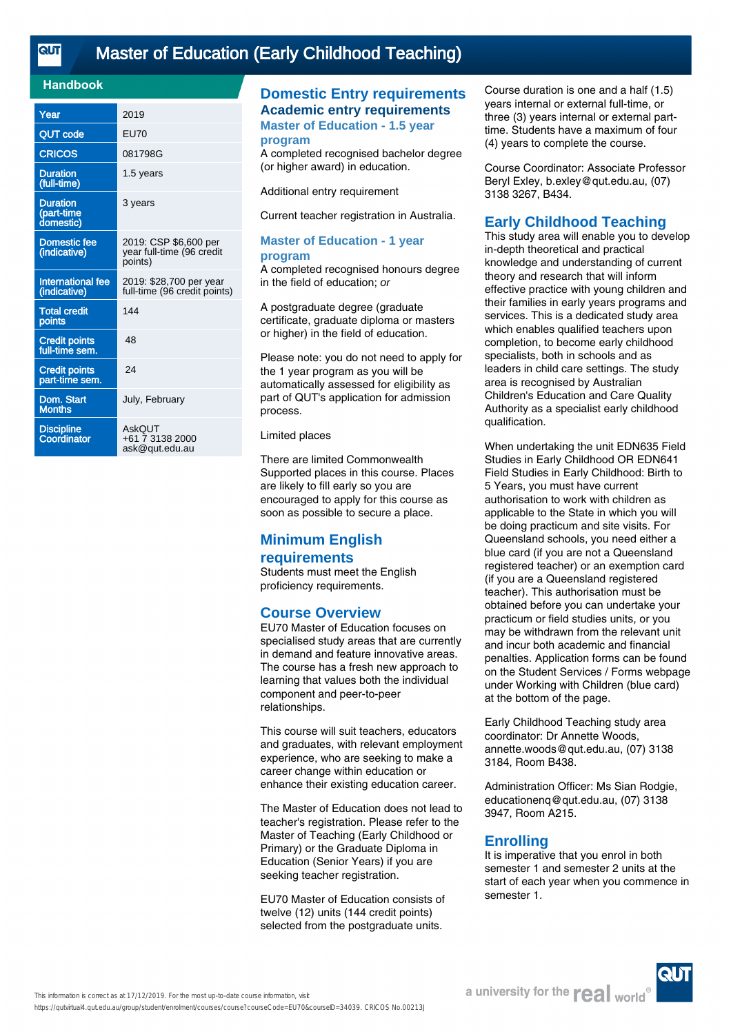# Master of Education (Early Childhood Teaching)

## Handbook

| Year | 2019 |
|---|---|
| QUT code | EU70 |
| CRICOS | 081798G |
| Duration (full-time) | 1.5 years |
| Duration (part-time domestic) | 3 years |
| Domestic fee (indicative) | 2019: CSP $6,600 per year full-time (96 credit points) |
| International fee (indicative) | 2019: $28,700 per year full-time (96 credit points) |
| Total credit points | 144 |
| Credit points full-time sem. | 48 |
| Credit points part-time sem. | 24 |
| Dom. Start Months | July, February |
| Discipline Coordinator | AskQUT<br>+61 7 3138 2000<br>ask@qut.edu.au |

## Domestic Entry requirements

### Academic entry requirements

#### Master of Education - 1.5 year program

A completed recognised bachelor degree (or higher award) in education.

Additional entry requirement

Current teacher registration in Australia.

#### Master of Education - 1 year program

A completed recognised honours degree in the field of education; *or*

A postgraduate degree (graduate certificate, graduate diploma or masters or higher) in the field of education.

Please note: you do not need to apply for the 1 year program as you will be automatically assessed for eligibility as part of QUT's application for admission process.

Limited places

There are limited Commonwealth Supported places in this course. Places are likely to fill early so you are encouraged to apply for this course as soon as possible to secure a place.

## Minimum English requirements

Students must meet the English proficiency requirements.

## Course Overview

EU70 Master of Education focuses on specialised study areas that are currently in demand and feature innovative areas. The course has a fresh new approach to learning that values both the individual component and peer-to-peer relationships.

This course will suit teachers, educators and graduates, with relevant employment experience, who are seeking to make a career change within education or enhance their existing education career.

The Master of Education does not lead to teacher's registration. Please refer to the Master of Teaching (Early Childhood or Primary) or the Graduate Diploma in Education (Senior Years) if you are seeking teacher registration.

EU70 Master of Education consists of twelve (12) units (144 credit points) selected from the postgraduate units.

Course duration is one and a half (1.5) years internal or external full-time, or three (3) years internal or external part-time. Students have a maximum of four (4) years to complete the course.

Course Coordinator: Associate Professor Beryl Exley, b.exley@qut.edu.au, (07) 3138 3267, B434.

## Early Childhood Teaching

This study area will enable you to develop in-depth theoretical and practical knowledge and understanding of current theory and research that will inform effective practice with young children and their families in early years programs and services. This is a dedicated study area which enables qualified teachers upon completion, to become early childhood specialists, both in schools and as leaders in child care settings. The study area is recognised by Australian Children's Education and Care Quality Authority as a specialist early childhood qualification.

When undertaking the unit EDN635 Field Studies in Early Childhood OR EDN641 Field Studies in Early Childhood: Birth to 5 Years, you must have current authorisation to work with children as applicable to the State in which you will be doing practicum and site visits. For Queensland schools, you need either a blue card (if you are not a Queensland registered teacher) or an exemption card (if you are a Queensland registered teacher). This authorisation must be obtained before you can undertake your practicum or field studies units, or you may be withdrawn from the relevant unit and incur both academic and financial penalties. Application forms can be found on the Student Services / Forms webpage under Working with Children (blue card) at the bottom of the page.

Early Childhood Teaching study area coordinator: Dr Annette Woods, annette.woods@qut.edu.au, (07) 3138 3184, Room B438.

Administration Officer: Ms Sian Rodgie, educationenq@qut.edu.au, (07) 3138 3947, Room A215.

## Enrolling

It is imperative that you enrol in both semester 1 and semester 2 units at the start of each year when you commence in semester 1.

This information is correct as at 17/12/2019. For the most up-to-date course information, visit https://qutvirtual4.qut.edu.au/group/student/enrolment/courses/course?courseCode=EU70&courseID=34039. CRICOS No.00213J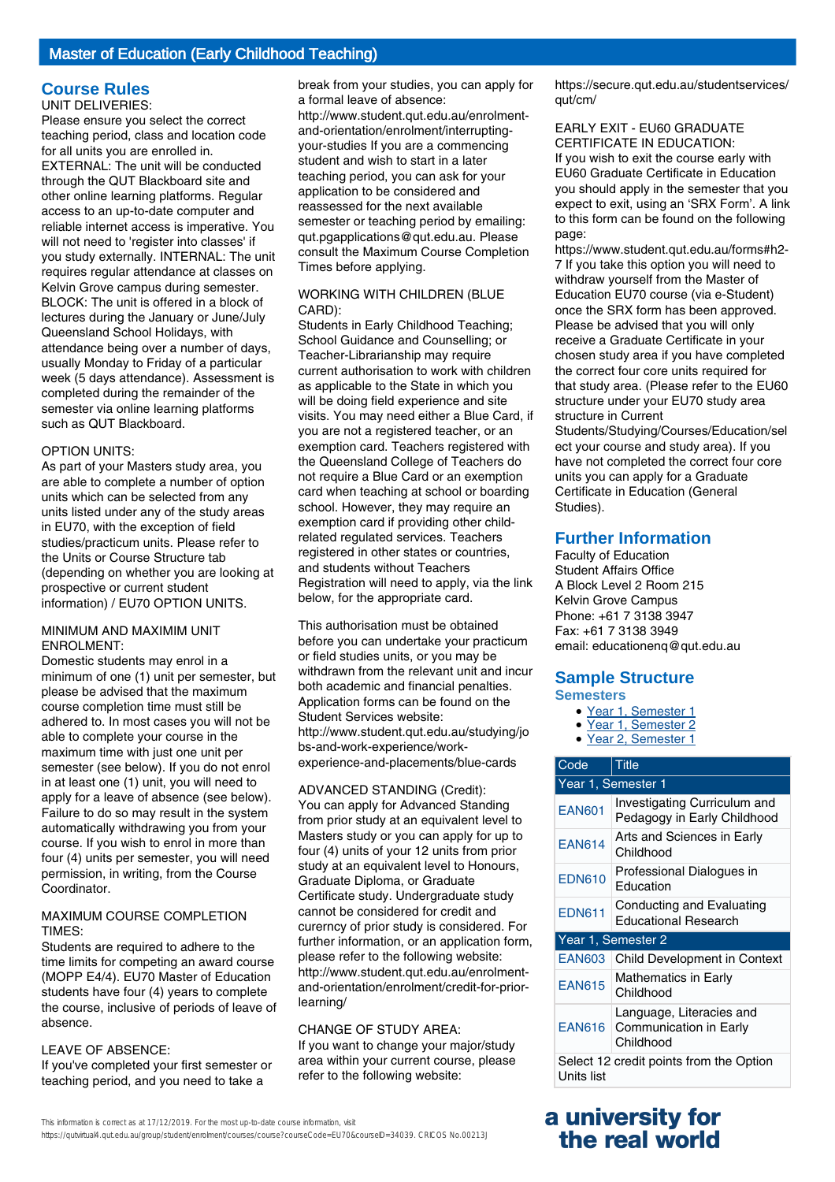# Master of Education (Early Childhood Teaching)

## Course Rules

UNIT DELIVERIES:
Please ensure you select the correct teaching period, class and location code for all units you are enrolled in. EXTERNAL: The unit will be conducted through the QUT Blackboard site and other online learning platforms. Regular access to an up-to-date computer and reliable internet access is imperative. You will not need to 'register into classes' if you study externally. INTERNAL: The unit requires regular attendance at classes on Kelvin Grove campus during semester. BLOCK: The unit is offered in a block of lectures during the January or June/July Queensland School Holidays, with attendance being over a number of days, usually Monday to Friday of a particular week (5 days attendance). Assessment is completed during the remainder of the semester via online learning platforms such as QUT Blackboard.

OPTION UNITS:
As part of your Masters study area, you are able to complete a number of option units which can be selected from any units listed under any of the study areas in EU70, with the exception of field studies/practicum units. Please refer to the Units or Course Structure tab (depending on whether you are looking at prospective or current student information) / EU70 OPTION UNITS.

MINIMUM AND MAXIMIM UNIT ENROLMENT:
Domestic students may enrol in a minimum of one (1) unit per semester, but please be advised that the maximum course completion time must still be adhered to. In most cases you will not be able to complete your course in the maximum time with just one unit per semester (see below). If you do not enrol in at least one (1) unit, you will need to apply for a leave of absence (see below). Failure to do so may result in the system automatically withdrawing you from your course. If you wish to enrol in more than four (4) units per semester, you will need permission, in writing, from the Course Coordinator.

MAXIMUM COURSE COMPLETION TIMES:
Students are required to adhere to the time limits for competing an award course (MOPP E4/4). EU70 Master of Education students have four (4) years to complete the course, inclusive of periods of leave of absence.

LEAVE OF ABSENCE:
If you've completed your first semester or teaching period, and you need to take a break from your studies, you can apply for a formal leave of absence: http://www.student.qut.edu.au/enrolment-and-orientation/enrolment/interrupting-your-studies If you are a commencing student and wish to start in a later teaching period, you can ask for your application to be considered and reassessed for the next available semester or teaching period by emailing: qut.pgapplications@qut.edu.au. Please consult the Maximum Course Completion Times before applying.

WORKING WITH CHILDREN (BLUE CARD):
Students in Early Childhood Teaching; School Guidance and Counselling; or Teacher-Librarianship may require current authorisation to work with children as applicable to the State in which you will be doing field experience and site visits. You may need either a Blue Card, if you are not a registered teacher, or an exemption card. Teachers registered with the Queensland College of Teachers do not require a Blue Card or an exemption card when teaching at school or boarding school. However, they may require an exemption card if providing other child-related regulated services. Teachers registered in other states or countries, and students without Teachers Registration will need to apply, via the link below, for the appropriate card.

This authorisation must be obtained before you can undertake your practicum or field studies units, or you may be withdrawn from the relevant unit and incur both academic and financial penalties. Application forms can be found on the Student Services website: http://www.student.qut.edu.au/studying/jobs-and-work-experience/work-experience-and-placements/blue-cards

ADVANCED STANDING (Credit):
You can apply for Advanced Standing from prior study at an equivalent level to Masters study or you can apply for up to four (4) units of your 12 units from prior study at an equivalent level to Honours, Graduate Diploma, or Graduate Certificate study. Undergraduate study cannot be considered for credit and curerncy of prior study is considered. For further information, or an application form, please refer to the following website: http://www.student.qut.edu.au/enrolment-and-orientation/enrolment/credit-for-prior-learning/

CHANGE OF STUDY AREA:
If you want to change your major/study area within your current course, please refer to the following website: https://secure.qut.edu.au/studentservices/qut/cm/

EARLY EXIT - EU60 GRADUATE CERTIFICATE IN EDUCATION:
If you wish to exit the course early with EU60 Graduate Certificate in Education you should apply in the semester that you expect to exit, using an 'SRX Form'. A link to this form can be found on the following page: https://www.student.qut.edu.au/forms#h2-7 If you take this option you will need to withdraw yourself from the Master of Education EU70 course (via e-Student) once the SRX form has been approved. Please be advised that you will only receive a Graduate Certificate in your chosen study area if you have completed the correct four core units required for that study area. (Please refer to the EU60 structure under your EU70 study area structure in Current Students/Studying/Courses/Education/select your course and study area). If you have not completed the correct four core units you can apply for a Graduate Certificate in Education (General Studies).

## Further Information

Faculty of Education
Student Affairs Office
A Block Level 2 Room 215
Kelvin Grove Campus
Phone: +61 7 3138 3947
Fax: +61 7 3138 3949
email: educationenq@qut.edu.au

## Sample Structure

### Semesters

- Year 1, Semester 1
- Year 1, Semester 2
- Year 2, Semester 1

| Code | Title |
|---|---|
| Year 1, Semester 1 | |
| EAN601 | Investigating Curriculum and Pedagogy in Early Childhood |
| EAN614 | Arts and Sciences in Early Childhood |
| EDN610 | Professional Dialogues in Education |
| EDN611 | Conducting and Evaluating Educational Research |
| Year 1, Semester 2 | |
| EAN603 | Child Development in Context |
| EAN615 | Mathematics in Early Childhood |
| EAN616 | Language, Literacies and Communication in Early Childhood |
| Select 12 credit points from the Option Units list | |

This information is correct as at 17/12/2019. For the most up-to-date course information, visit https://qutvirtual4.qut.edu.au/group/student/enrolment/courses/course?courseCode=EU70&courseID=34039. CRICOS No.00213J

a university for the real world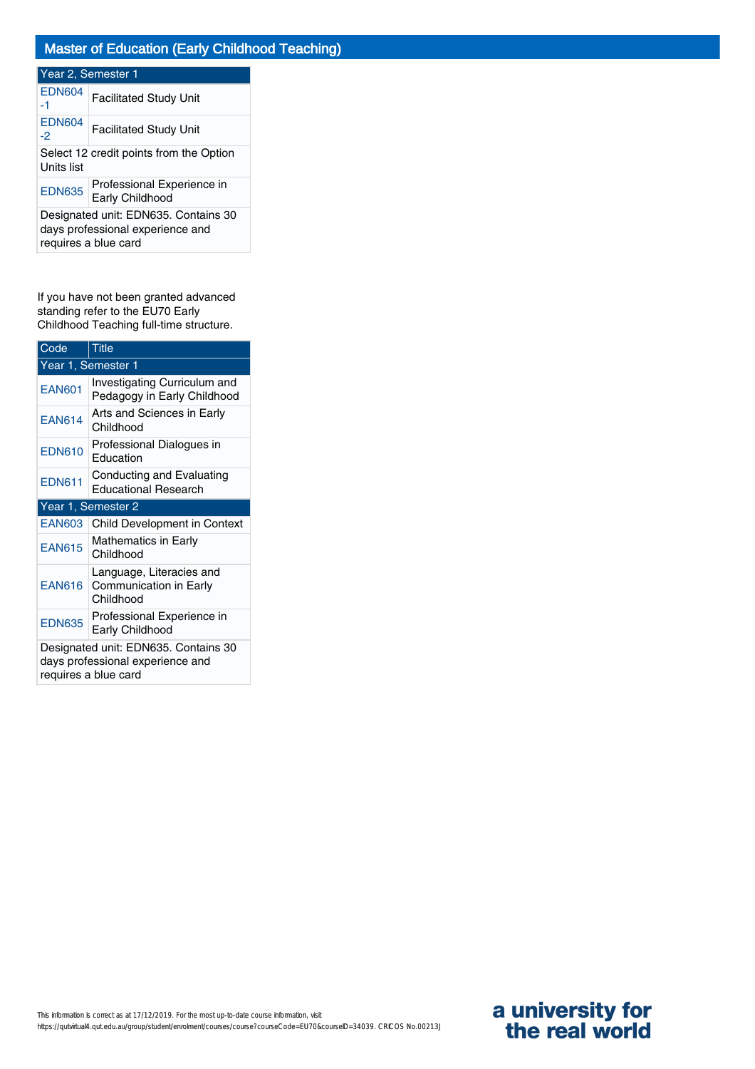## Master of Education (Early Childhood Teaching)

| Year 2, Semester 1 | |
|---|---|
| EDN604-1 | Facilitated Study Unit |
| EDN604-2 | Facilitated Study Unit |
| Select 12 credit points from the Option Units list | |
| EDN635 | Professional Experience in Early Childhood |
| Designated unit: EDN635. Contains 30 days professional experience and requires a blue card | |

If you have not been granted advanced standing refer to the EU70 Early Childhood Teaching full-time structure.

| Code | Title |
|---|---|
| Year 1, Semester 1 | |
| EAN601 | Investigating Curriculum and Pedagogy in Early Childhood |
| EAN614 | Arts and Sciences in Early Childhood |
| EDN610 | Professional Dialogues in Education |
| EDN611 | Conducting and Evaluating Educational Research |
| Year 1, Semester 2 | |
| EAN603 | Child Development in Context |
| EAN615 | Mathematics in Early Childhood |
| EAN616 | Language, Literacies and Communication in Early Childhood |
| EDN635 | Professional Experience in Early Childhood |
| Designated unit: EDN635. Contains 30 days professional experience and requires a blue card | |

This information is correct as at 17/12/2019. For the most up-to-date course information, visit https://qutvirtual4.qut.edu.au/group/student/enrolment/courses/course?courseCode=EU70&courseID=34039. CRICOS No.00213J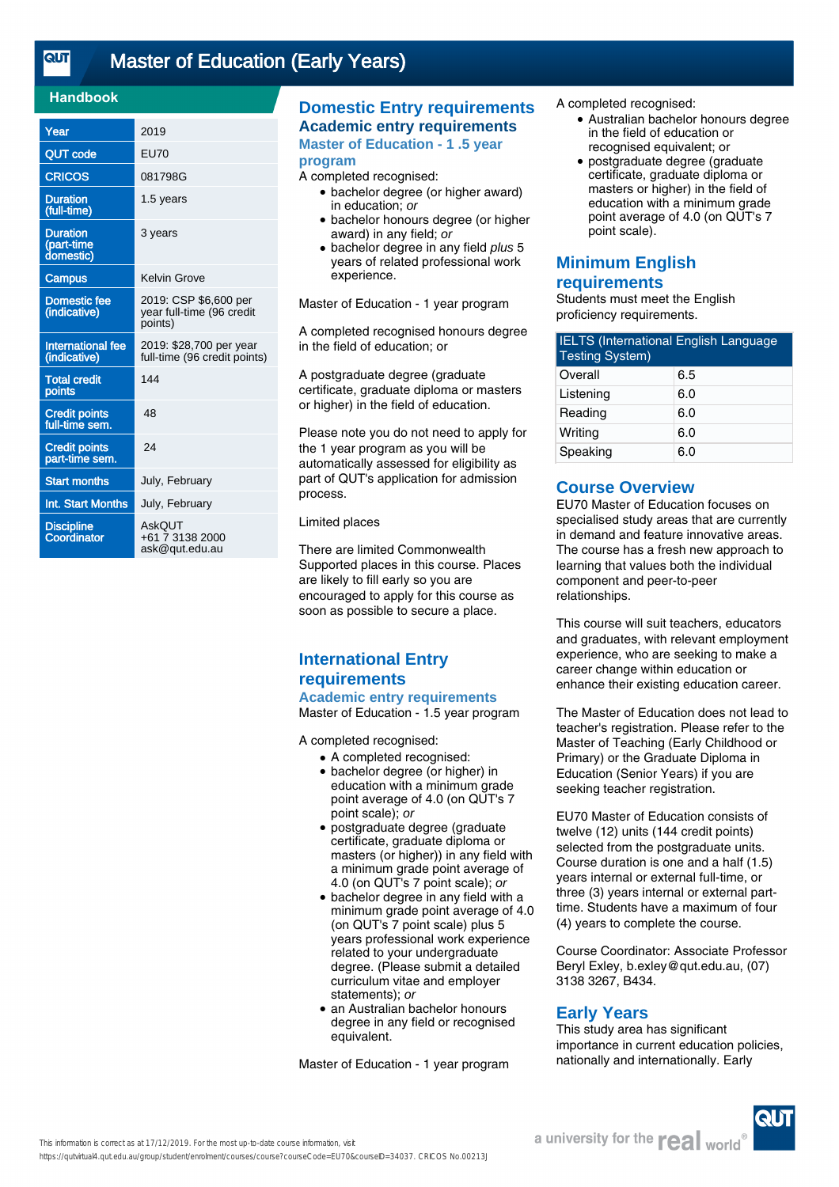# Master of Education (Early Years)

## Handbook

| Year | 2019 |
|---|---|
| QUT code | EU70 |
| CRICOS | 081798G |
| Duration (full-time) | 1.5 years |
| Duration (part-time domestic) | 3 years |
| Campus | Kelvin Grove |
| Domestic fee (indicative) | 2019: CSP $6,600 per year full-time (96 credit points) |
| International fee (indicative) | 2019: $28,700 per year full-time (96 credit points) |
| Total credit points | 144 |
| Credit points full-time sem. | 48 |
| Credit points part-time sem. | 24 |
| Start months | July, February |
| Int. Start Months | July, February |
| Discipline Coordinator | AskQUT +61 7 3138 2000 ask@qut.edu.au |

## Domestic Entry requirements

### Academic entry requirements

#### Master of Education - 1 .5 year program

A completed recognised:

- bachelor degree (or higher award) in education; *or*
- bachelor honours degree (or higher award) in any field; *or*
- bachelor degree in any field *plus* 5 years of related professional work experience.

Master of Education - 1 year program

A completed recognised honours degree in the field of education; or

A postgraduate degree (graduate certificate, graduate diploma or masters or higher) in the field of education.

Please note you do not need to apply for the 1 year program as you will be automatically assessed for eligibility as part of QUT's application for admission process.

Limited places

There are limited Commonwealth Supported places in this course. Places are likely to fill early so you are encouraged to apply for this course as soon as possible to secure a place.

## International Entry requirements

#### Academic entry requirements

Master of Education - 1.5 year program

A completed recognised:

- A completed recognised:
- bachelor degree (or higher) in education with a minimum grade point average of 4.0 (on QUT's 7 point scale); *or*
- postgraduate degree (graduate certificate, graduate diploma or masters (or higher)) in any field with a minimum grade point average of 4.0 (on QUT's 7 point scale); *or*
- bachelor degree in any field with a minimum grade point average of 4.0 (on QUT's 7 point scale) plus 5 years professional work experience related to your undergraduate degree. (Please submit a detailed curriculum vitae and employer statements); *or*
- an Australian bachelor honours degree in any field or recognised equivalent.

Master of Education - 1 year program

A completed recognised:

- Australian bachelor honours degree in the field of education or recognised equivalent; or
- postgraduate degree (graduate certificate, graduate diploma or masters or higher) in the field of education with a minimum grade point average of 4.0 (on QUT's 7 point scale).

## Minimum English requirements

Students must meet the English proficiency requirements.

| IELTS (International English Language Testing System) | |
|---|---|
| Overall | 6.5 |
| Listening | 6.0 |
| Reading | 6.0 |
| Writing | 6.0 |
| Speaking | 6.0 |

## Course Overview

EU70 Master of Education focuses on specialised study areas that are currently in demand and feature innovative areas. The course has a fresh new approach to learning that values both the individual component and peer-to-peer relationships.

This course will suit teachers, educators and graduates, with relevant employment experience, who are seeking to make a career change within education or enhance their existing education career.

The Master of Education does not lead to teacher's registration. Please refer to the Master of Teaching (Early Childhood or Primary) or the Graduate Diploma in Education (Senior Years) if you are seeking teacher registration.

EU70 Master of Education consists of twelve (12) units (144 credit points) selected from the postgraduate units. Course duration is one and a half (1.5) years internal or external full-time, or three (3) years internal or external part-time. Students have a maximum of four (4) years to complete the course.

Course Coordinator: Associate Professor Beryl Exley, b.exley@qut.edu.au, (07) 3138 3267, B434.

## Early Years

This study area has significant importance in current education policies, nationally and internationally. Early

This information is correct as at 17/12/2019. For the most up-to-date course information, visit https://qutvirtual4.qut.edu.au/group/student/enrolment/courses/course?courseCode=EU70&courseID=34037. CRICOS No.00213J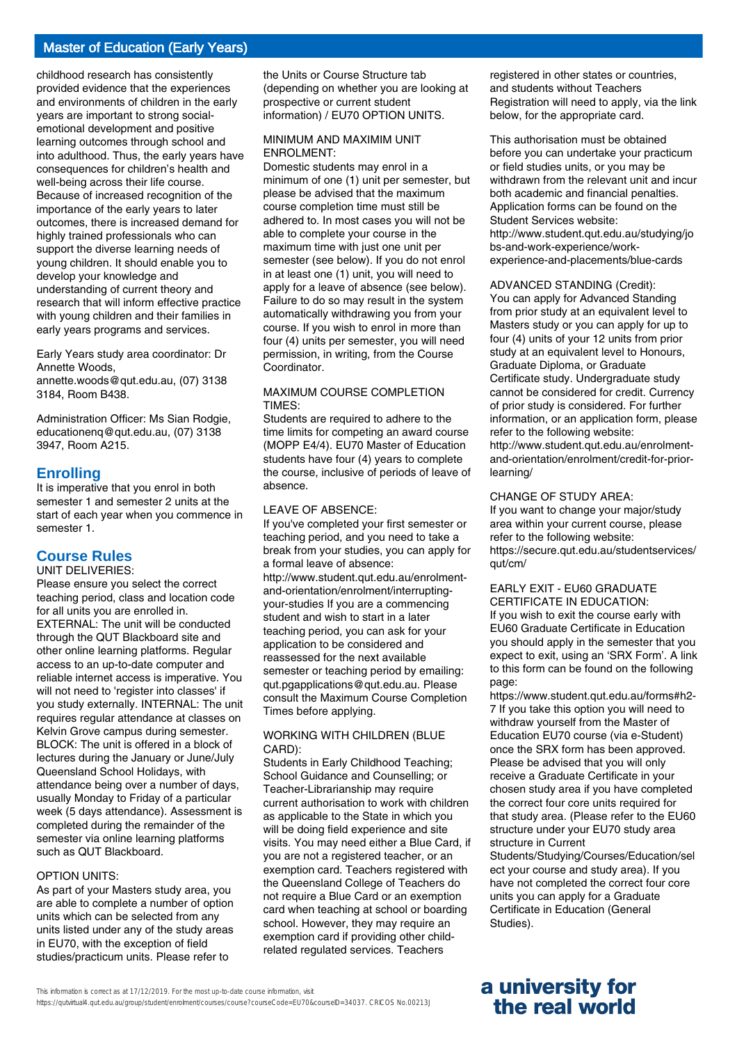childhood research has consistently provided evidence that the experiences and environments of children in the early years are important to strong social-emotional development and positive learning outcomes through school and into adulthood. Thus, the early years have consequences for children's health and well-being across their life course. Because of increased recognition of the importance of the early years to later outcomes, there is increased demand for highly trained professionals who can support the diverse learning needs of young children. It should enable you to develop your knowledge and understanding of current theory and research that will inform effective practice with young children and their families in early years programs and services.

Early Years study area coordinator: Dr Annette Woods, annette.woods@qut.edu.au, (07) 3138 3184, Room B438.

Administration Officer: Ms Sian Rodgie, educationenq@qut.edu.au, (07) 3138 3947, Room A215.

## Enrolling

It is imperative that you enrol in both semester 1 and semester 2 units at the start of each year when you commence in semester 1.

## Course Rules

UNIT DELIVERIES:
Please ensure you select the correct teaching period, class and location code for all units you are enrolled in.
EXTERNAL: The unit will be conducted through the QUT Blackboard site and other online learning platforms. Regular access to an up-to-date computer and reliable internet access is imperative. You will not need to 'register into classes' if you study externally. INTERNAL: The unit requires regular attendance at classes on Kelvin Grove campus during semester.
BLOCK: The unit is offered in a block of lectures during the January or June/July Queensland School Holidays, with attendance being over a number of days, usually Monday to Friday of a particular week (5 days attendance). Assessment is completed during the remainder of the semester via online learning platforms such as QUT Blackboard.

OPTION UNITS:
As part of your Masters study area, you are able to complete a number of option units which can be selected from any units listed under any of the study areas in EU70, with the exception of field studies/practicum units. Please refer to the Units or Course Structure tab (depending on whether you are looking at prospective or current student information) / EU70 OPTION UNITS.

MINIMUM AND MAXIMIM UNIT ENROLMENT:
Domestic students may enrol in a minimum of one (1) unit per semester, but please be advised that the maximum course completion time must still be adhered to. In most cases you will not be able to complete your course in the maximum time with just one unit per semester (see below). If you do not enrol in at least one (1) unit, you will need to apply for a leave of absence (see below). Failure to do so may result in the system automatically withdrawing you from your course. If you wish to enrol in more than four (4) units per semester, you will need permission, in writing, from the Course Coordinator.

MAXIMUM COURSE COMPLETION TIMES:
Students are required to adhere to the time limits for competing an award course (MOPP E4/4). EU70 Master of Education students have four (4) years to complete the course, inclusive of periods of leave of absence.

LEAVE OF ABSENCE:
If you've completed your first semester or teaching period, and you need to take a break from your studies, you can apply for a formal leave of absence: http://www.student.qut.edu.au/enrolment-and-orientation/enrolment/interrupting-your-studies If you are a commencing student and wish to start in a later teaching period, you can ask for your application to be considered and reassessed for the next available semester or teaching period by emailing: qut.pgapplications@qut.edu.au. Please consult the Maximum Course Completion Times before applying.

WORKING WITH CHILDREN (BLUE CARD):
Students in Early Childhood Teaching; School Guidance and Counselling; or Teacher-Librarianship may require current authorisation to work with children as applicable to the State in which you will be doing field experience and site visits. You may need either a Blue Card, if you are not a registered teacher, or an exemption card. Teachers registered with the Queensland College of Teachers do not require a Blue Card or an exemption card when teaching at school or boarding school. However, they may require an exemption card if providing other child-related regulated services. Teachers registered in other states or countries, and students without Teachers Registration will need to apply, via the link below, for the appropriate card.

This authorisation must be obtained before you can undertake your practicum or field studies units, or you may be withdrawn from the relevant unit and incur both academic and financial penalties. Application forms can be found on the Student Services website: http://www.student.qut.edu.au/studying/jobs-and-work-experience/work-experience-and-placements/blue-cards

ADVANCED STANDING (Credit):
You can apply for Advanced Standing from prior study at an equivalent level to Masters study or you can apply for up to four (4) units of your 12 units from prior study at an equivalent level to Honours, Graduate Diploma, or Graduate Certificate study. Undergraduate study cannot be considered for credit. Currency of prior study is considered. For further information, or an application form, please refer to the following website: http://www.student.qut.edu.au/enrolment-and-orientation/enrolment/credit-for-prior-learning/

CHANGE OF STUDY AREA:
If you want to change your major/study area within your current course, please refer to the following website: https://secure.qut.edu.au/studentservices/qut/cm/

EARLY EXIT - EU60 GRADUATE CERTIFICATE IN EDUCATION:
If you wish to exit the course early with EU60 Graduate Certificate in Education you should apply in the semester that you expect to exit, using an 'SRX Form'. A link to this form can be found on the following page: https://www.student.qut.edu.au/forms#h2-7 If you take this option you will need to withdraw yourself from the Master of Education EU70 course (via e-Student) once the SRX form has been approved. Please be advised that you will only receive a Graduate Certificate in your chosen study area if you have completed the correct four core units required for that study area. (Please refer to the EU60 structure under your EU70 study area structure in Current Students/Studying/Courses/Education/select your course and study area). If you have not completed the correct four core units you can apply for a Graduate Certificate in Education (General Studies).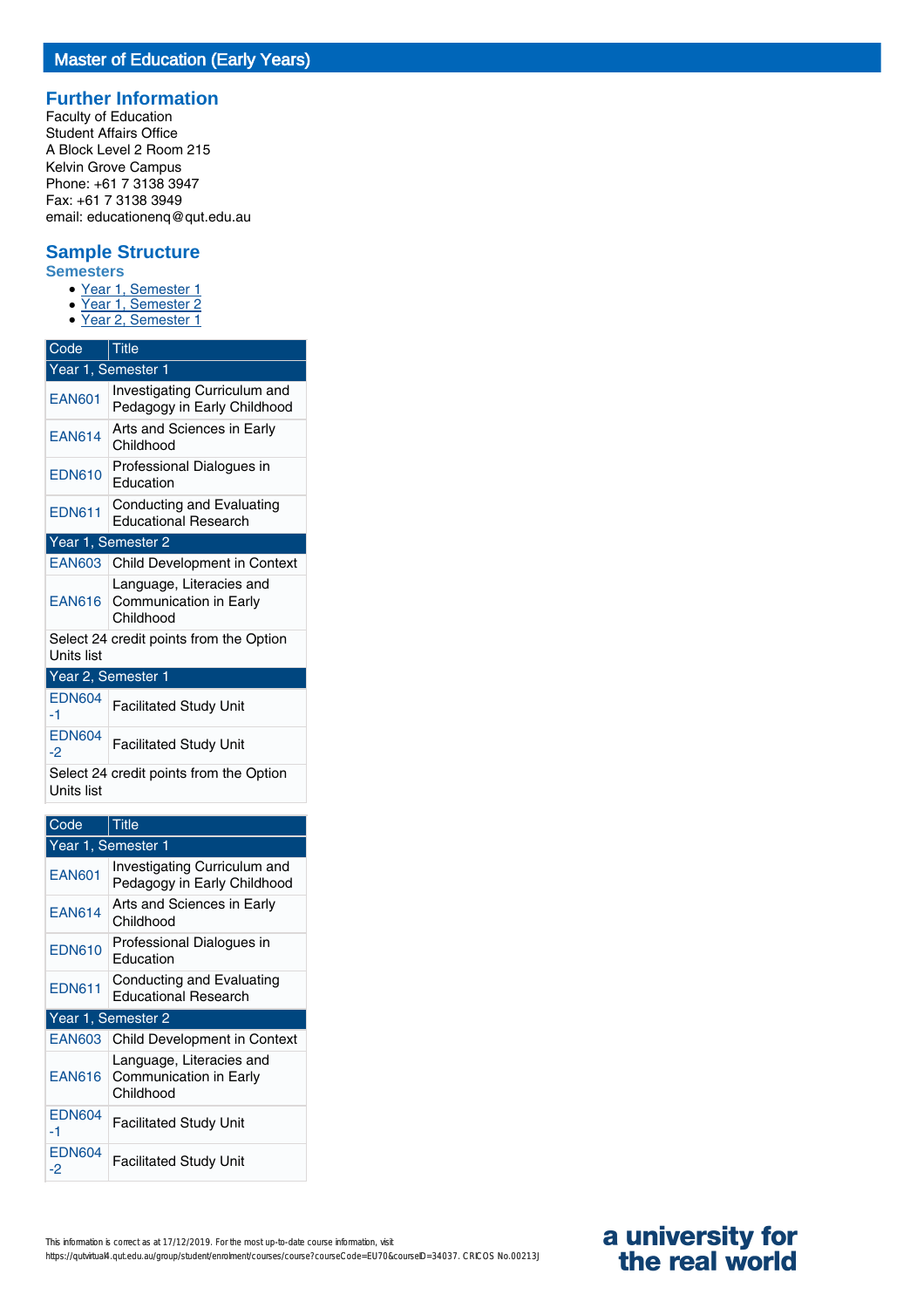# Master of Education (Early Years)

## Further Information

Faculty of Education
Student Affairs Office
A Block Level 2 Room 215
Kelvin Grove Campus
Phone: +61 7 3138 3947
Fax: +61 7 3138 3949
email: educationenq@qut.edu.au

## Sample Structure

### Semesters

- Year 1, Semester 1
- Year 1, Semester 2
- Year 2, Semester 1

| Code | Title |
|---|---|
| Year 1, Semester 1 | |
| EAN601 | Investigating Curriculum and Pedagogy in Early Childhood |
| EAN614 | Arts and Sciences in Early Childhood |
| EDN610 | Professional Dialogues in Education |
| EDN611 | Conducting and Evaluating Educational Research |
| Year 1, Semester 2 | |
| EAN603 | Child Development in Context |
| EAN616 | Language, Literacies and Communication in Early Childhood |
| Select 24 credit points from the Option Units list | |
| Year 2, Semester 1 | |
| EDN604-1 | Facilitated Study Unit |
| EDN604-2 | Facilitated Study Unit |
| Select 24 credit points from the Option Units list | |

| Code | Title |
|---|---|
| Year 1, Semester 1 | |
| EAN601 | Investigating Curriculum and Pedagogy in Early Childhood |
| EAN614 | Arts and Sciences in Early Childhood |
| EDN610 | Professional Dialogues in Education |
| EDN611 | Conducting and Evaluating Educational Research |
| Year 1, Semester 2 | |
| EAN603 | Child Development in Context |
| EAN616 | Language, Literacies and Communication in Early Childhood |
| EDN604-1 | Facilitated Study Unit |
| EDN604-2 | Facilitated Study Unit |

This information is correct as at 17/12/2019. For the most up-to-date course information, visit https://qutvirtual4.qut.edu.au/group/student/enrolment/courses/course?courseCode=EU70&courseID=34037. CRICOS No.00213J

a university for the real world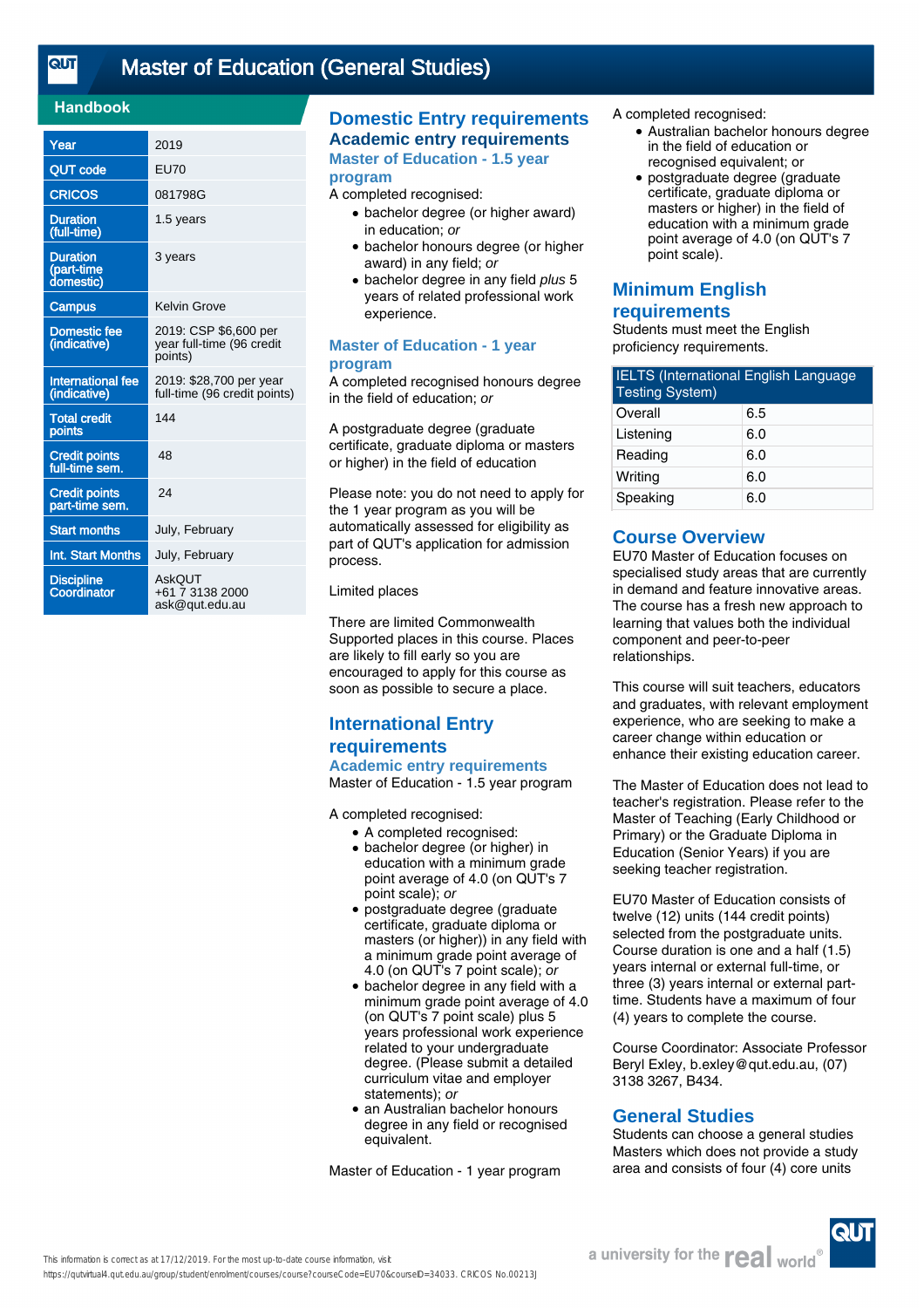# Master of Education (General Studies)

## Handbook

| | |
|---|---|
| Year | 2019 |
| QUT code | EU70 |
| CRICOS | 081798G |
| Duration (full-time) | 1.5 years |
| Duration (part-time domestic) | 3 years |
| Campus | Kelvin Grove |
| Domestic fee (indicative) | 2019: CSP $6,600 per year full-time (96 credit points) |
| International fee (indicative) | 2019: $28,700 per year full-time (96 credit points) |
| Total credit points | 144 |
| Credit points full-time sem. | 48 |
| Credit points part-time sem. | 24 |
| Start months | July, February |
| Int. Start Months | July, February |
| Discipline Coordinator | AskQUT +61 7 3138 2000 ask@qut.edu.au |

## Domestic Entry requirements

### Academic entry requirements

#### Master of Education - 1.5 year program

A completed recognised:

- bachelor degree (or higher award) in education; *or*
- bachelor honours degree (or higher award) in any field; *or*
- bachelor degree in any field *plus* 5 years of related professional work experience.

#### Master of Education - 1 year program

A completed recognised honours degree in the field of education; *or*

A postgraduate degree (graduate certificate, graduate diploma or masters or higher) in the field of education

Please note: you do not need to apply for the 1 year program as you will be automatically assessed for eligibility as part of QUT's application for admission process.

Limited places

There are limited Commonwealth Supported places in this course. Places are likely to fill early so you are encouraged to apply for this course as soon as possible to secure a place.

## International Entry requirements

### Academic entry requirements

Master of Education - 1.5 year program

A completed recognised:

- A completed recognised:
- bachelor degree (or higher) in education with a minimum grade point average of 4.0 (on QUT's 7 point scale); *or*
- postgraduate degree (graduate certificate, graduate diploma or masters (or higher)) in any field with a minimum grade point average of 4.0 (on QUT's 7 point scale); *or*
- bachelor degree in any field with a minimum grade point average of 4.0 (on QUT's 7 point scale) plus 5 years professional work experience related to your undergraduate degree. (Please submit a detailed curriculum vitae and employer statements); *or*
- an Australian bachelor honours degree in any field or recognised equivalent.

Master of Education - 1 year program

A completed recognised:

- Australian bachelor honours degree in the field of education or recognised equivalent; or
- postgraduate degree (graduate certificate, graduate diploma or masters or higher) in the field of education with a minimum grade point average of 4.0 (on QUT's 7 point scale).

## Minimum English requirements

Students must meet the English proficiency requirements.

| IELTS (International English Language Testing System) | |
|---|---|
| Overall | 6.5 |
| Listening | 6.0 |
| Reading | 6.0 |
| Writing | 6.0 |
| Speaking | 6.0 |

## Course Overview

EU70 Master of Education focuses on specialised study areas that are currently in demand and feature innovative areas. The course has a fresh new approach to learning that values both the individual component and peer-to-peer relationships.

This course will suit teachers, educators and graduates, with relevant employment experience, who are seeking to make a career change within education or enhance their existing education career.

The Master of Education does not lead to teacher's registration. Please refer to the Master of Teaching (Early Childhood or Primary) or the Graduate Diploma in Education (Senior Years) if you are seeking teacher registration.

EU70 Master of Education consists of twelve (12) units (144 credit points) selected from the postgraduate units. Course duration is one and a half (1.5) years internal or external full-time, or three (3) years internal or external part-time. Students have a maximum of four (4) years to complete the course.

Course Coordinator: Associate Professor Beryl Exley, b.exley@qut.edu.au, (07) 3138 3267, B434.

## General Studies

Students can choose a general studies Masters which does not provide a study area and consists of four (4) core units

This information is correct as at 17/12/2019. For the most up-to-date course information, visit https://qutvirtual4.qut.edu.au/group/student/enrolment/courses/course?courseCode=EU70&courseID=34033. CRICOS No.00213J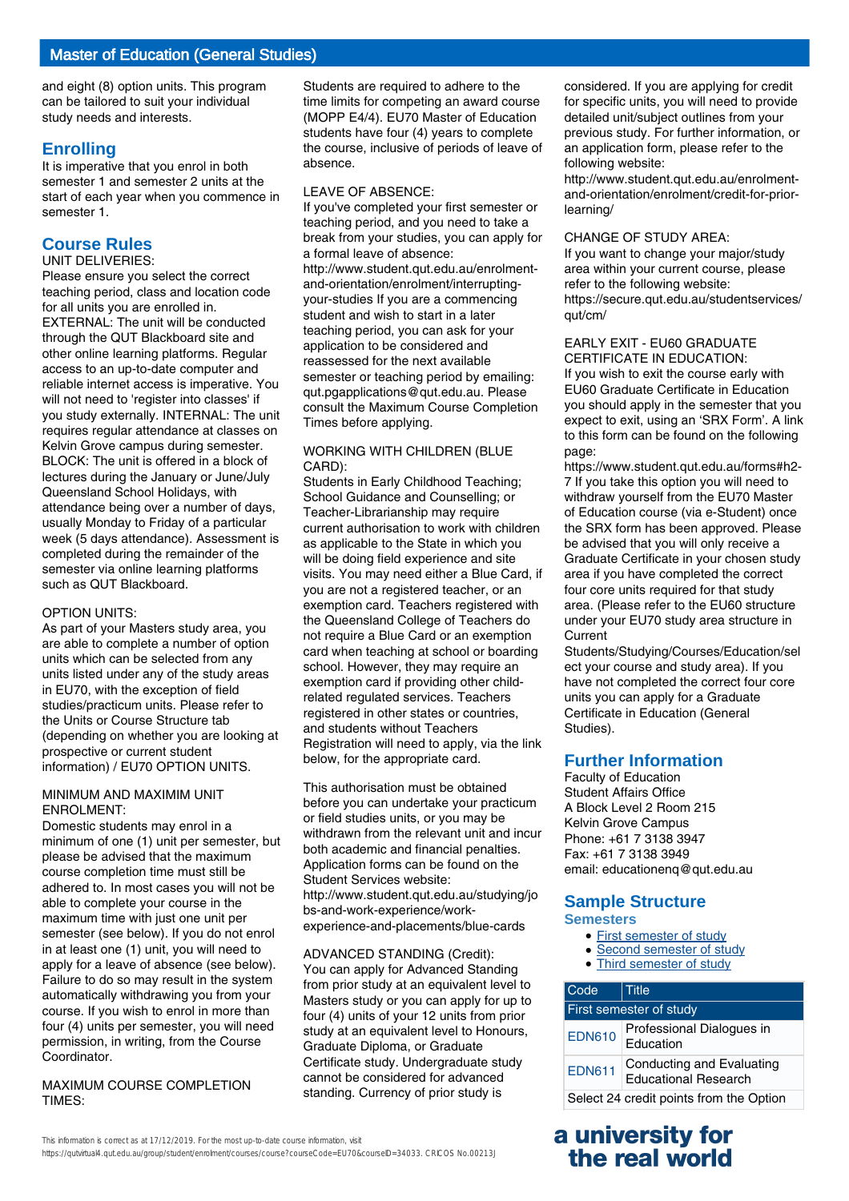and eight (8) option units. This program can be tailored to suit your individual study needs and interests.

## Enrolling

It is imperative that you enrol in both semester 1 and semester 2 units at the start of each year when you commence in semester 1.

## Course Rules

UNIT DELIVERIES:
Please ensure you select the correct teaching period, class and location code for all units you are enrolled in. EXTERNAL: The unit will be conducted through the QUT Blackboard site and other online learning platforms. Regular access to an up-to-date computer and reliable internet access is imperative. You will not need to 'register into classes' if you study externally. INTERNAL: The unit requires regular attendance at classes on Kelvin Grove campus during semester. BLOCK: The unit is offered in a block of lectures during the January or June/July Queensland School Holidays, with attendance being over a number of days, usually Monday to Friday of a particular week (5 days attendance). Assessment is completed during the remainder of the semester via online learning platforms such as QUT Blackboard.

OPTION UNITS:
As part of your Masters study area, you are able to complete a number of option units which can be selected from any units listed under any of the study areas in EU70, with the exception of field studies/practicum units. Please refer to the Units or Course Structure tab (depending on whether you are looking at prospective or current student information) / EU70 OPTION UNITS.

MINIMUM AND MAXIMIM UNIT ENROLMENT:
Domestic students may enrol in a minimum of one (1) unit per semester, but please be advised that the maximum course completion time must still be adhered to. In most cases you will not be able to complete your course in the maximum time with just one unit per semester (see below). If you do not enrol in at least one (1) unit, you will need to apply for a leave of absence (see below). Failure to do so may result in the system automatically withdrawing you from your course. If you wish to enrol in more than four (4) units per semester, you will need permission, in writing, from the Course Coordinator.

MAXIMUM COURSE COMPLETION TIMES:
Students are required to adhere to the time limits for competing an award course (MOPP E4/4). EU70 Master of Education students have four (4) years to complete the course, inclusive of periods of leave of absence.

LEAVE OF ABSENCE:
If you've completed your first semester or teaching period, and you need to take a break from your studies, you can apply for a formal leave of absence: http://www.student.qut.edu.au/enrolment-and-orientation/enrolment/interrupting-your-studies If you are a commencing student and wish to start in a later teaching period, you can ask for your application to be considered and reassessed for the next available semester or teaching period by emailing: qut.pgapplications@qut.edu.au. Please consult the Maximum Course Completion Times before applying.

WORKING WITH CHILDREN (BLUE CARD):
Students in Early Childhood Teaching; School Guidance and Counselling; or Teacher-Librarianship may require current authorisation to work with children as applicable to the State in which you will be doing field experience and site visits. You may need either a Blue Card, if you are not a registered teacher, or an exemption card. Teachers registered with the Queensland College of Teachers do not require a Blue Card or an exemption card when teaching at school or boarding school. However, they may require an exemption card if providing other child-related regulated services. Teachers registered in other states or countries, and students without Teachers Registration will need to apply, via the link below, for the appropriate card.

This authorisation must be obtained before you can undertake your practicum or field studies units, or you may be withdrawn from the relevant unit and incur both academic and financial penalties. Application forms can be found on the Student Services website: http://www.student.qut.edu.au/studying/jobs-and-work-experience/work-experience-and-placements/blue-cards

ADVANCED STANDING (Credit):
You can apply for Advanced Standing from prior study at an equivalent level to Masters study or you can apply for up to four (4) units of your 12 units from prior study at an equivalent level to Honours, Graduate Diploma, or Graduate Certificate study. Undergraduate study cannot be considered for advanced standing. Currency of prior study is considered. If you are applying for credit for specific units, you will need to provide detailed unit/subject outlines from your previous study. For further information, or an application form, please refer to the following website:
http://www.student.qut.edu.au/enrolment-and-orientation/enrolment/credit-for-prior-learning/

CHANGE OF STUDY AREA:
If you want to change your major/study area within your current course, please refer to the following website:
https://secure.qut.edu.au/studentservices/qut/cm/

EARLY EXIT - EU60 GRADUATE CERTIFICATE IN EDUCATION:
If you wish to exit the course early with EU60 Graduate Certificate in Education you should apply in the semester that you expect to exit, using an 'SRX Form'. A link to this form can be found on the following page:
https://www.student.qut.edu.au/forms#h2-7 If you take this option you will need to withdraw yourself from the EU70 Master of Education course (via e-Student) once the SRX form has been approved. Please be advised that you will only receive a Graduate Certificate in your chosen study area if you have completed the correct four core units required for that study area. (Please refer to the EU60 structure under your EU70 study area structure in Current Students/Studying/Courses/Education/select your course and study area). If you have not completed the correct four core units you can apply for a Graduate Certificate in Education (General Studies).

## Further Information

Faculty of Education
Student Affairs Office
A Block Level 2 Room 215
Kelvin Grove Campus
Phone: +61 7 3138 3947
Fax: +61 7 3138 3949
email: educationenq@qut.edu.au

## Sample Structure

### Semesters

- First semester of study
- Second semester of study
- Third semester of study

| Code | Title |
|---|---|
| First semester of study | |
| EDN610 | Professional Dialogues in Education |
| EDN611 | Conducting and Evaluating Educational Research |
| Select 24 credit points from the Option | |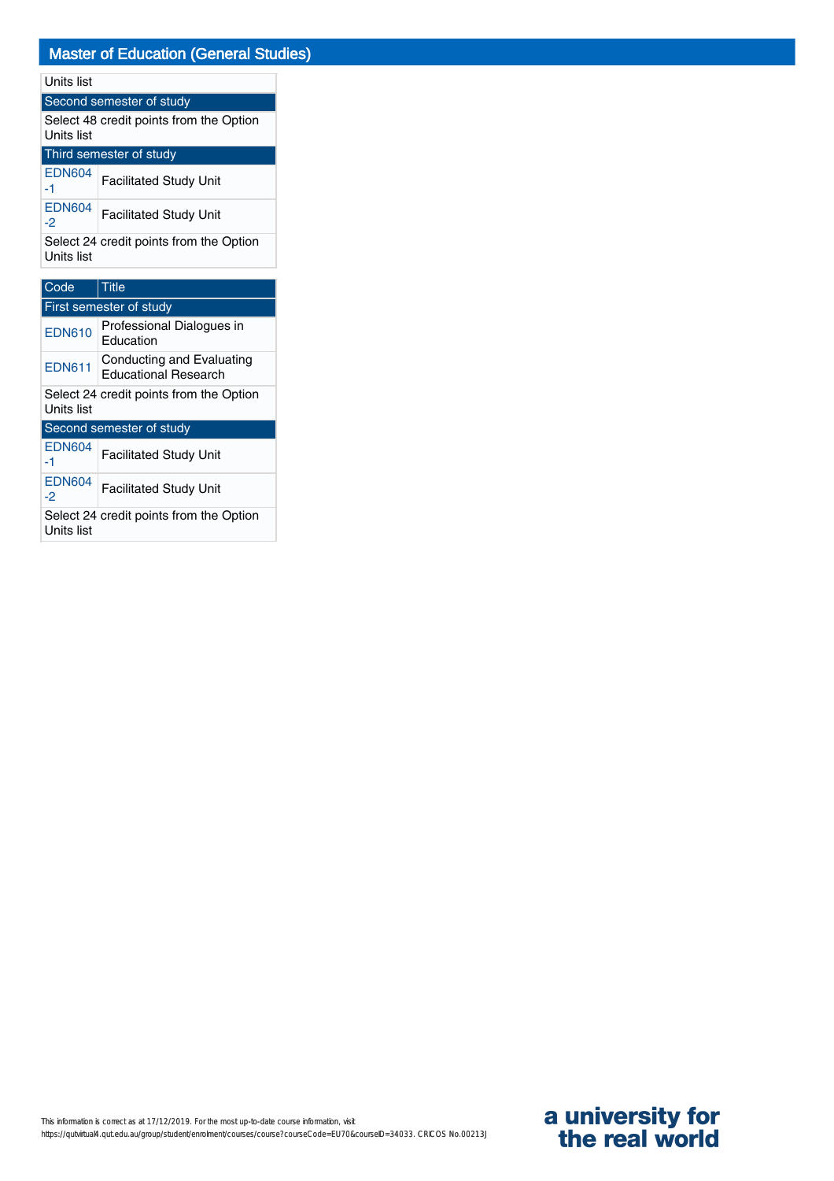## Master of Education (General Studies)

| Units list | |
|---|---|
| **Second semester of study** | |
| Select 48 credit points from the Option Units list | |
| **Third semester of study** | |
| EDN604-1 | Facilitated Study Unit |
| EDN604-2 | Facilitated Study Unit |
| Select 24 credit points from the Option Units list | |

| Code | Title |
|---|---|
| **First semester of study** | |
| EDN610 | Professional Dialogues in Education |
| EDN611 | Conducting and Evaluating Educational Research |
| Select 24 credit points from the Option Units list | |
| **Second semester of study** | |
| EDN604-1 | Facilitated Study Unit |
| EDN604-2 | Facilitated Study Unit |
| Select 24 credit points from the Option Units list | |

This information is correct as at 17/12/2019. For the most up-to-date course information, visit https://qutvirtual4.qut.edu.au/group/student/enrolment/courses/course?courseCode=EU70&courseID=34033. CRICOS No.00213J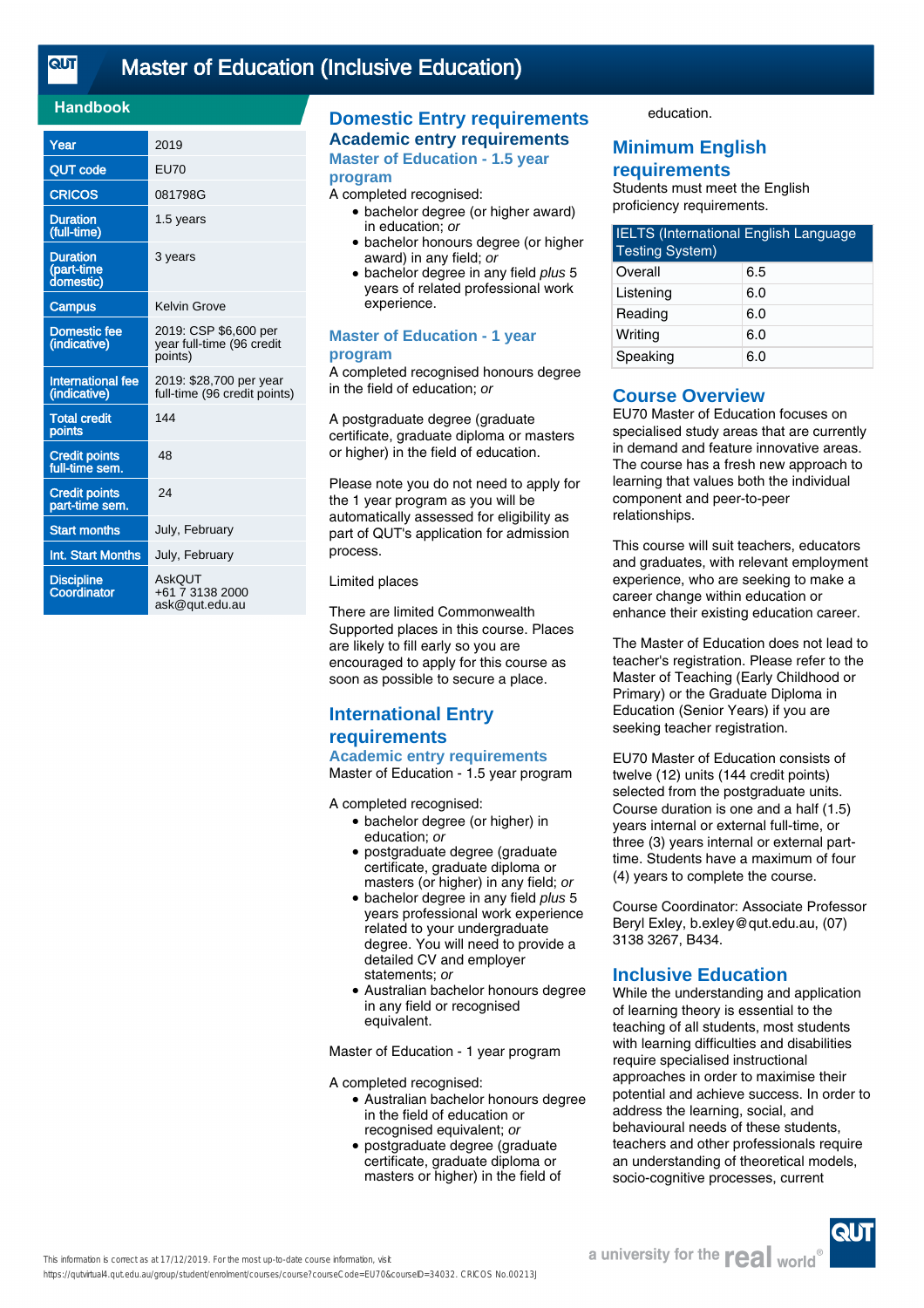# Master of Education (Inclusive Education)

## Handbook

| | |
|---|---|
| Year | 2019 |
| QUT code | EU70 |
| CRICOS | 081798G |
| Duration (full-time) | 1.5 years |
| Duration (part-time domestic) | 3 years |
| Campus | Kelvin Grove |
| Domestic fee (indicative) | 2019: CSP $6,600 per year full-time (96 credit points) |
| International fee (indicative) | 2019: $28,700 per year full-time (96 credit points) |
| Total credit points | 144 |
| Credit points full-time sem. | 48 |
| Credit points part-time sem. | 24 |
| Start months | July, February |
| Int. Start Months | July, February |
| Discipline Coordinator | AskQUT<br>+61 7 3138 2000<br>ask@qut.edu.au |

## Domestic Entry requirements

### Academic entry requirements

#### Master of Education - 1.5 year program

A completed recognised:

- bachelor degree (or higher award) in education; *or*
- bachelor honours degree (or higher award) in any field; *or*
- bachelor degree in any field *plus* 5 years of related professional work experience.

#### Master of Education - 1 year program

A completed recognised honours degree in the field of education; *or*

A postgraduate degree (graduate certificate, graduate diploma or masters or higher) in the field of education.

Please note you do not need to apply for the 1 year program as you will be automatically assessed for eligibility as part of QUT's application for admission process.

Limited places

There are limited Commonwealth Supported places in this course. Places are likely to fill early so you are encouraged to apply for this course as soon as possible to secure a place.

## International Entry requirements

### Academic entry requirements

Master of Education - 1.5 year program

A completed recognised:

- bachelor degree (or higher) in education; *or*
- postgraduate degree (graduate certificate, graduate diploma or masters (or higher) in any field; *or*
- bachelor degree in any field *plus* 5 years professional work experience related to your undergraduate degree. You will need to provide a detailed CV and employer statements; *or*
- Australian bachelor honours degree in any field or recognised equivalent.

Master of Education - 1 year program

A completed recognised:

- Australian bachelor honours degree in the field of education or recognised equivalent; *or*
- postgraduate degree (graduate certificate, graduate diploma or masters or higher) in the field of education.

## Minimum English requirements

Students must meet the English proficiency requirements.

| IELTS (International English Language Testing System) | |
|---|---|
| Overall | 6.5 |
| Listening | 6.0 |
| Reading | 6.0 |
| Writing | 6.0 |
| Speaking | 6.0 |

## Course Overview

EU70 Master of Education focuses on specialised study areas that are currently in demand and feature innovative areas. The course has a fresh new approach to learning that values both the individual component and peer-to-peer relationships.

This course will suit teachers, educators and graduates, with relevant employment experience, who are seeking to make a career change within education or enhance their existing education career.

The Master of Education does not lead to teacher's registration. Please refer to the Master of Teaching (Early Childhood or Primary) or the Graduate Diploma in Education (Senior Years) if you are seeking teacher registration.

EU70 Master of Education consists of twelve (12) units (144 credit points) selected from the postgraduate units. Course duration is one and a half (1.5) years internal or external full-time, or three (3) years internal or external part-time. Students have a maximum of four (4) years to complete the course.

Course Coordinator: Associate Professor Beryl Exley, b.exley@qut.edu.au, (07) 3138 3267, B434.

## Inclusive Education

While the understanding and application of learning theory is essential to the teaching of all students, most students with learning difficulties and disabilities require specialised instructional approaches in order to maximise their potential and achieve success. In order to address the learning, social, and behavioural needs of these students, teachers and other professionals require an understanding of theoretical models, socio-cognitive processes, current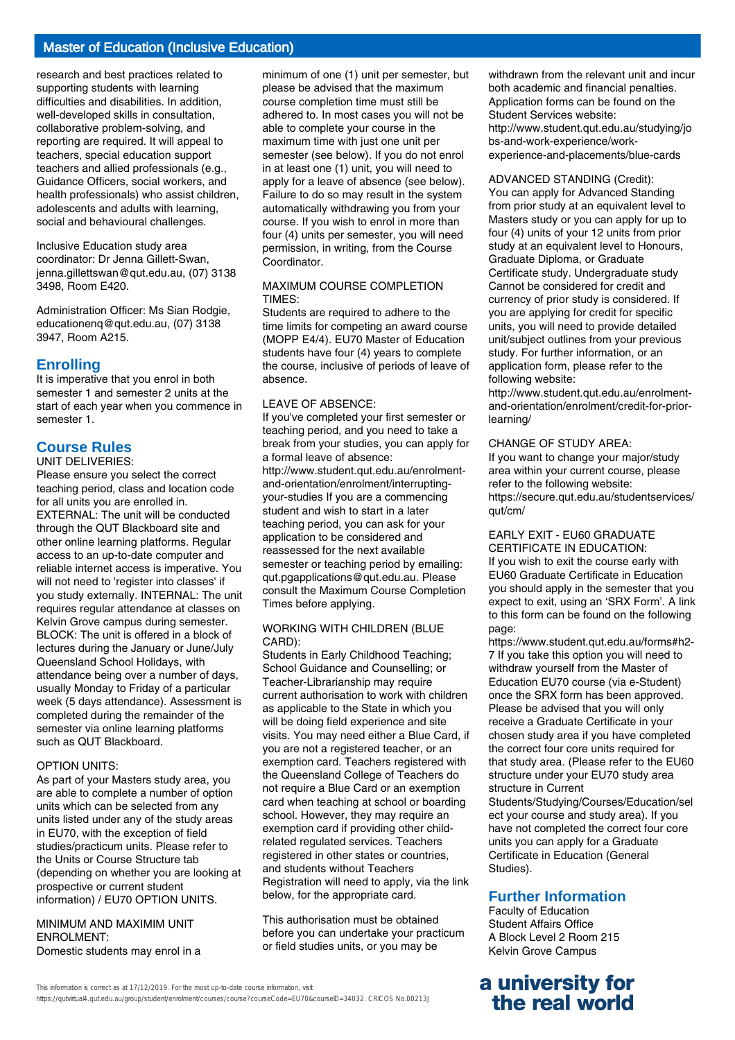research and best practices related to supporting students with learning difficulties and disabilities. In addition, well-developed skills in consultation, collaborative problem-solving, and reporting are required. It will appeal to teachers, special education support teachers and allied professionals (e.g., Guidance Officers, social workers, and health professionals) who assist children, adolescents and adults with learning, social and behavioural challenges.

Inclusive Education study area coordinator: Dr Jenna Gillett-Swan, jenna.gillettswan@qut.edu.au, (07) 3138 3498, Room E420.

Administration Officer: Ms Sian Rodgie, educationenq@qut.edu.au, (07) 3138 3947, Room A215.

## Enrolling

It is imperative that you enrol in both semester 1 and semester 2 units at the start of each year when you commence in semester 1.

## Course Rules

UNIT DELIVERIES:
Please ensure you select the correct teaching period, class and location code for all units you are enrolled in. EXTERNAL: The unit will be conducted through the QUT Blackboard site and other online learning platforms. Regular access to an up-to-date computer and reliable internet access is imperative. You will not need to 'register into classes' if you study externally. INTERNAL: The unit requires regular attendance at classes on Kelvin Grove campus during semester. BLOCK: The unit is offered in a block of lectures during the January or June/July Queensland School Holidays, with attendance being over a number of days, usually Monday to Friday of a particular week (5 days attendance). Assessment is completed during the remainder of the semester via online learning platforms such as QUT Blackboard.

OPTION UNITS:
As part of your Masters study area, you are able to complete a number of option units which can be selected from any units listed under any of the study areas in EU70, with the exception of field studies/practicum units. Please refer to the Units or Course Structure tab (depending on whether you are looking at prospective or current student information) / EU70 OPTION UNITS.

MINIMUM AND MAXIMIM UNIT ENROLMENT:
Domestic students may enrol in a minimum of one (1) unit per semester, but please be advised that the maximum course completion time must still be adhered to. In most cases you will not be able to complete your course in the maximum time with just one unit per semester (see below). If you do not enrol in at least one (1) unit, you will need to apply for a leave of absence (see below). Failure to do so may result in the system automatically withdrawing you from your course. If you wish to enrol in more than four (4) units per semester, you will need permission, in writing, from the Course Coordinator.

MAXIMUM COURSE COMPLETION TIMES:
Students are required to adhere to the time limits for competing an award course (MOPP E4/4). EU70 Master of Education students have four (4) years to complete the course, inclusive of periods of leave of absence.

LEAVE OF ABSENCE:
If you've completed your first semester or teaching period, and you need to take a break from your studies, you can apply for a formal leave of absence: http://www.student.qut.edu.au/enrolment-and-orientation/enrolment/interrupting-your-studies If you are a commencing student and wish to start in a later teaching period, you can ask for your application to be considered and reassessed for the next available semester or teaching period by emailing: qut.pgapplications@qut.edu.au. Please consult the Maximum Course Completion Times before applying.

WORKING WITH CHILDREN (BLUE CARD):
Students in Early Childhood Teaching; School Guidance and Counselling; or Teacher-Librarianship may require current authorisation to work with children as applicable to the State in which you will be doing field experience and site visits. You may need either a Blue Card, if you are not a registered teacher, or an exemption card. Teachers registered with the Queensland College of Teachers do not require a Blue Card or an exemption card when teaching at school or boarding school. However, they may require an exemption card if providing other child-related regulated services. Teachers registered in other states or countries, and students without Teachers Registration will need to apply, via the link below, for the appropriate card.

This authorisation must be obtained before you can undertake your practicum or field studies units, or you may be withdrawn from the relevant unit and incur both academic and financial penalties. Application forms can be found on the Student Services website: http://www.student.qut.edu.au/studying/jobs-and-work-experience/work-experience-and-placements/blue-cards

ADVANCED STANDING (Credit):
You can apply for Advanced Standing from prior study at an equivalent level to Masters study or you can apply for up to four (4) units of your 12 units from prior study at an equivalent level to Honours, Graduate Diploma, or Graduate Certificate study. Undergraduate study Cannot be considered for credit and currency of prior study is considered. If you are applying for credit for specific units, you will need to provide detailed unit/subject outlines from your previous study. For further information, or an application form, please refer to the following website: http://www.student.qut.edu.au/enrolment-and-orientation/enrolment/credit-for-prior-learning/

CHANGE OF STUDY AREA:
If you want to change your major/study area within your current course, please refer to the following website: https://secure.qut.edu.au/studentservices/qut/cm/

EARLY EXIT - EU60 GRADUATE CERTIFICATE IN EDUCATION:
If you wish to exit the course early with EU60 Graduate Certificate in Education you should apply in the semester that you expect to exit, using an 'SRX Form'. A link to this form can be found on the following page: https://www.student.qut.edu.au/forms#h2-7 If you take this option you will need to withdraw yourself from the Master of Education EU70 course (via e-Student) once the SRX form has been approved. Please be advised that you will only receive a Graduate Certificate in your chosen study area if you have completed the correct four core units required for that study area. (Please refer to the EU60 structure under your EU70 study area structure in Current Students/Studying/Courses/Education/select your course and study area). If you have not completed the correct four core units you can apply for a Graduate Certificate in Education (General Studies).

## Further Information

Faculty of Education
Student Affairs Office
A Block Level 2 Room 215
Kelvin Grove Campus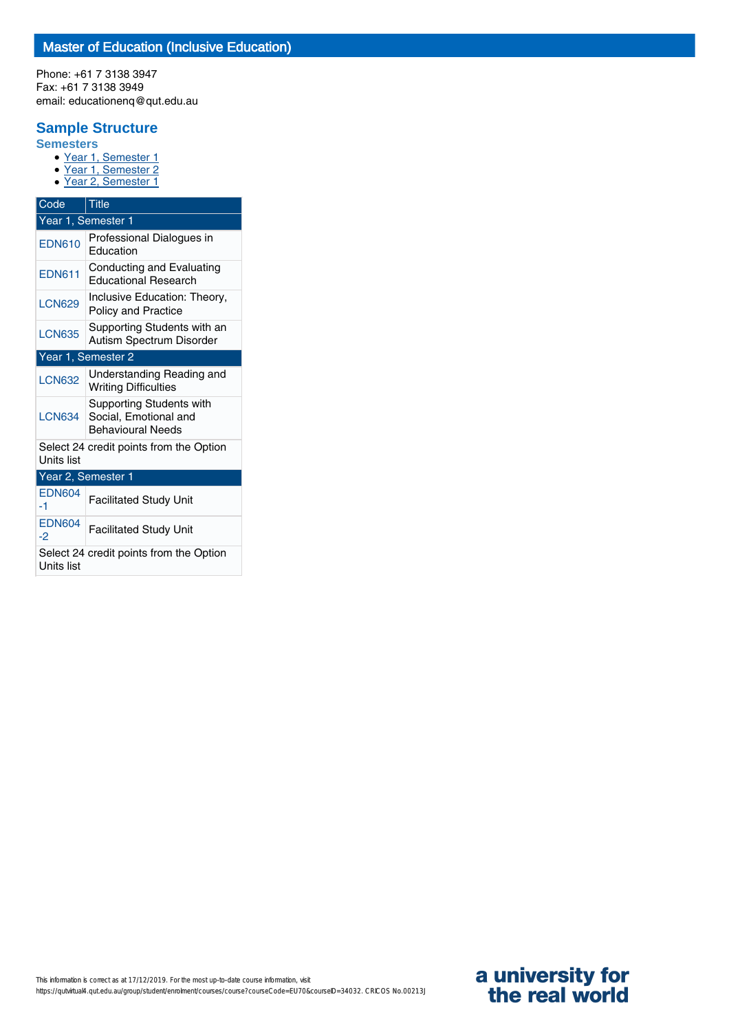## Master of Education (Inclusive Education)

Phone: +61 7 3138 3947
Fax: +61 7 3138 3949
email: educationenq@qut.edu.au

## Sample Structure

### Semesters

- Year 1, Semester 1
- Year 1, Semester 2
- Year 2, Semester 1

| Code | Title |
|---|---|
| **Year 1, Semester 1** | |
| EDN610 | Professional Dialogues in Education |
| EDN611 | Conducting and Evaluating Educational Research |
| LCN629 | Inclusive Education: Theory, Policy and Practice |
| LCN635 | Supporting Students with an Autism Spectrum Disorder |
| **Year 1, Semester 2** | |
| LCN632 | Understanding Reading and Writing Difficulties |
| LCN634 | Supporting Students with Social, Emotional and Behavioural Needs |
| Select 24 credit points from the Option Units list | |
| **Year 2, Semester 1** | |
| EDN604-1 | Facilitated Study Unit |
| EDN604-2 | Facilitated Study Unit |
| Select 24 credit points from the Option Units list | |

This information is correct as at 17/12/2019. For the most up-to-date course information, visit https://qutvirtual4.qut.edu.au/group/student/enrolment/courses/course?courseCode=EU70&courseID=34032. CRICOS No.00213J

a university for the real world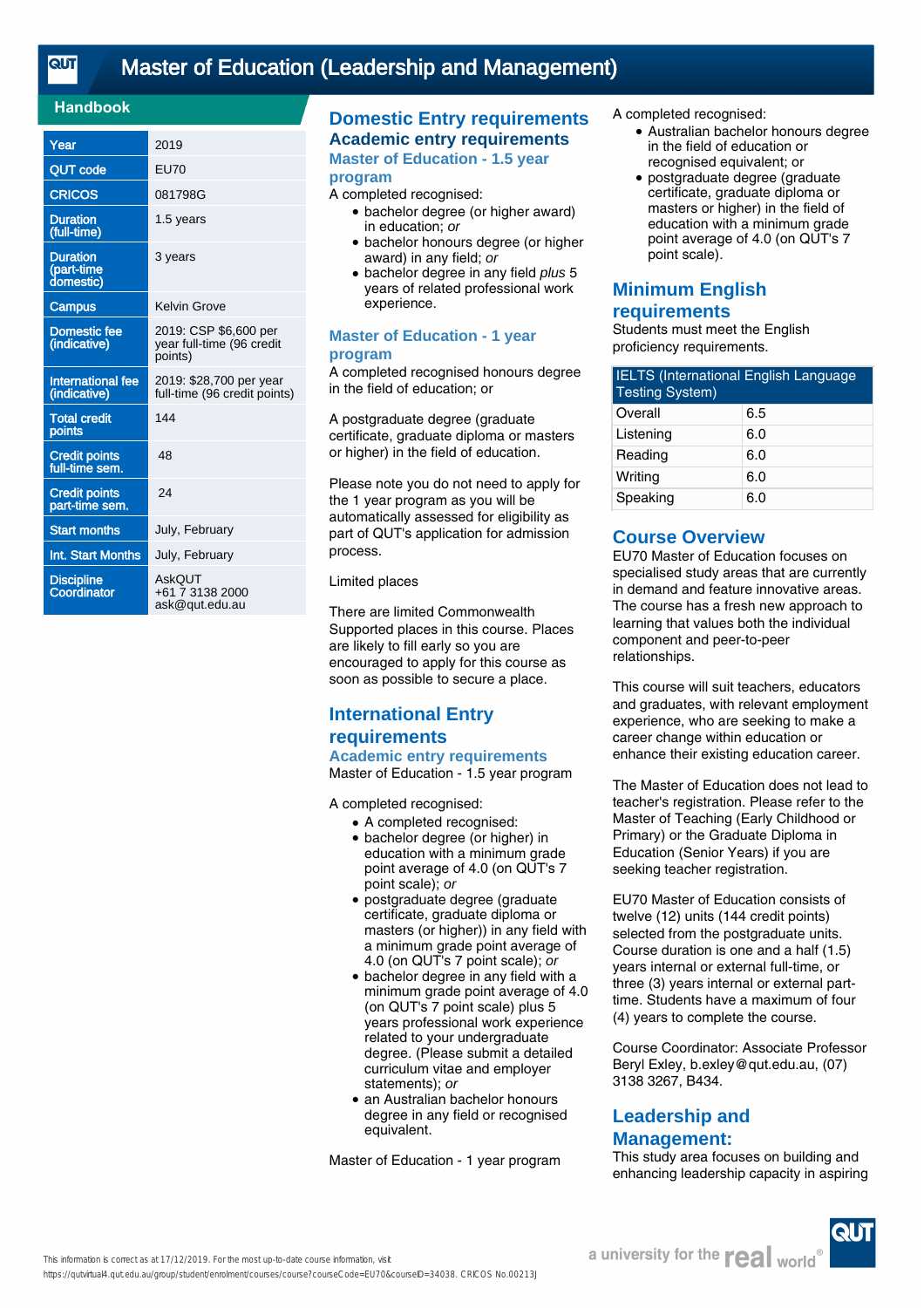# Master of Education (Leadership and Management)

## Handbook

| | |
|---|---|
| Year | 2019 |
| QUT code | EU70 |
| CRICOS | 081798G |
| Duration (full-time) | 1.5 years |
| Duration (part-time domestic) | 3 years |
| Campus | Kelvin Grove |
| Domestic fee (indicative) | 2019: CSP $6,600 per year full-time (96 credit points) |
| International fee (indicative) | 2019: $28,700 per year full-time (96 credit points) |
| Total credit points | 144 |
| Credit points full-time sem. | 48 |
| Credit points part-time sem. | 24 |
| Start months | July, February |
| Int. Start Months | July, February |
| Discipline Coordinator | AskQUT<br>+61 7 3138 2000<br>ask@qut.edu.au |

## Domestic Entry requirements

### Academic entry requirements

#### Master of Education - 1.5 year program

A completed recognised:

- bachelor degree (or higher award) in education; *or*
- bachelor honours degree (or higher award) in any field; *or*
- bachelor degree in any field *plus* 5 years of related professional work experience.

#### Master of Education - 1 year program

A completed recognised honours degree in the field of education; or

A postgraduate degree (graduate certificate, graduate diploma or masters or higher) in the field of education.

Please note you do not need to apply for the 1 year program as you will be automatically assessed for eligibility as part of QUT's application for admission process.

Limited places

There are limited Commonwealth Supported places in this course. Places are likely to fill early so you are encouraged to apply for this course as soon as possible to secure a place.

## International Entry requirements

### Academic entry requirements

Master of Education - 1.5 year program

A completed recognised:

- A completed recognised:
- bachelor degree (or higher) in education with a minimum grade point average of 4.0 (on QUT's 7 point scale); *or*
- postgraduate degree (graduate certificate, graduate diploma or masters (or higher)) in any field with a minimum grade point average of 4.0 (on QUT's 7 point scale); *or*
- bachelor degree in any field with a minimum grade point average of 4.0 (on QUT's 7 point scale) plus 5 years professional work experience related to your undergraduate degree. (Please submit a detailed curriculum vitae and employer statements); *or*
- an Australian bachelor honours degree in any field or recognised equivalent.

Master of Education - 1 year program

A completed recognised:

- Australian bachelor honours degree in the field of education or recognised equivalent; or
- postgraduate degree (graduate certificate, graduate diploma or masters or higher) in the field of education with a minimum grade point average of 4.0 (on QUT's 7 point scale).

## Minimum English requirements

Students must meet the English proficiency requirements.

| IELTS (International English Language Testing System) | |
|---|---|
| Overall | 6.5 |
| Listening | 6.0 |
| Reading | 6.0 |
| Writing | 6.0 |
| Speaking | 6.0 |

## Course Overview

EU70 Master of Education focuses on specialised study areas that are currently in demand and feature innovative areas. The course has a fresh new approach to learning that values both the individual component and peer-to-peer relationships.

This course will suit teachers, educators and graduates, with relevant employment experience, who are seeking to make a career change within education or enhance their existing education career.

The Master of Education does not lead to teacher's registration. Please refer to the Master of Teaching (Early Childhood or Primary) or the Graduate Diploma in Education (Senior Years) if you are seeking teacher registration.

EU70 Master of Education consists of twelve (12) units (144 credit points) selected from the postgraduate units. Course duration is one and a half (1.5) years internal or external full-time, or three (3) years internal or external part-time. Students have a maximum of four (4) years to complete the course.

Course Coordinator: Associate Professor Beryl Exley, b.exley@qut.edu.au, (07) 3138 3267, B434.

## Leadership and Management:

This study area focuses on building and enhancing leadership capacity in aspiring

This information is correct as at 17/12/2019. For the most up-to-date course information, visit https://qutvirtual4.qut.edu.au/group/student/enrolment/courses/course?courseCode=EU70&courseID=34038. CRICOS No.00213J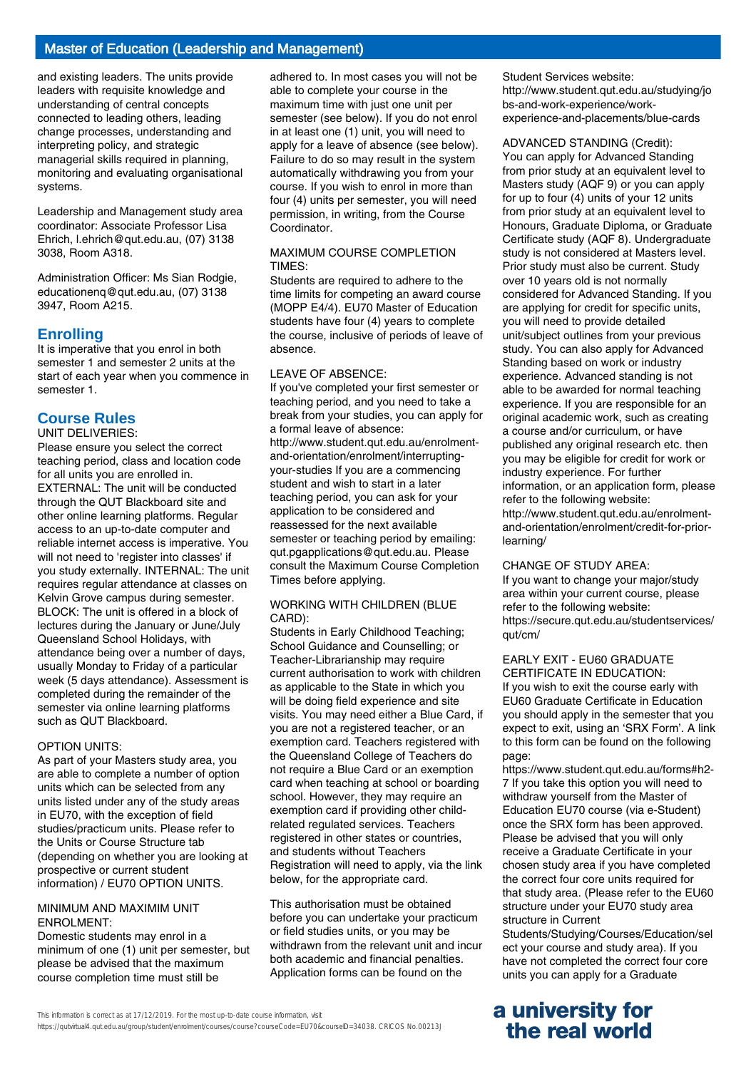and existing leaders. The units provide leaders with requisite knowledge and understanding of central concepts connected to leading others, leading change processes, understanding and interpreting policy, and strategic managerial skills required in planning, monitoring and evaluating organisational systems.

Leadership and Management study area coordinator: Associate Professor Lisa Ehrich, l.ehrich@qut.edu.au, (07) 3138 3038, Room A318.

Administration Officer: Ms Sian Rodgie, educationenq@qut.edu.au, (07) 3138 3947, Room A215.

## Enrolling

It is imperative that you enrol in both semester 1 and semester 2 units at the start of each year when you commence in semester 1.

## Course Rules

UNIT DELIVERIES:
Please ensure you select the correct teaching period, class and location code for all units you are enrolled in. EXTERNAL: The unit will be conducted through the QUT Blackboard site and other online learning platforms. Regular access to an up-to-date computer and reliable internet access is imperative. You will not need to 'register into classes' if you study externally. INTERNAL: The unit requires regular attendance at classes on Kelvin Grove campus during semester. BLOCK: The unit is offered in a block of lectures during the January or June/July Queensland School Holidays, with attendance being over a number of days, usually Monday to Friday of a particular week (5 days attendance). Assessment is completed during the remainder of the semester via online learning platforms such as QUT Blackboard.

OPTION UNITS:
As part of your Masters study area, you are able to complete a number of option units which can be selected from any units listed under any of the study areas in EU70, with the exception of field studies/practicum units. Please refer to the Units or Course Structure tab (depending on whether you are looking at prospective or current student information) / EU70 OPTION UNITS.

MINIMUM AND MAXIMIM UNIT ENROLMENT:
Domestic students may enrol in a minimum of one (1) unit per semester, but please be advised that the maximum course completion time must still be adhered to. In most cases you will not be able to complete your course in the maximum time with just one unit per semester (see below). If you do not enrol in at least one (1) unit, you will need to apply for a leave of absence (see below). Failure to do so may result in the system automatically withdrawing you from your course. If you wish to enrol in more than four (4) units per semester, you will need permission, in writing, from the Course Coordinator.

MAXIMUM COURSE COMPLETION TIMES:
Students are required to adhere to the time limits for competing an award course (MOPP E4/4). EU70 Master of Education students have four (4) years to complete the course, inclusive of periods of leave of absence.

LEAVE OF ABSENCE:
If you've completed your first semester or teaching period, and you need to take a break from your studies, you can apply for a formal leave of absence: http://www.student.qut.edu.au/enrolment-and-orientation/enrolment/interrupting-your-studies If you are a commencing student and wish to start in a later teaching period, you can ask for your application to be considered and reassessed for the next available semester or teaching period by emailing: qut.pgapplications@qut.edu.au. Please consult the Maximum Course Completion Times before applying.

WORKING WITH CHILDREN (BLUE CARD):
Students in Early Childhood Teaching; School Guidance and Counselling; or Teacher-Librarianship may require current authorisation to work with children as applicable to the State in which you will be doing field experience and site visits. You may need either a Blue Card, if you are not a registered teacher, or an exemption card. Teachers registered with the Queensland College of Teachers do not require a Blue Card or an exemption card when teaching at school or boarding school. However, they may require an exemption card if providing other child-related regulated services. Teachers registered in other states or countries, and students without Teachers Registration will need to apply, via the link below, for the appropriate card.

This authorisation must be obtained before you can undertake your practicum or field studies units, or you may be withdrawn from the relevant unit and incur both academic and financial penalties. Application forms can be found on the Student Services website: http://www.student.qut.edu.au/studying/jobs-and-work-experience/work-experience-and-placements/blue-cards

ADVANCED STANDING (Credit):
You can apply for Advanced Standing from prior study at an equivalent level to Masters study (AQF 9) or you can apply for up to four (4) units of your 12 units from prior study at an equivalent level to Honours, Graduate Diploma, or Graduate Certificate study (AQF 8). Undergraduate study is not considered at Masters level. Prior study must also be current. Study over 10 years old is not normally considered for Advanced Standing. If you are applying for credit for specific units, you will need to provide detailed unit/subject outlines from your previous study. You can also apply for Advanced Standing based on work or industry experience. Advanced standing is not able to be awarded for normal teaching experience. If you are responsible for an original academic work, such as creating a course and/or curriculum, or have published any original research etc. then you may be eligible for credit for work or industry experience. For further information, or an application form, please refer to the following website: http://www.student.qut.edu.au/enrolment-and-orientation/enrolment/credit-for-prior-learning/

CHANGE OF STUDY AREA:
If you want to change your major/study area within your current course, please refer to the following website: https://secure.qut.edu.au/studentservices/qut/cm/

EARLY EXIT - EU60 GRADUATE CERTIFICATE IN EDUCATION:
If you wish to exit the course early with EU60 Graduate Certificate in Education you should apply in the semester that you expect to exit, using an 'SRX Form'. A link to this form can be found on the following page: https://www.student.qut.edu.au/forms#h2-7 If you take this option you will need to withdraw yourself from the Master of Education EU70 course (via e-Student) once the SRX form has been approved. Please be advised that you will only receive a Graduate Certificate in your chosen study area if you have completed the correct four core units required for that study area. (Please refer to the EU60 structure under your EU70 study area structure in Current Students/Studying/Courses/Education/select your course and study area). If you have not completed the correct four core units you can apply for a Graduate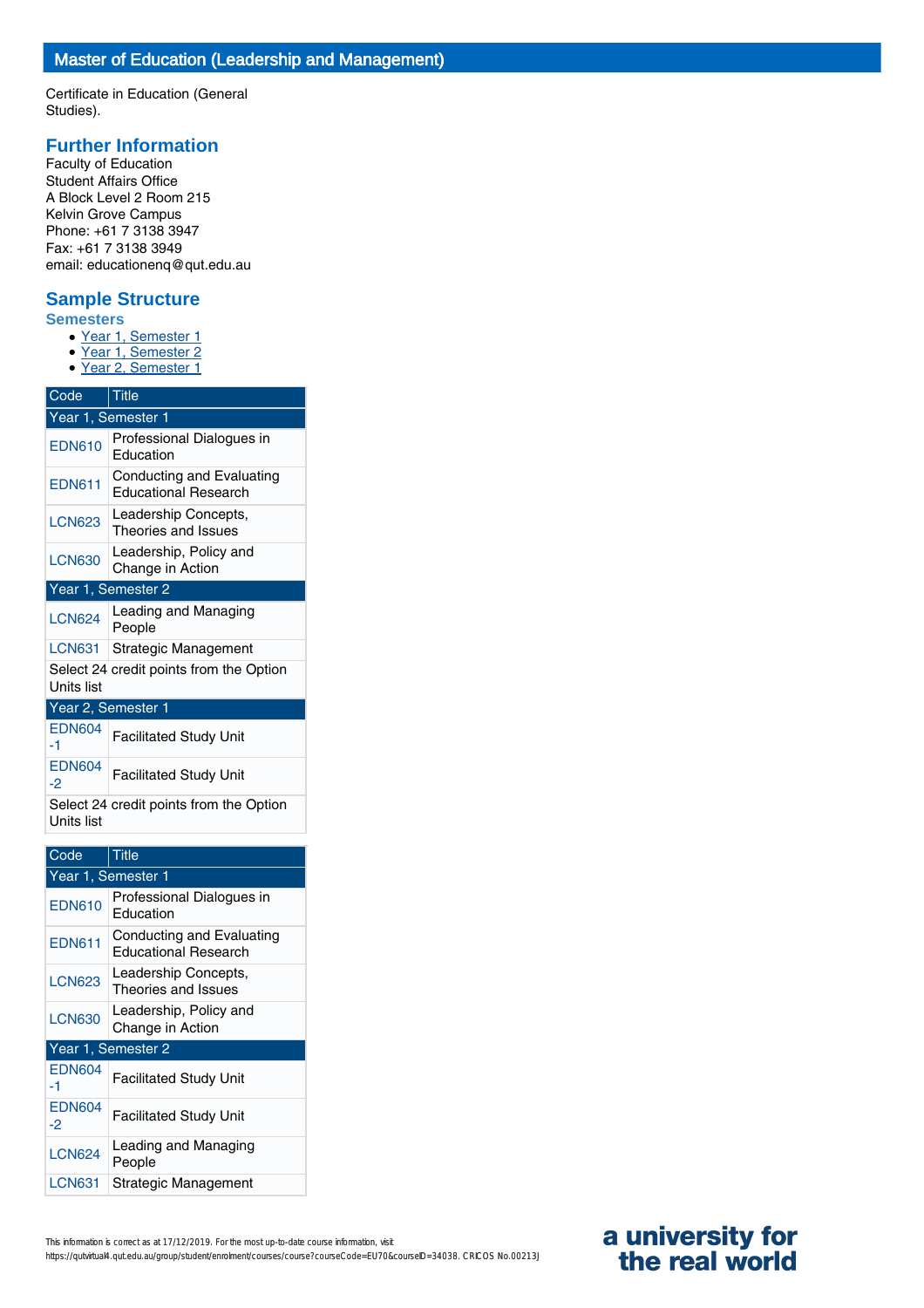Certificate in Education (General Studies).

## Further Information

Faculty of Education
Student Affairs Office
A Block Level 2 Room 215
Kelvin Grove Campus
Phone: +61 7 3138 3947
Fax: +61 7 3138 3949
email: educationenq@qut.edu.au

## Sample Structure

### Semesters

- Year 1, Semester 1
- Year 1, Semester 2
- Year 2, Semester 1

| Code | Title |
|---|---|
| Year 1, Semester 1 | |
| EDN610 | Professional Dialogues in Education |
| EDN611 | Conducting and Evaluating Educational Research |
| LCN623 | Leadership Concepts, Theories and Issues |
| LCN630 | Leadership, Policy and Change in Action |
| Year 1, Semester 2 | |
| LCN624 | Leading and Managing People |
| LCN631 | Strategic Management |
| Select 24 credit points from the Option Units list | |
| Year 2, Semester 1 | |
| EDN604-1 | Facilitated Study Unit |
| EDN604-2 | Facilitated Study Unit |
| Select 24 credit points from the Option Units list | |

| Code | Title |
|---|---|
| Year 1, Semester 1 | |
| EDN610 | Professional Dialogues in Education |
| EDN611 | Conducting and Evaluating Educational Research |
| LCN623 | Leadership Concepts, Theories and Issues |
| LCN630 | Leadership, Policy and Change in Action |
| Year 1, Semester 2 | |
| EDN604-1 | Facilitated Study Unit |
| EDN604-2 | Facilitated Study Unit |
| LCN624 | Leading and Managing People |
| LCN631 | Strategic Management |

This information is correct as at 17/12/2019. For the most up-to-date course information, visit https://qutvirtual4.qut.edu.au/group/student/enrolment/courses/course?courseCode=EU70&courseID=34038. CRICOS No.00213J

a university for the real world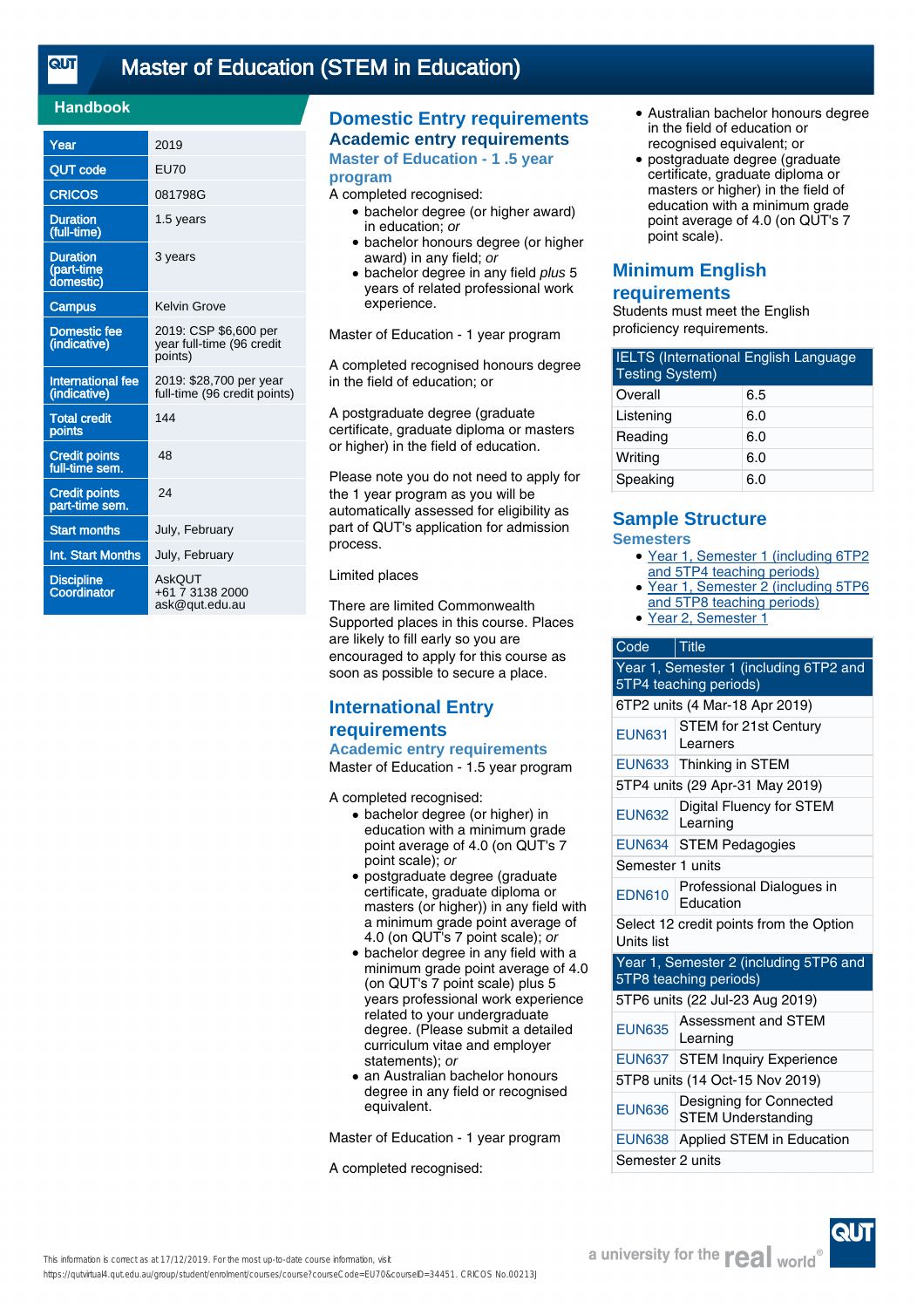# Master of Education (STEM in Education)

## Handbook

| | |
|---|---|
| Year | 2019 |
| QUT code | EU70 |
| CRICOS | 081798G |
| Duration (full-time) | 1.5 years |
| Duration (part-time domestic) | 3 years |
| Campus | Kelvin Grove |
| Domestic fee (indicative) | 2019: CSP $6,600 per year full-time (96 credit points) |
| International fee (indicative) | 2019: $28,700 per year full-time (96 credit points) |
| Total credit points | 144 |
| Credit points full-time sem. | 48 |
| Credit points part-time sem. | 24 |
| Start months | July, February |
| Int. Start Months | July, February |
| Discipline Coordinator | AskQUT<br>+61 7 3138 2000<br>ask@qut.edu.au |

## Domestic Entry requirements

### Academic entry requirements

#### Master of Education - 1 .5 year program

A completed recognised:

- bachelor degree (or higher award) in education; *or*
- bachelor honours degree (or higher award) in any field; *or*
- bachelor degree in any field *plus* 5 years of related professional work experience.

Master of Education - 1 year program

A completed recognised honours degree in the field of education; or

A postgraduate degree (graduate certificate, graduate diploma or masters or higher) in the field of education.

Please note you do not need to apply for the 1 year program as you will be automatically assessed for eligibility as part of QUT's application for admission process.

Limited places

There are limited Commonwealth Supported places in this course. Places are likely to fill early so you are encouraged to apply for this course as soon as possible to secure a place.

## International Entry requirements

### Academic entry requirements

Master of Education - 1.5 year program

A completed recognised:

- bachelor degree (or higher) in education with a minimum grade point average of 4.0 (on QUT's 7 point scale); *or*
- postgraduate degree (graduate certificate, graduate diploma or masters (or higher)) in any field with a minimum grade point average of 4.0 (on QUT's 7 point scale); *or*
- bachelor degree in any field with a minimum grade point average of 4.0 (on QUT's 7 point scale) plus 5 years professional work experience related to your undergraduate degree. (Please submit a detailed curriculum vitae and employer statements); *or*
- an Australian bachelor honours degree in any field or recognised equivalent.

Master of Education - 1 year program

A completed recognised:

- Australian bachelor honours degree in the field of education or recognised equivalent; or
- postgraduate degree (graduate certificate, graduate diploma or masters or higher) in the field of education with a minimum grade point average of 4.0 (on QUT's 7 point scale).

## Minimum English requirements

Students must meet the English proficiency requirements.

| IELTS (International English Language Testing System) | |
|---|---|
| Overall | 6.5 |
| Listening | 6.0 |
| Reading | 6.0 |
| Writing | 6.0 |
| Speaking | 6.0 |

## Sample Structure

### Semesters

- Year 1, Semester 1 (including 6TP2 and 5TP4 teaching periods)
- Year 1, Semester 2 (including 5TP6 and 5TP8 teaching periods)
- Year 2, Semester 1

| Code | Title |
|---|---|
| **Year 1, Semester 1 (including 6TP2 and 5TP4 teaching periods)** | |
| 6TP2 units (4 Mar-18 Apr 2019) | |
| EUN631 | STEM for 21st Century Learners |
| EUN633 | Thinking in STEM |
| 5TP4 units (29 Apr-31 May 2019) | |
| EUN632 | Digital Fluency for STEM Learning |
| EUN634 | STEM Pedagogies |
| Semester 1 units | |
| EDN610 | Professional Dialogues in Education |
| Select 12 credit points from the Option Units list | |
| **Year 1, Semester 2 (including 5TP6 and 5TP8 teaching periods)** | |
| 5TP6 units (22 Jul-23 Aug 2019) | |
| EUN635 | Assessment and STEM Learning |
| EUN637 | STEM Inquiry Experience |
| 5TP8 units (14 Oct-15 Nov 2019) | |
| EUN636 | Designing for Connected STEM Understanding |
| EUN638 | Applied STEM in Education |
| Semester 2 units | |

This information is correct as at 17/12/2019. For the most up-to-date course information, visit https://qutvirtual4.qut.edu.au/group/student/enrolment/courses/course?courseCode=EU70&courseID=34451. CRICOS No.00213J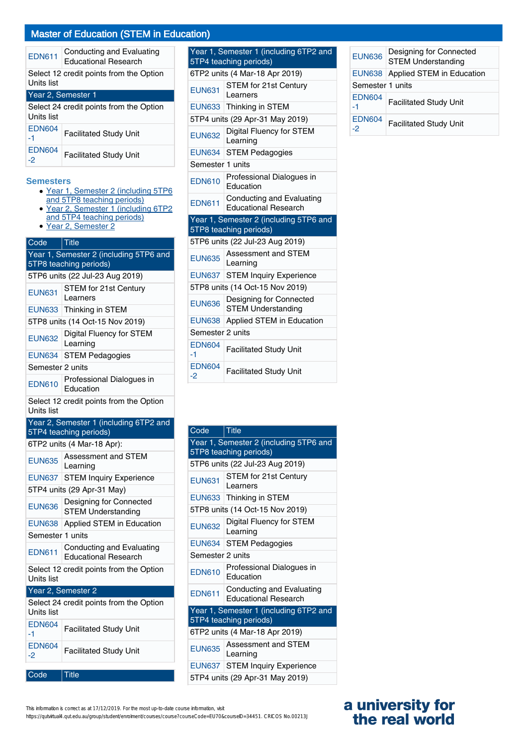## Master of Education (STEM in Education)

| Code | Title |
|---|---|
| EDN611 | Conducting and Evaluating Educational Research |
| Select 12 credit points from the Option Units list | |
| Year 2, Semester 1 | |
| Select 24 credit points from the Option Units list | |
| EDN604-1 | Facilitated Study Unit |
| EDN604-2 | Facilitated Study Unit |

### Semesters

- Year 1, Semester 2 (including 5TP6 and 5TP8 teaching periods)
- Year 2, Semester 1 (including 6TP2 and 5TP4 teaching periods)
- Year 2, Semester 2

| Code | Title |
|---|---|
| Year 1, Semester 2 (including 5TP6 and 5TP8 teaching periods) | |
| 5TP6 units (22 Jul-23 Aug 2019) | |
| EUN631 | STEM for 21st Century Learners |
| EUN633 | Thinking in STEM |
| 5TP8 units (14 Oct-15 Nov 2019) | |
| EUN632 | Digital Fluency for STEM Learning |
| EUN634 | STEM Pedagogies |
| Semester 2 units | |
| EDN610 | Professional Dialogues in Education |
| Select 12 credit points from the Option Units list | |
| Year 2, Semester 1 (including 6TP2 and 5TP4 teaching periods) | |
| 6TP2 units (4 Mar-18 Apr): | |
| EUN635 | Assessment and STEM Learning |
| EUN637 | STEM Inquiry Experience |
| 5TP4 units (29 Apr-31 May) | |
| EUN636 | Designing for Connected STEM Understanding |
| EUN638 | Applied STEM in Education |
| Semester 1 units | |
| EDN611 | Conducting and Evaluating Educational Research |
| Select 12 credit points from the Option Units list | |
| Year 2, Semester 2 | |
| Select 24 credit points from the Option Units list | |
| EDN604-1 | Facilitated Study Unit |
| EDN604-2 | Facilitated Study Unit |

| Code | Title |
|---|---|
| Year 1, Semester 1 (including 6TP2 and 5TP4 teaching periods) | |
| 6TP2 units (4 Mar-18 Apr 2019) | |
| EUN631 | STEM for 21st Century Learners |
| EUN633 | Thinking in STEM |
| 5TP4 units (29 Apr-31 May 2019) | |
| EUN632 | Digital Fluency for STEM Learning |
| EUN634 | STEM Pedagogies |
| Semester 1 units | |
| EDN610 | Professional Dialogues in Education |
| EDN611 | Conducting and Evaluating Educational Research |
| Year 1, Semester 2 (including 5TP6 and 5TP8 teaching periods) | |
| 5TP6 units (22 Jul-23 Aug 2019) | |
| EUN635 | Assessment and STEM Learning |
| EUN637 | STEM Inquiry Experience |
| 5TP8 units (14 Oct-15 Nov 2019) | |
| EUN636 | Designing for Connected STEM Understanding |
| EUN638 | Applied STEM in Education |
| Semester 2 units | |
| EDN604-1 | Facilitated Study Unit |
| EDN604-2 | Facilitated Study Unit |

| Code | Title |
|---|---|
| Year 1, Semester 2 (including 5TP6 and 5TP8 teaching periods) | |
| 5TP6 units (22 Jul-23 Aug 2019) | |
| EUN631 | STEM for 21st Century Learners |
| EUN633 | Thinking in STEM |
| 5TP8 units (14 Oct-15 Nov 2019) | |
| EUN632 | Digital Fluency for STEM Learning |
| EUN634 | STEM Pedagogies |
| Semester 2 units | |
| EDN610 | Professional Dialogues in Education |
| EDN611 | Conducting and Evaluating Educational Research |
| Year 1, Semester 1 (including 6TP2 and 5TP4 teaching periods) | |
| 6TP2 units (4 Mar-18 Apr 2019) | |
| EUN635 | Assessment and STEM Learning |
| EUN637 | STEM Inquiry Experience |
| 5TP4 units (29 Apr-31 May 2019) | |
| EUN636 | Designing for Connected STEM Understanding |
| EUN638 | Applied STEM in Education |
| Semester 1 units | |
| EDN604-1 | Facilitated Study Unit |
| EDN604-2 | Facilitated Study Unit |

| Code | Title |
|---|---|

This information is correct as at 17/12/2019. For the most up-to-date course information, visit https://qutvirtual4.qut.edu.au/group/student/enrolment/courses/course?courseCode=EU70&courseID=34451. CRICOS No.00213J

a university for the real world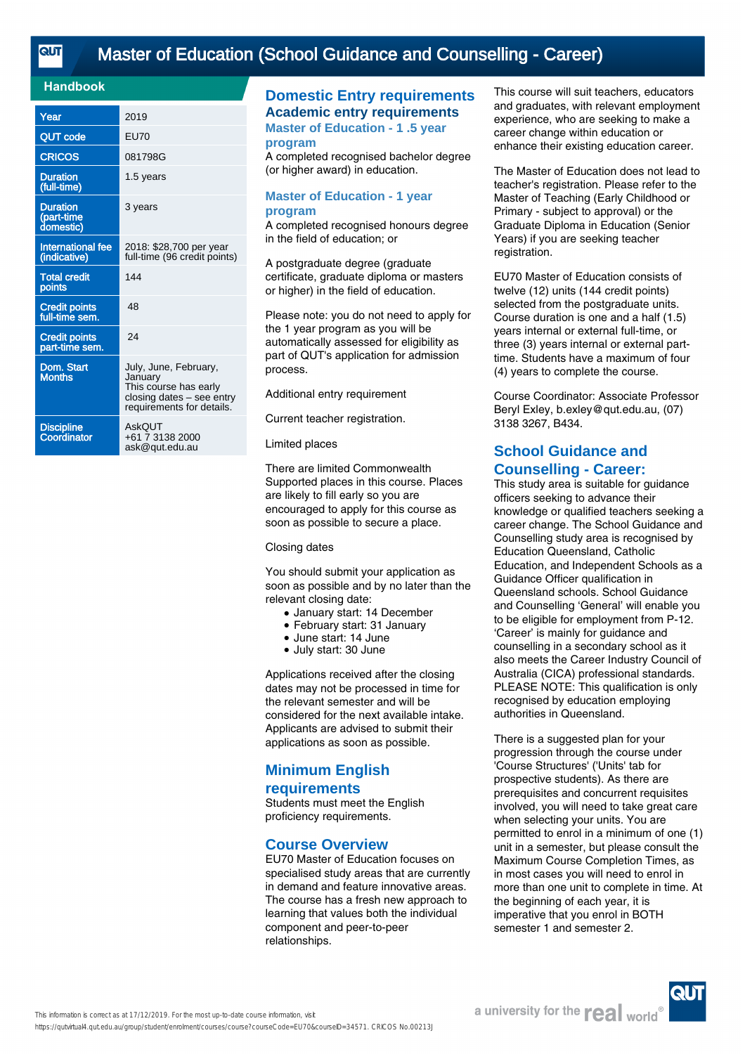# Master of Education (School Guidance and Counselling - Career)

## Handbook

| Year | 2019 |
|---|---|
| QUT code | EU70 |
| CRICOS | 081798G |
| Duration (full-time) | 1.5 years |
| Duration (part-time domestic) | 3 years |
| International fee (indicative) | 2018: $28,700 per year full-time (96 credit points) |
| Total credit points | 144 |
| Credit points full-time sem. | 48 |
| Credit points part-time sem. | 24 |
| Dom. Start Months | July, June, February, January<br>This course has early closing dates – see entry requirements for details. |
| Discipline Coordinator | AskQUT<br>+61 7 3138 2000<br>ask@qut.edu.au |

## Domestic Entry requirements

### Academic entry requirements

#### Master of Education - 1 .5 year program

A completed recognised bachelor degree (or higher award) in education.

#### Master of Education - 1 year program

A completed recognised honours degree in the field of education; or

A postgraduate degree (graduate certificate, graduate diploma or masters or higher) in the field of education.

Please note: you do not need to apply for the 1 year program as you will be automatically assessed for eligibility as part of QUT's application for admission process.

Additional entry requirement

Current teacher registration.

Limited places

There are limited Commonwealth Supported places in this course. Places are likely to fill early so you are encouraged to apply for this course as soon as possible to secure a place.

Closing dates

You should submit your application as soon as possible and by no later than the relevant closing date:

- January start: 14 December
- February start: 31 January
- June start: 14 June
- July start: 30 June

Applications received after the closing dates may not be processed in time for the relevant semester and will be considered for the next available intake. Applicants are advised to submit their applications as soon as possible.

## Minimum English requirements

Students must meet the English proficiency requirements.

## Course Overview

EU70 Master of Education focuses on specialised study areas that are currently in demand and feature innovative areas. The course has a fresh new approach to learning that values both the individual component and peer-to-peer relationships.

This course will suit teachers, educators and graduates, with relevant employment experience, who are seeking to make a career change within education or enhance their existing education career.

The Master of Education does not lead to teacher's registration. Please refer to the Master of Teaching (Early Childhood or Primary - subject to approval) or the Graduate Diploma in Education (Senior Years) if you are seeking teacher registration.

EU70 Master of Education consists of twelve (12) units (144 credit points) selected from the postgraduate units. Course duration is one and a half (1.5) years internal or external full-time, or three (3) years internal or external part-time. Students have a maximum of four (4) years to complete the course.

Course Coordinator: Associate Professor Beryl Exley, b.exley@qut.edu.au, (07) 3138 3267, B434.

## School Guidance and Counselling - Career:

This study area is suitable for guidance officers seeking to advance their knowledge or qualified teachers seeking a career change. The School Guidance and Counselling study area is recognised by Education Queensland, Catholic Education, and Independent Schools as a Guidance Officer qualification in Queensland schools. School Guidance and Counselling 'General' will enable you to be eligible for employment from P-12. 'Career' is mainly for guidance and counselling in a secondary school as it also meets the Career Industry Council of Australia (CICA) professional standards. PLEASE NOTE: This qualification is only recognised by education employing authorities in Queensland.

There is a suggested plan for your progression through the course under 'Course Structures' ('Units' tab for prospective students). As there are prerequisites and concurrent requisites involved, you will need to take great care when selecting your units. You are permitted to enrol in a minimum of one (1) unit in a semester, but please consult the Maximum Course Completion Times, as in most cases you will need to enrol in more than one unit to complete in time. At the beginning of each year, it is imperative that you enrol in BOTH semester 1 and semester 2.

This information is correct as at 17/12/2019. For the most up-to-date course information, visit https://qutvirtual4.qut.edu.au/group/student/enrolment/courses/course?courseCode=EU70&courseID=34571. CRICOS No.00213J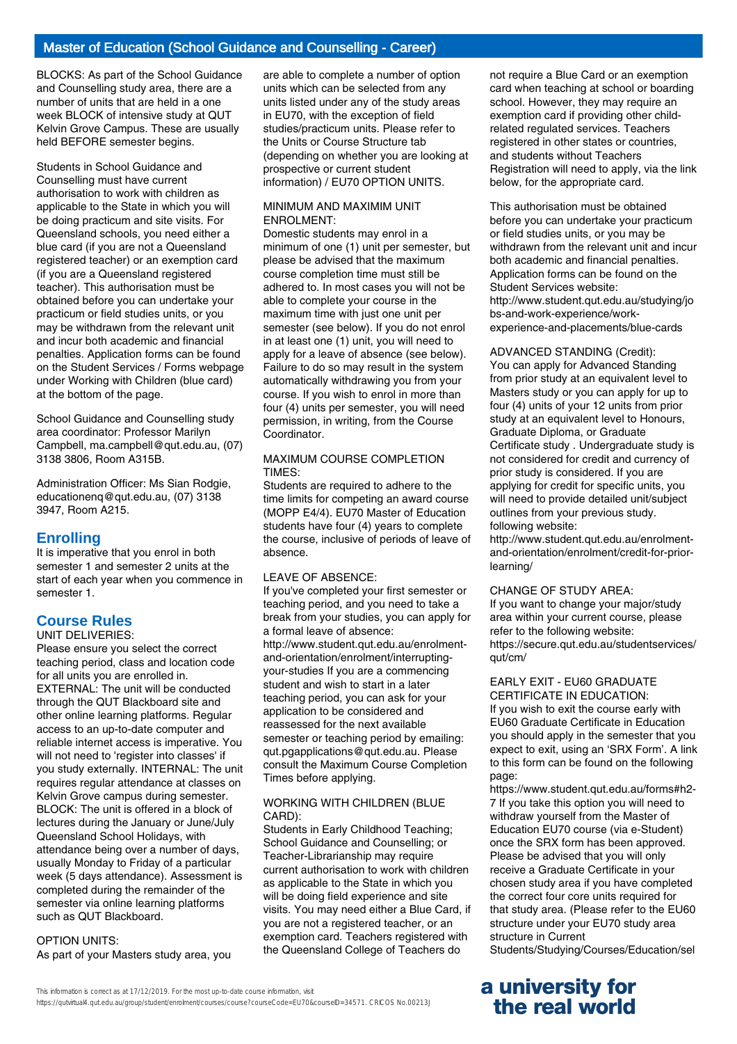## Master of Education (School Guidance and Counselling - Career)

BLOCKS: As part of the School Guidance and Counselling study area, there are a number of units that are held in a one week BLOCK of intensive study at QUT Kelvin Grove Campus. These are usually held BEFORE semester begins.

Students in School Guidance and Counselling must have current authorisation to work with children as applicable to the State in which you will be doing practicum and site visits. For Queensland schools, you need either a blue card (if you are not a Queensland registered teacher) or an exemption card (if you are a Queensland registered teacher). This authorisation must be obtained before you can undertake your practicum or field studies units, or you may be withdrawn from the relevant unit and incur both academic and financial penalties. Application forms can be found on the Student Services / Forms webpage under Working with Children (blue card) at the bottom of the page.

School Guidance and Counselling study area coordinator: Professor Marilyn Campbell, ma.campbell@qut.edu.au, (07) 3138 3806, Room A315B.

Administration Officer: Ms Sian Rodgie, educationenq@qut.edu.au, (07) 3138 3947, Room A215.

## Enrolling

It is imperative that you enrol in both semester 1 and semester 2 units at the start of each year when you commence in semester 1.

## Course Rules

UNIT DELIVERIES:
Please ensure you select the correct teaching period, class and location code for all units you are enrolled in. EXTERNAL: The unit will be conducted through the QUT Blackboard site and other online learning platforms. Regular access to an up-to-date computer and reliable internet access is imperative. You will not need to 'register into classes' if you study externally. INTERNAL: The unit requires regular attendance at classes on Kelvin Grove campus during semester. BLOCK: The unit is offered in a block of lectures during the January or June/July Queensland School Holidays, with attendance being over a number of days, usually Monday to Friday of a particular week (5 days attendance). Assessment is completed during the remainder of the semester via online learning platforms such as QUT Blackboard.

OPTION UNITS:
As part of your Masters study area, you are able to complete a number of option units which can be selected from any units listed under any of the study areas in EU70, with the exception of field studies/practicum units. Please refer to the Units or Course Structure tab (depending on whether you are looking at prospective or current student information) / EU70 OPTION UNITS.

MINIMUM AND MAXIMIM UNIT ENROLMENT:
Domestic students may enrol in a minimum of one (1) unit per semester, but please be advised that the maximum course completion time must still be adhered to. In most cases you will not be able to complete your course in the maximum time with just one unit per semester (see below). If you do not enrol in at least one (1) unit, you will need to apply for a leave of absence (see below). Failure to do so may result in the system automatically withdrawing you from your course. If you wish to enrol in more than four (4) units per semester, you will need permission, in writing, from the Course Coordinator.

MAXIMUM COURSE COMPLETION TIMES:
Students are required to adhere to the time limits for competing an award course (MOPP E4/4). EU70 Master of Education students have four (4) years to complete the course, inclusive of periods of leave of absence.

LEAVE OF ABSENCE:
If you've completed your first semester or teaching period, and you need to take a break from your studies, you can apply for a formal leave of absence: http://www.student.qut.edu.au/enrolment-and-orientation/enrolment/interrupting-your-studies If you are a commencing student and wish to start in a later teaching period, you can ask for your application to be considered and reassessed for the next available semester or teaching period by emailing: qut.pgapplications@qut.edu.au. Please consult the Maximum Course Completion Times before applying.

WORKING WITH CHILDREN (BLUE CARD):
Students in Early Childhood Teaching; School Guidance and Counselling; or Teacher-Librarianship may require current authorisation to work with children as applicable to the State in which you will be doing field experience and site visits. You may need either a Blue Card, if you are not a registered teacher, or an exemption card. Teachers registered with the Queensland College of Teachers do not require a Blue Card or an exemption card when teaching at school or boarding school. However, they may require an exemption card if providing other child-related regulated services. Teachers registered in other states or countries, and students without Teachers Registration will need to apply, via the link below, for the appropriate card.

This authorisation must be obtained before you can undertake your practicum or field studies units, or you may be withdrawn from the relevant unit and incur both academic and financial penalties. Application forms can be found on the Student Services website: http://www.student.qut.edu.au/studying/jobs-and-work-experience/work-experience-and-placements/blue-cards

ADVANCED STANDING (Credit):
You can apply for Advanced Standing from prior study at an equivalent level to Masters study or you can apply for up to four (4) units of your 12 units from prior study at an equivalent level to Honours, Graduate Diploma, or Graduate Certificate study . Undergraduate study is not considered for credit and currency of prior study is considered. If you are applying for credit for specific units, you will need to provide detailed unit/subject outlines from your previous study. following website: http://www.student.qut.edu.au/enrolment-and-orientation/enrolment/credit-for-prior-learning/

CHANGE OF STUDY AREA:
If you want to change your major/study area within your current course, please refer to the following website: https://secure.qut.edu.au/studentservices/qut/cm/

EARLY EXIT - EU60 GRADUATE CERTIFICATE IN EDUCATION:
If you wish to exit the course early with EU60 Graduate Certificate in Education you should apply in the semester that you expect to exit, using an 'SRX Form'. A link to this form can be found on the following page: https://www.student.qut.edu.au/forms#h2-7 If you take this option you will need to withdraw yourself from the Master of Education EU70 course (via e-Student) once the SRX form has been approved. Please be advised that you will only receive a Graduate Certificate in your chosen study area if you have completed the correct four core units required for that study area. (Please refer to the EU60 structure under your EU70 study area structure in Current Students/Studying/Courses/Education/sel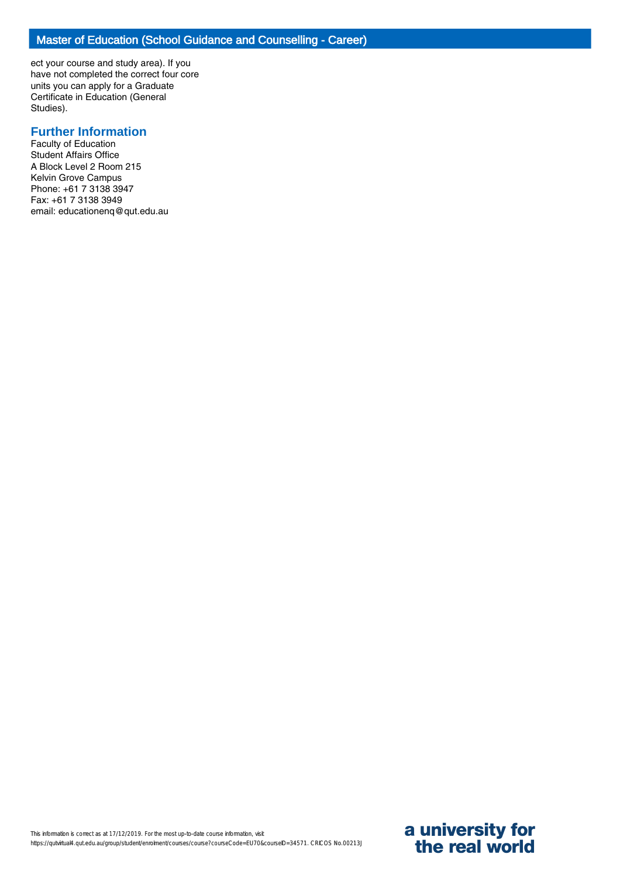ect your course and study area). If you have not completed the correct four core units you can apply for a Graduate Certificate in Education (General Studies).

## Further Information

Faculty of Education
Student Affairs Office
A Block Level 2 Room 215
Kelvin Grove Campus
Phone: +61 7 3138 3947
Fax: +61 7 3138 3949
email: educationenq@qut.edu.au

This information is correct as at 17/12/2019. For the most up-to-date course information, visit https://qutvirtual4.qut.edu.au/group/student/enrolment/courses/course?courseCode=EU70&courseID=34571. CRICOS No.00213J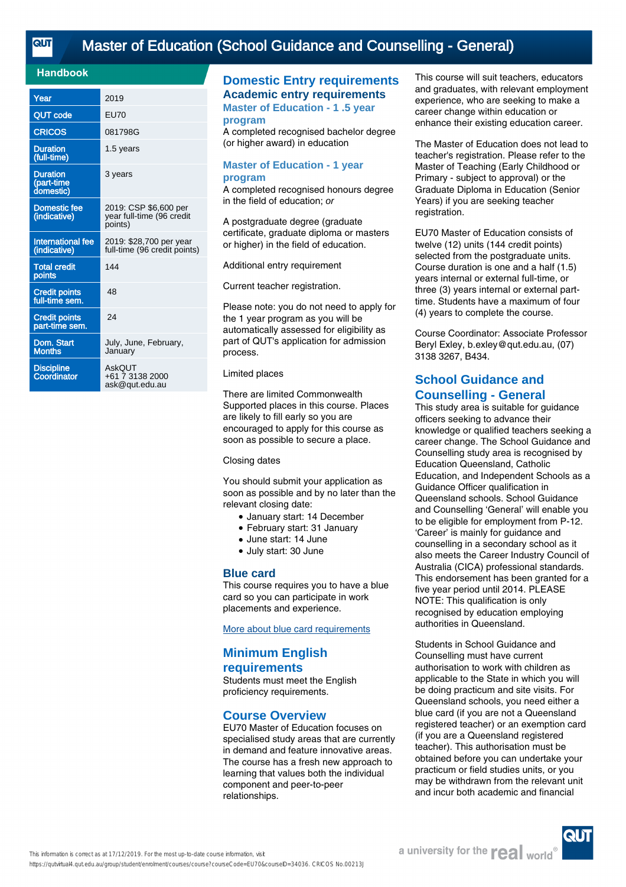# Master of Education (School Guidance and Counselling - General)

## Handbook

| | |
|---|---|
| Year | 2019 |
| QUT code | EU70 |
| CRICOS | 081798G |
| Duration (full-time) | 1.5 years |
| Duration (part-time domestic) | 3 years |
| Domestic fee (indicative) | 2019: CSP $6,600 per year full-time (96 credit points) |
| International fee (indicative) | 2019: $28,700 per year full-time (96 credit points) |
| Total credit points | 144 |
| Credit points full-time sem. | 48 |
| Credit points part-time sem. | 24 |
| Dom. Start Months | July, June, February, January |
| Discipline Coordinator | AskQUT +61 7 3138 2000 ask@qut.edu.au |

## Domestic Entry requirements

### Academic entry requirements

#### Master of Education - 1 .5 year program

A completed recognised bachelor degree (or higher award) in education

#### Master of Education - 1 year program

A completed recognised honours degree in the field of education; *or*

A postgraduate degree (graduate certificate, graduate diploma or masters or higher) in the field of education.

Additional entry requirement

Current teacher registration.

Please note: you do not need to apply for the 1 year program as you will be automatically assessed for eligibility as part of QUT's application for admission process.

Limited places

There are limited Commonwealth Supported places in this course. Places are likely to fill early so you are encouraged to apply for this course as soon as possible to secure a place.

Closing dates

You should submit your application as soon as possible and by no later than the relevant closing date:

- January start: 14 December
- February start: 31 January
- June start: 14 June
- July start: 30 June

## Blue card

This course requires you to have a blue card so you can participate in work placements and experience.

More about blue card requirements

## Minimum English requirements

Students must meet the English proficiency requirements.

## Course Overview

EU70 Master of Education focuses on specialised study areas that are currently in demand and feature innovative areas. The course has a fresh new approach to learning that values both the individual component and peer-to-peer relationships.

This course will suit teachers, educators and graduates, with relevant employment experience, who are seeking to make a career change within education or enhance their existing education career.

The Master of Education does not lead to teacher's registration. Please refer to the Master of Teaching (Early Childhood or Primary - subject to approval) or the Graduate Diploma in Education (Senior Years) if you are seeking teacher registration.

EU70 Master of Education consists of twelve (12) units (144 credit points) selected from the postgraduate units. Course duration is one and a half (1.5) years internal or external full-time, or three (3) years internal or external part-time. Students have a maximum of four (4) years to complete the course.

Course Coordinator: Associate Professor Beryl Exley, b.exley@qut.edu.au, (07) 3138 3267, B434.

## School Guidance and Counselling - General

This study area is suitable for guidance officers seeking to advance their knowledge or qualified teachers seeking a career change. The School Guidance and Counselling study area is recognised by Education Queensland, Catholic Education, and Independent Schools as a Guidance Officer qualification in Queensland schools. School Guidance and Counselling 'General' will enable you to be eligible for employment from P-12. 'Career' is mainly for guidance and counselling in a secondary school as it also meets the Career Industry Council of Australia (CICA) professional standards. This endorsement has been granted for a five year period until 2014. PLEASE NOTE: This qualification is only recognised by education employing authorities in Queensland.

Students in School Guidance and Counselling must have current authorisation to work with children as applicable to the State in which you will be doing practicum and site visits. For Queensland schools, you need either a blue card (if you are not a Queensland registered teacher) or an exemption card (if you are a Queensland registered teacher). This authorisation must be obtained before you can undertake your practicum or field studies units, or you may be withdrawn from the relevant unit and incur both academic and financial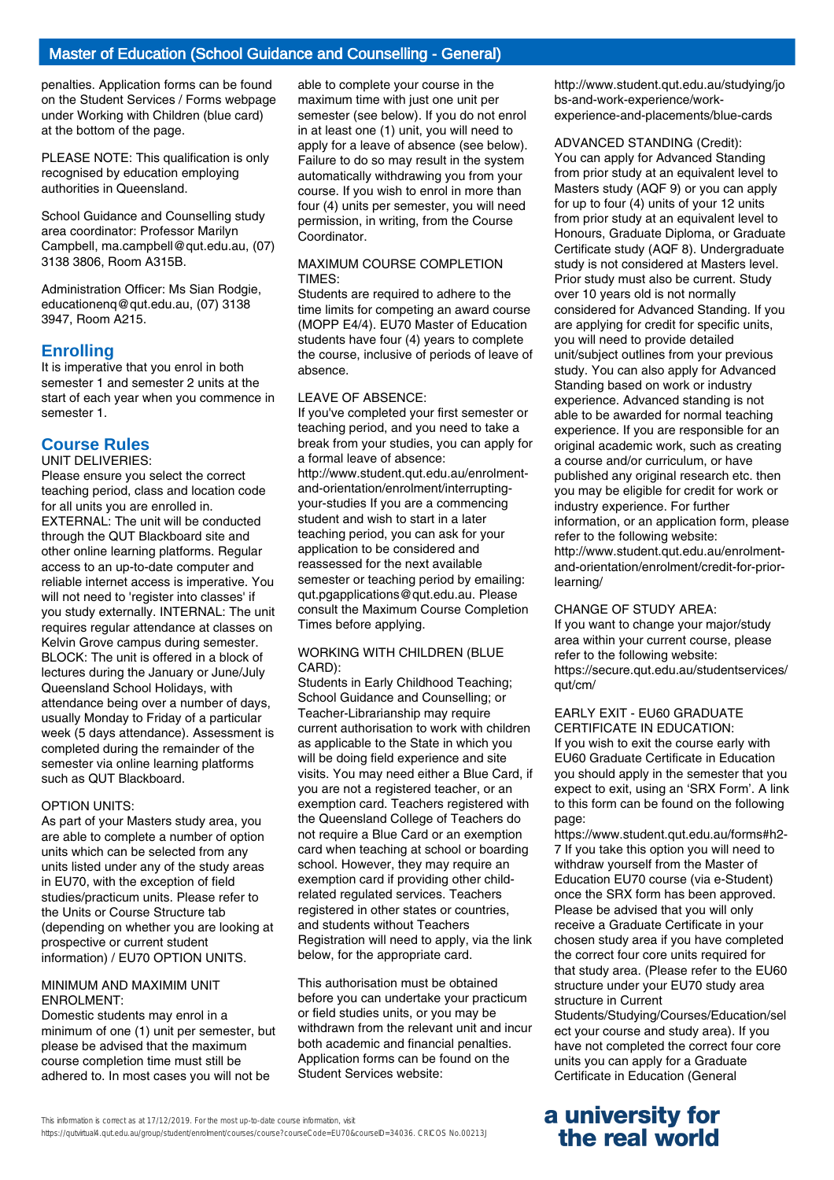penalties. Application forms can be found on the Student Services / Forms webpage under Working with Children (blue card) at the bottom of the page.

PLEASE NOTE: This qualification is only recognised by education employing authorities in Queensland.

School Guidance and Counselling study area coordinator: Professor Marilyn Campbell, ma.campbell@qut.edu.au, (07) 3138 3806, Room A315B.

Administration Officer: Ms Sian Rodgie, educationenq@qut.edu.au, (07) 3138 3947, Room A215.

## Enrolling

It is imperative that you enrol in both semester 1 and semester 2 units at the start of each year when you commence in semester 1.

## Course Rules

UNIT DELIVERIES:
Please ensure you select the correct teaching period, class and location code for all units you are enrolled in. EXTERNAL: The unit will be conducted through the QUT Blackboard site and other online learning platforms. Regular access to an up-to-date computer and reliable internet access is imperative. You will not need to 'register into classes' if you study externally. INTERNAL: The unit requires regular attendance at classes on Kelvin Grove campus during semester. BLOCK: The unit is offered in a block of lectures during the January or June/July Queensland School Holidays, with attendance being over a number of days, usually Monday to Friday of a particular week (5 days attendance). Assessment is completed during the remainder of the semester via online learning platforms such as QUT Blackboard.

OPTION UNITS:
As part of your Masters study area, you are able to complete a number of option units which can be selected from any units listed under any of the study areas in EU70, with the exception of field studies/practicum units. Please refer to the Units or Course Structure tab (depending on whether you are looking at prospective or current student information) / EU70 OPTION UNITS.

MINIMUM AND MAXIMIM UNIT ENROLMENT:
Domestic students may enrol in a minimum of one (1) unit per semester, but please be advised that the maximum course completion time must still be adhered to. In most cases you will not be able to complete your course in the maximum time with just one unit per semester (see below). If you do not enrol in at least one (1) unit, you will need to apply for a leave of absence (see below). Failure to do so may result in the system automatically withdrawing you from your course. If you wish to enrol in more than four (4) units per semester, you will need permission, in writing, from the Course Coordinator.

MAXIMUM COURSE COMPLETION TIMES:
Students are required to adhere to the time limits for competing an award course (MOPP E4/4). EU70 Master of Education students have four (4) years to complete the course, inclusive of periods of leave of absence.

LEAVE OF ABSENCE:
If you've completed your first semester or teaching period, and you need to take a break from your studies, you can apply for a formal leave of absence: http://www.student.qut.edu.au/enrolment-and-orientation/enrolment/interrupting-your-studies If you are a commencing student and wish to start in a later teaching period, you can ask for your application to be considered and reassessed for the next available semester or teaching period by emailing: qut.pgapplications@qut.edu.au. Please consult the Maximum Course Completion Times before applying.

WORKING WITH CHILDREN (BLUE CARD):
Students in Early Childhood Teaching; School Guidance and Counselling; or Teacher-Librarianship may require current authorisation to work with children as applicable to the State in which you will be doing field experience and site visits. You may need either a Blue Card, if you are not a registered teacher, or an exemption card. Teachers registered with the Queensland College of Teachers do not require a Blue Card or an exemption card when teaching at school or boarding school. However, they may require an exemption card if providing other child-related regulated services. Teachers registered in other states or countries, and students without Teachers Registration will need to apply, via the link below, for the appropriate card.

This authorisation must be obtained before you can undertake your practicum or field studies units, or you may be withdrawn from the relevant unit and incur both academic and financial penalties. Application forms can be found on the Student Services website: http://www.student.qut.edu.au/studying/jobs-and-work-experience/work-experience-and-placements/blue-cards

ADVANCED STANDING (Credit):
You can apply for Advanced Standing from prior study at an equivalent level to Masters study (AQF 9) or you can apply for up to four (4) units of your 12 units from prior study at an equivalent level to Honours, Graduate Diploma, or Graduate Certificate study (AQF 8). Undergraduate study is not considered at Masters level. Prior study must also be current. Study over 10 years old is not normally considered for Advanced Standing. If you are applying for credit for specific units, you will need to provide detailed unit/subject outlines from your previous study. You can also apply for Advanced Standing based on work or industry experience. Advanced standing is not able to be awarded for normal teaching experience. If you are responsible for an original academic work, such as creating a course and/or curriculum, or have published any original research etc. then you may be eligible for credit for work or industry experience. For further information, or an application form, please refer to the following website: http://www.student.qut.edu.au/enrolment-and-orientation/enrolment/credit-for-prior-learning/

CHANGE OF STUDY AREA:
If you want to change your major/study area within your current course, please refer to the following website: https://secure.qut.edu.au/studentservices/qut/cm/

EARLY EXIT - EU60 GRADUATE CERTIFICATE IN EDUCATION:
If you wish to exit the course early with EU60 Graduate Certificate in Education you should apply in the semester that you expect to exit, using an 'SRX Form'. A link to this form can be found on the following page: https://www.student.qut.edu.au/forms#h2-7 If you take this option you will need to withdraw yourself from the Master of Education EU70 course (via e-Student) once the SRX form has been approved. Please be advised that you will only receive a Graduate Certificate in your chosen study area if you have completed the correct four core units required for that study area. (Please refer to the EU60 structure under your EU70 study area structure in Current Students/Studying/Courses/Education/select your course and study area). If you have not completed the correct four core units you can apply for a Graduate Certificate in Education (General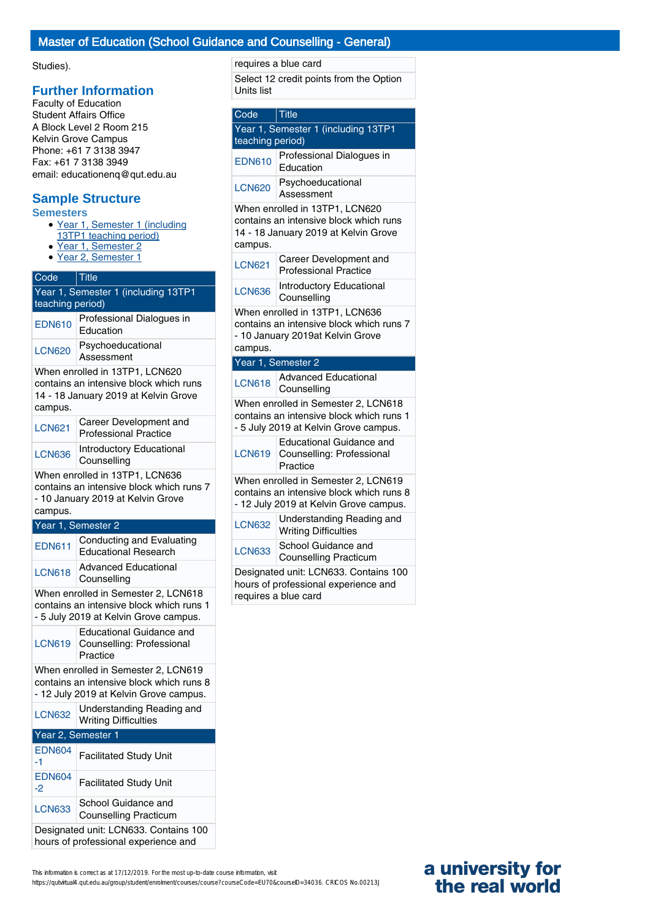Studies).

## Further Information

Faculty of Education
Student Affairs Office
A Block Level 2 Room 215
Kelvin Grove Campus
Phone: +61 7 3138 3947
Fax: +61 7 3138 3949
email: educationenq@qut.edu.au

## Sample Structure

### Semesters

- Year 1, Semester 1 (including 13TP1 teaching period)
- Year 1, Semester 2
- Year 2, Semester 1

| Code | Title |
|---|---|
| Year 1, Semester 1 (including 13TP1 teaching period) | |
| EDN610 | Professional Dialogues in Education |
| LCN620 | Psychoeducational Assessment |
| When enrolled in 13TP1, LCN620 contains an intensive block which runs 14 - 18 January 2019 at Kelvin Grove campus. | |
| LCN621 | Career Development and Professional Practice |
| LCN636 | Introductory Educational Counselling |
| When enrolled in 13TP1, LCN636 contains an intensive block which runs 7 - 10 January 2019 at Kelvin Grove campus. | |
| Year 1, Semester 2 | |
| EDN611 | Conducting and Evaluating Educational Research |
| LCN618 | Advanced Educational Counselling |
| When enrolled in Semester 2, LCN618 contains an intensive block which runs 1 - 5 July 2019 at Kelvin Grove campus. | |
| LCN619 | Educational Guidance and Counselling: Professional Practice |
| When enrolled in Semester 2, LCN619 contains an intensive block which runs 8 - 12 July 2019 at Kelvin Grove campus. | |
| LCN632 | Understanding Reading and Writing Difficulties |
| Year 2, Semester 1 | |
| EDN604-1 | Facilitated Study Unit |
| EDN604-2 | Facilitated Study Unit |
| LCN633 | School Guidance and Counselling Practicum |
| Designated unit: LCN633. Contains 100 hours of professional experience and requires a blue card | |
| Select 12 credit points from the Option Units list | |

| Code | Title |
|---|---|
| Year 1, Semester 1 (including 13TP1 teaching period) | |
| EDN610 | Professional Dialogues in Education |
| LCN620 | Psychoeducational Assessment |
| When enrolled in 13TP1, LCN620 contains an intensive block which runs 14 - 18 January 2019 at Kelvin Grove campus. | |
| LCN621 | Career Development and Professional Practice |
| LCN636 | Introductory Educational Counselling |
| When enrolled in 13TP1, LCN636 contains an intensive block which runs 7 - 10 January 2019at Kelvin Grove campus. | |
| Year 1, Semester 2 | |
| LCN618 | Advanced Educational Counselling |
| When enrolled in Semester 2, LCN618 contains an intensive block which runs 1 - 5 July 2019 at Kelvin Grove campus. | |
| LCN619 | Educational Guidance and Counselling: Professional Practice |
| When enrolled in Semester 2, LCN619 contains an intensive block which runs 8 - 12 July 2019 at Kelvin Grove campus. | |
| LCN632 | Understanding Reading and Writing Difficulties |
| LCN633 | School Guidance and Counselling Practicum |
| Designated unit: LCN633. Contains 100 hours of professional experience and requires a blue card | |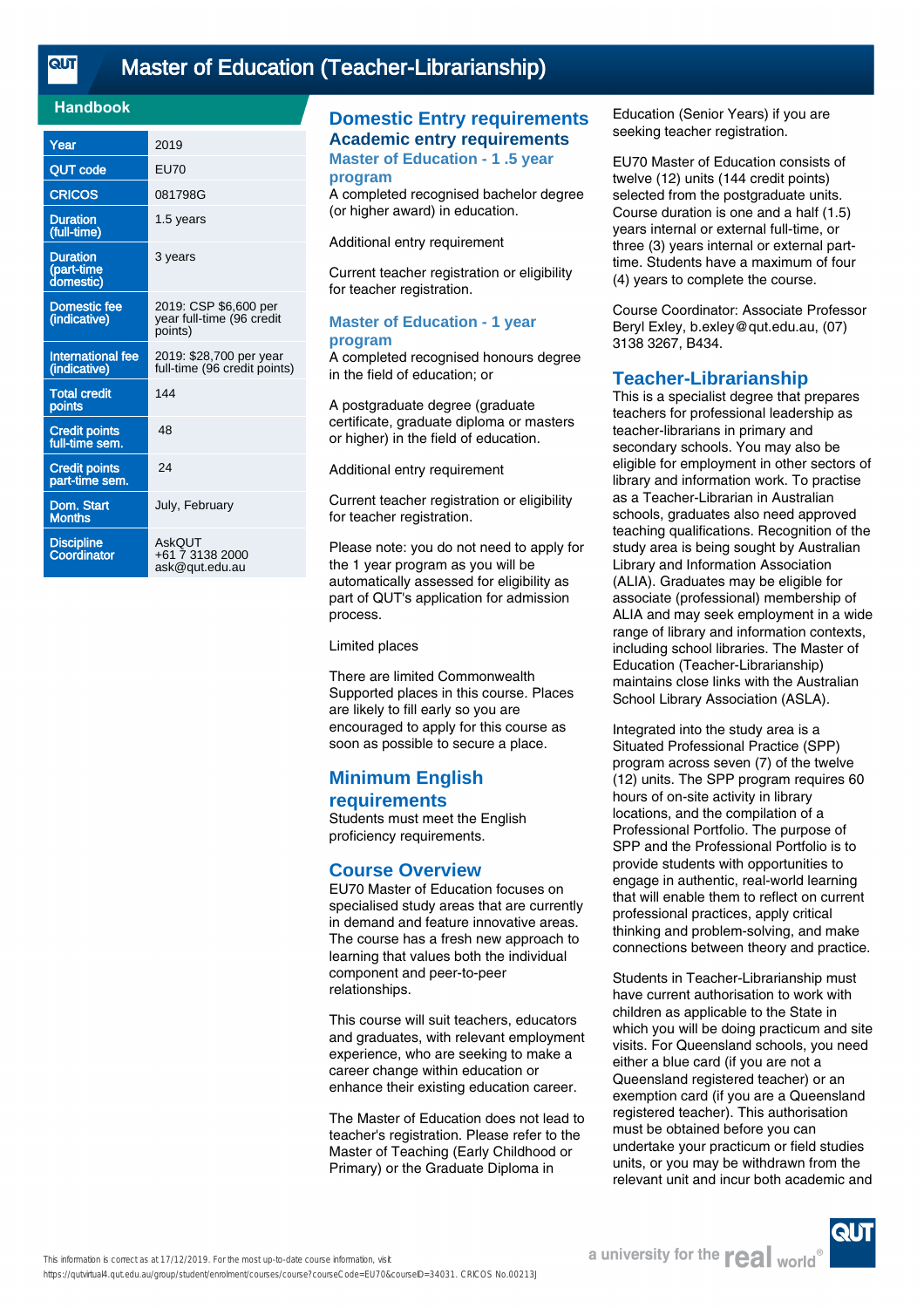# Master of Education (Teacher-Librarianship)

## Handbook

| Year | 2019 |
|---|---|
| QUT code | EU70 |
| CRICOS | 081798G |
| Duration (full-time) | 1.5 years |
| Duration (part-time domestic) | 3 years |
| Domestic fee (indicative) | 2019: CSP $6,600 per year full-time (96 credit points) |
| International fee (indicative) | 2019: $28,700 per year full-time (96 credit points) |
| Total credit points | 144 |
| Credit points full-time sem. | 48 |
| Credit points part-time sem. | 24 |
| Dom. Start Months | July, February |
| Discipline Coordinator | AskQUT +61 7 3138 2000 ask@qut.edu.au |

## Domestic Entry requirements

### Academic entry requirements

#### Master of Education - 1 .5 year program

A completed recognised bachelor degree (or higher award) in education.

Additional entry requirement

Current teacher registration or eligibility for teacher registration.

#### Master of Education - 1 year program

A completed recognised honours degree in the field of education; or

A postgraduate degree (graduate certificate, graduate diploma or masters or higher) in the field of education.

Additional entry requirement

Current teacher registration or eligibility for teacher registration.

Please note: you do not need to apply for the 1 year program as you will be automatically assessed for eligibility as part of QUT's application for admission process.

Limited places

There are limited Commonwealth Supported places in this course. Places are likely to fill early so you are encouraged to apply for this course as soon as possible to secure a place.

## Minimum English requirements

Students must meet the English proficiency requirements.

## Course Overview

EU70 Master of Education focuses on specialised study areas that are currently in demand and feature innovative areas. The course has a fresh new approach to learning that values both the individual component and peer-to-peer relationships.

This course will suit teachers, educators and graduates, with relevant employment experience, who are seeking to make a career change within education or enhance their existing education career.

The Master of Education does not lead to teacher's registration. Please refer to the Master of Teaching (Early Childhood or Primary) or the Graduate Diploma in Education (Senior Years) if you are seeking teacher registration.

EU70 Master of Education consists of twelve (12) units (144 credit points) selected from the postgraduate units. Course duration is one and a half (1.5) years internal or external full-time, or three (3) years internal or external part-time. Students have a maximum of four (4) years to complete the course.

Course Coordinator: Associate Professor Beryl Exley, b.exley@qut.edu.au, (07) 3138 3267, B434.

## Teacher-Librarianship

This is a specialist degree that prepares teachers for professional leadership as teacher-librarians in primary and secondary schools. You may also be eligible for employment in other sectors of library and information work. To practise as a Teacher-Librarian in Australian schools, graduates also need approved teaching qualifications. Recognition of the study area is being sought by Australian Library and Information Association (ALIA). Graduates may be eligible for associate (professional) membership of ALIA and may seek employment in a wide range of library and information contexts, including school libraries. The Master of Education (Teacher-Librarianship) maintains close links with the Australian School Library Association (ASLA).

Integrated into the study area is a Situated Professional Practice (SPP) program across seven (7) of the twelve (12) units. The SPP program requires 60 hours of on-site activity in library locations, and the compilation of a Professional Portfolio. The purpose of SPP and the Professional Portfolio is to provide students with opportunities to engage in authentic, real-world learning that will enable them to reflect on current professional practices, apply critical thinking and problem-solving, and make connections between theory and practice.

Students in Teacher-Librarianship must have current authorisation to work with children as applicable to the State in which you will be doing practicum and site visits. For Queensland schools, you need either a blue card (if you are not a Queensland registered teacher) or an exemption card (if you are a Queensland registered teacher). This authorisation must be obtained before you can undertake your practicum or field studies units, or you may be withdrawn from the relevant unit and incur both academic and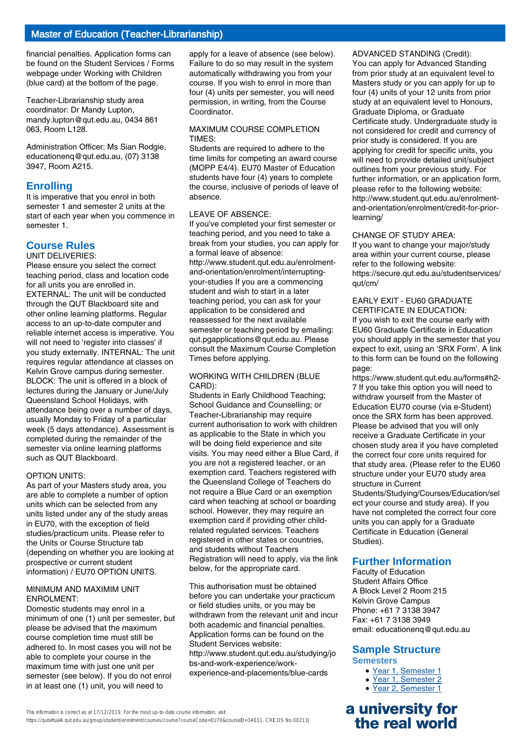financial penalties. Application forms can be found on the Student Services / Forms webpage under Working with Children (blue card) at the bottom of the page.

Teacher-Librarianship study area coordinator: Dr Mandy Lupton, mandy.lupton@qut.edu.au, 0434 861 063, Room L128.

Administration Officer: Ms Sian Rodgie, educationenq@qut.edu.au, (07) 3138 3947, Room A215.

## Enrolling

It is imperative that you enrol in both semester 1 and semester 2 units at the start of each year when you commence in semester 1.

## Course Rules

UNIT DELIVERIES:
Please ensure you select the correct teaching period, class and location code for all units you are enrolled in. EXTERNAL: The unit will be conducted through the QUT Blackboard site and other online learning platforms. Regular access to an up-to-date computer and reliable internet access is imperative. You will not need to 'register into classes' if you study externally. INTERNAL: The unit requires regular attendance at classes on Kelvin Grove campus during semester. BLOCK: The unit is offered in a block of lectures during the January or June/July Queensland School Holidays, with attendance being over a number of days, usually Monday to Friday of a particular week (5 days attendance). Assessment is completed during the remainder of the semester via online learning platforms such as QUT Blackboard.

OPTION UNITS:
As part of your Masters study area, you are able to complete a number of option units which can be selected from any units listed under any of the study areas in EU70, with the exception of field studies/practicum units. Please refer to the Units or Course Structure tab (depending on whether you are looking at prospective or current student information) / EU70 OPTION UNITS.

MINIMUM AND MAXIMIM UNIT ENROLMENT:
Domestic students may enrol in a minimum of one (1) unit per semester, but please be advised that the maximum course completion time must still be adhered to. In most cases you will not be able to complete your course in the maximum time with just one unit per semester (see below). If you do not enrol in at least one (1) unit, you will need to apply for a leave of absence (see below). Failure to do so may result in the system automatically withdrawing you from your course. If you wish to enrol in more than four (4) units per semester, you will need permission, in writing, from the Course Coordinator.

MAXIMUM COURSE COMPLETION TIMES:
Students are required to adhere to the time limits for competing an award course (MOPP E4/4). EU70 Master of Education students have four (4) years to complete the course, inclusive of periods of leave of absence.

LEAVE OF ABSENCE:
If you've completed your first semester or teaching period, and you need to take a break from your studies, you can apply for a formal leave of absence: http://www.student.qut.edu.au/enrolment-and-orientation/enrolment/interrupting-your-studies If you are a commencing student and wish to start in a later teaching period, you can ask for your application to be considered and reassessed for the next available semester or teaching period by emailing: qut.pgapplications@qut.edu.au. Please consult the Maximum Course Completion Times before applying.

WORKING WITH CHILDREN (BLUE CARD):
Students in Early Childhood Teaching; School Guidance and Counselling; or Teacher-Librarianship may require current authorisation to work with children as applicable to the State in which you will be doing field experience and site visits. You may need either a Blue Card, if you are not a registered teacher, or an exemption card. Teachers registered with the Queensland College of Teachers do not require a Blue Card or an exemption card when teaching at school or boarding school. However, they may require an exemption card if providing other child-related regulated services. Teachers registered in other states or countries, and students without Teachers Registration will need to apply, via the link below, for the appropriate card.

This authorisation must be obtained before you can undertake your practicum or field studies units, or you may be withdrawn from the relevant unit and incur both academic and financial penalties. Application forms can be found on the Student Services website: http://www.student.qut.edu.au/studying/jobs-and-work-experience/work-experience-and-placements/blue-cards

ADVANCED STANDING (Credit):
You can apply for Advanced Standing from prior study at an equivalent level to Masters study or you can apply for up to four (4) units of your 12 units from prior study at an equivalent level to Honours, Graduate Diploma, or Graduate Certificate study. Undergraduate study is not considered for credit and currency of prior study is considered. If you are applying for credit for specific units, you will need to provide detailed unit/subject outlines from your previous study. For further information, or an application form, please refer to the following website: http://www.student.qut.edu.au/enrolment-and-orientation/enrolment/credit-for-prior-learning/

CHANGE OF STUDY AREA:
If you want to change your major/study area within your current course, please refer to the following website: https://secure.qut.edu.au/studentservices/qut/cm/

EARLY EXIT - EU60 GRADUATE CERTIFICATE IN EDUCATION:
If you wish to exit the course early with EU60 Graduate Certificate in Education you should apply in the semester that you expect to exit, using an 'SRX Form'. A link to this form can be found on the following page: https://www.student.qut.edu.au/forms#h2-7 If you take this option you will need to withdraw yourself from the Master of Education EU70 course (via e-Student) once the SRX form has been approved. Please be advised that you will only receive a Graduate Certificate in your chosen study area if you have completed the correct four core units required for that study area. (Please refer to the EU60 structure under your EU70 study area structure in Current Students/Studying/Courses/Education/select your course and study area). If you have not completed the correct four core units you can apply for a Graduate Certificate in Education (General Studies).

## Further Information

Faculty of Education
Student Affairs Office
A Block Level 2 Room 215
Kelvin Grove Campus
Phone: +61 7 3138 3947
Fax: +61 7 3138 3949
email: educationenq@qut.edu.au

## Sample Structure

### Semesters

- Year 1, Semester 1
- Year 1, Semester 2
- Year 2, Semester 1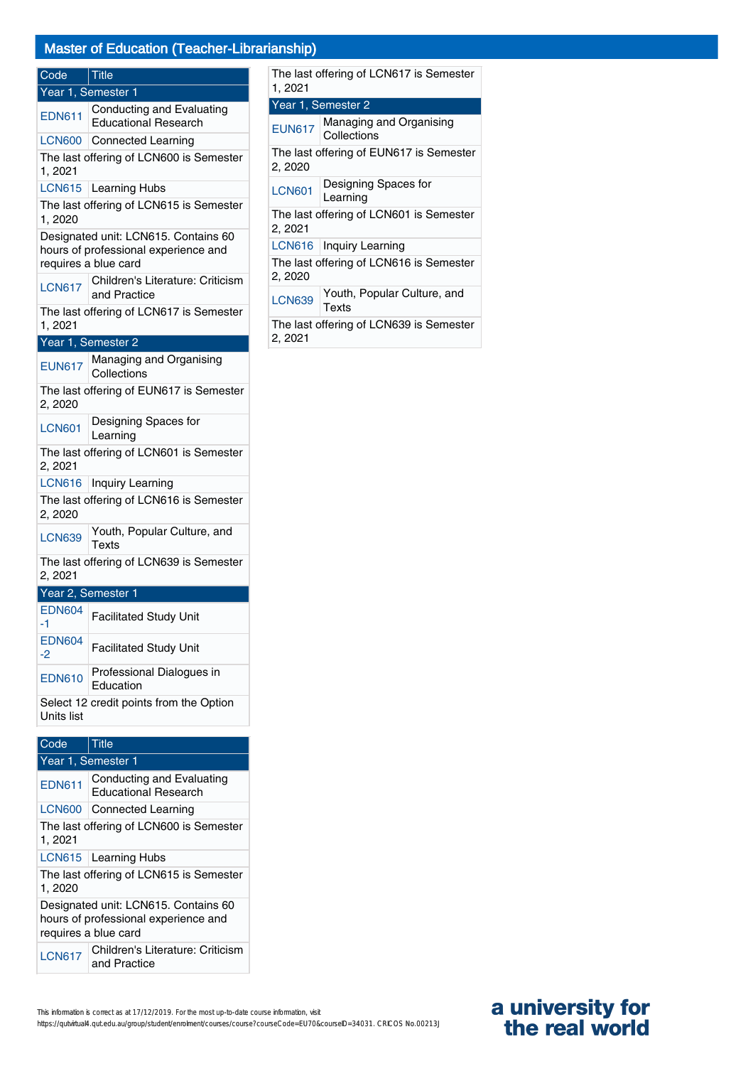## Master of Education (Teacher-Librarianship)

| Code | Title |
| --- | --- |
| Year 1, Semester 1 | |
| EDN611 | Conducting and Evaluating Educational Research |
| LCN600 | Connected Learning |
| The last offering of LCN600 is Semester 1, 2021 | |
| LCN615 | Learning Hubs |
| The last offering of LCN615 is Semester 1, 2020 | |
| Designated unit: LCN615. Contains 60 hours of professional experience and requires a blue card | |
| LCN617 | Children's Literature: Criticism and Practice |
| The last offering of LCN617 is Semester 1, 2021 | |
| Year 1, Semester 2 | |
| EUN617 | Managing and Organising Collections |
| The last offering of EUN617 is Semester 2, 2020 | |
| LCN601 | Designing Spaces for Learning |
| The last offering of LCN601 is Semester 2, 2021 | |
| LCN616 | Inquiry Learning |
| The last offering of LCN616 is Semester 2, 2020 | |
| LCN639 | Youth, Popular Culture, and Texts |
| The last offering of LCN639 is Semester 2, 2021 | |
| Year 2, Semester 1 | |
| EDN604-1 | Facilitated Study Unit |
| EDN604-2 | Facilitated Study Unit |
| EDN610 | Professional Dialogues in Education |
| Select 12 credit points from the Option Units list | |

| Code | Title |
| --- | --- |
| Year 1, Semester 1 | |
| EDN611 | Conducting and Evaluating Educational Research |
| LCN600 | Connected Learning |
| The last offering of LCN600 is Semester 1, 2021 | |
| LCN615 | Learning Hubs |
| The last offering of LCN615 is Semester 1, 2020 | |
| Designated unit: LCN615. Contains 60 hours of professional experience and requires a blue card | |
| LCN617 | Children's Literature: Criticism and Practice |
| The last offering of LCN617 is Semester 1, 2021 | |
| Year 1, Semester 2 | |
| EUN617 | Managing and Organising Collections |
| The last offering of EUN617 is Semester 2, 2020 | |
| LCN601 | Designing Spaces for Learning |
| The last offering of LCN601 is Semester 2, 2021 | |
| LCN616 | Inquiry Learning |
| The last offering of LCN616 is Semester 2, 2020 | |
| LCN639 | Youth, Popular Culture, and Texts |
| The last offering of LCN639 is Semester 2, 2021 | |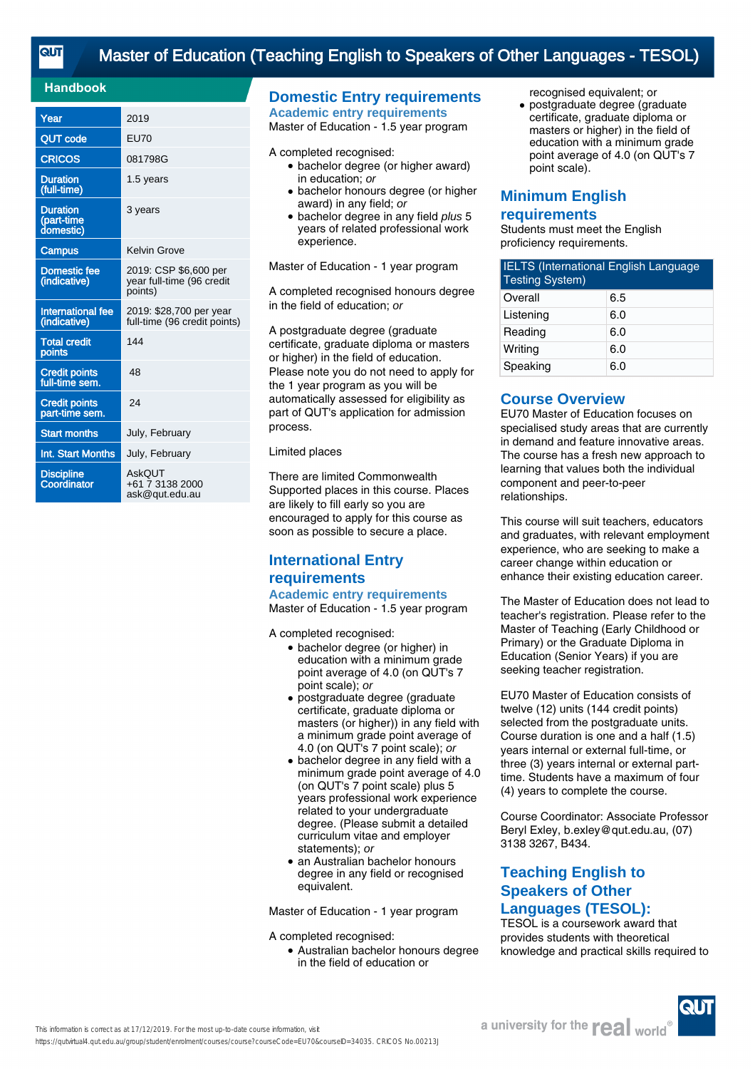# Master of Education (Teaching English to Speakers of Other Languages - TESOL)

## Handbook

| Year | 2019 |
|---|---|
| QUT code | EU70 |
| CRICOS | 081798G |
| Duration (full-time) | 1.5 years |
| Duration (part-time domestic) | 3 years |
| Campus | Kelvin Grove |
| Domestic fee (indicative) | 2019: CSP $6,600 per year full-time (96 credit points) |
| International fee (indicative) | 2019: $28,700 per year full-time (96 credit points) |
| Total credit points | 144 |
| Credit points full-time sem. | 48 |
| Credit points part-time sem. | 24 |
| Start months | July, February |
| Int. Start Months | July, February |
| Discipline Coordinator | AskQUT +61 7 3138 2000 ask@qut.edu.au |

## Domestic Entry requirements

### Academic entry requirements

Master of Education - 1.5 year program

A completed recognised:

- bachelor degree (or higher award) in education; *or*
- bachelor honours degree (or higher award) in any field; *or*
- bachelor degree in any field *plus* 5 years of related professional work experience.

Master of Education - 1 year program

A completed recognised honours degree in the field of education; *or*

A postgraduate degree (graduate certificate, graduate diploma or masters or higher) in the field of education. Please note you do not need to apply for the 1 year program as you will be automatically assessed for eligibility as part of QUT's application for admission process.

Limited places

There are limited Commonwealth Supported places in this course. Places are likely to fill early so you are encouraged to apply for this course as soon as possible to secure a place.

## International Entry requirements

### Academic entry requirements

Master of Education - 1.5 year program

A completed recognised:

- bachelor degree (or higher) in education with a minimum grade point average of 4.0 (on QUT's 7 point scale); *or*
- postgraduate degree (graduate certificate, graduate diploma or masters (or higher)) in any field with a minimum grade point average of 4.0 (on QUT's 7 point scale); *or*
- bachelor degree in any field with a minimum grade point average of 4.0 (on QUT's 7 point scale) plus 5 years professional work experience related to your undergraduate degree. (Please submit a detailed curriculum vitae and employer statements); *or*
- an Australian bachelor honours degree in any field or recognised equivalent.

Master of Education - 1 year program

A completed recognised:

- Australian bachelor honours degree in the field of education or recognised equivalent; or
- postgraduate degree (graduate certificate, graduate diploma or masters or higher) in the field of education with a minimum grade point average of 4.0 (on QUT's 7 point scale).

## Minimum English requirements

Students must meet the English proficiency requirements.

| IELTS (International English Language Testing System) | |
|---|---|
| Overall | 6.5 |
| Listening | 6.0 |
| Reading | 6.0 |
| Writing | 6.0 |
| Speaking | 6.0 |

## Course Overview

EU70 Master of Education focuses on specialised study areas that are currently in demand and feature innovative areas. The course has a fresh new approach to learning that values both the individual component and peer-to-peer relationships.

This course will suit teachers, educators and graduates, with relevant employment experience, who are seeking to make a career change within education or enhance their existing education career.

The Master of Education does not lead to teacher's registration. Please refer to the Master of Teaching (Early Childhood or Primary) or the Graduate Diploma in Education (Senior Years) if you are seeking teacher registration.

EU70 Master of Education consists of twelve (12) units (144 credit points) selected from the postgraduate units. Course duration is one and a half (1.5) years internal or external full-time, or three (3) years internal or external part-time. Students have a maximum of four (4) years to complete the course.

Course Coordinator: Associate Professor Beryl Exley, b.exley@qut.edu.au, (07) 3138 3267, B434.

## Teaching English to Speakers of Other Languages (TESOL):

TESOL is a coursework award that provides students with theoretical knowledge and practical skills required to

This information is correct as at 17/12/2019. For the most up-to-date course information, visit https://qutvirtual4.qut.edu.au/group/student/enrolment/courses/course?courseCode=EU70&courseID=34035. CRICOS No.00213J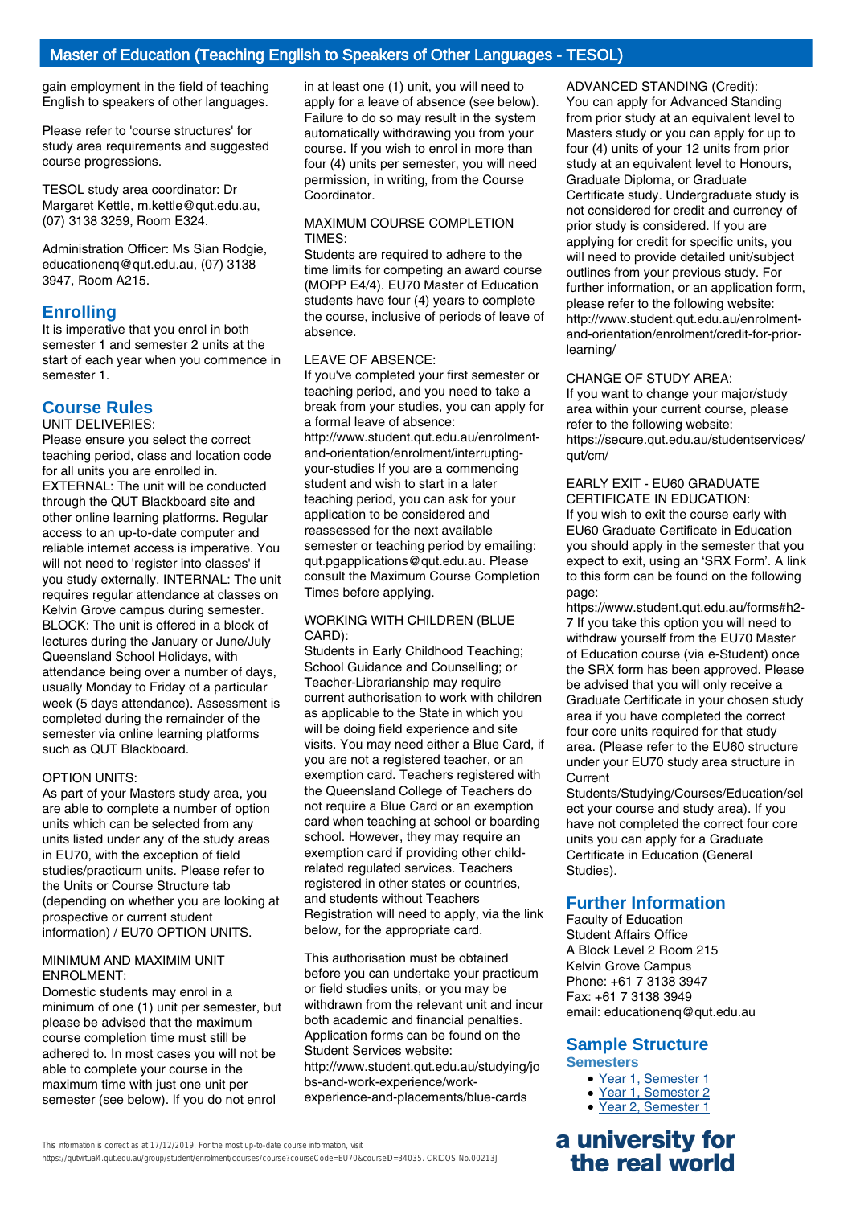gain employment in the field of teaching English to speakers of other languages.

Please refer to 'course structures' for study area requirements and suggested course progressions.

TESOL study area coordinator: Dr Margaret Kettle, m.kettle@qut.edu.au, (07) 3138 3259, Room E324.

Administration Officer: Ms Sian Rodgie, educationenq@qut.edu.au, (07) 3138 3947, Room A215.

## Enrolling

It is imperative that you enrol in both semester 1 and semester 2 units at the start of each year when you commence in semester 1.

## Course Rules

UNIT DELIVERIES:
Please ensure you select the correct teaching period, class and location code for all units you are enrolled in. EXTERNAL: The unit will be conducted through the QUT Blackboard site and other online learning platforms. Regular access to an up-to-date computer and reliable internet access is imperative. You will not need to 'register into classes' if you study externally. INTERNAL: The unit requires regular attendance at classes on Kelvin Grove campus during semester. BLOCK: The unit is offered in a block of lectures during the January or June/July Queensland School Holidays, with attendance being over a number of days, usually Monday to Friday of a particular week (5 days attendance). Assessment is completed during the remainder of the semester via online learning platforms such as QUT Blackboard.

OPTION UNITS:
As part of your Masters study area, you are able to complete a number of option units which can be selected from any units listed under any of the study areas in EU70, with the exception of field studies/practicum units. Please refer to the Units or Course Structure tab (depending on whether you are looking at prospective or current student information) / EU70 OPTION UNITS.

MINIMUM AND MAXIMIM UNIT ENROLMENT:
Domestic students may enrol in a minimum of one (1) unit per semester, but please be advised that the maximum course completion time must still be adhered to. In most cases you will not be able to complete your course in the maximum time with just one unit per semester (see below). If you do not enrol in at least one (1) unit, you will need to apply for a leave of absence (see below). Failure to do so may result in the system automatically withdrawing you from your course. If you wish to enrol in more than four (4) units per semester, you will need permission, in writing, from the Course Coordinator.

MAXIMUM COURSE COMPLETION TIMES:
Students are required to adhere to the time limits for competing an award course (MOPP E4/4). EU70 Master of Education students have four (4) years to complete the course, inclusive of periods of leave of absence.

LEAVE OF ABSENCE:
If you've completed your first semester or teaching period, and you need to take a break from your studies, you can apply for a formal leave of absence: http://www.student.qut.edu.au/enrolment-and-orientation/enrolment/interrupting-your-studies If you are a commencing student and wish to start in a later teaching period, you can ask for your application to be considered and reassessed for the next available semester or teaching period by emailing: qut.pgapplications@qut.edu.au. Please consult the Maximum Course Completion Times before applying.

WORKING WITH CHILDREN (BLUE CARD):
Students in Early Childhood Teaching; School Guidance and Counselling; or Teacher-Librarianship may require current authorisation to work with children as applicable to the State in which you will be doing field experience and site visits. You may need either a Blue Card, if you are not a registered teacher, or an exemption card. Teachers registered with the Queensland College of Teachers do not require a Blue Card or an exemption card when teaching at school or boarding school. However, they may require an exemption card if providing other child-related regulated services. Teachers registered in other states or countries, and students without Teachers Registration will need to apply, via the link below, for the appropriate card.

This authorisation must be obtained before you can undertake your practicum or field studies units, or you may be withdrawn from the relevant unit and incur both academic and financial penalties. Application forms can be found on the Student Services website: http://www.student.qut.edu.au/studying/jobs-and-work-experience/work-experience-and-placements/blue-cards

ADVANCED STANDING (Credit):
You can apply for Advanced Standing from prior study at an equivalent level to Masters study or you can apply for up to four (4) units of your 12 units from prior study at an equivalent level to Honours, Graduate Diploma, or Graduate Certificate study. Undergraduate study is not considered for credit and currency of prior study is considered. If you are applying for credit for specific units, you will need to provide detailed unit/subject outlines from your previous study. For further information, or an application form, please refer to the following website: http://www.student.qut.edu.au/enrolment-and-orientation/enrolment/credit-for-prior-learning/

CHANGE OF STUDY AREA:
If you want to change your major/study area within your current course, please refer to the following website: https://secure.qut.edu.au/studentservices/qut/cm/

EARLY EXIT - EU60 GRADUATE CERTIFICATE IN EDUCATION:
If you wish to exit the course early with EU60 Graduate Certificate in Education you should apply in the semester that you expect to exit, using an 'SRX Form'. A link to this form can be found on the following page: https://www.student.qut.edu.au/forms#h2-7 If you take this option you will need to withdraw yourself from the EU70 Master of Education course (via e-Student) once the SRX form has been approved. Please be advised that you will only receive a Graduate Certificate in your chosen study area if you have completed the correct four core units required for that study area. (Please refer to the EU60 structure under your EU70 study area structure in Current Students/Studying/Courses/Education/select your course and study area). If you have not completed the correct four core units you can apply for a Graduate Certificate in Education (General Studies).

## Further Information

Faculty of Education
Student Affairs Office
A Block Level 2 Room 215
Kelvin Grove Campus
Phone: +61 7 3138 3947
Fax: +61 7 3138 3949
email: educationenq@qut.edu.au

## Sample Structure

### Semesters

- Year 1, Semester 1
- Year 1, Semester 2
- Year 2, Semester 1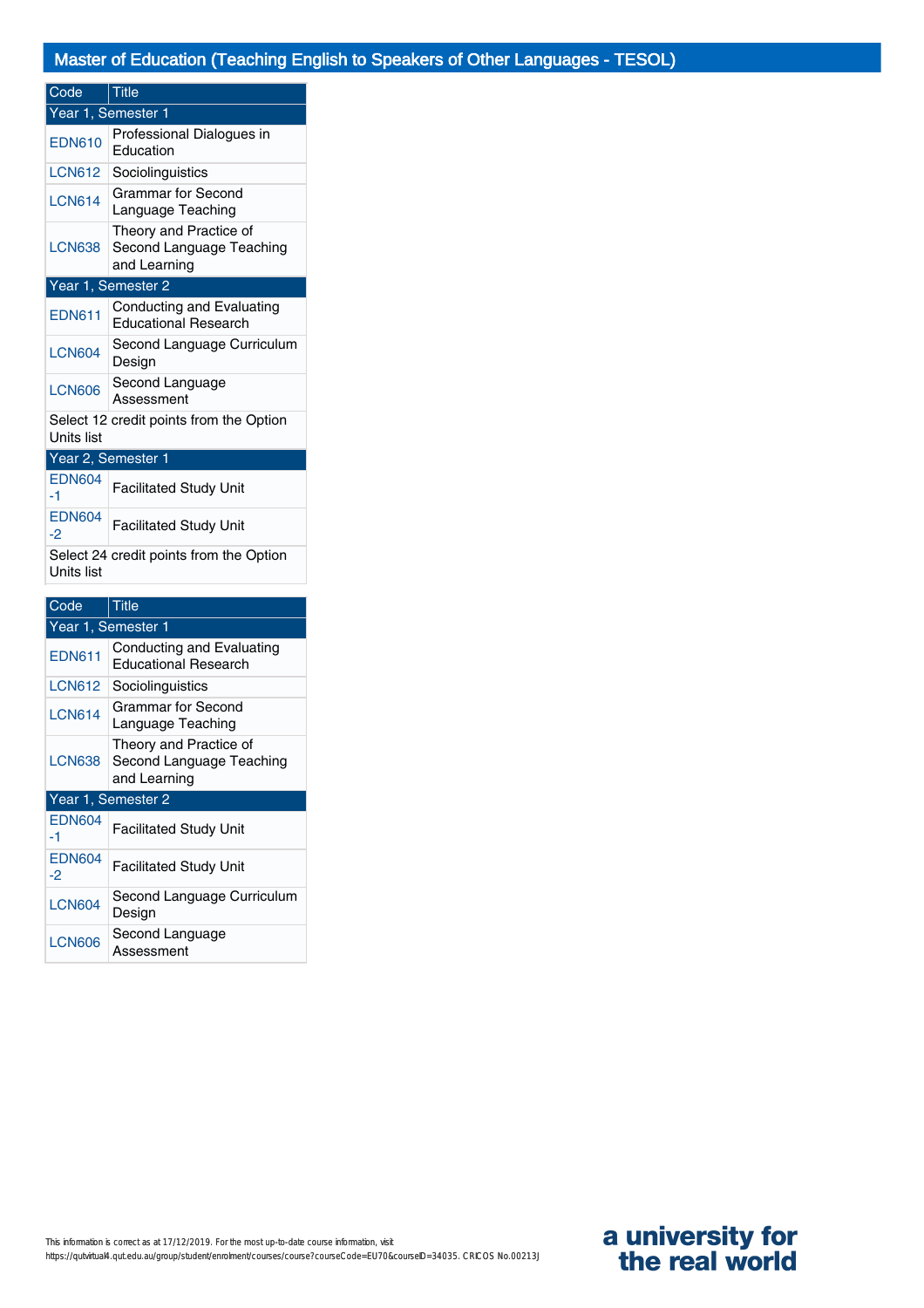## Master of Education (Teaching English to Speakers of Other Languages - TESOL)

| Code | Title |
|---|---|
| **Year 1, Semester 1** | |
| EDN610 | Professional Dialogues in Education |
| LCN612 | Sociolinguistics |
| LCN614 | Grammar for Second Language Teaching |
| LCN638 | Theory and Practice of Second Language Teaching and Learning |
| **Year 1, Semester 2** | |
| EDN611 | Conducting and Evaluating Educational Research |
| LCN604 | Second Language Curriculum Design |
| LCN606 | Second Language Assessment |
| Select 12 credit points from the Option Units list | |
| **Year 2, Semester 1** | |
| EDN604-1 | Facilitated Study Unit |
| EDN604-2 | Facilitated Study Unit |
| Select 24 credit points from the Option Units list | |

| Code | Title |
|---|---|
| **Year 1, Semester 1** | |
| EDN611 | Conducting and Evaluating Educational Research |
| LCN612 | Sociolinguistics |
| LCN614 | Grammar for Second Language Teaching |
| LCN638 | Theory and Practice of Second Language Teaching and Learning |
| **Year 1, Semester 2** | |
| EDN604-1 | Facilitated Study Unit |
| EDN604-2 | Facilitated Study Unit |
| LCN604 | Second Language Curriculum Design |
| LCN606 | Second Language Assessment |

This information is correct as at 17/12/2019. For the most up-to-date course information, visit https://qutvirtual4.qut.edu.au/group/student/enrolment/courses/course?courseCode=EU70&courseID=34035. CRICOS No.00213J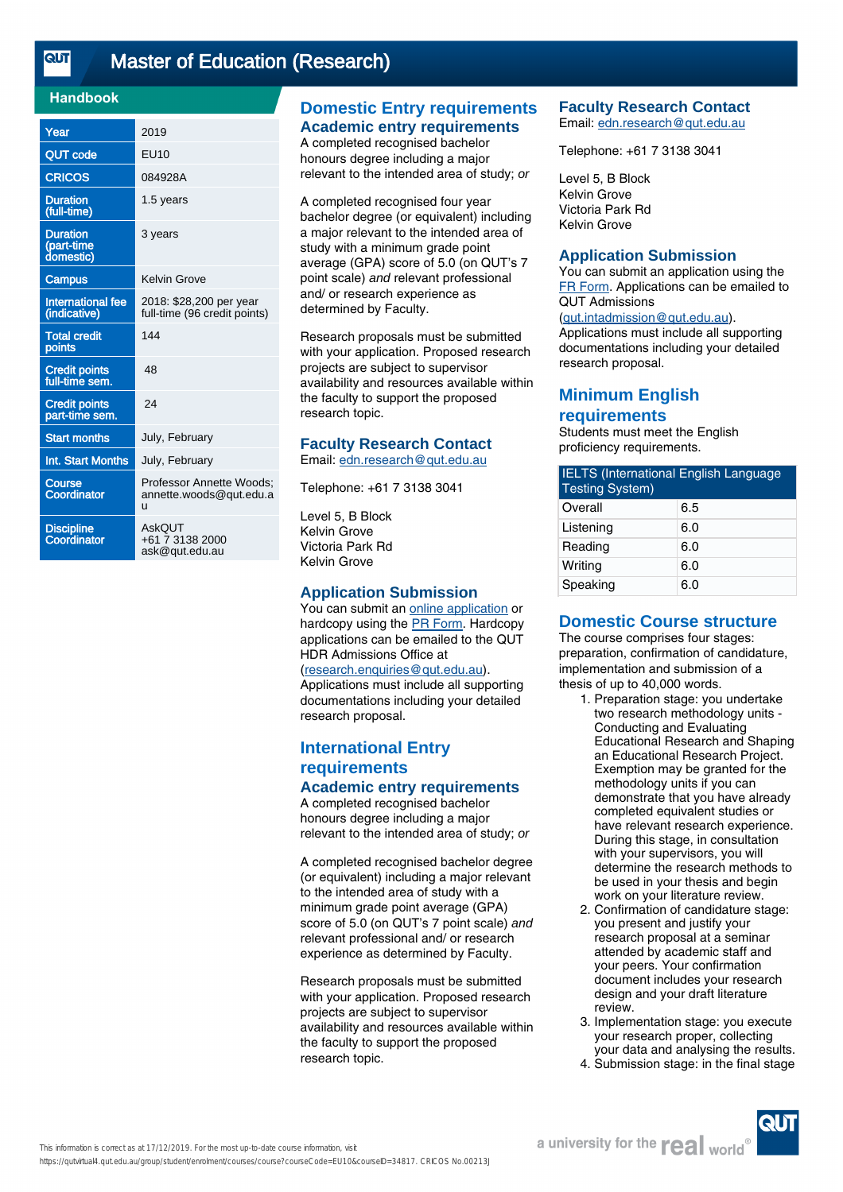# Master of Education (Research)

## Handbook

| | |
|---|---|
| Year | 2019 |
| QUT code | EU10 |
| CRICOS | 084928A |
| Duration (full-time) | 1.5 years |
| Duration (part-time domestic) | 3 years |
| Campus | Kelvin Grove |
| International fee (indicative) | 2018: $28,200 per year full-time (96 credit points) |
| Total credit points | 144 |
| Credit points full-time sem. | 48 |
| Credit points part-time sem. | 24 |
| Start months | July, February |
| Int. Start Months | July, February |
| Course Coordinator | Professor Annette Woods; annette.woods@qut.edu.au |
| Discipline Coordinator | AskQUT +61 7 3138 2000 ask@qut.edu.au |

## Domestic Entry requirements

### Academic entry requirements

A completed recognised bachelor honours degree including a major relevant to the intended area of study; *or*

A completed recognised four year bachelor degree (or equivalent) including a major relevant to the intended area of study with a minimum grade point average (GPA) score of 5.0 (on QUT's 7 point scale) *and* relevant professional and/ or research experience as determined by Faculty.

Research proposals must be submitted with your application. Proposed research projects are subject to supervisor availability and resources available within the faculty to support the proposed research topic.

## Faculty Research Contact

Email: edn.research@qut.edu.au

Telephone: +61 7 3138 3041

Level 5, B Block
Kelvin Grove
Victoria Park Rd
Kelvin Grove

## Application Submission

You can submit an online application or hardcopy using the PR Form. Hardcopy applications can be emailed to the QUT HDR Admissions Office at (research.enquiries@qut.edu.au). Applications must include all supporting documentations including your detailed research proposal.

## International Entry requirements

### Academic entry requirements

A completed recognised bachelor honours degree including a major relevant to the intended area of study; *or*

A completed recognised bachelor degree (or equivalent) including a major relevant to the intended area of study with a minimum grade point average (GPA) score of 5.0 (on QUT's 7 point scale) *and* relevant professional and/ or research experience as determined by Faculty.

Research proposals must be submitted with your application. Proposed research projects are subject to supervisor availability and resources available within the faculty to support the proposed research topic.

## Faculty Research Contact

Email: edn.research@qut.edu.au

Telephone: +61 7 3138 3041

Level 5, B Block
Kelvin Grove
Victoria Park Rd
Kelvin Grove

## Application Submission

You can submit an application using the FR Form. Applications can be emailed to QUT Admissions (qut.intadmission@qut.edu.au). Applications must include all supporting documentations including your detailed research proposal.

## Minimum English requirements

Students must meet the English proficiency requirements.

| IELTS (International English Language Testing System) | |
|---|---|
| Overall | 6.5 |
| Listening | 6.0 |
| Reading | 6.0 |
| Writing | 6.0 |
| Speaking | 6.0 |

## Domestic Course structure

The course comprises four stages: preparation, confirmation of candidature, implementation and submission of a thesis of up to 40,000 words.

1. Preparation stage: you undertake two research methodology units - Conducting and Evaluating Educational Research and Shaping an Educational Research Project. Exemption may be granted for the methodology units if you can demonstrate that you have already completed equivalent studies or have relevant research experience. During this stage, in consultation with your supervisors, you will determine the research methods to be used in your thesis and begin work on your literature review.
2. Confirmation of candidature stage: you present and justify your research proposal at a seminar attended by academic staff and your peers. Your confirmation document includes your research design and your draft literature review.
3. Implementation stage: you execute your research proper, collecting your data and analysing the results.
4. Submission stage: in the final stage

This information is correct as at 17/12/2019. For the most up-to-date course information, visit https://qutvirtual4.qut.edu.au/group/student/enrolment/courses/course?courseCode=EU10&courseID=34817. CRICOS No.00213J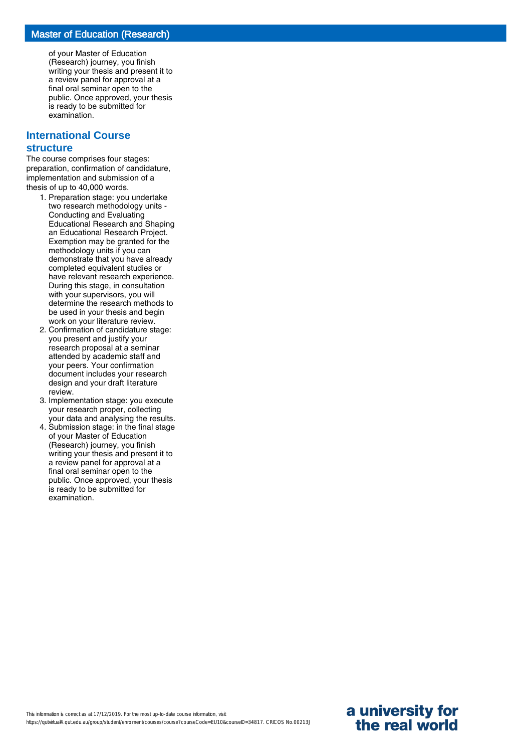of your Master of Education (Research) journey, you finish writing your thesis and present it to a review panel for approval at a final oral seminar open to the public. Once approved, your thesis is ready to be submitted for examination.

## International Course structure

The course comprises four stages: preparation, confirmation of candidature, implementation and submission of a thesis of up to 40,000 words.

1. Preparation stage: you undertake two research methodology units - Conducting and Evaluating Educational Research and Shaping an Educational Research Project. Exemption may be granted for the methodology units if you can demonstrate that you have already completed equivalent studies or have relevant research experience. During this stage, in consultation with your supervisors, you will determine the research methods to be used in your thesis and begin work on your literature review.
2. Confirmation of candidature stage: you present and justify your research proposal at a seminar attended by academic staff and your peers. Your confirmation document includes your research design and your draft literature review.
3. Implementation stage: you execute your research proper, collecting your data and analysing the results.
4. Submission stage: in the final stage of your Master of Education (Research) journey, you finish writing your thesis and present it to a review panel for approval at a final oral seminar open to the public. Once approved, your thesis is ready to be submitted for examination.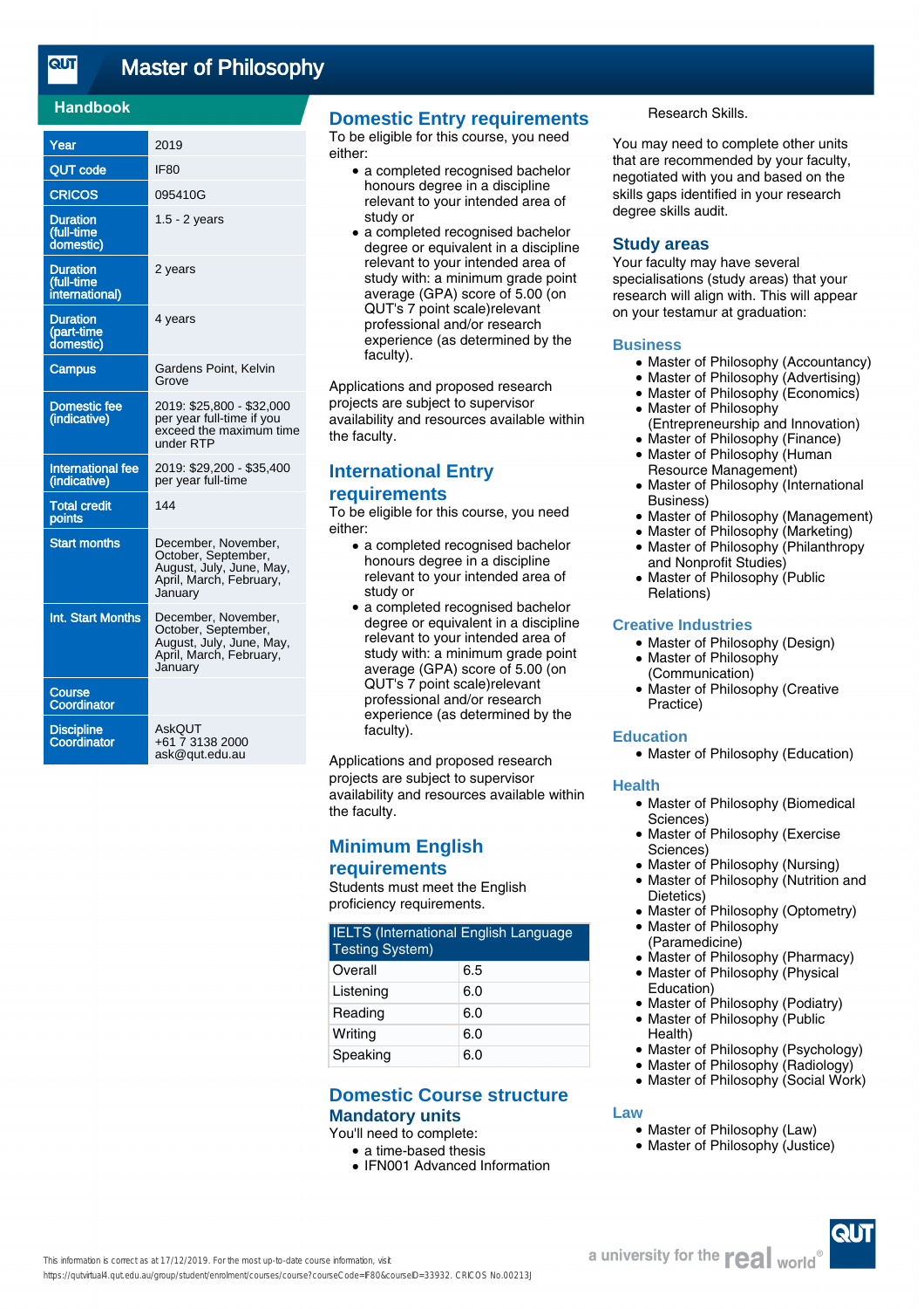# Master of Philosophy

## Handbook

| | |
|---|---|
| Year | 2019 |
| QUT code | IF80 |
| CRICOS | 095410G |
| Duration (full-time domestic) | 1.5 - 2 years |
| Duration (full-time international) | 2 years |
| Duration (part-time domestic) | 4 years |
| Campus | Gardens Point, Kelvin Grove |
| Domestic fee (indicative) | 2019: $25,800 - $32,000 per year full-time if you exceed the maximum time under RTP |
| International fee (indicative) | 2019: $29,200 - $35,400 per year full-time |
| Total credit points | 144 |
| Start months | December, November, October, September, August, July, June, May, April, March, February, January |
| Int. Start Months | December, November, October, September, August, July, June, May, April, March, February, January |
| Course Coordinator | |
| Discipline Coordinator | AskQUT<br>+61 7 3138 2000<br>ask@qut.edu.au |

## Domestic Entry requirements

To be eligible for this course, you need either:

- a completed recognised bachelor honours degree in a discipline relevant to your intended area of study or
- a completed recognised bachelor degree or equivalent in a discipline relevant to your intended area of study with: a minimum grade point average (GPA) score of 5.00 (on QUT's 7 point scale)relevant professional and/or research experience (as determined by the faculty).

Applications and proposed research projects are subject to supervisor availability and resources available within the faculty.

## International Entry requirements

To be eligible for this course, you need either:

- a completed recognised bachelor honours degree in a discipline relevant to your intended area of study or
- a completed recognised bachelor degree or equivalent in a discipline relevant to your intended area of study with: a minimum grade point average (GPA) score of 5.00 (on QUT's 7 point scale)relevant professional and/or research experience (as determined by the faculty).

Applications and proposed research projects are subject to supervisor availability and resources available within the faculty.

## Minimum English requirements

Students must meet the English proficiency requirements.

| IELTS (International English Language Testing System) | |
|---|---|
| Overall | 6.5 |
| Listening | 6.0 |
| Reading | 6.0 |
| Writing | 6.0 |
| Speaking | 6.0 |

## Domestic Course structure

### Mandatory units

You'll need to complete:

- a time-based thesis
- IFN001 Advanced Information Research Skills.

You may need to complete other units that are recommended by your faculty, negotiated with you and based on the skills gaps identified in your research degree skills audit.

## Study areas

Your faculty may have several specialisations (study areas) that your research will align with. This will appear on your testamur at graduation:

### Business

- Master of Philosophy (Accountancy)
- Master of Philosophy (Advertising)
- Master of Philosophy (Economics)
- Master of Philosophy (Entrepreneurship and Innovation)
- Master of Philosophy (Finance)
- Master of Philosophy (Human Resource Management)
- Master of Philosophy (International Business)
- Master of Philosophy (Management)
- Master of Philosophy (Marketing)
- Master of Philosophy (Philanthropy and Nonprofit Studies)
- Master of Philosophy (Public Relations)

### Creative Industries

- Master of Philosophy (Design)
- Master of Philosophy (Communication)
- Master of Philosophy (Creative Practice)

### Education

- Master of Philosophy (Education)

### Health

- Master of Philosophy (Biomedical Sciences)
- Master of Philosophy (Exercise Sciences)
- Master of Philosophy (Nursing)
- Master of Philosophy (Nutrition and Dietetics)
- Master of Philosophy (Optometry)
- Master of Philosophy (Paramedicine)
- Master of Philosophy (Pharmacy)
- Master of Philosophy (Physical Education)
- Master of Philosophy (Podiatry)
- Master of Philosophy (Public Health)
- Master of Philosophy (Psychology)
- Master of Philosophy (Radiology)
- Master of Philosophy (Social Work)

### Law

- Master of Philosophy (Law)
- Master of Philosophy (Justice)

This information is correct as at 17/12/2019. For the most up-to-date course information, visit https://qutvirtual4.qut.edu.au/group/student/enrolment/courses/course?courseCode=IF80&courseID=33932. CRICOS No.00213J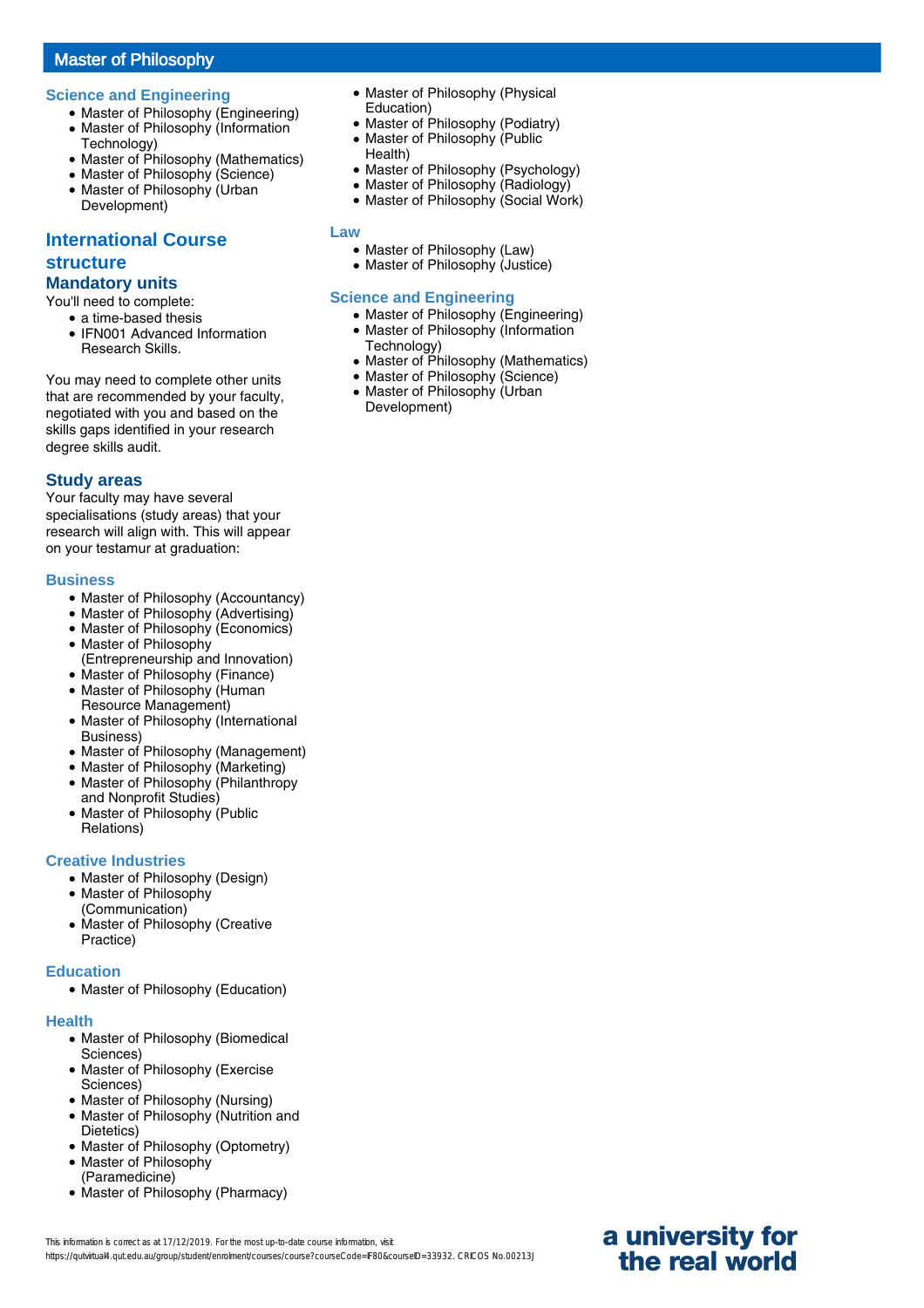## Master of Philosophy

### Science and Engineering

- Master of Philosophy (Engineering)
- Master of Philosophy (Information Technology)
- Master of Philosophy (Mathematics)
- Master of Philosophy (Science)
- Master of Philosophy (Urban Development)

## International Course structure

### Mandatory units

You'll need to complete:

- a time-based thesis
- IFN001 Advanced Information Research Skills.

You may need to complete other units that are recommended by your faculty, negotiated with you and based on the skills gaps identified in your research degree skills audit.

### Study areas

Your faculty may have several specialisations (study areas) that your research will align with. This will appear on your testamur at graduation:

#### Business

- Master of Philosophy (Accountancy)
- Master of Philosophy (Advertising)
- Master of Philosophy (Economics)
- Master of Philosophy (Entrepreneurship and Innovation)
- Master of Philosophy (Finance)
- Master of Philosophy (Human Resource Management)
- Master of Philosophy (International Business)
- Master of Philosophy (Management)
- Master of Philosophy (Marketing)
- Master of Philosophy (Philanthropy and Nonprofit Studies)
- Master of Philosophy (Public Relations)

#### Creative Industries

- Master of Philosophy (Design)
- Master of Philosophy (Communication)
- Master of Philosophy (Creative Practice)

#### Education

- Master of Philosophy (Education)

#### Health

- Master of Philosophy (Biomedical Sciences)
- Master of Philosophy (Exercise Sciences)
- Master of Philosophy (Nursing)
- Master of Philosophy (Nutrition and Dietetics)
- Master of Philosophy (Optometry)
- Master of Philosophy (Paramedicine)
- Master of Philosophy (Pharmacy)
- Master of Philosophy (Physical Education)
- Master of Philosophy (Podiatry)
- Master of Philosophy (Public Health)
- Master of Philosophy (Psychology)
- Master of Philosophy (Radiology)
- Master of Philosophy (Social Work)

#### Law

- Master of Philosophy (Law)
- Master of Philosophy (Justice)

#### Science and Engineering

- Master of Philosophy (Engineering)
- Master of Philosophy (Information Technology)
- Master of Philosophy (Mathematics)
- Master of Philosophy (Science)
- Master of Philosophy (Urban Development)

This information is correct as at 17/12/2019. For the most up-to-date course information, visit https://qutvirtual4.qut.edu.au/group/student/enrolment/courses/course?courseCode=IF80&courseID=33932. CRICOS No.00213J

a university for the real world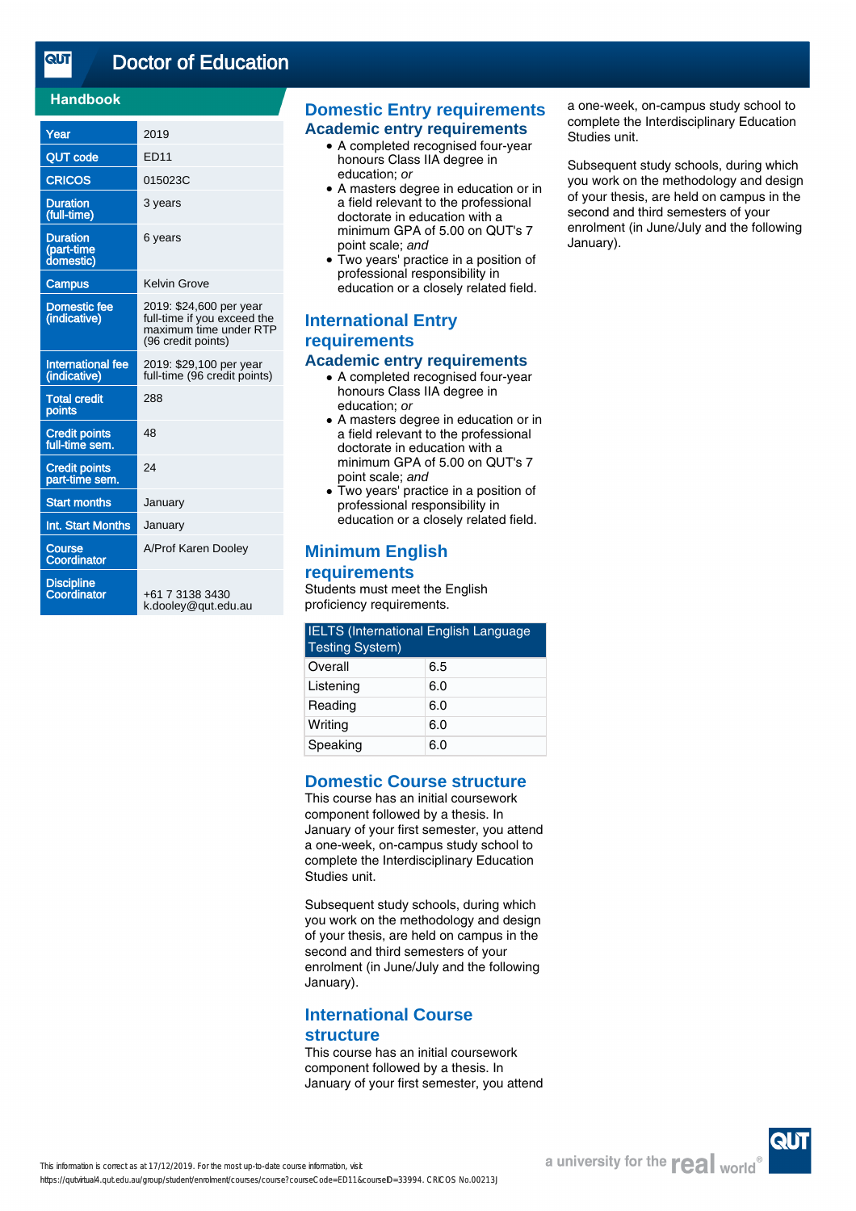# Doctor of Education

## Handbook

| | |
|---|---|
| Year | 2019 |
| QUT code | ED11 |
| CRICOS | 015023C |
| Duration (full-time) | 3 years |
| Duration (part-time domestic) | 6 years |
| Campus | Kelvin Grove |
| Domestic fee (indicative) | 2019: $24,600 per year full-time if you exceed the maximum time under RTP (96 credit points) |
| International fee (indicative) | 2019: $29,100 per year full-time (96 credit points) |
| Total credit points | 288 |
| Credit points full-time sem. | 48 |
| Credit points part-time sem. | 24 |
| Start months | January |
| Int. Start Months | January |
| Course Coordinator | A/Prof Karen Dooley |
| Discipline Coordinator | +61 7 3138 3430 k.dooley@qut.edu.au |

## Domestic Entry requirements

### Academic entry requirements

- A completed recognised four-year honours Class IIA degree in education; *or*
- A masters degree in education or in a field relevant to the professional doctorate in education with a minimum GPA of 5.00 on QUT's 7 point scale; *and*
- Two years' practice in a position of professional responsibility in education or a closely related field.

## International Entry requirements

### Academic entry requirements

- A completed recognised four-year honours Class IIA degree in education; *or*
- A masters degree in education or in a field relevant to the professional doctorate in education with a minimum GPA of 5.00 on QUT's 7 point scale; *and*
- Two years' practice in a position of professional responsibility in education or a closely related field.

## Minimum English requirements

Students must meet the English proficiency requirements.

| IELTS (International English Language Testing System) | |
|---|---|
| Overall | 6.5 |
| Listening | 6.0 |
| Reading | 6.0 |
| Writing | 6.0 |
| Speaking | 6.0 |

## Domestic Course structure

This course has an initial coursework component followed by a thesis. In January of your first semester, you attend a one-week, on-campus study school to complete the Interdisciplinary Education Studies unit.

Subsequent study schools, during which you work on the methodology and design of your thesis, are held on campus in the second and third semesters of your enrolment (in June/July and the following January).

## International Course structure

This course has an initial coursework component followed by a thesis. In January of your first semester, you attend a one-week, on-campus study school to complete the Interdisciplinary Education Studies unit.

Subsequent study schools, during which you work on the methodology and design of your thesis, are held on campus in the second and third semesters of your enrolment (in June/July and the following January).

This information is correct as at 17/12/2019. For the most up-to-date course information, visit https://qutvirtual4.qut.edu.au/group/student/enrolment/courses/course?courseCode=ED11&courseID=33994. CRICOS No.00213J